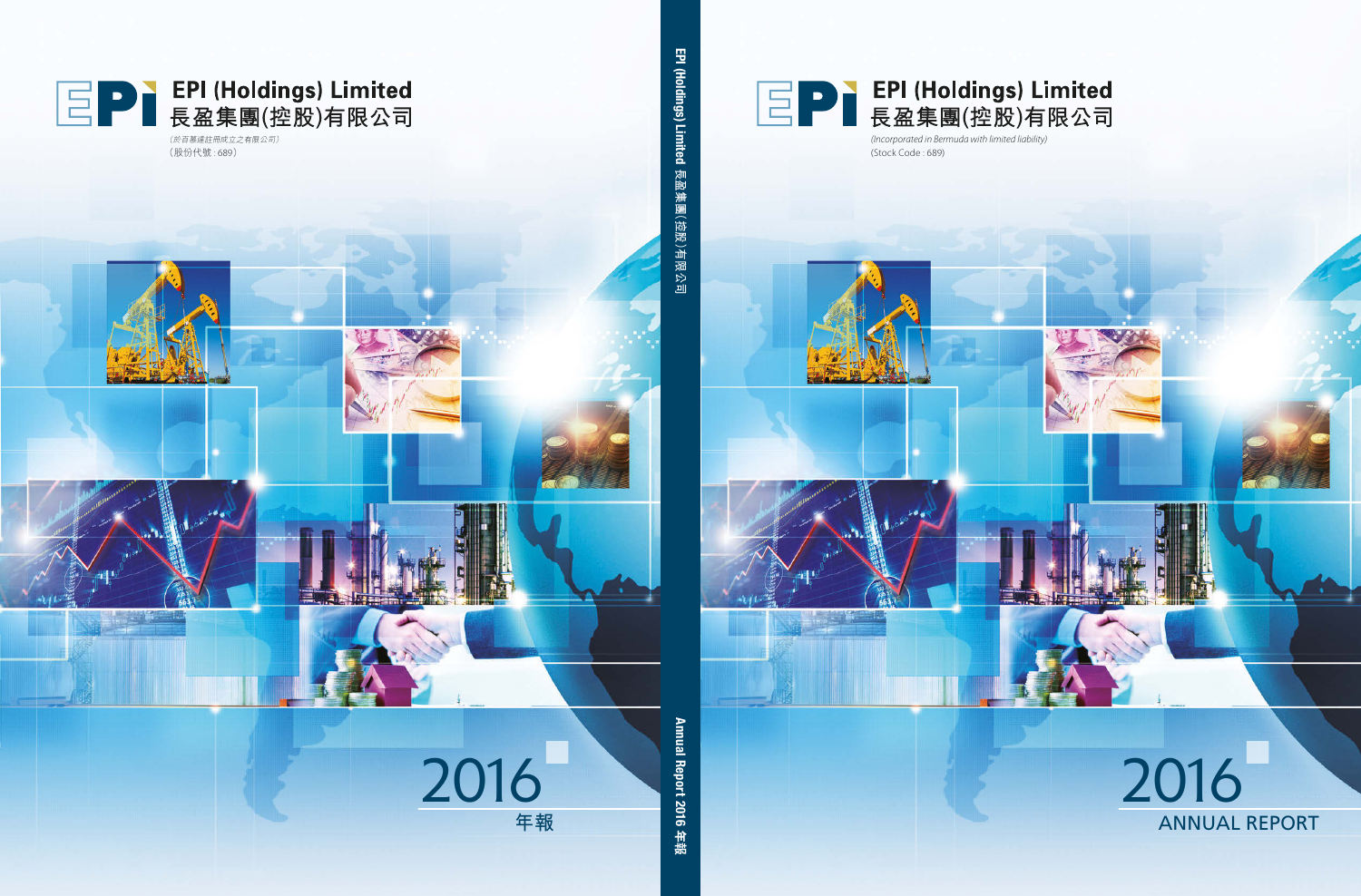# EPI (Holdings) Limited
# 長盈集團(控股)有限公司

（於百慕達註冊成立之有限公司）
（股份代號：689）

2016
年報

EPI (Holdings) Limited 長盈集團(控股)有限公司

Annual Report 2016 年報

# EPI (Holdings) Limited
# 長盈集團(控股)有限公司

*(Incorporated in Bermuda with limited liability)*
(Stock Code : 689)

2016
ANNUAL REPORT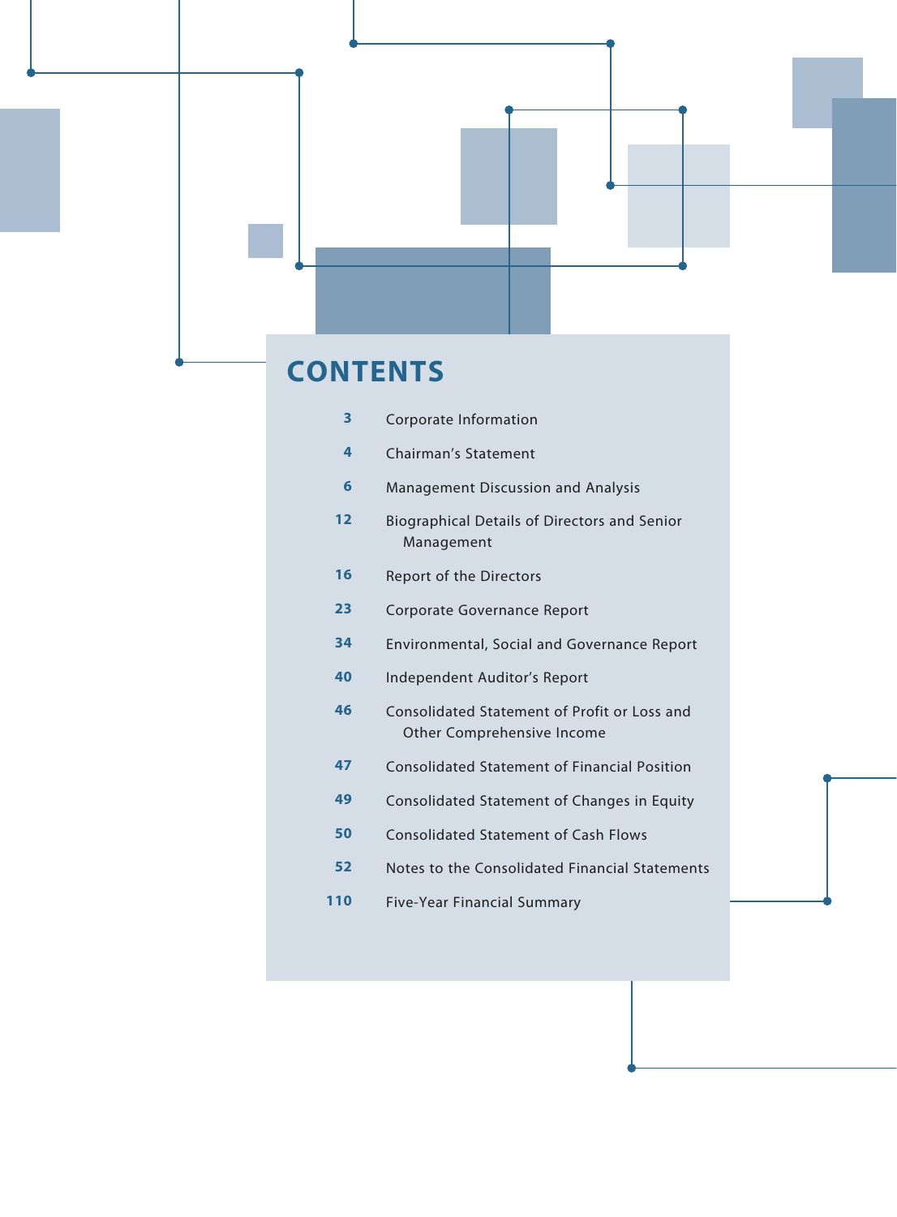# CONTENTS

| | |
|---|---|
| 3 | Corporate Information |
| 4 | Chairman's Statement |
| 6 | Management Discussion and Analysis |
| 12 | Biographical Details of Directors and Senior Management |
| 16 | Report of the Directors |
| 23 | Corporate Governance Report |
| 34 | Environmental, Social and Governance Report |
| 40 | Independent Auditor's Report |
| 46 | Consolidated Statement of Profit or Loss and Other Comprehensive Income |
| 47 | Consolidated Statement of Financial Position |
| 49 | Consolidated Statement of Changes in Equity |
| 50 | Consolidated Statement of Cash Flows |
| 52 | Notes to the Consolidated Financial Statements |
| 110 | Five-Year Financial Summary |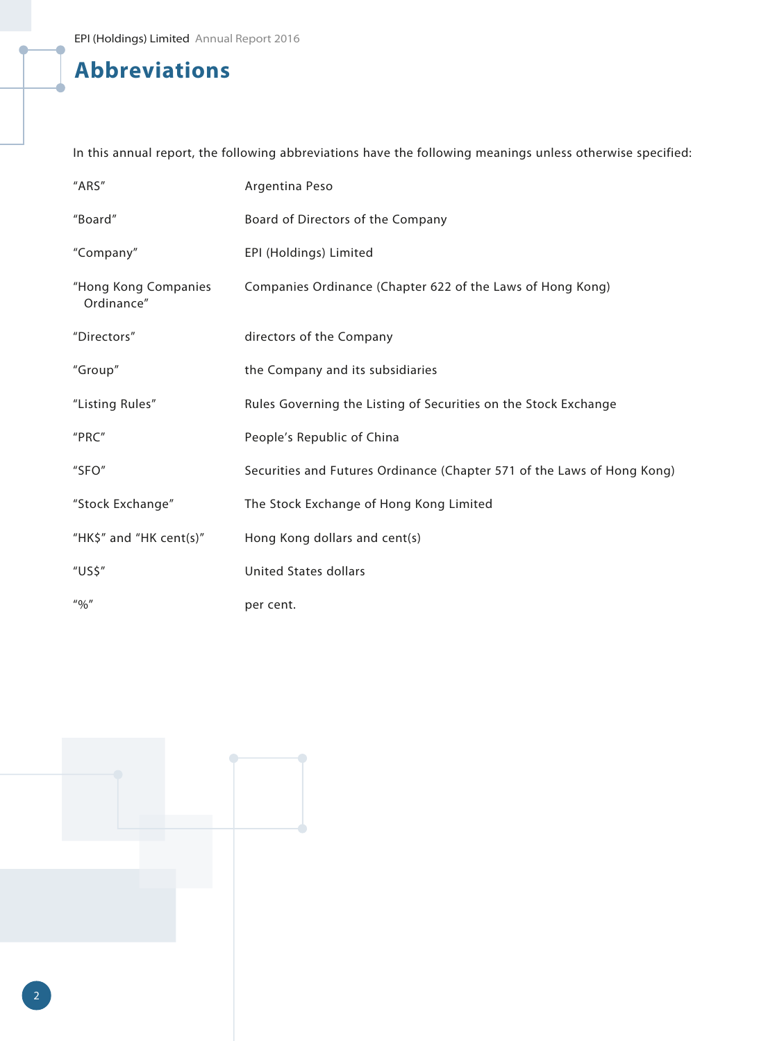# Abbreviations

In this annual report, the following abbreviations have the following meanings unless otherwise specified:

| | |
|---|---|
| "ARS" | Argentina Peso |
| "Board" | Board of Directors of the Company |
| "Company" | EPI (Holdings) Limited |
| "Hong Kong Companies Ordinance" | Companies Ordinance (Chapter 622 of the Laws of Hong Kong) |
| "Directors" | directors of the Company |
| "Group" | the Company and its subsidiaries |
| "Listing Rules" | Rules Governing the Listing of Securities on the Stock Exchange |
| "PRC" | People's Republic of China |
| "SFO" | Securities and Futures Ordinance (Chapter 571 of the Laws of Hong Kong) |
| "Stock Exchange" | The Stock Exchange of Hong Kong Limited |
| "HK$" and "HK cent(s)" | Hong Kong dollars and cent(s) |
| "US$" | United States dollars |
| "%" | per cent. |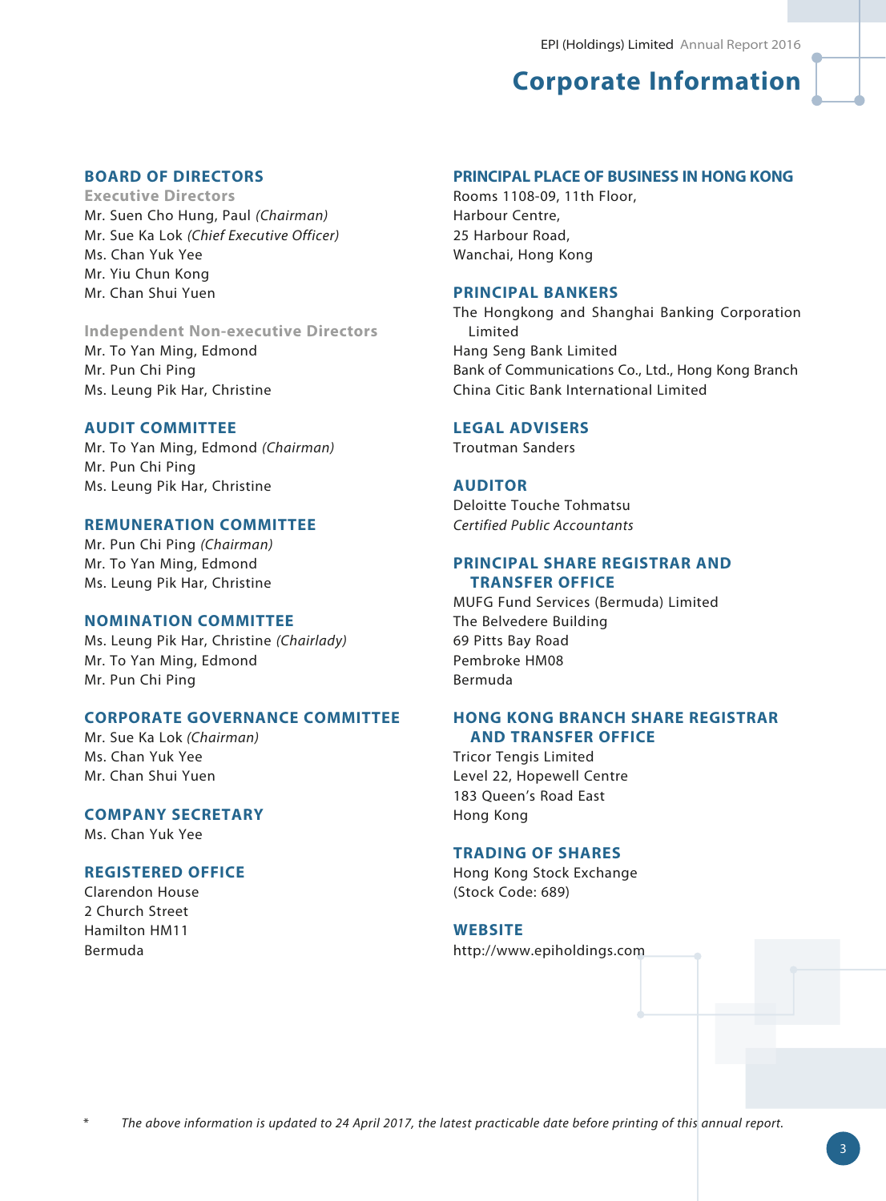# Corporate Information

## BOARD OF DIRECTORS

### Executive Directors

Mr. Suen Cho Hung, Paul *(Chairman)*
Mr. Sue Ka Lok *(Chief Executive Officer)*
Ms. Chan Yuk Yee
Mr. Yiu Chun Kong
Mr. Chan Shui Yuen

### Independent Non-executive Directors

Mr. To Yan Ming, Edmond
Mr. Pun Chi Ping
Ms. Leung Pik Har, Christine

## AUDIT COMMITTEE

Mr. To Yan Ming, Edmond *(Chairman)*
Mr. Pun Chi Ping
Ms. Leung Pik Har, Christine

## REMUNERATION COMMITTEE

Mr. Pun Chi Ping *(Chairman)*
Mr. To Yan Ming, Edmond
Ms. Leung Pik Har, Christine

## NOMINATION COMMITTEE

Ms. Leung Pik Har, Christine *(Chairlady)*
Mr. To Yan Ming, Edmond
Mr. Pun Chi Ping

## CORPORATE GOVERNANCE COMMITTEE

Mr. Sue Ka Lok *(Chairman)*
Ms. Chan Yuk Yee
Mr. Chan Shui Yuen

## COMPANY SECRETARY

Ms. Chan Yuk Yee

## REGISTERED OFFICE

Clarendon House
2 Church Street
Hamilton HM11
Bermuda

## PRINCIPAL PLACE OF BUSINESS IN HONG KONG

Rooms 1108-09, 11th Floor,
Harbour Centre,
25 Harbour Road,
Wanchai, Hong Kong

## PRINCIPAL BANKERS

The Hongkong and Shanghai Banking Corporation Limited
Hang Seng Bank Limited
Bank of Communications Co., Ltd., Hong Kong Branch
China Citic Bank International Limited

## LEGAL ADVISERS

Troutman Sanders

## AUDITOR

Deloitte Touche Tohmatsu
*Certified Public Accountants*

## PRINCIPAL SHARE REGISTRAR AND TRANSFER OFFICE

MUFG Fund Services (Bermuda) Limited
The Belvedere Building
69 Pitts Bay Road
Pembroke HM08
Bermuda

## HONG KONG BRANCH SHARE REGISTRAR AND TRANSFER OFFICE

Tricor Tengis Limited
Level 22, Hopewell Centre
183 Queen's Road East
Hong Kong

## TRADING OF SHARES

Hong Kong Stock Exchange
(Stock Code: 689)

## WEBSITE

http://www.epiholdings.com

\* *The above information is updated to 24 April 2017, the latest practicable date before printing of this annual report.*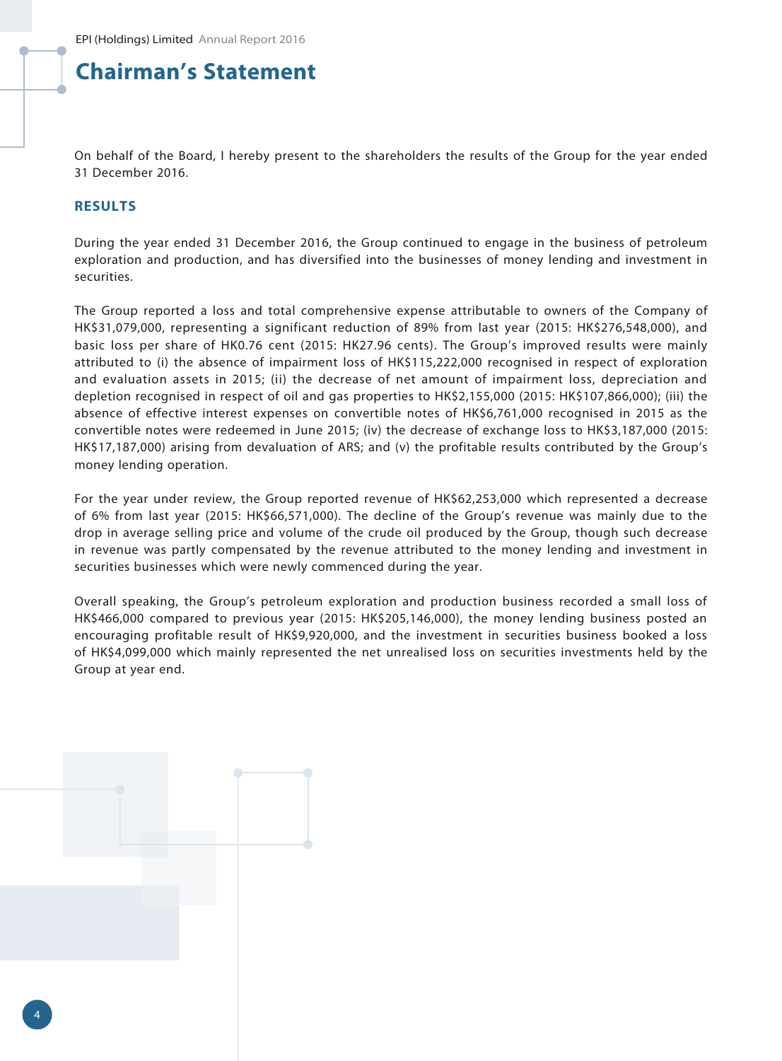# Chairman's Statement

On behalf of the Board, I hereby present to the shareholders the results of the Group for the year ended 31 December 2016.

## RESULTS

During the year ended 31 December 2016, the Group continued to engage in the business of petroleum exploration and production, and has diversified into the businesses of money lending and investment in securities.

The Group reported a loss and total comprehensive expense attributable to owners of the Company of HK$31,079,000, representing a significant reduction of 89% from last year (2015: HK$276,548,000), and basic loss per share of HK0.76 cent (2015: HK27.96 cents). The Group's improved results were mainly attributed to (i) the absence of impairment loss of HK$115,222,000 recognised in respect of exploration and evaluation assets in 2015; (ii) the decrease of net amount of impairment loss, depreciation and depletion recognised in respect of oil and gas properties to HK$2,155,000 (2015: HK$107,866,000); (iii) the absence of effective interest expenses on convertible notes of HK$6,761,000 recognised in 2015 as the convertible notes were redeemed in June 2015; (iv) the decrease of exchange loss to HK$3,187,000 (2015: HK$17,187,000) arising from devaluation of ARS; and (v) the profitable results contributed by the Group's money lending operation.

For the year under review, the Group reported revenue of HK$62,253,000 which represented a decrease of 6% from last year (2015: HK$66,571,000). The decline of the Group's revenue was mainly due to the drop in average selling price and volume of the crude oil produced by the Group, though such decrease in revenue was partly compensated by the revenue attributed to the money lending and investment in securities businesses which were newly commenced during the year.

Overall speaking, the Group's petroleum exploration and production business recorded a small loss of HK$466,000 compared to previous year (2015: HK$205,146,000), the money lending business posted an encouraging profitable result of HK$9,920,000, and the investment in securities business booked a loss of HK$4,099,000 which mainly represented the net unrealised loss on securities investments held by the Group at year end.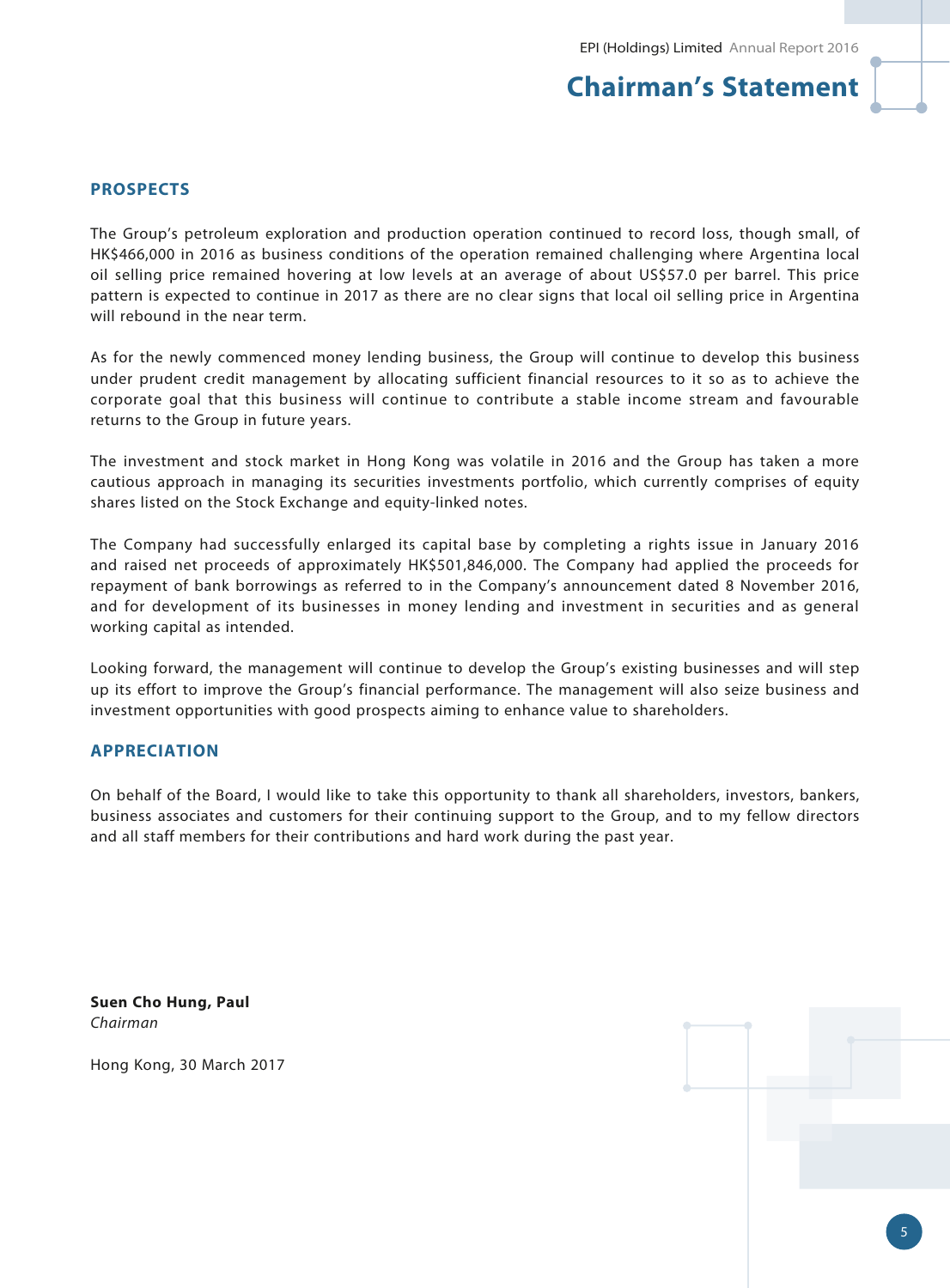# Chairman's Statement

## PROSPECTS

The Group's petroleum exploration and production operation continued to record loss, though small, of HK$466,000 in 2016 as business conditions of the operation remained challenging where Argentina local oil selling price remained hovering at low levels at an average of about US$57.0 per barrel. This price pattern is expected to continue in 2017 as there are no clear signs that local oil selling price in Argentina will rebound in the near term.

As for the newly commenced money lending business, the Group will continue to develop this business under prudent credit management by allocating sufficient financial resources to it so as to achieve the corporate goal that this business will continue to contribute a stable income stream and favourable returns to the Group in future years.

The investment and stock market in Hong Kong was volatile in 2016 and the Group has taken a more cautious approach in managing its securities investments portfolio, which currently comprises of equity shares listed on the Stock Exchange and equity-linked notes.

The Company had successfully enlarged its capital base by completing a rights issue in January 2016 and raised net proceeds of approximately HK$501,846,000. The Company had applied the proceeds for repayment of bank borrowings as referred to in the Company's announcement dated 8 November 2016, and for development of its businesses in money lending and investment in securities and as general working capital as intended.

Looking forward, the management will continue to develop the Group's existing businesses and will step up its effort to improve the Group's financial performance. The management will also seize business and investment opportunities with good prospects aiming to enhance value to shareholders.

## APPRECIATION

On behalf of the Board, I would like to take this opportunity to thank all shareholders, investors, bankers, business associates and customers for their continuing support to the Group, and to my fellow directors and all staff members for their contributions and hard work during the past year.

**Suen Cho Hung, Paul**
*Chairman*

Hong Kong, 30 March 2017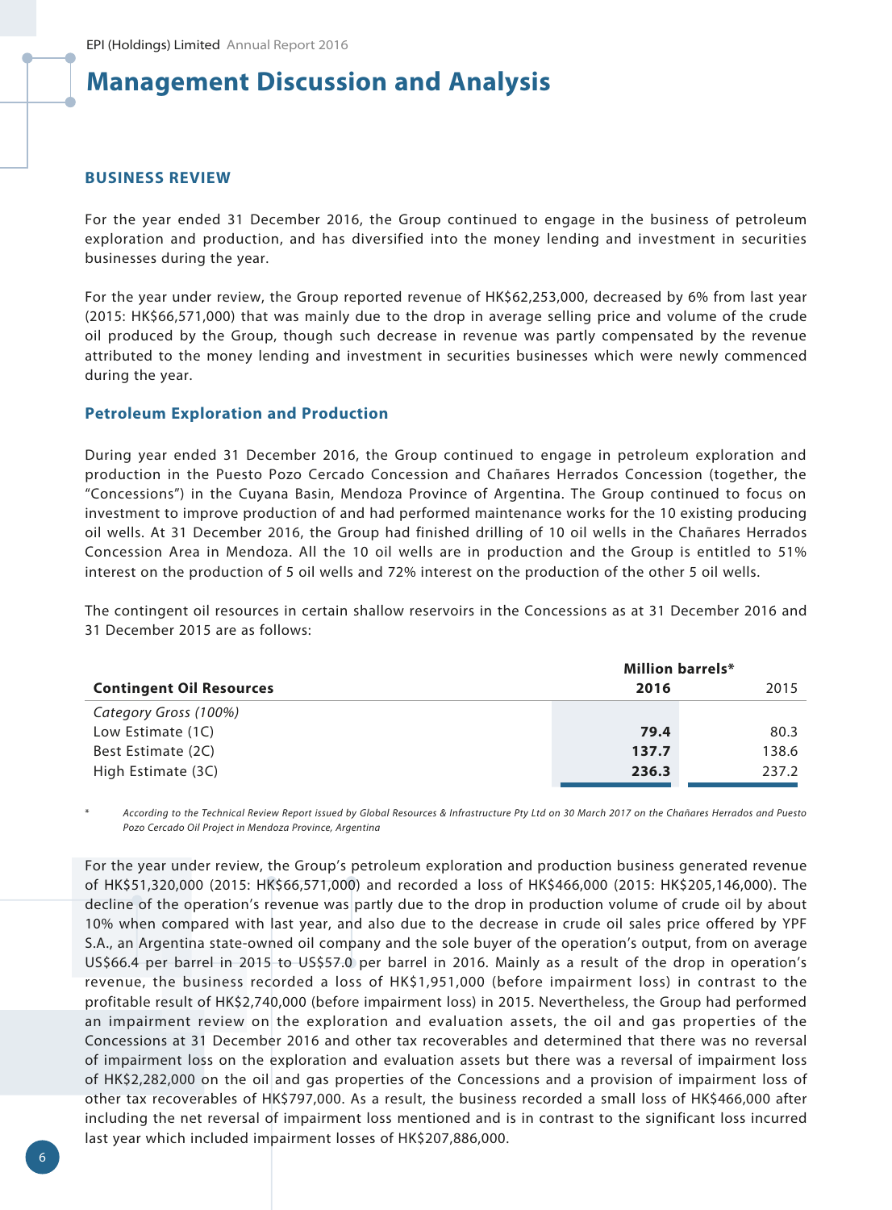# Management Discussion and Analysis

## BUSINESS REVIEW

For the year ended 31 December 2016, the Group continued to engage in the business of petroleum exploration and production, and has diversified into the money lending and investment in securities businesses during the year.

For the year under review, the Group reported revenue of HK$62,253,000, decreased by 6% from last year (2015: HK$66,571,000) that was mainly due to the drop in average selling price and volume of the crude oil produced by the Group, though such decrease in revenue was partly compensated by the revenue attributed to the money lending and investment in securities businesses which were newly commenced during the year.

### Petroleum Exploration and Production

During year ended 31 December 2016, the Group continued to engage in petroleum exploration and production in the Puesto Pozo Cercado Concession and Chañares Herrados Concession (together, the "Concessions") in the Cuyana Basin, Mendoza Province of Argentina. The Group continued to focus on investment to improve production of and had performed maintenance works for the 10 existing producing oil wells. At 31 December 2016, the Group had finished drilling of 10 oil wells in the Chañares Herrados Concession Area in Mendoza. All the 10 oil wells are in production and the Group is entitled to 51% interest on the production of 5 oil wells and 72% interest on the production of the other 5 oil wells.

The contingent oil resources in certain shallow reservoirs in the Concessions as at 31 December 2016 and 31 December 2015 are as follows:

| | Million barrels* | |
|---|---|---|
| **Contingent Oil Resources** | **2016** | 2015 |
| *Category Gross (100%)* | | |
| Low Estimate (1C) | **79.4** | 80.3 |
| Best Estimate (2C) | **137.7** | 138.6 |
| High Estimate (3C) | **236.3** | 237.2 |

\* *According to the Technical Review Report issued by Global Resources & Infrastructure Pty Ltd on 30 March 2017 on the Chañares Herrados and Puesto Pozo Cercado Oil Project in Mendoza Province, Argentina*

For the year under review, the Group's petroleum exploration and production business generated revenue of HK$51,320,000 (2015: HK$66,571,000) and recorded a loss of HK$466,000 (2015: HK$205,146,000). The decline of the operation's revenue was partly due to the drop in production volume of crude oil by about 10% when compared with last year, and also due to the decrease in crude oil sales price offered by YPF S.A., an Argentina state-owned oil company and the sole buyer of the operation's output, from on average US$66.4 per barrel in 2015 to US$57.0 per barrel in 2016. Mainly as a result of the drop in operation's revenue, the business recorded a loss of HK$1,951,000 (before impairment loss) in contrast to the profitable result of HK$2,740,000 (before impairment loss) in 2015. Nevertheless, the Group had performed an impairment review on the exploration and evaluation assets, the oil and gas properties of the Concessions at 31 December 2016 and other tax recoverables and determined that there was no reversal of impairment loss on the exploration and evaluation assets but there was a reversal of impairment loss of HK$2,282,000 on the oil and gas properties of the Concessions and a provision of impairment loss of other tax recoverables of HK$797,000. As a result, the business recorded a small loss of HK$466,000 after including the net reversal of impairment loss mentioned and is in contrast to the significant loss incurred last year which included impairment losses of HK$207,886,000.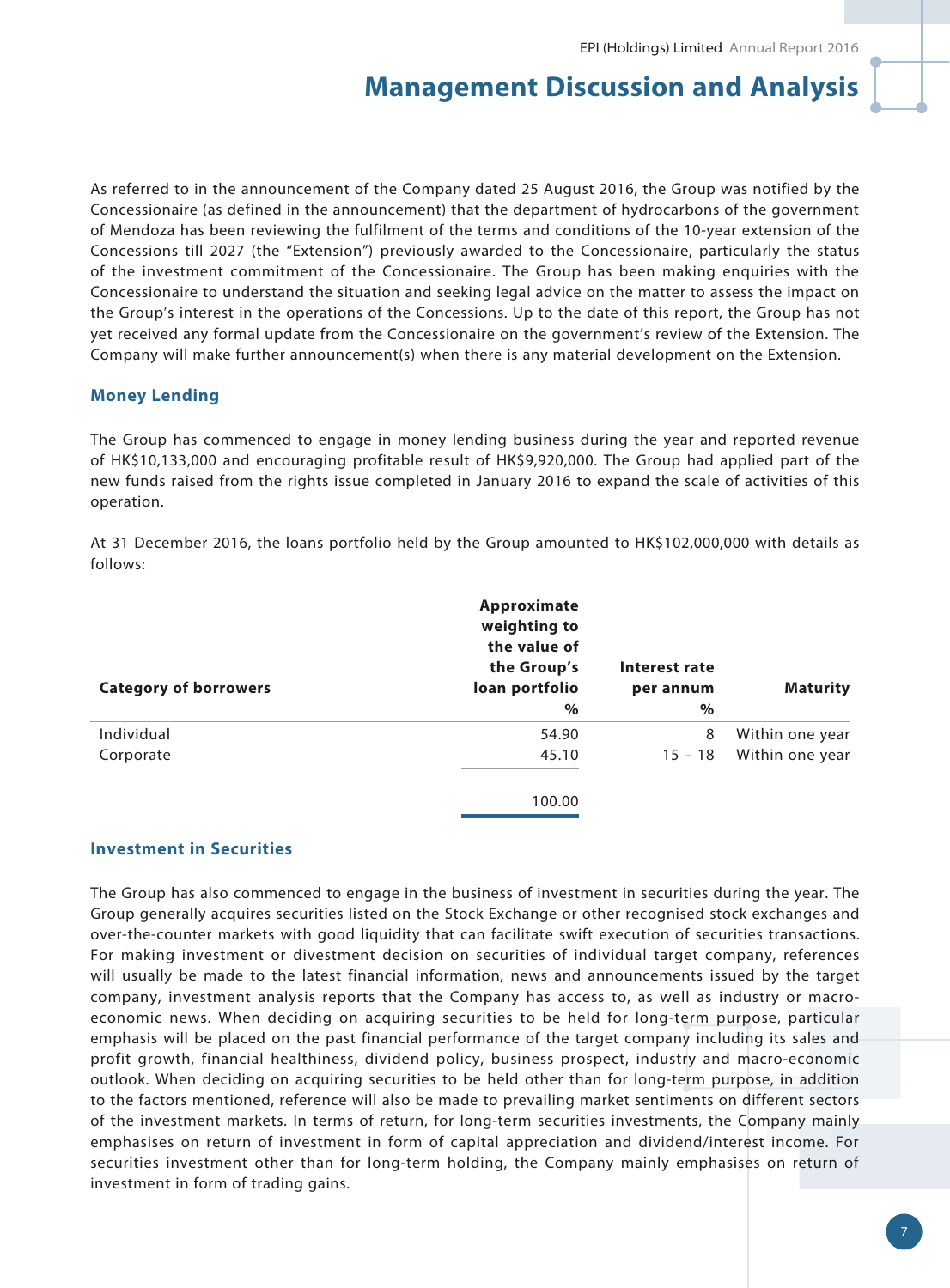As referred to in the announcement of the Company dated 25 August 2016, the Group was notified by the Concessionaire (as defined in the announcement) that the department of hydrocarbons of the government of Mendoza has been reviewing the fulfilment of the terms and conditions of the 10-year extension of the Concessions till 2027 (the "Extension") previously awarded to the Concessionaire, particularly the status of the investment commitment of the Concessionaire. The Group has been making enquiries with the Concessionaire to understand the situation and seeking legal advice on the matter to assess the impact on the Group's interest in the operations of the Concessions. Up to the date of this report, the Group has not yet received any formal update from the Concessionaire on the government's review of the Extension. The Company will make further announcement(s) when there is any material development on the Extension.

### Money Lending

The Group has commenced to engage in money lending business during the year and reported revenue of HK$10,133,000 and encouraging profitable result of HK$9,920,000. The Group had applied part of the new funds raised from the rights issue completed in January 2016 to expand the scale of activities of this operation.

At 31 December 2016, the loans portfolio held by the Group amounted to HK$102,000,000 with details as follows:

| Category of borrowers | Approximate weighting to the value of the Group's loan portfolio % | Interest rate per annum % | Maturity |
|---|---|---|---|
| Individual | 54.90 | 8 | Within one year |
| Corporate | 45.10 | 15 – 18 | Within one year |
| | 100.00 | | |

### Investment in Securities

The Group has also commenced to engage in the business of investment in securities during the year. The Group generally acquires securities listed on the Stock Exchange or other recognised stock exchanges and over-the-counter markets with good liquidity that can facilitate swift execution of securities transactions. For making investment or divestment decision on securities of individual target company, references will usually be made to the latest financial information, news and announcements issued by the target company, investment analysis reports that the Company has access to, as well as industry or macro-economic news. When deciding on acquiring securities to be held for long-term purpose, particular emphasis will be placed on the past financial performance of the target company including its sales and profit growth, financial healthiness, dividend policy, business prospect, industry and macro-economic outlook. When deciding on acquiring securities to be held other than for long-term purpose, in addition to the factors mentioned, reference will also be made to prevailing market sentiments on different sectors of the investment markets. In terms of return, for long-term securities investments, the Company mainly emphasises on return of investment in form of capital appreciation and dividend/interest income. For securities investment other than for long-term holding, the Company mainly emphasises on return of investment in form of trading gains.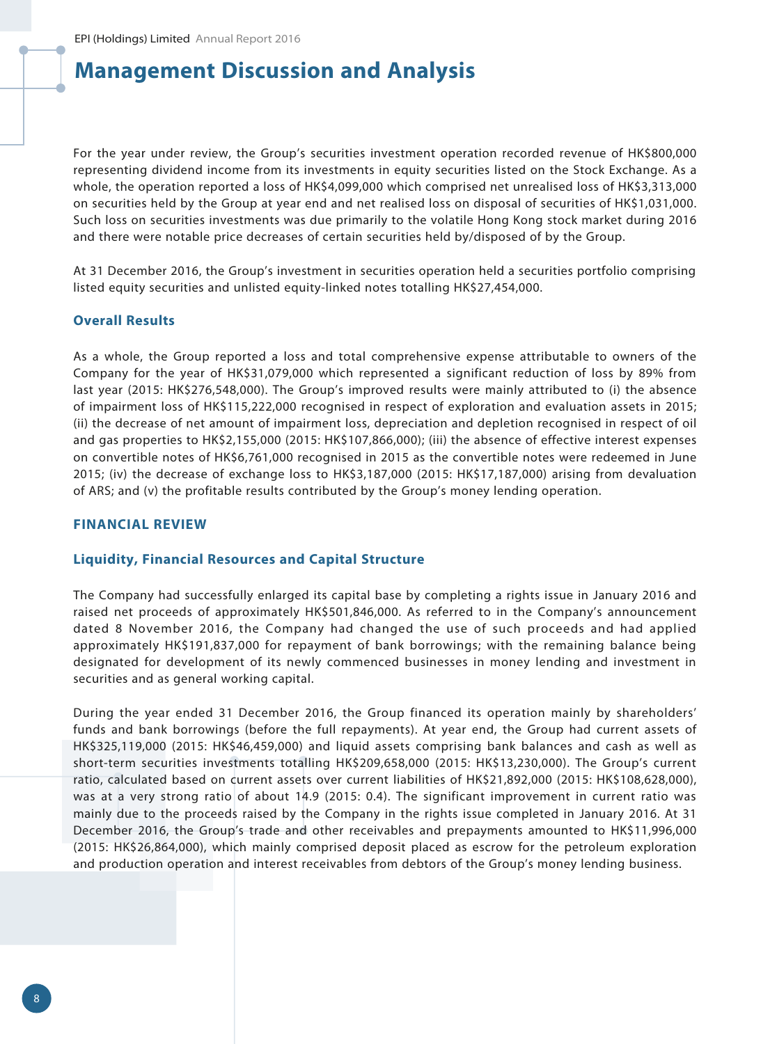# Management Discussion and Analysis

For the year under review, the Group's securities investment operation recorded revenue of HK$800,000 representing dividend income from its investments in equity securities listed on the Stock Exchange. As a whole, the operation reported a loss of HK$4,099,000 which comprised net unrealised loss of HK$3,313,000 on securities held by the Group at year end and net realised loss on disposal of securities of HK$1,031,000. Such loss on securities investments was due primarily to the volatile Hong Kong stock market during 2016 and there were notable price decreases of certain securities held by/disposed of by the Group.

At 31 December 2016, the Group's investment in securities operation held a securities portfolio comprising listed equity securities and unlisted equity-linked notes totalling HK$27,454,000.

### Overall Results

As a whole, the Group reported a loss and total comprehensive expense attributable to owners of the Company for the year of HK$31,079,000 which represented a significant reduction of loss by 89% from last year (2015: HK$276,548,000). The Group's improved results were mainly attributed to (i) the absence of impairment loss of HK$115,222,000 recognised in respect of exploration and evaluation assets in 2015; (ii) the decrease of net amount of impairment loss, depreciation and depletion recognised in respect of oil and gas properties to HK$2,155,000 (2015: HK$107,866,000); (iii) the absence of effective interest expenses on convertible notes of HK$6,761,000 recognised in 2015 as the convertible notes were redeemed in June 2015; (iv) the decrease of exchange loss to HK$3,187,000 (2015: HK$17,187,000) arising from devaluation of ARS; and (v) the profitable results contributed by the Group's money lending operation.

## FINANCIAL REVIEW

### Liquidity, Financial Resources and Capital Structure

The Company had successfully enlarged its capital base by completing a rights issue in January 2016 and raised net proceeds of approximately HK$501,846,000. As referred to in the Company's announcement dated 8 November 2016, the Company had changed the use of such proceeds and had applied approximately HK$191,837,000 for repayment of bank borrowings; with the remaining balance being designated for development of its newly commenced businesses in money lending and investment in securities and as general working capital.

During the year ended 31 December 2016, the Group financed its operation mainly by shareholders' funds and bank borrowings (before the full repayments). At year end, the Group had current assets of HK$325,119,000 (2015: HK$46,459,000) and liquid assets comprising bank balances and cash as well as short-term securities investments totalling HK$209,658,000 (2015: HK$13,230,000). The Group's current ratio, calculated based on current assets over current liabilities of HK$21,892,000 (2015: HK$108,628,000), was at a very strong ratio of about 14.9 (2015: 0.4). The significant improvement in current ratio was mainly due to the proceeds raised by the Company in the rights issue completed in January 2016. At 31 December 2016, the Group's trade and other receivables and prepayments amounted to HK$11,996,000 (2015: HK$26,864,000), which mainly comprised deposit placed as escrow for the petroleum exploration and production operation and interest receivables from debtors of the Group's money lending business.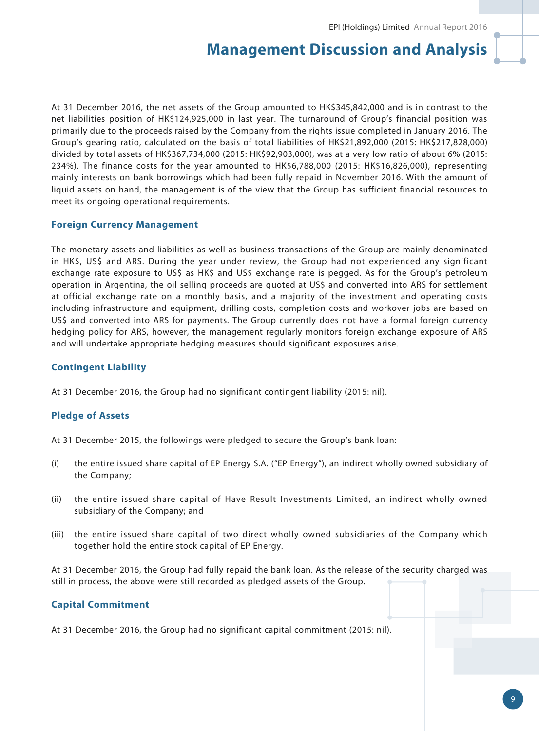At 31 December 2016, the net assets of the Group amounted to HK$345,842,000 and is in contrast to the net liabilities position of HK$124,925,000 in last year. The turnaround of Group's financial position was primarily due to the proceeds raised by the Company from the rights issue completed in January 2016. The Group's gearing ratio, calculated on the basis of total liabilities of HK$21,892,000 (2015: HK$217,828,000) divided by total assets of HK$367,734,000 (2015: HK$92,903,000), was at a very low ratio of about 6% (2015: 234%). The finance costs for the year amounted to HK$6,788,000 (2015: HK$16,826,000), representing mainly interests on bank borrowings which had been fully repaid in November 2016. With the amount of liquid assets on hand, the management is of the view that the Group has sufficient financial resources to meet its ongoing operational requirements.

### Foreign Currency Management

The monetary assets and liabilities as well as business transactions of the Group are mainly denominated in HK$, US$ and ARS. During the year under review, the Group had not experienced any significant exchange rate exposure to US$ as HK$ and US$ exchange rate is pegged. As for the Group's petroleum operation in Argentina, the oil selling proceeds are quoted at US$ and converted into ARS for settlement at official exchange rate on a monthly basis, and a majority of the investment and operating costs including infrastructure and equipment, drilling costs, completion costs and workover jobs are based on US$ and converted into ARS for payments. The Group currently does not have a formal foreign currency hedging policy for ARS, however, the management regularly monitors foreign exchange exposure of ARS and will undertake appropriate hedging measures should significant exposures arise.

### Contingent Liability

At 31 December 2016, the Group had no significant contingent liability (2015: nil).

### Pledge of Assets

At 31 December 2015, the followings were pledged to secure the Group's bank loan:

(i) the entire issued share capital of EP Energy S.A. ("EP Energy"), an indirect wholly owned subsidiary of the Company;

(ii) the entire issued share capital of Have Result Investments Limited, an indirect wholly owned subsidiary of the Company; and

(iii) the entire issued share capital of two direct wholly owned subsidiaries of the Company which together hold the entire stock capital of EP Energy.

At 31 December 2016, the Group had fully repaid the bank loan. As the release of the security charged was still in process, the above were still recorded as pledged assets of the Group.

### Capital Commitment

At 31 December 2016, the Group had no significant capital commitment (2015: nil).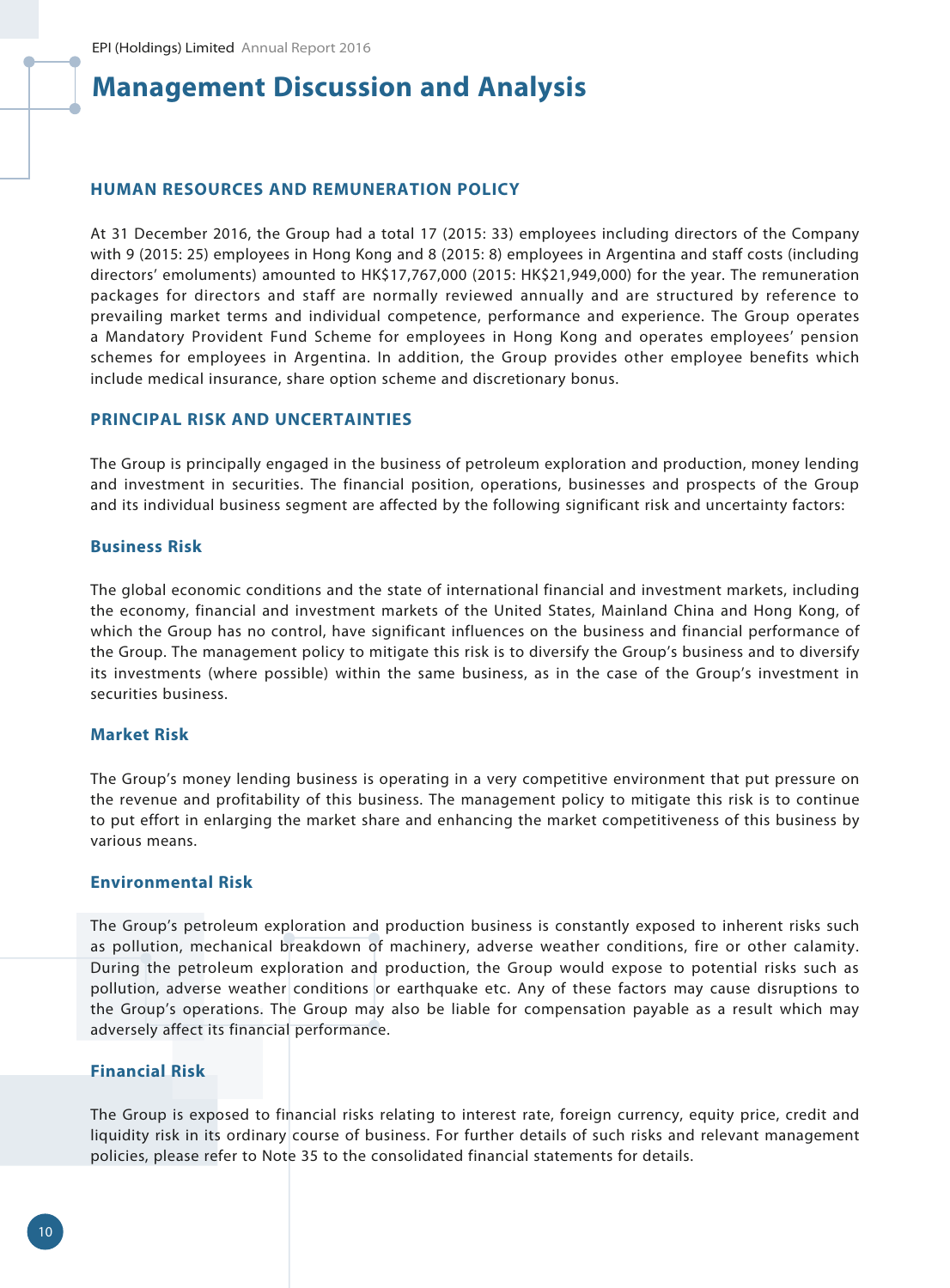# Management Discussion and Analysis

## HUMAN RESOURCES AND REMUNERATION POLICY

At 31 December 2016, the Group had a total 17 (2015: 33) employees including directors of the Company with 9 (2015: 25) employees in Hong Kong and 8 (2015: 8) employees in Argentina and staff costs (including directors' emoluments) amounted to HK$17,767,000 (2015: HK$21,949,000) for the year. The remuneration packages for directors and staff are normally reviewed annually and are structured by reference to prevailing market terms and individual competence, performance and experience. The Group operates a Mandatory Provident Fund Scheme for employees in Hong Kong and operates employees' pension schemes for employees in Argentina. In addition, the Group provides other employee benefits which include medical insurance, share option scheme and discretionary bonus.

## PRINCIPAL RISK AND UNCERTAINTIES

The Group is principally engaged in the business of petroleum exploration and production, money lending and investment in securities. The financial position, operations, businesses and prospects of the Group and its individual business segment are affected by the following significant risk and uncertainty factors:

### Business Risk

The global economic conditions and the state of international financial and investment markets, including the economy, financial and investment markets of the United States, Mainland China and Hong Kong, of which the Group has no control, have significant influences on the business and financial performance of the Group. The management policy to mitigate this risk is to diversify the Group's business and to diversify its investments (where possible) within the same business, as in the case of the Group's investment in securities business.

### Market Risk

The Group's money lending business is operating in a very competitive environment that put pressure on the revenue and profitability of this business. The management policy to mitigate this risk is to continue to put effort in enlarging the market share and enhancing the market competitiveness of this business by various means.

### Environmental Risk

The Group's petroleum exploration and production business is constantly exposed to inherent risks such as pollution, mechanical breakdown of machinery, adverse weather conditions, fire or other calamity. During the petroleum exploration and production, the Group would expose to potential risks such as pollution, adverse weather conditions or earthquake etc. Any of these factors may cause disruptions to the Group's operations. The Group may also be liable for compensation payable as a result which may adversely affect its financial performance.

### Financial Risk

The Group is exposed to financial risks relating to interest rate, foreign currency, equity price, credit and liquidity risk in its ordinary course of business. For further details of such risks and relevant management policies, please refer to Note 35 to the consolidated financial statements for details.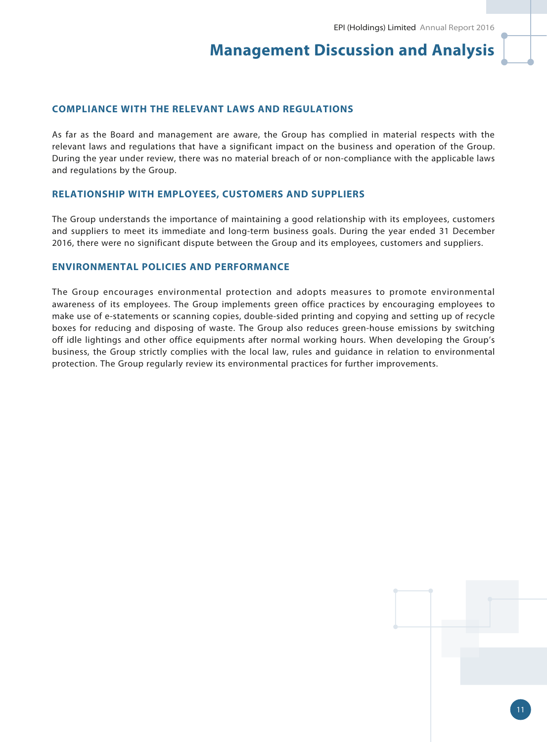## COMPLIANCE WITH THE RELEVANT LAWS AND REGULATIONS

As far as the Board and management are aware, the Group has complied in material respects with the relevant laws and regulations that have a significant impact on the business and operation of the Group. During the year under review, there was no material breach of or non-compliance with the applicable laws and regulations by the Group.

## RELATIONSHIP WITH EMPLOYEES, CUSTOMERS AND SUPPLIERS

The Group understands the importance of maintaining a good relationship with its employees, customers and suppliers to meet its immediate and long-term business goals. During the year ended 31 December 2016, there were no significant dispute between the Group and its employees, customers and suppliers.

## ENVIRONMENTAL POLICIES AND PERFORMANCE

The Group encourages environmental protection and adopts measures to promote environmental awareness of its employees. The Group implements green office practices by encouraging employees to make use of e-statements or scanning copies, double-sided printing and copying and setting up of recycle boxes for reducing and disposing of waste. The Group also reduces green-house emissions by switching off idle lightings and other office equipments after normal working hours. When developing the Group's business, the Group strictly complies with the local law, rules and guidance in relation to environmental protection. The Group regularly review its environmental practices for further improvements.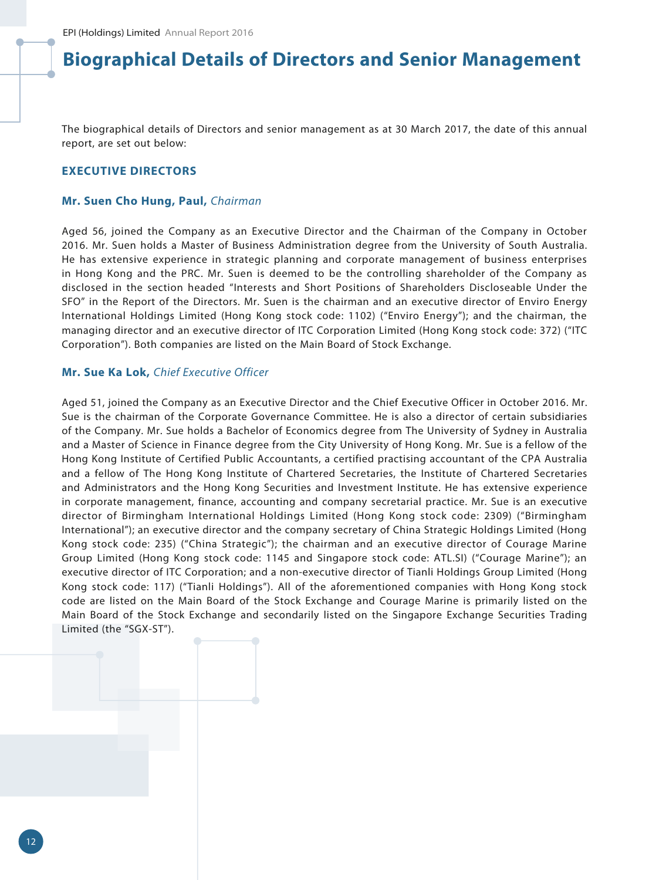# Biographical Details of Directors and Senior Management

The biographical details of Directors and senior management as at 30 March 2017, the date of this annual report, are set out below:

## EXECUTIVE DIRECTORS

### Mr. Suen Cho Hung, Paul, *Chairman*

Aged 56, joined the Company as an Executive Director and the Chairman of the Company in October 2016. Mr. Suen holds a Master of Business Administration degree from the University of South Australia. He has extensive experience in strategic planning and corporate management of business enterprises in Hong Kong and the PRC. Mr. Suen is deemed to be the controlling shareholder of the Company as disclosed in the section headed "Interests and Short Positions of Shareholders Discloseable Under the SFO" in the Report of the Directors. Mr. Suen is the chairman and an executive director of Enviro Energy International Holdings Limited (Hong Kong stock code: 1102) ("Enviro Energy"); and the chairman, the managing director and an executive director of ITC Corporation Limited (Hong Kong stock code: 372) ("ITC Corporation"). Both companies are listed on the Main Board of Stock Exchange.

### Mr. Sue Ka Lok, *Chief Executive Officer*

Aged 51, joined the Company as an Executive Director and the Chief Executive Officer in October 2016. Mr. Sue is the chairman of the Corporate Governance Committee. He is also a director of certain subsidiaries of the Company. Mr. Sue holds a Bachelor of Economics degree from The University of Sydney in Australia and a Master of Science in Finance degree from the City University of Hong Kong. Mr. Sue is a fellow of the Hong Kong Institute of Certified Public Accountants, a certified practising accountant of the CPA Australia and a fellow of The Hong Kong Institute of Chartered Secretaries, the Institute of Chartered Secretaries and Administrators and the Hong Kong Securities and Investment Institute. He has extensive experience in corporate management, finance, accounting and company secretarial practice. Mr. Sue is an executive director of Birmingham International Holdings Limited (Hong Kong stock code: 2309) ("Birmingham International"); an executive director and the company secretary of China Strategic Holdings Limited (Hong Kong stock code: 235) ("China Strategic"); the chairman and an executive director of Courage Marine Group Limited (Hong Kong stock code: 1145 and Singapore stock code: ATL.SI) ("Courage Marine"); an executive director of ITC Corporation; and a non-executive director of Tianli Holdings Group Limited (Hong Kong stock code: 117) ("Tianli Holdings"). All of the aforementioned companies with Hong Kong stock code are listed on the Main Board of the Stock Exchange and Courage Marine is primarily listed on the Main Board of the Stock Exchange and secondarily listed on the Singapore Exchange Securities Trading Limited (the "SGX-ST").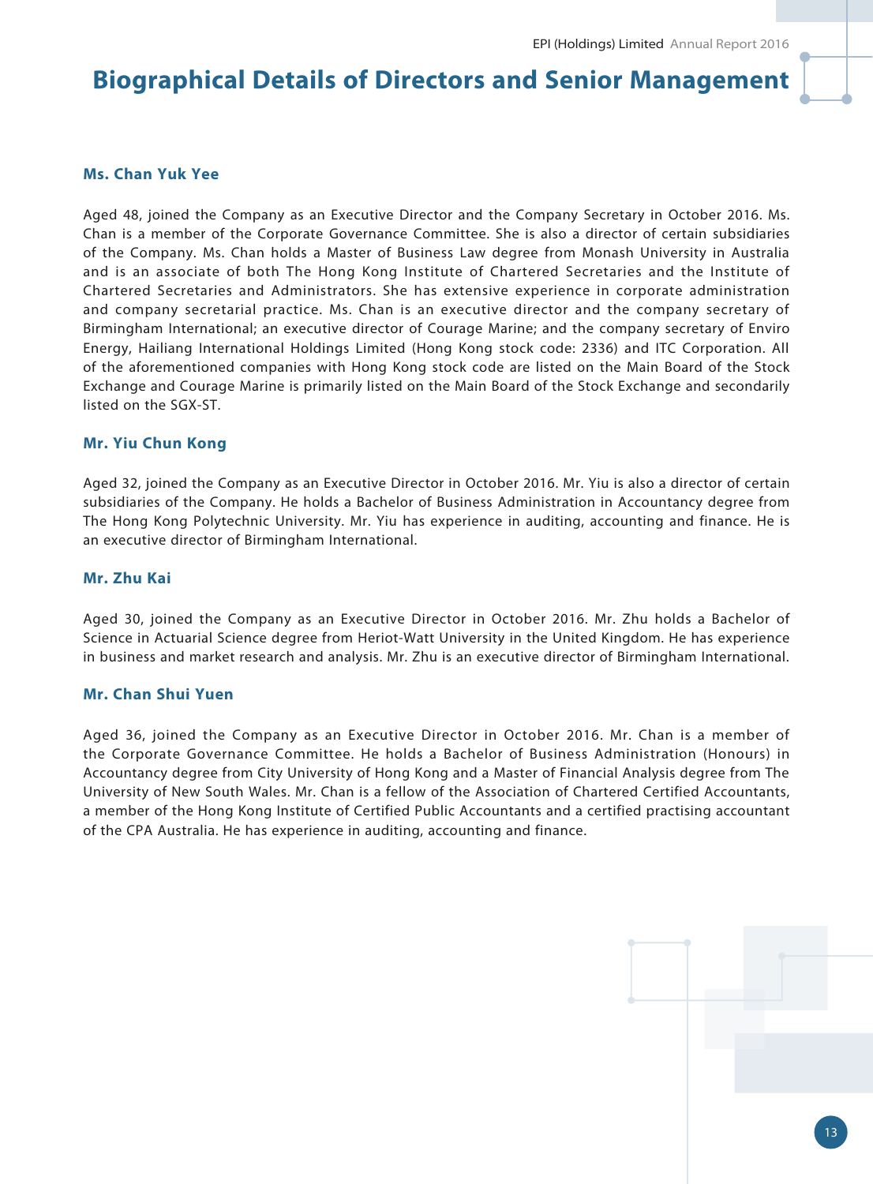# Biographical Details of Directors and Senior Management

### Ms. Chan Yuk Yee

Aged 48, joined the Company as an Executive Director and the Company Secretary in October 2016. Ms. Chan is a member of the Corporate Governance Committee. She is also a director of certain subsidiaries of the Company. Ms. Chan holds a Master of Business Law degree from Monash University in Australia and is an associate of both The Hong Kong Institute of Chartered Secretaries and the Institute of Chartered Secretaries and Administrators. She has extensive experience in corporate administration and company secretarial practice. Ms. Chan is an executive director and the company secretary of Birmingham International; an executive director of Courage Marine; and the company secretary of Enviro Energy, Hailiang International Holdings Limited (Hong Kong stock code: 2336) and ITC Corporation. All of the aforementioned companies with Hong Kong stock code are listed on the Main Board of the Stock Exchange and Courage Marine is primarily listed on the Main Board of the Stock Exchange and secondarily listed on the SGX-ST.

### Mr. Yiu Chun Kong

Aged 32, joined the Company as an Executive Director in October 2016. Mr. Yiu is also a director of certain subsidiaries of the Company. He holds a Bachelor of Business Administration in Accountancy degree from The Hong Kong Polytechnic University. Mr. Yiu has experience in auditing, accounting and finance. He is an executive director of Birmingham International.

### Mr. Zhu Kai

Aged 30, joined the Company as an Executive Director in October 2016. Mr. Zhu holds a Bachelor of Science in Actuarial Science degree from Heriot-Watt University in the United Kingdom. He has experience in business and market research and analysis. Mr. Zhu is an executive director of Birmingham International.

### Mr. Chan Shui Yuen

Aged 36, joined the Company as an Executive Director in October 2016. Mr. Chan is a member of the Corporate Governance Committee. He holds a Bachelor of Business Administration (Honours) in Accountancy degree from City University of Hong Kong and a Master of Financial Analysis degree from The University of New South Wales. Mr. Chan is a fellow of the Association of Chartered Certified Accountants, a member of the Hong Kong Institute of Certified Public Accountants and a certified practising accountant of the CPA Australia. He has experience in auditing, accounting and finance.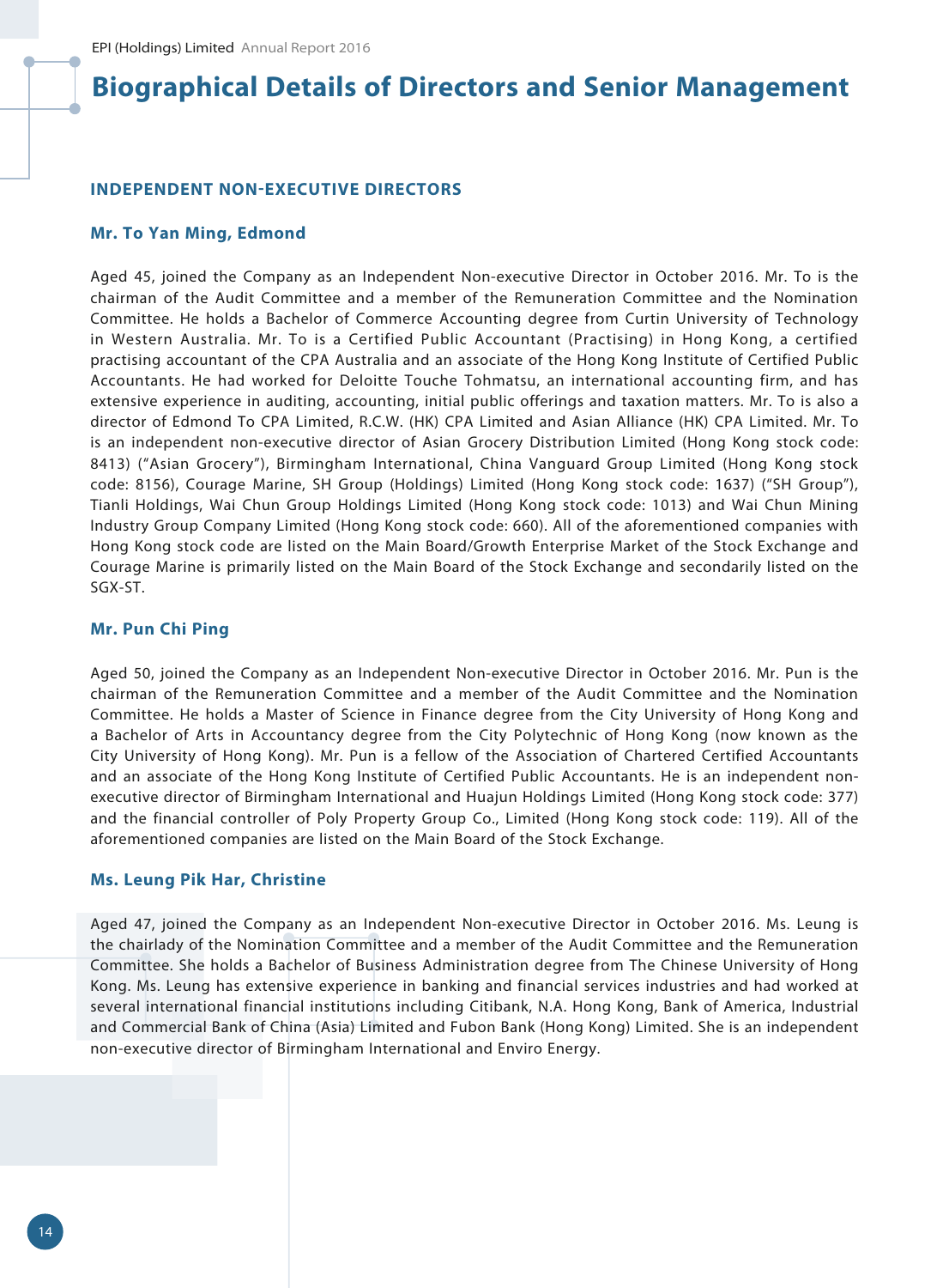# Biographical Details of Directors and Senior Management

## INDEPENDENT NON-EXECUTIVE DIRECTORS

### Mr. To Yan Ming, Edmond

Aged 45, joined the Company as an Independent Non-executive Director in October 2016. Mr. To is the chairman of the Audit Committee and a member of the Remuneration Committee and the Nomination Committee. He holds a Bachelor of Commerce Accounting degree from Curtin University of Technology in Western Australia. Mr. To is a Certified Public Accountant (Practising) in Hong Kong, a certified practising accountant of the CPA Australia and an associate of the Hong Kong Institute of Certified Public Accountants. He had worked for Deloitte Touche Tohmatsu, an international accounting firm, and has extensive experience in auditing, accounting, initial public offerings and taxation matters. Mr. To is also a director of Edmond To CPA Limited, R.C.W. (HK) CPA Limited and Asian Alliance (HK) CPA Limited. Mr. To is an independent non-executive director of Asian Grocery Distribution Limited (Hong Kong stock code: 8413) ("Asian Grocery"), Birmingham International, China Vanguard Group Limited (Hong Kong stock code: 8156), Courage Marine, SH Group (Holdings) Limited (Hong Kong stock code: 1637) ("SH Group"), Tianli Holdings, Wai Chun Group Holdings Limited (Hong Kong stock code: 1013) and Wai Chun Mining Industry Group Company Limited (Hong Kong stock code: 660). All of the aforementioned companies with Hong Kong stock code are listed on the Main Board/Growth Enterprise Market of the Stock Exchange and Courage Marine is primarily listed on the Main Board of the Stock Exchange and secondarily listed on the SGX-ST.

### Mr. Pun Chi Ping

Aged 50, joined the Company as an Independent Non-executive Director in October 2016. Mr. Pun is the chairman of the Remuneration Committee and a member of the Audit Committee and the Nomination Committee. He holds a Master of Science in Finance degree from the City University of Hong Kong and a Bachelor of Arts in Accountancy degree from the City Polytechnic of Hong Kong (now known as the City University of Hong Kong). Mr. Pun is a fellow of the Association of Chartered Certified Accountants and an associate of the Hong Kong Institute of Certified Public Accountants. He is an independent non-executive director of Birmingham International and Huajun Holdings Limited (Hong Kong stock code: 377) and the financial controller of Poly Property Group Co., Limited (Hong Kong stock code: 119). All of the aforementioned companies are listed on the Main Board of the Stock Exchange.

### Ms. Leung Pik Har, Christine

Aged 47, joined the Company as an Independent Non-executive Director in October 2016. Ms. Leung is the chairlady of the Nomination Committee and a member of the Audit Committee and the Remuneration Committee. She holds a Bachelor of Business Administration degree from The Chinese University of Hong Kong. Ms. Leung has extensive experience in banking and financial services industries and had worked at several international financial institutions including Citibank, N.A. Hong Kong, Bank of America, Industrial and Commercial Bank of China (Asia) Limited and Fubon Bank (Hong Kong) Limited. She is an independent non-executive director of Birmingham International and Enviro Energy.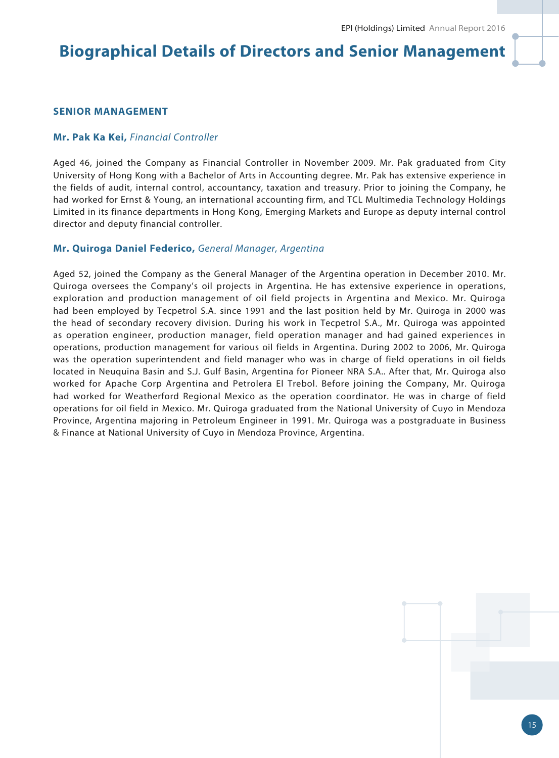# Biographical Details of Directors and Senior Management

## SENIOR MANAGEMENT

### Mr. Pak Ka Kei, *Financial Controller*

Aged 46, joined the Company as Financial Controller in November 2009. Mr. Pak graduated from City University of Hong Kong with a Bachelor of Arts in Accounting degree. Mr. Pak has extensive experience in the fields of audit, internal control, accountancy, taxation and treasury. Prior to joining the Company, he had worked for Ernst & Young, an international accounting firm, and TCL Multimedia Technology Holdings Limited in its finance departments in Hong Kong, Emerging Markets and Europe as deputy internal control director and deputy financial controller.

### Mr. Quiroga Daniel Federico, *General Manager, Argentina*

Aged 52, joined the Company as the General Manager of the Argentina operation in December 2010. Mr. Quiroga oversees the Company's oil projects in Argentina. He has extensive experience in operations, exploration and production management of oil field projects in Argentina and Mexico. Mr. Quiroga had been employed by Tecpetrol S.A. since 1991 and the last position held by Mr. Quiroga in 2000 was the head of secondary recovery division. During his work in Tecpetrol S.A., Mr. Quiroga was appointed as operation engineer, production manager, field operation manager and had gained experiences in operations, production management for various oil fields in Argentina. During 2002 to 2006, Mr. Quiroga was the operation superintendent and field manager who was in charge of field operations in oil fields located in Neuquina Basin and S.J. Gulf Basin, Argentina for Pioneer NRA S.A.. After that, Mr. Quiroga also worked for Apache Corp Argentina and Petrolera El Trebol. Before joining the Company, Mr. Quiroga had worked for Weatherford Regional Mexico as the operation coordinator. He was in charge of field operations for oil field in Mexico. Mr. Quiroga graduated from the National University of Cuyo in Mendoza Province, Argentina majoring in Petroleum Engineer in 1991. Mr. Quiroga was a postgraduate in Business & Finance at National University of Cuyo in Mendoza Province, Argentina.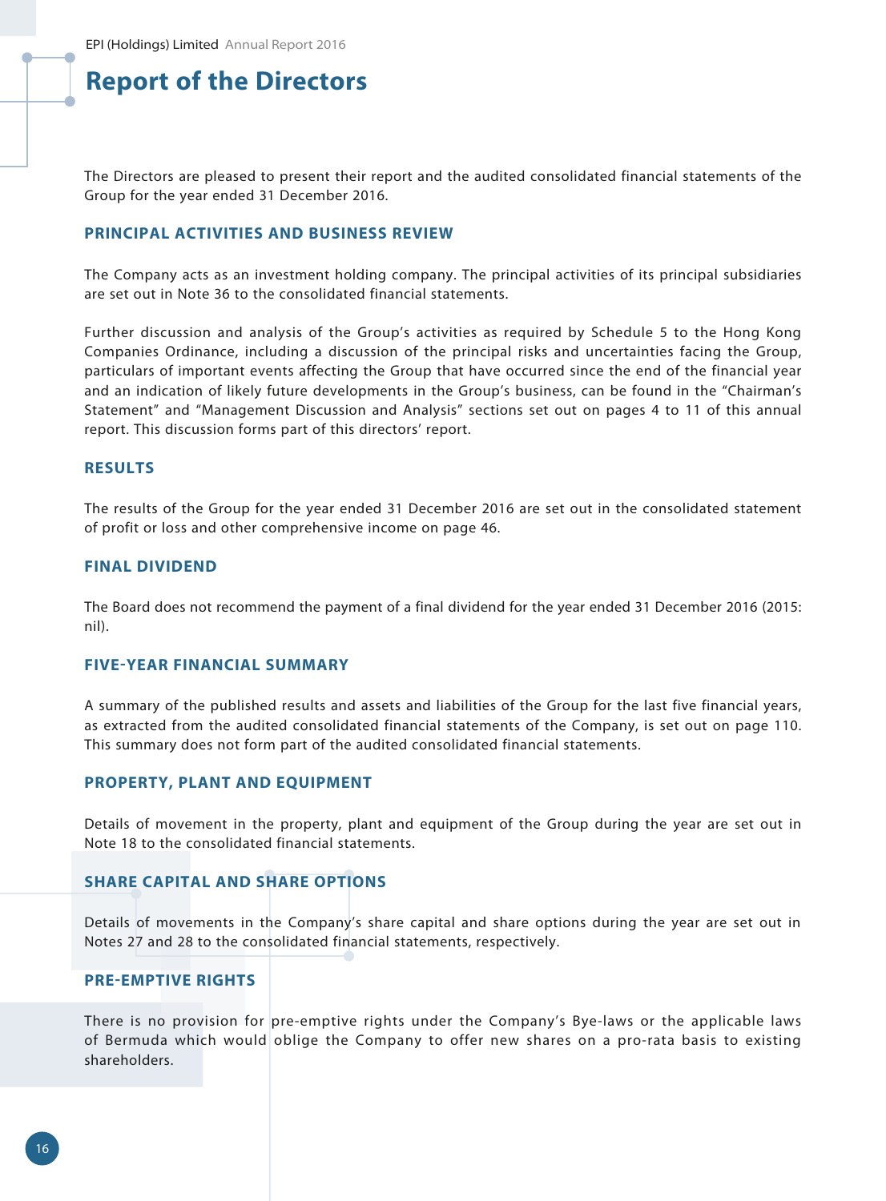# Report of the Directors

The Directors are pleased to present their report and the audited consolidated financial statements of the Group for the year ended 31 December 2016.

## PRINCIPAL ACTIVITIES AND BUSINESS REVIEW

The Company acts as an investment holding company. The principal activities of its principal subsidiaries are set out in Note 36 to the consolidated financial statements.

Further discussion and analysis of the Group's activities as required by Schedule 5 to the Hong Kong Companies Ordinance, including a discussion of the principal risks and uncertainties facing the Group, particulars of important events affecting the Group that have occurred since the end of the financial year and an indication of likely future developments in the Group's business, can be found in the "Chairman's Statement" and "Management Discussion and Analysis" sections set out on pages 4 to 11 of this annual report. This discussion forms part of this directors' report.

## RESULTS

The results of the Group for the year ended 31 December 2016 are set out in the consolidated statement of profit or loss and other comprehensive income on page 46.

## FINAL DIVIDEND

The Board does not recommend the payment of a final dividend for the year ended 31 December 2016 (2015: nil).

## FIVE-YEAR FINANCIAL SUMMARY

A summary of the published results and assets and liabilities of the Group for the last five financial years, as extracted from the audited consolidated financial statements of the Company, is set out on page 110. This summary does not form part of the audited consolidated financial statements.

## PROPERTY, PLANT AND EQUIPMENT

Details of movement in the property, plant and equipment of the Group during the year are set out in Note 18 to the consolidated financial statements.

## SHARE CAPITAL AND SHARE OPTIONS

Details of movements in the Company's share capital and share options during the year are set out in Notes 27 and 28 to the consolidated financial statements, respectively.

## PRE-EMPTIVE RIGHTS

There is no provision for pre-emptive rights under the Company's Bye-laws or the applicable laws of Bermuda which would oblige the Company to offer new shares on a pro-rata basis to existing shareholders.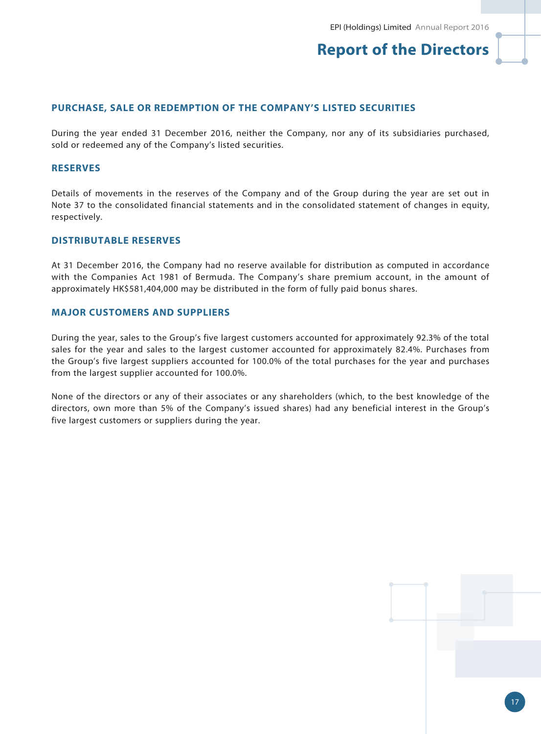## PURCHASE, SALE OR REDEMPTION OF THE COMPANY'S LISTED SECURITIES

During the year ended 31 December 2016, neither the Company, nor any of its subsidiaries purchased, sold or redeemed any of the Company's listed securities.

## RESERVES

Details of movements in the reserves of the Company and of the Group during the year are set out in Note 37 to the consolidated financial statements and in the consolidated statement of changes in equity, respectively.

## DISTRIBUTABLE RESERVES

At 31 December 2016, the Company had no reserve available for distribution as computed in accordance with the Companies Act 1981 of Bermuda. The Company's share premium account, in the amount of approximately HK$581,404,000 may be distributed in the form of fully paid bonus shares.

## MAJOR CUSTOMERS AND SUPPLIERS

During the year, sales to the Group's five largest customers accounted for approximately 92.3% of the total sales for the year and sales to the largest customer accounted for approximately 82.4%. Purchases from the Group's five largest suppliers accounted for 100.0% of the total purchases for the year and purchases from the largest supplier accounted for 100.0%.

None of the directors or any of their associates or any shareholders (which, to the best knowledge of the directors, own more than 5% of the Company's issued shares) had any beneficial interest in the Group's five largest customers or suppliers during the year.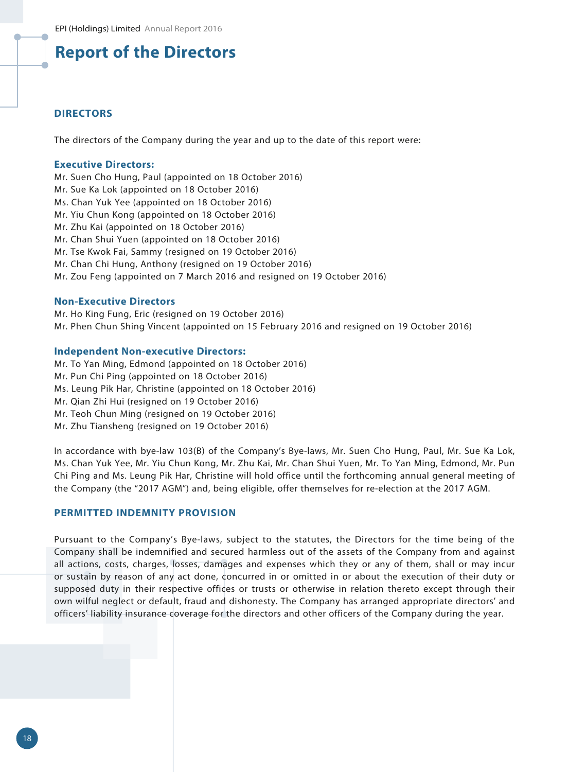# Report of the Directors

## DIRECTORS

The directors of the Company during the year and up to the date of this report were:

### Executive Directors:

Mr. Suen Cho Hung, Paul (appointed on 18 October 2016)
Mr. Sue Ka Lok (appointed on 18 October 2016)
Ms. Chan Yuk Yee (appointed on 18 October 2016)
Mr. Yiu Chun Kong (appointed on 18 October 2016)
Mr. Zhu Kai (appointed on 18 October 2016)
Mr. Chan Shui Yuen (appointed on 18 October 2016)
Mr. Tse Kwok Fai, Sammy (resigned on 19 October 2016)
Mr. Chan Chi Hung, Anthony (resigned on 19 October 2016)
Mr. Zou Feng (appointed on 7 March 2016 and resigned on 19 October 2016)

### Non-Executive Directors

Mr. Ho King Fung, Eric (resigned on 19 October 2016)
Mr. Phen Chun Shing Vincent (appointed on 15 February 2016 and resigned on 19 October 2016)

### Independent Non-executive Directors:

Mr. To Yan Ming, Edmond (appointed on 18 October 2016)
Mr. Pun Chi Ping (appointed on 18 October 2016)
Ms. Leung Pik Har, Christine (appointed on 18 October 2016)
Mr. Qian Zhi Hui (resigned on 19 October 2016)
Mr. Teoh Chun Ming (resigned on 19 October 2016)
Mr. Zhu Tiansheng (resigned on 19 October 2016)

In accordance with bye-law 103(B) of the Company's Bye-laws, Mr. Suen Cho Hung, Paul, Mr. Sue Ka Lok, Ms. Chan Yuk Yee, Mr. Yiu Chun Kong, Mr. Zhu Kai, Mr. Chan Shui Yuen, Mr. To Yan Ming, Edmond, Mr. Pun Chi Ping and Ms. Leung Pik Har, Christine will hold office until the forthcoming annual general meeting of the Company (the "2017 AGM") and, being eligible, offer themselves for re-election at the 2017 AGM.

## PERMITTED INDEMNITY PROVISION

Pursuant to the Company's Bye-laws, subject to the statutes, the Directors for the time being of the Company shall be indemnified and secured harmless out of the assets of the Company from and against all actions, costs, charges, losses, damages and expenses which they or any of them, shall or may incur or sustain by reason of any act done, concurred in or omitted in or about the execution of their duty or supposed duty in their respective offices or trusts or otherwise in relation thereto except through their own wilful neglect or default, fraud and dishonesty. The Company has arranged appropriate directors' and officers' liability insurance coverage for the directors and other officers of the Company during the year.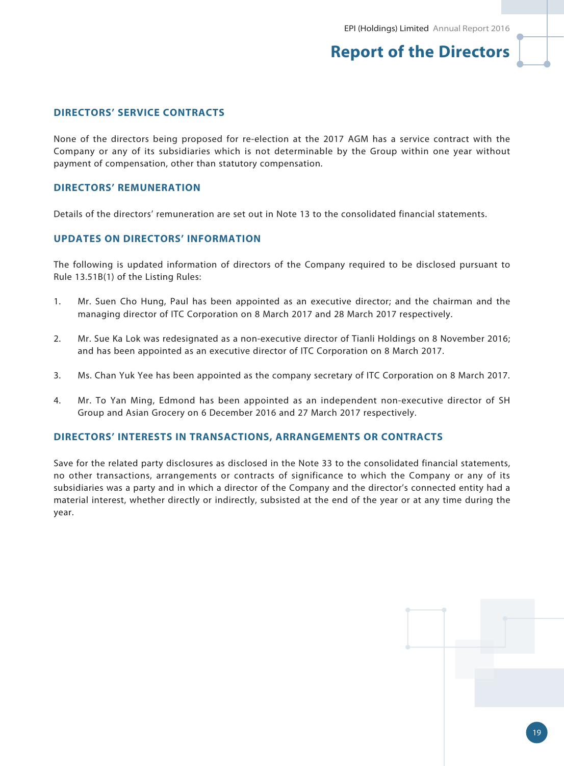## DIRECTORS' SERVICE CONTRACTS

None of the directors being proposed for re-election at the 2017 AGM has a service contract with the Company or any of its subsidiaries which is not determinable by the Group within one year without payment of compensation, other than statutory compensation.

## DIRECTORS' REMUNERATION

Details of the directors' remuneration are set out in Note 13 to the consolidated financial statements.

## UPDATES ON DIRECTORS' INFORMATION

The following is updated information of directors of the Company required to be disclosed pursuant to Rule 13.51B(1) of the Listing Rules:

1. Mr. Suen Cho Hung, Paul has been appointed as an executive director; and the chairman and the managing director of ITC Corporation on 8 March 2017 and 28 March 2017 respectively.

2. Mr. Sue Ka Lok was redesignated as a non-executive director of Tianli Holdings on 8 November 2016; and has been appointed as an executive director of ITC Corporation on 8 March 2017.

3. Ms. Chan Yuk Yee has been appointed as the company secretary of ITC Corporation on 8 March 2017.

4. Mr. To Yan Ming, Edmond has been appointed as an independent non-executive director of SH Group and Asian Grocery on 6 December 2016 and 27 March 2017 respectively.

## DIRECTORS' INTERESTS IN TRANSACTIONS, ARRANGEMENTS OR CONTRACTS

Save for the related party disclosures as disclosed in the Note 33 to the consolidated financial statements, no other transactions, arrangements or contracts of significance to which the Company or any of its subsidiaries was a party and in which a director of the Company and the director's connected entity had a material interest, whether directly or indirectly, subsisted at the end of the year or at any time during the year.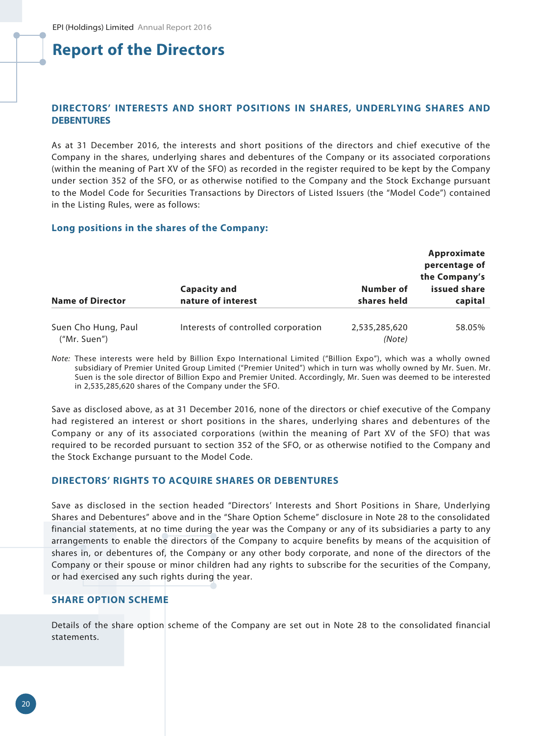# Report of the Directors

## DIRECTORS' INTERESTS AND SHORT POSITIONS IN SHARES, UNDERLYING SHARES AND DEBENTURES

As at 31 December 2016, the interests and short positions of the directors and chief executive of the Company in the shares, underlying shares and debentures of the Company or its associated corporations (within the meaning of Part XV of the SFO) as recorded in the register required to be kept by the Company under section 352 of the SFO, or as otherwise notified to the Company and the Stock Exchange pursuant to the Model Code for Securities Transactions by Directors of Listed Issuers (the "Model Code") contained in the Listing Rules, were as follows:

### Long positions in the shares of the Company:

| Name of Director | Capacity and nature of interest | Number of shares held | Approximate percentage of the Company's issued share capital |
|---|---|---|---|
| Suen Cho Hung, Paul ("Mr. Suen") | Interests of controlled corporation | 2,535,285,620 *(Note)* | 58.05% |

*Note:* These interests were held by Billion Expo International Limited ("Billion Expo"), which was a wholly owned subsidiary of Premier United Group Limited ("Premier United") which in turn was wholly owned by Mr. Suen. Mr. Suen is the sole director of Billion Expo and Premier United. Accordingly, Mr. Suen was deemed to be interested in 2,535,285,620 shares of the Company under the SFO.

Save as disclosed above, as at 31 December 2016, none of the directors or chief executive of the Company had registered an interest or short positions in the shares, underlying shares and debentures of the Company or any of its associated corporations (within the meaning of Part XV of the SFO) that was required to be recorded pursuant to section 352 of the SFO, or as otherwise notified to the Company and the Stock Exchange pursuant to the Model Code.

## DIRECTORS' RIGHTS TO ACQUIRE SHARES OR DEBENTURES

Save as disclosed in the section headed "Directors' Interests and Short Positions in Share, Underlying Shares and Debentures" above and in the "Share Option Scheme" disclosure in Note 28 to the consolidated financial statements, at no time during the year was the Company or any of its subsidiaries a party to any arrangements to enable the directors of the Company to acquire benefits by means of the acquisition of shares in, or debentures of, the Company or any other body corporate, and none of the directors of the Company or their spouse or minor children had any rights to subscribe for the securities of the Company, or had exercised any such rights during the year.

## SHARE OPTION SCHEME

Details of the share option scheme of the Company are set out in Note 28 to the consolidated financial statements.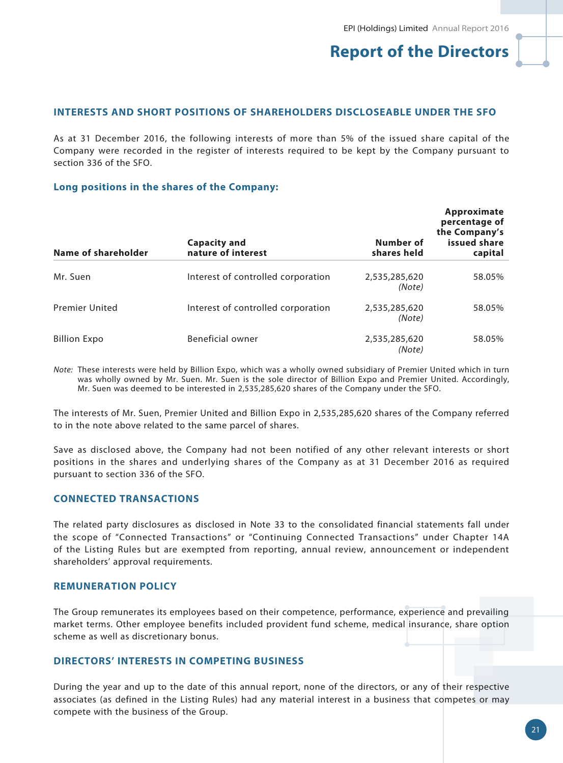## INTERESTS AND SHORT POSITIONS OF SHAREHOLDERS DISCLOSEABLE UNDER THE SFO

As at 31 December 2016, the following interests of more than 5% of the issued share capital of the Company were recorded in the register of interests required to be kept by the Company pursuant to section 336 of the SFO.

### Long positions in the shares of the Company:

| Name of shareholder | Capacity and nature of interest | Number of shares held | Approximate percentage of the Company's issued share capital |
|---|---|---|---|
| Mr. Suen | Interest of controlled corporation | 2,535,285,620 *(Note)* | 58.05% |
| Premier United | Interest of controlled corporation | 2,535,285,620 *(Note)* | 58.05% |
| Billion Expo | Beneficial owner | 2,535,285,620 *(Note)* | 58.05% |

*Note:* These interests were held by Billion Expo, which was a wholly owned subsidiary of Premier United which in turn was wholly owned by Mr. Suen. Mr. Suen is the sole director of Billion Expo and Premier United. Accordingly, Mr. Suen was deemed to be interested in 2,535,285,620 shares of the Company under the SFO.

The interests of Mr. Suen, Premier United and Billion Expo in 2,535,285,620 shares of the Company referred to in the note above related to the same parcel of shares.

Save as disclosed above, the Company had not been notified of any other relevant interests or short positions in the shares and underlying shares of the Company as at 31 December 2016 as required pursuant to section 336 of the SFO.

## CONNECTED TRANSACTIONS

The related party disclosures as disclosed in Note 33 to the consolidated financial statements fall under the scope of "Connected Transactions" or "Continuing Connected Transactions" under Chapter 14A of the Listing Rules but are exempted from reporting, annual review, announcement or independent shareholders' approval requirements.

## REMUNERATION POLICY

The Group remunerates its employees based on their competence, performance, experience and prevailing market terms. Other employee benefits included provident fund scheme, medical insurance, share option scheme as well as discretionary bonus.

## DIRECTORS' INTERESTS IN COMPETING BUSINESS

During the year and up to the date of this annual report, none of the directors, or any of their respective associates (as defined in the Listing Rules) had any material interest in a business that competes or may compete with the business of the Group.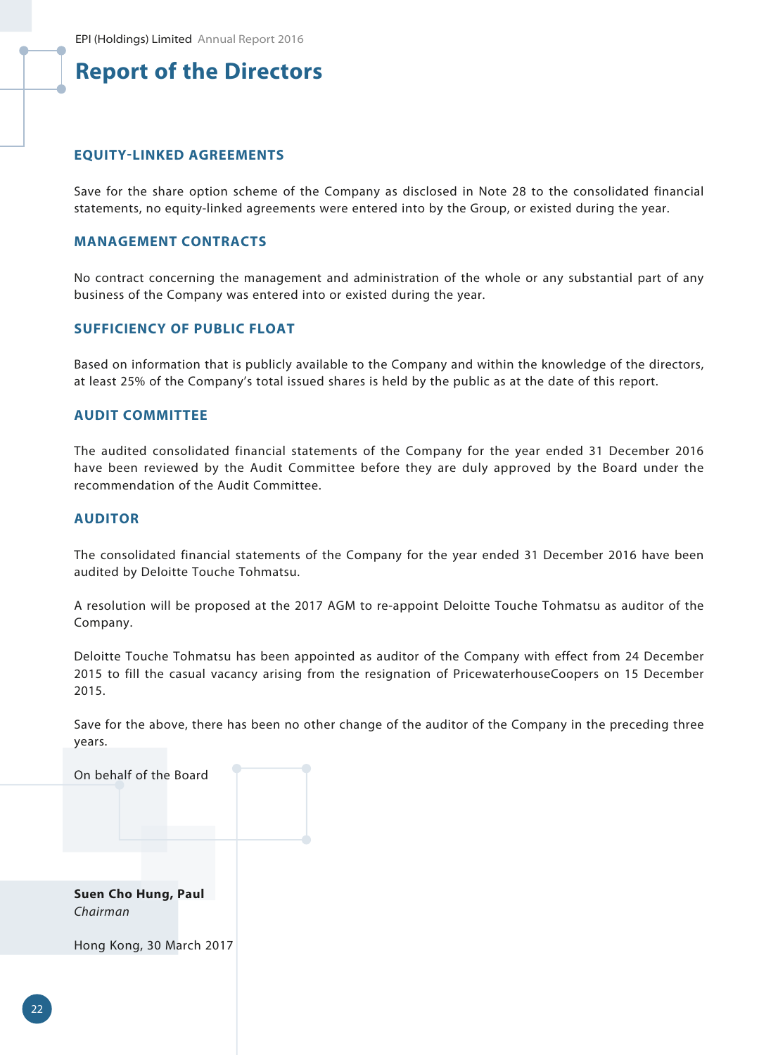# Report of the Directors

## EQUITY-LINKED AGREEMENTS

Save for the share option scheme of the Company as disclosed in Note 28 to the consolidated financial statements, no equity-linked agreements were entered into by the Group, or existed during the year.

## MANAGEMENT CONTRACTS

No contract concerning the management and administration of the whole or any substantial part of any business of the Company was entered into or existed during the year.

## SUFFICIENCY OF PUBLIC FLOAT

Based on information that is publicly available to the Company and within the knowledge of the directors, at least 25% of the Company's total issued shares is held by the public as at the date of this report.

## AUDIT COMMITTEE

The audited consolidated financial statements of the Company for the year ended 31 December 2016 have been reviewed by the Audit Committee before they are duly approved by the Board under the recommendation of the Audit Committee.

## AUDITOR

The consolidated financial statements of the Company for the year ended 31 December 2016 have been audited by Deloitte Touche Tohmatsu.

A resolution will be proposed at the 2017 AGM to re-appoint Deloitte Touche Tohmatsu as auditor of the Company.

Deloitte Touche Tohmatsu has been appointed as auditor of the Company with effect from 24 December 2015 to fill the casual vacancy arising from the resignation of PricewaterhouseCoopers on 15 December 2015.

Save for the above, there has been no other change of the auditor of the Company in the preceding three years.

On behalf of the Board

**Suen Cho Hung, Paul**
*Chairman*

Hong Kong, 30 March 2017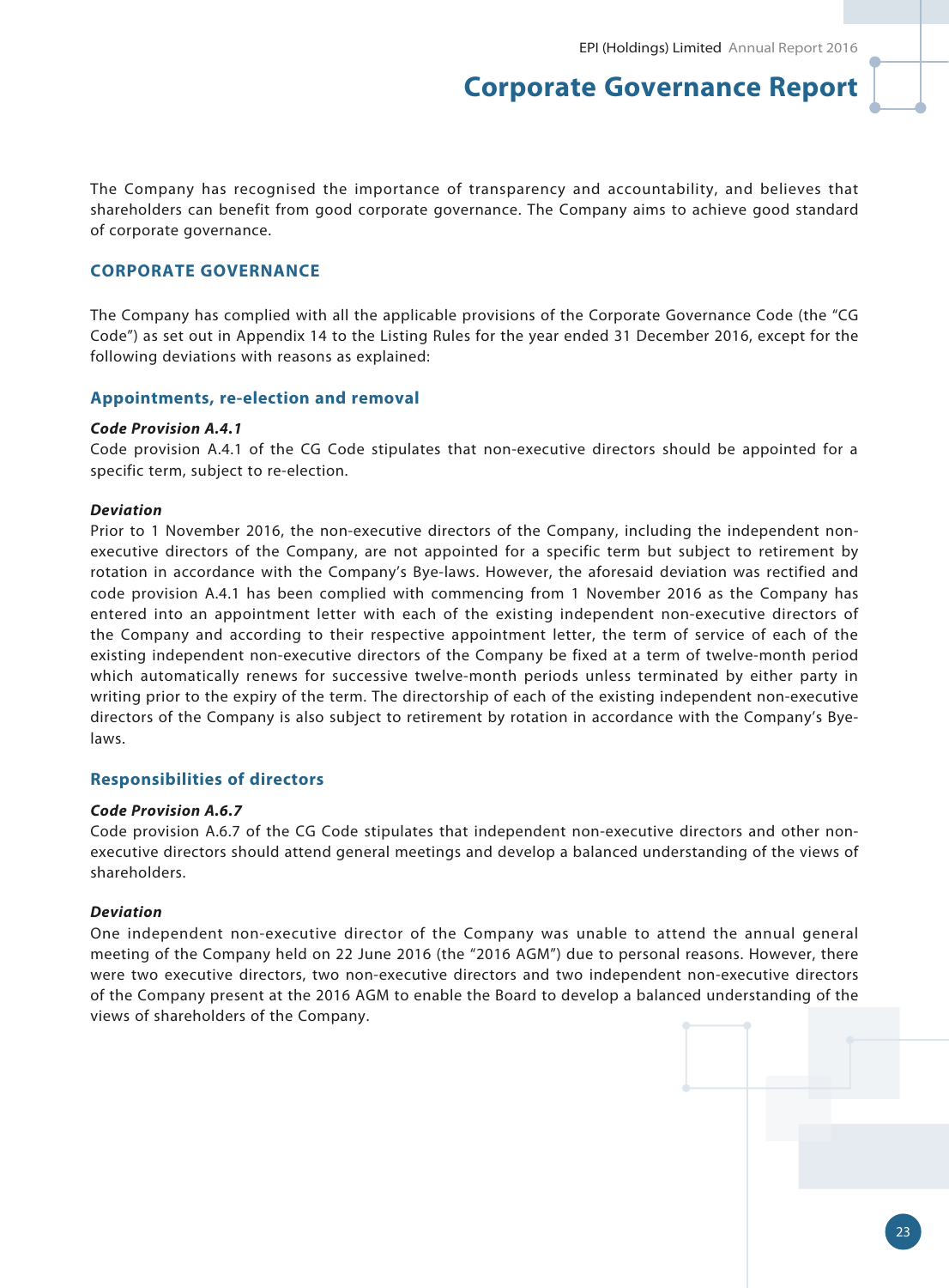# Corporate Governance Report

The Company has recognised the importance of transparency and accountability, and believes that shareholders can benefit from good corporate governance. The Company aims to achieve good standard of corporate governance.

## CORPORATE GOVERNANCE

The Company has complied with all the applicable provisions of the Corporate Governance Code (the "CG Code") as set out in Appendix 14 to the Listing Rules for the year ended 31 December 2016, except for the following deviations with reasons as explained:

### Appointments, re-election and removal

***Code Provision A.4.1***

Code provision A.4.1 of the CG Code stipulates that non-executive directors should be appointed for a specific term, subject to re-election.

***Deviation***

Prior to 1 November 2016, the non-executive directors of the Company, including the independent non-executive directors of the Company, are not appointed for a specific term but subject to retirement by rotation in accordance with the Company's Bye-laws. However, the aforesaid deviation was rectified and code provision A.4.1 has been complied with commencing from 1 November 2016 as the Company has entered into an appointment letter with each of the existing independent non-executive directors of the Company and according to their respective appointment letter, the term of service of each of the existing independent non-executive directors of the Company be fixed at a term of twelve-month period which automatically renews for successive twelve-month periods unless terminated by either party in writing prior to the expiry of the term. The directorship of each of the existing independent non-executive directors of the Company is also subject to retirement by rotation in accordance with the Company's Bye-laws.

### Responsibilities of directors

***Code Provision A.6.7***

Code provision A.6.7 of the CG Code stipulates that independent non-executive directors and other non-executive directors should attend general meetings and develop a balanced understanding of the views of shareholders.

***Deviation***

One independent non-executive director of the Company was unable to attend the annual general meeting of the Company held on 22 June 2016 (the "2016 AGM") due to personal reasons. However, there were two executive directors, two non-executive directors and two independent non-executive directors of the Company present at the 2016 AGM to enable the Board to develop a balanced understanding of the views of shareholders of the Company.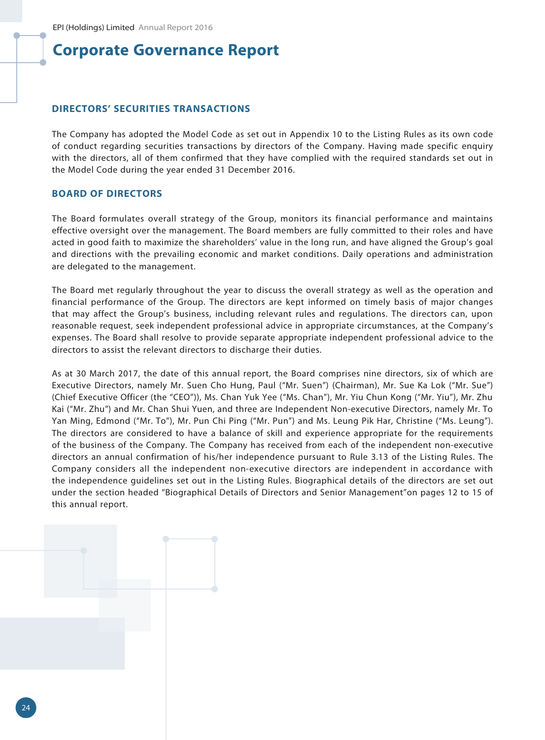# Corporate Governance Report

## DIRECTORS' SECURITIES TRANSACTIONS

The Company has adopted the Model Code as set out in Appendix 10 to the Listing Rules as its own code of conduct regarding securities transactions by directors of the Company. Having made specific enquiry with the directors, all of them confirmed that they have complied with the required standards set out in the Model Code during the year ended 31 December 2016.

## BOARD OF DIRECTORS

The Board formulates overall strategy of the Group, monitors its financial performance and maintains effective oversight over the management. The Board members are fully committed to their roles and have acted in good faith to maximize the shareholders' value in the long run, and have aligned the Group's goal and directions with the prevailing economic and market conditions. Daily operations and administration are delegated to the management.

The Board met regularly throughout the year to discuss the overall strategy as well as the operation and financial performance of the Group. The directors are kept informed on timely basis of major changes that may affect the Group's business, including relevant rules and regulations. The directors can, upon reasonable request, seek independent professional advice in appropriate circumstances, at the Company's expenses. The Board shall resolve to provide separate appropriate independent professional advice to the directors to assist the relevant directors to discharge their duties.

As at 30 March 2017, the date of this annual report, the Board comprises nine directors, six of which are Executive Directors, namely Mr. Suen Cho Hung, Paul ("Mr. Suen") (Chairman), Mr. Sue Ka Lok ("Mr. Sue") (Chief Executive Officer (the "CEO")), Ms. Chan Yuk Yee ("Ms. Chan"), Mr. Yiu Chun Kong ("Mr. Yiu"), Mr. Zhu Kai ("Mr. Zhu") and Mr. Chan Shui Yuen, and three are Independent Non-executive Directors, namely Mr. To Yan Ming, Edmond ("Mr. To"), Mr. Pun Chi Ping ("Mr. Pun") and Ms. Leung Pik Har, Christine ("Ms. Leung"). The directors are considered to have a balance of skill and experience appropriate for the requirements of the business of the Company. The Company has received from each of the independent non-executive directors an annual confirmation of his/her independence pursuant to Rule 3.13 of the Listing Rules. The Company considers all the independent non-executive directors are independent in accordance with the independence guidelines set out in the Listing Rules. Biographical details of the directors are set out under the section headed "Biographical Details of Directors and Senior Management"on pages 12 to 15 of this annual report.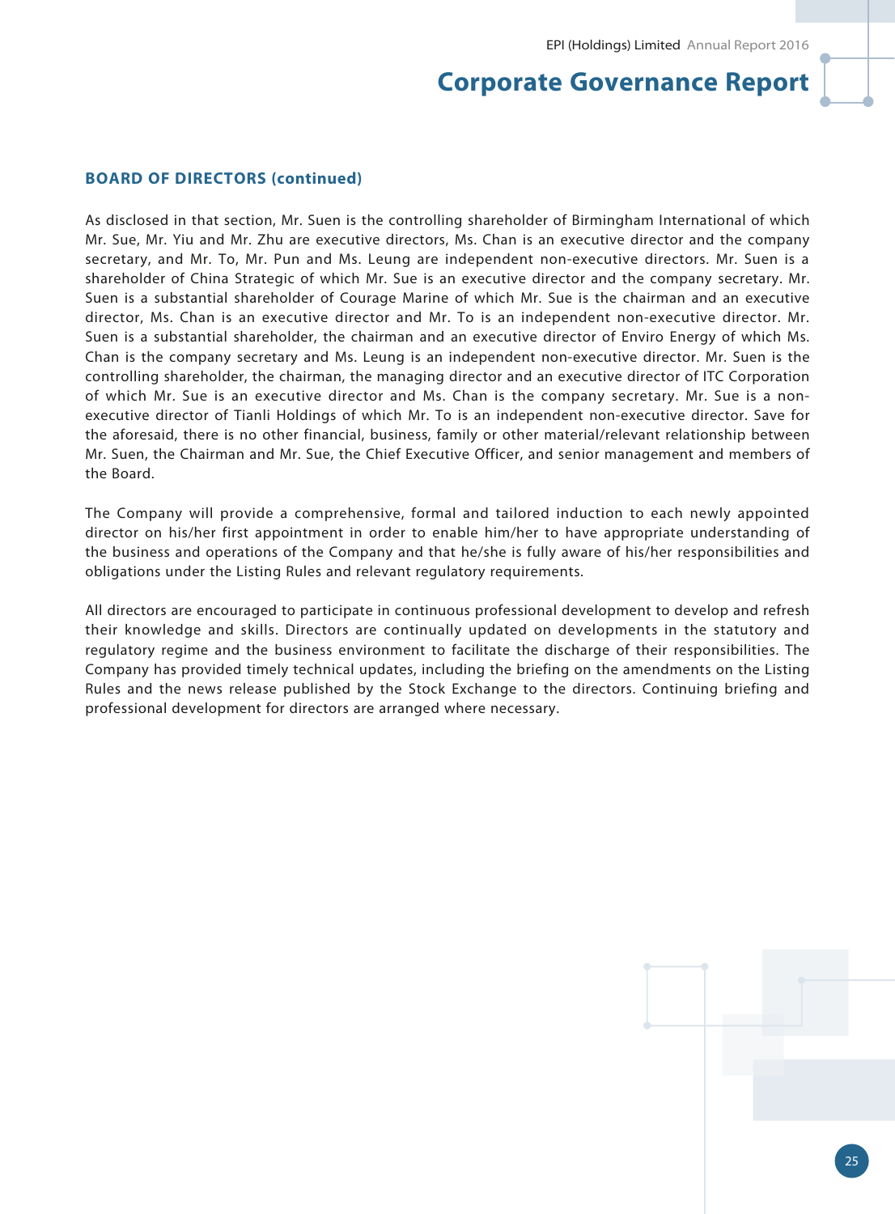### BOARD OF DIRECTORS (continued)

As disclosed in that section, Mr. Suen is the controlling shareholder of Birmingham International of which Mr. Sue, Mr. Yiu and Mr. Zhu are executive directors, Ms. Chan is an executive director and the company secretary, and Mr. To, Mr. Pun and Ms. Leung are independent non-executive directors. Mr. Suen is a shareholder of China Strategic of which Mr. Sue is an executive director and the company secretary. Mr. Suen is a substantial shareholder of Courage Marine of which Mr. Sue is the chairman and an executive director, Ms. Chan is an executive director and Mr. To is an independent non-executive director. Mr. Suen is a substantial shareholder, the chairman and an executive director of Enviro Energy of which Ms. Chan is the company secretary and Ms. Leung is an independent non-executive director. Mr. Suen is the controlling shareholder, the chairman, the managing director and an executive director of ITC Corporation of which Mr. Sue is an executive director and Ms. Chan is the company secretary. Mr. Sue is a non-executive director of Tianli Holdings of which Mr. To is an independent non-executive director. Save for the aforesaid, there is no other financial, business, family or other material/relevant relationship between Mr. Suen, the Chairman and Mr. Sue, the Chief Executive Officer, and senior management and members of the Board.

The Company will provide a comprehensive, formal and tailored induction to each newly appointed director on his/her first appointment in order to enable him/her to have appropriate understanding of the business and operations of the Company and that he/she is fully aware of his/her responsibilities and obligations under the Listing Rules and relevant regulatory requirements.

All directors are encouraged to participate in continuous professional development to develop and refresh their knowledge and skills. Directors are continually updated on developments in the statutory and regulatory regime and the business environment to facilitate the discharge of their responsibilities. The Company has provided timely technical updates, including the briefing on the amendments on the Listing Rules and the news release published by the Stock Exchange to the directors. Continuing briefing and professional development for directors are arranged where necessary.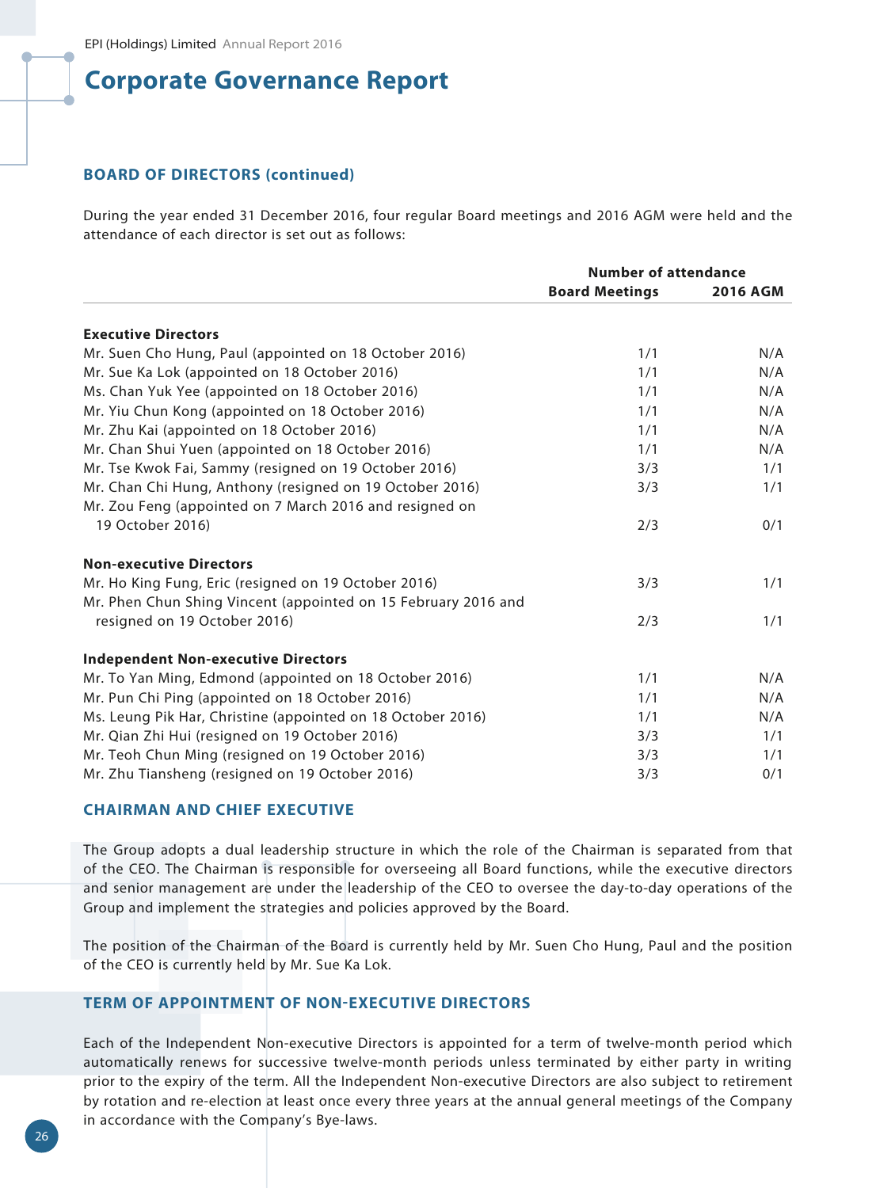# Corporate Governance Report

## BOARD OF DIRECTORS (continued)

During the year ended 31 December 2016, four regular Board meetings and 2016 AGM were held and the attendance of each director is set out as follows:

| | Number of attendance | |
|---|---|---|
| | Board Meetings | 2016 AGM |
| **Executive Directors** | | |
| Mr. Suen Cho Hung, Paul (appointed on 18 October 2016) | 1/1 | N/A |
| Mr. Sue Ka Lok (appointed on 18 October 2016) | 1/1 | N/A |
| Ms. Chan Yuk Yee (appointed on 18 October 2016) | 1/1 | N/A |
| Mr. Yiu Chun Kong (appointed on 18 October 2016) | 1/1 | N/A |
| Mr. Zhu Kai (appointed on 18 October 2016) | 1/1 | N/A |
| Mr. Chan Shui Yuen (appointed on 18 October 2016) | 1/1 | N/A |
| Mr. Tse Kwok Fai, Sammy (resigned on 19 October 2016) | 3/3 | 1/1 |
| Mr. Chan Chi Hung, Anthony (resigned on 19 October 2016) | 3/3 | 1/1 |
| Mr. Zou Feng (appointed on 7 March 2016 and resigned on 19 October 2016) | 2/3 | 0/1 |
| **Non-executive Directors** | | |
| Mr. Ho King Fung, Eric (resigned on 19 October 2016) | 3/3 | 1/1 |
| Mr. Phen Chun Shing Vincent (appointed on 15 February 2016 and resigned on 19 October 2016) | 2/3 | 1/1 |
| **Independent Non-executive Directors** | | |
| Mr. To Yan Ming, Edmond (appointed on 18 October 2016) | 1/1 | N/A |
| Mr. Pun Chi Ping (appointed on 18 October 2016) | 1/1 | N/A |
| Ms. Leung Pik Har, Christine (appointed on 18 October 2016) | 1/1 | N/A |
| Mr. Qian Zhi Hui (resigned on 19 October 2016) | 3/3 | 1/1 |
| Mr. Teoh Chun Ming (resigned on 19 October 2016) | 3/3 | 1/1 |
| Mr. Zhu Tiansheng (resigned on 19 October 2016) | 3/3 | 0/1 |

## CHAIRMAN AND CHIEF EXECUTIVE

The Group adopts a dual leadership structure in which the role of the Chairman is separated from that of the CEO. The Chairman is responsible for overseeing all Board functions, while the executive directors and senior management are under the leadership of the CEO to oversee the day-to-day operations of the Group and implement the strategies and policies approved by the Board.

The position of the Chairman of the Board is currently held by Mr. Suen Cho Hung, Paul and the position of the CEO is currently held by Mr. Sue Ka Lok.

## TERM OF APPOINTMENT OF NON-EXECUTIVE DIRECTORS

Each of the Independent Non-executive Directors is appointed for a term of twelve-month period which automatically renews for successive twelve-month periods unless terminated by either party in writing prior to the expiry of the term. All the Independent Non-executive Directors are also subject to retirement by rotation and re-election at least once every three years at the annual general meetings of the Company in accordance with the Company's Bye-laws.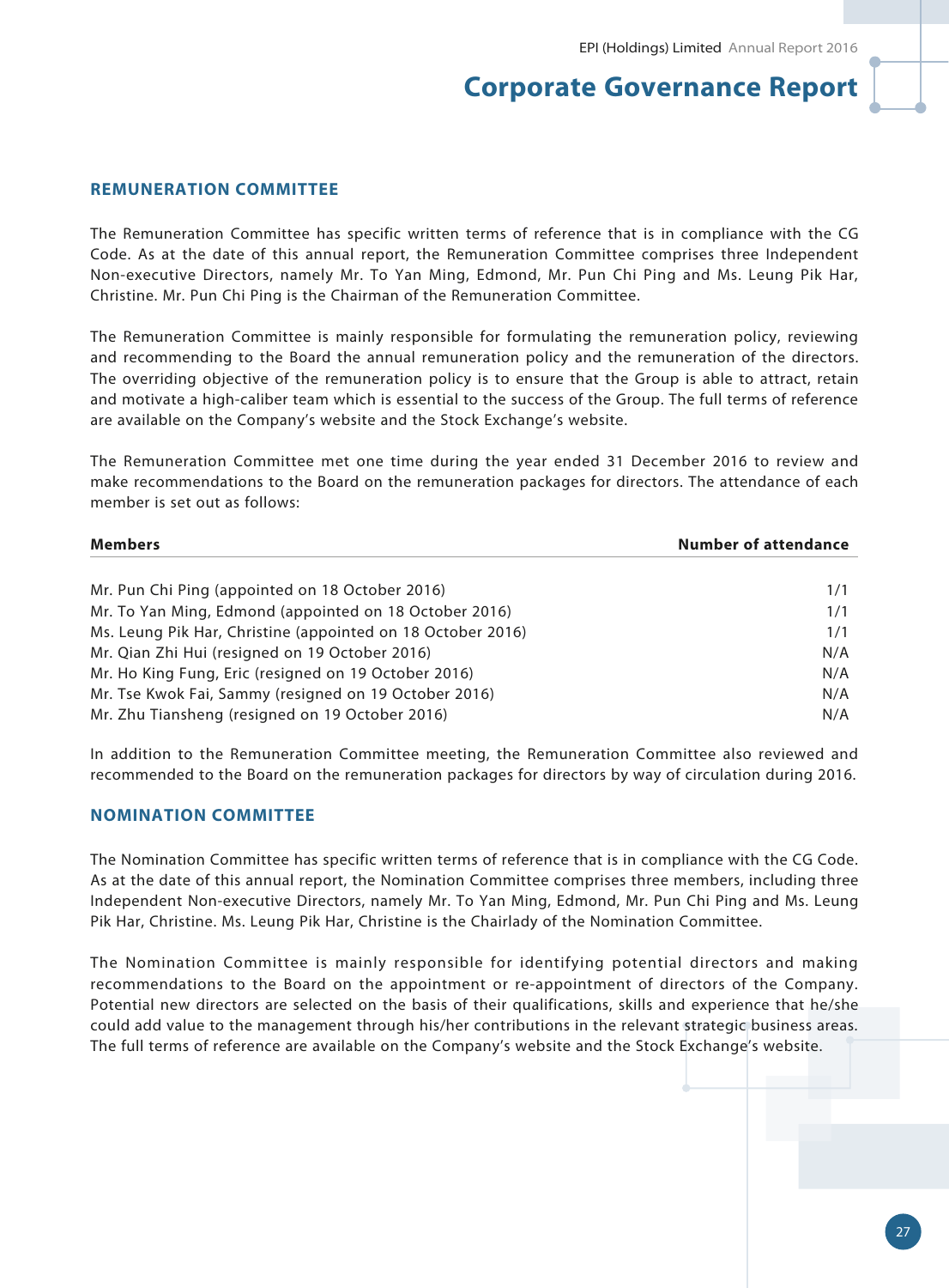## REMUNERATION COMMITTEE

The Remuneration Committee has specific written terms of reference that is in compliance with the CG Code. As at the date of this annual report, the Remuneration Committee comprises three Independent Non-executive Directors, namely Mr. To Yan Ming, Edmond, Mr. Pun Chi Ping and Ms. Leung Pik Har, Christine. Mr. Pun Chi Ping is the Chairman of the Remuneration Committee.

The Remuneration Committee is mainly responsible for formulating the remuneration policy, reviewing and recommending to the Board the annual remuneration policy and the remuneration of the directors. The overriding objective of the remuneration policy is to ensure that the Group is able to attract, retain and motivate a high-caliber team which is essential to the success of the Group. The full terms of reference are available on the Company's website and the Stock Exchange's website.

The Remuneration Committee met one time during the year ended 31 December 2016 to review and make recommendations to the Board on the remuneration packages for directors. The attendance of each member is set out as follows:

| Members | Number of attendance |
|---|---|
| Mr. Pun Chi Ping (appointed on 18 October 2016) | 1/1 |
| Mr. To Yan Ming, Edmond (appointed on 18 October 2016) | 1/1 |
| Ms. Leung Pik Har, Christine (appointed on 18 October 2016) | 1/1 |
| Mr. Qian Zhi Hui (resigned on 19 October 2016) | N/A |
| Mr. Ho King Fung, Eric (resigned on 19 October 2016) | N/A |
| Mr. Tse Kwok Fai, Sammy (resigned on 19 October 2016) | N/A |
| Mr. Zhu Tiansheng (resigned on 19 October 2016) | N/A |

In addition to the Remuneration Committee meeting, the Remuneration Committee also reviewed and recommended to the Board on the remuneration packages for directors by way of circulation during 2016.

## NOMINATION COMMITTEE

The Nomination Committee has specific written terms of reference that is in compliance with the CG Code. As at the date of this annual report, the Nomination Committee comprises three members, including three Independent Non-executive Directors, namely Mr. To Yan Ming, Edmond, Mr. Pun Chi Ping and Ms. Leung Pik Har, Christine. Ms. Leung Pik Har, Christine is the Chairlady of the Nomination Committee.

The Nomination Committee is mainly responsible for identifying potential directors and making recommendations to the Board on the appointment or re-appointment of directors of the Company. Potential new directors are selected on the basis of their qualifications, skills and experience that he/she could add value to the management through his/her contributions in the relevant strategic business areas. The full terms of reference are available on the Company's website and the Stock Exchange's website.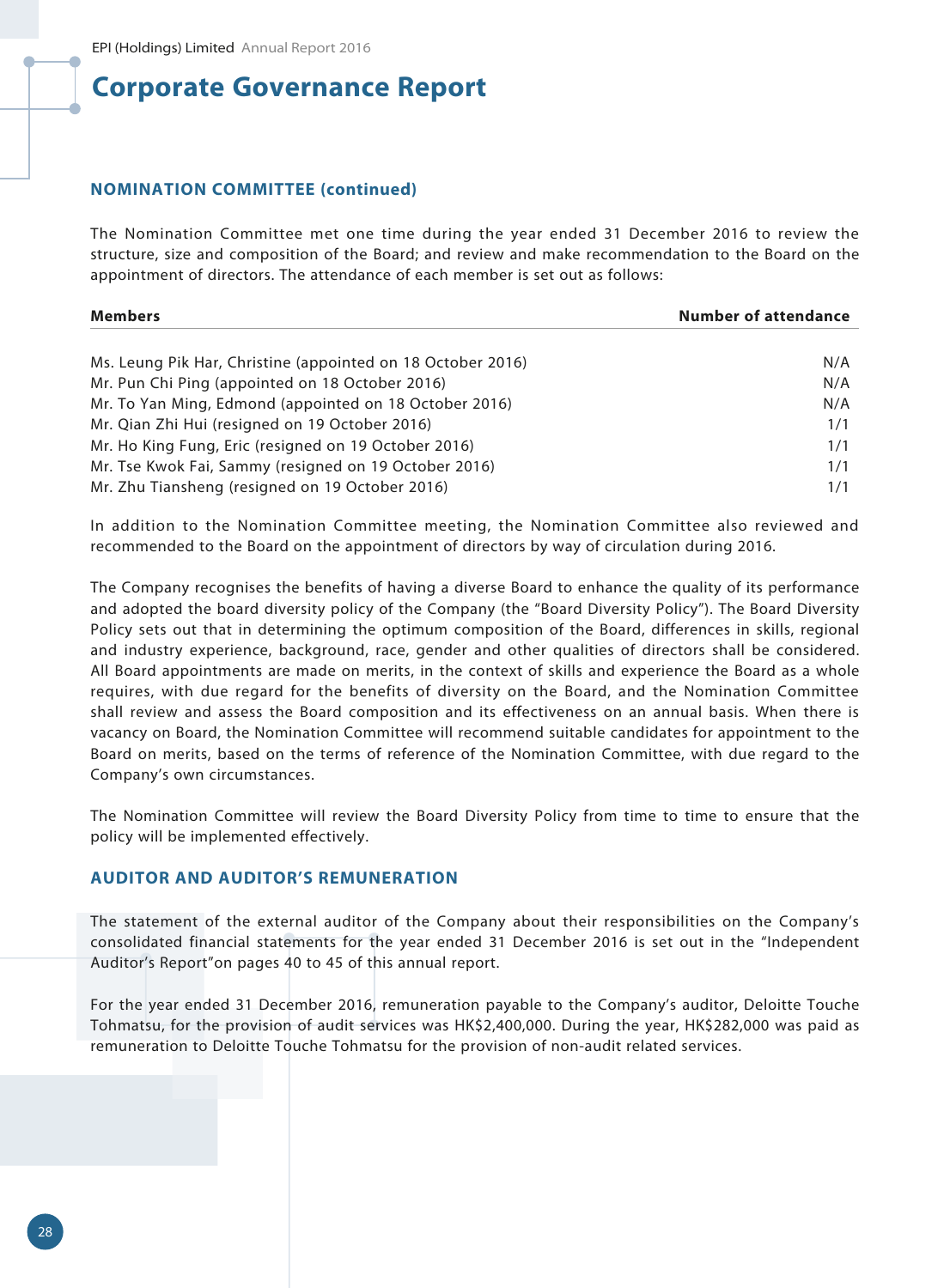## NOMINATION COMMITTEE (continued)

The Nomination Committee met one time during the year ended 31 December 2016 to review the structure, size and composition of the Board; and review and make recommendation to the Board on the appointment of directors. The attendance of each member is set out as follows:

| Members | Number of attendance |
|---|---|
| Ms. Leung Pik Har, Christine (appointed on 18 October 2016) | N/A |
| Mr. Pun Chi Ping (appointed on 18 October 2016) | N/A |
| Mr. To Yan Ming, Edmond (appointed on 18 October 2016) | N/A |
| Mr. Qian Zhi Hui (resigned on 19 October 2016) | 1/1 |
| Mr. Ho King Fung, Eric (resigned on 19 October 2016) | 1/1 |
| Mr. Tse Kwok Fai, Sammy (resigned on 19 October 2016) | 1/1 |
| Mr. Zhu Tiansheng (resigned on 19 October 2016) | 1/1 |

In addition to the Nomination Committee meeting, the Nomination Committee also reviewed and recommended to the Board on the appointment of directors by way of circulation during 2016.

The Company recognises the benefits of having a diverse Board to enhance the quality of its performance and adopted the board diversity policy of the Company (the "Board Diversity Policy"). The Board Diversity Policy sets out that in determining the optimum composition of the Board, differences in skills, regional and industry experience, background, race, gender and other qualities of directors shall be considered. All Board appointments are made on merits, in the context of skills and experience the Board as a whole requires, with due regard for the benefits of diversity on the Board, and the Nomination Committee shall review and assess the Board composition and its effectiveness on an annual basis. When there is vacancy on Board, the Nomination Committee will recommend suitable candidates for appointment to the Board on merits, based on the terms of reference of the Nomination Committee, with due regard to the Company's own circumstances.

The Nomination Committee will review the Board Diversity Policy from time to time to ensure that the policy will be implemented effectively.

## AUDITOR AND AUDITOR'S REMUNERATION

The statement of the external auditor of the Company about their responsibilities on the Company's consolidated financial statements for the year ended 31 December 2016 is set out in the "Independent Auditor's Report"on pages 40 to 45 of this annual report.

For the year ended 31 December 2016, remuneration payable to the Company's auditor, Deloitte Touche Tohmatsu, for the provision of audit services was HK$2,400,000. During the year, HK$282,000 was paid as remuneration to Deloitte Touche Tohmatsu for the provision of non-audit related services.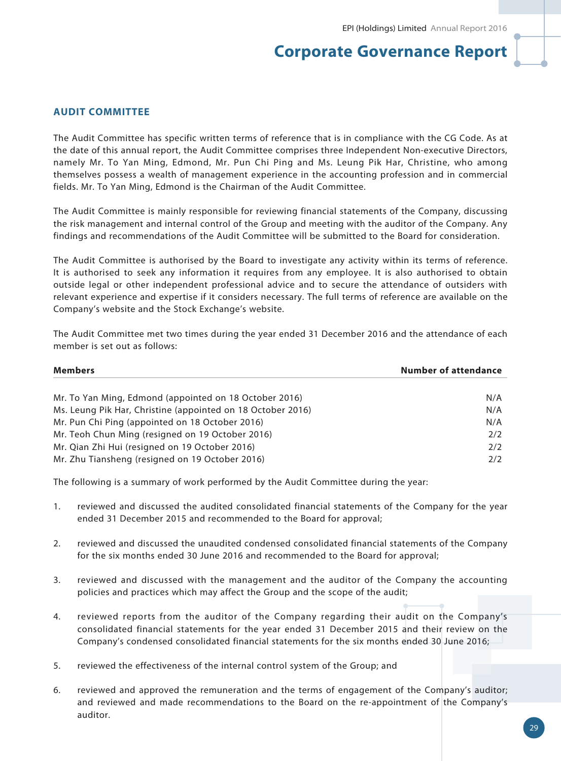## AUDIT COMMITTEE

The Audit Committee has specific written terms of reference that is in compliance with the CG Code. As at the date of this annual report, the Audit Committee comprises three Independent Non-executive Directors, namely Mr. To Yan Ming, Edmond, Mr. Pun Chi Ping and Ms. Leung Pik Har, Christine, who among themselves possess a wealth of management experience in the accounting profession and in commercial fields. Mr. To Yan Ming, Edmond is the Chairman of the Audit Committee.

The Audit Committee is mainly responsible for reviewing financial statements of the Company, discussing the risk management and internal control of the Group and meeting with the auditor of the Company. Any findings and recommendations of the Audit Committee will be submitted to the Board for consideration.

The Audit Committee is authorised by the Board to investigate any activity within its terms of reference. It is authorised to seek any information it requires from any employee. It is also authorised to obtain outside legal or other independent professional advice and to secure the attendance of outsiders with relevant experience and expertise if it considers necessary. The full terms of reference are available on the Company's website and the Stock Exchange's website.

The Audit Committee met two times during the year ended 31 December 2016 and the attendance of each member is set out as follows:

| Members | Number of attendance |
|---|---|
| Mr. To Yan Ming, Edmond (appointed on 18 October 2016) | N/A |
| Ms. Leung Pik Har, Christine (appointed on 18 October 2016) | N/A |
| Mr. Pun Chi Ping (appointed on 18 October 2016) | N/A |
| Mr. Teoh Chun Ming (resigned on 19 October 2016) | 2/2 |
| Mr. Qian Zhi Hui (resigned on 19 October 2016) | 2/2 |
| Mr. Zhu Tiansheng (resigned on 19 October 2016) | 2/2 |

The following is a summary of work performed by the Audit Committee during the year:

1. reviewed and discussed the audited consolidated financial statements of the Company for the year ended 31 December 2015 and recommended to the Board for approval;

2. reviewed and discussed the unaudited condensed consolidated financial statements of the Company for the six months ended 30 June 2016 and recommended to the Board for approval;

3. reviewed and discussed with the management and the auditor of the Company the accounting policies and practices which may affect the Group and the scope of the audit;

4. reviewed reports from the auditor of the Company regarding their audit on the Company's consolidated financial statements for the year ended 31 December 2015 and their review on the Company's condensed consolidated financial statements for the six months ended 30 June 2016;

5. reviewed the effectiveness of the internal control system of the Group; and

6. reviewed and approved the remuneration and the terms of engagement of the Company's auditor; and reviewed and made recommendations to the Board on the re-appointment of the Company's auditor.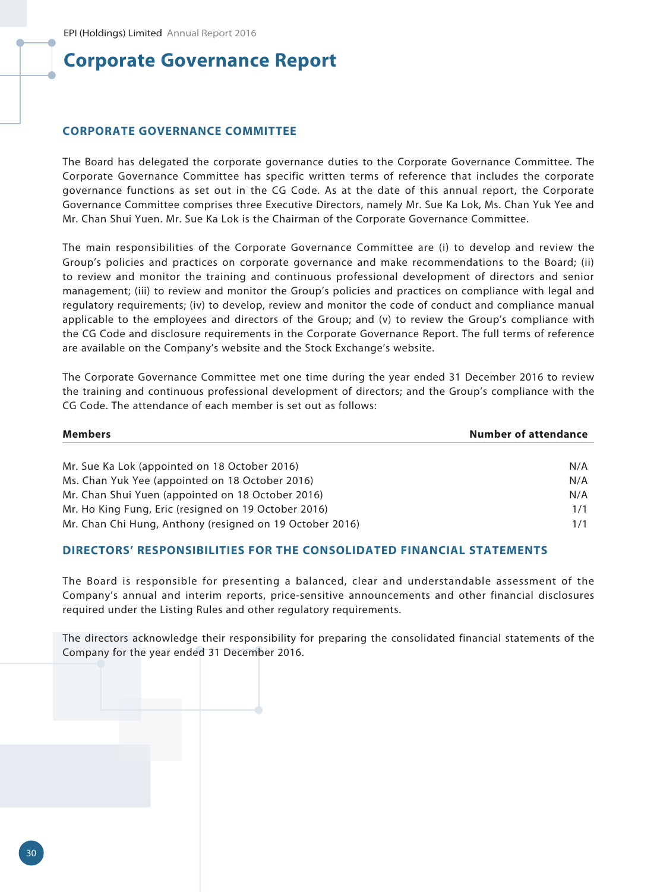## CORPORATE GOVERNANCE COMMITTEE

The Board has delegated the corporate governance duties to the Corporate Governance Committee. The Corporate Governance Committee has specific written terms of reference that includes the corporate governance functions as set out in the CG Code. As at the date of this annual report, the Corporate Governance Committee comprises three Executive Directors, namely Mr. Sue Ka Lok, Ms. Chan Yuk Yee and Mr. Chan Shui Yuen. Mr. Sue Ka Lok is the Chairman of the Corporate Governance Committee.

The main responsibilities of the Corporate Governance Committee are (i) to develop and review the Group's policies and practices on corporate governance and make recommendations to the Board; (ii) to review and monitor the training and continuous professional development of directors and senior management; (iii) to review and monitor the Group's policies and practices on compliance with legal and regulatory requirements; (iv) to develop, review and monitor the code of conduct and compliance manual applicable to the employees and directors of the Group; and (v) to review the Group's compliance with the CG Code and disclosure requirements in the Corporate Governance Report. The full terms of reference are available on the Company's website and the Stock Exchange's website.

The Corporate Governance Committee met one time during the year ended 31 December 2016 to review the training and continuous professional development of directors; and the Group's compliance with the CG Code. The attendance of each member is set out as follows:

| Members | Number of attendance |
|---|---|
| Mr. Sue Ka Lok (appointed on 18 October 2016) | N/A |
| Ms. Chan Yuk Yee (appointed on 18 October 2016) | N/A |
| Mr. Chan Shui Yuen (appointed on 18 October 2016) | N/A |
| Mr. Ho King Fung, Eric (resigned on 19 October 2016) | 1/1 |
| Mr. Chan Chi Hung, Anthony (resigned on 19 October 2016) | 1/1 |

## DIRECTORS' RESPONSIBILITIES FOR THE CONSOLIDATED FINANCIAL STATEMENTS

The Board is responsible for presenting a balanced, clear and understandable assessment of the Company's annual and interim reports, price-sensitive announcements and other financial disclosures required under the Listing Rules and other regulatory requirements.

The directors acknowledge their responsibility for preparing the consolidated financial statements of the Company for the year ended 31 December 2016.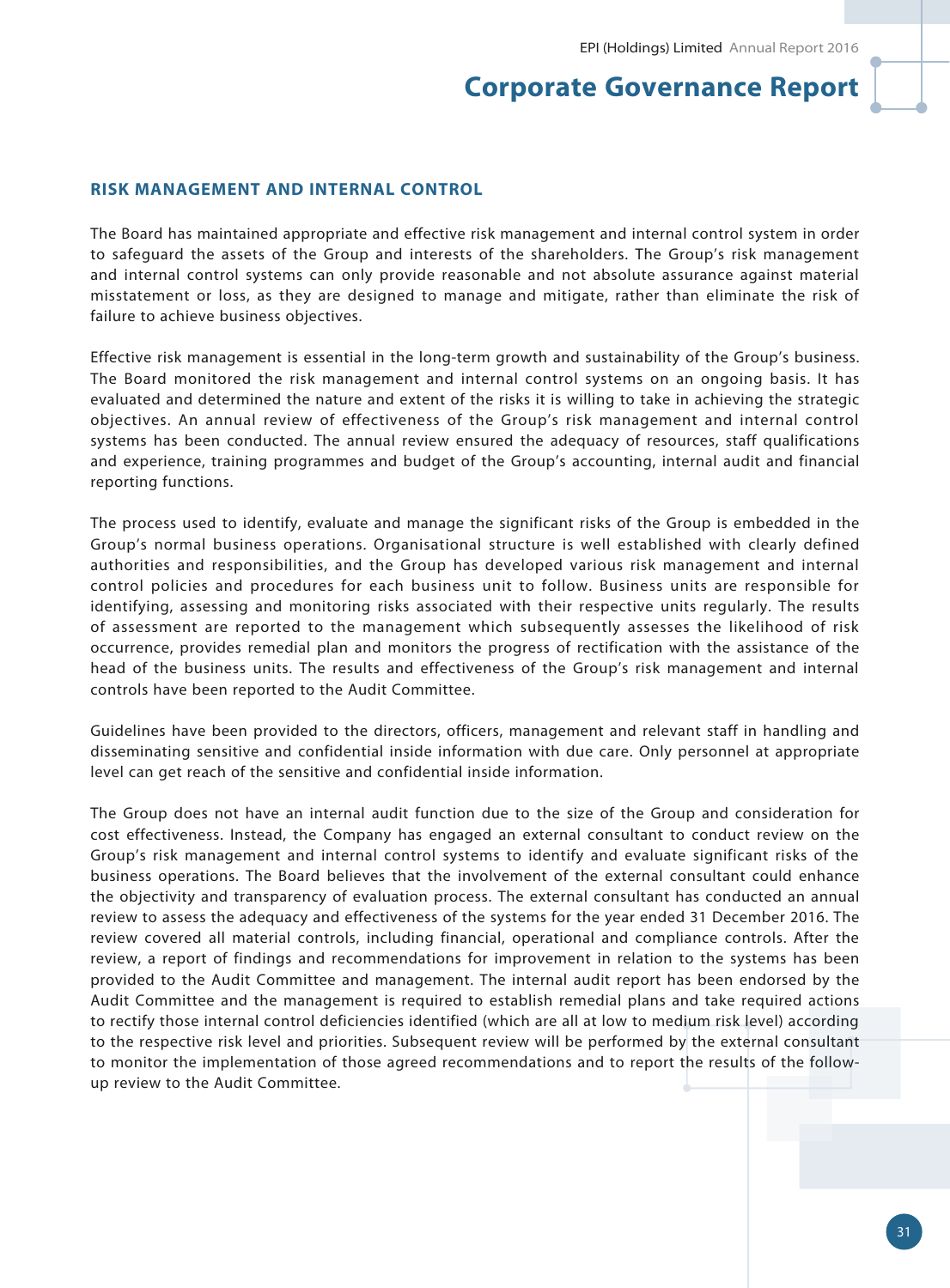## RISK MANAGEMENT AND INTERNAL CONTROL

The Board has maintained appropriate and effective risk management and internal control system in order to safeguard the assets of the Group and interests of the shareholders. The Group's risk management and internal control systems can only provide reasonable and not absolute assurance against material misstatement or loss, as they are designed to manage and mitigate, rather than eliminate the risk of failure to achieve business objectives.

Effective risk management is essential in the long-term growth and sustainability of the Group's business. The Board monitored the risk management and internal control systems on an ongoing basis. It has evaluated and determined the nature and extent of the risks it is willing to take in achieving the strategic objectives. An annual review of effectiveness of the Group's risk management and internal control systems has been conducted. The annual review ensured the adequacy of resources, staff qualifications and experience, training programmes and budget of the Group's accounting, internal audit and financial reporting functions.

The process used to identify, evaluate and manage the significant risks of the Group is embedded in the Group's normal business operations. Organisational structure is well established with clearly defined authorities and responsibilities, and the Group has developed various risk management and internal control policies and procedures for each business unit to follow. Business units are responsible for identifying, assessing and monitoring risks associated with their respective units regularly. The results of assessment are reported to the management which subsequently assesses the likelihood of risk occurrence, provides remedial plan and monitors the progress of rectification with the assistance of the head of the business units. The results and effectiveness of the Group's risk management and internal controls have been reported to the Audit Committee.

Guidelines have been provided to the directors, officers, management and relevant staff in handling and disseminating sensitive and confidential inside information with due care. Only personnel at appropriate level can get reach of the sensitive and confidential inside information.

The Group does not have an internal audit function due to the size of the Group and consideration for cost effectiveness. Instead, the Company has engaged an external consultant to conduct review on the Group's risk management and internal control systems to identify and evaluate significant risks of the business operations. The Board believes that the involvement of the external consultant could enhance the objectivity and transparency of evaluation process. The external consultant has conducted an annual review to assess the adequacy and effectiveness of the systems for the year ended 31 December 2016. The review covered all material controls, including financial, operational and compliance controls. After the review, a report of findings and recommendations for improvement in relation to the systems has been provided to the Audit Committee and management. The internal audit report has been endorsed by the Audit Committee and the management is required to establish remedial plans and take required actions to rectify those internal control deficiencies identified (which are all at low to medium risk level) according to the respective risk level and priorities. Subsequent review will be performed by the external consultant to monitor the implementation of those agreed recommendations and to report the results of the follow-up review to the Audit Committee.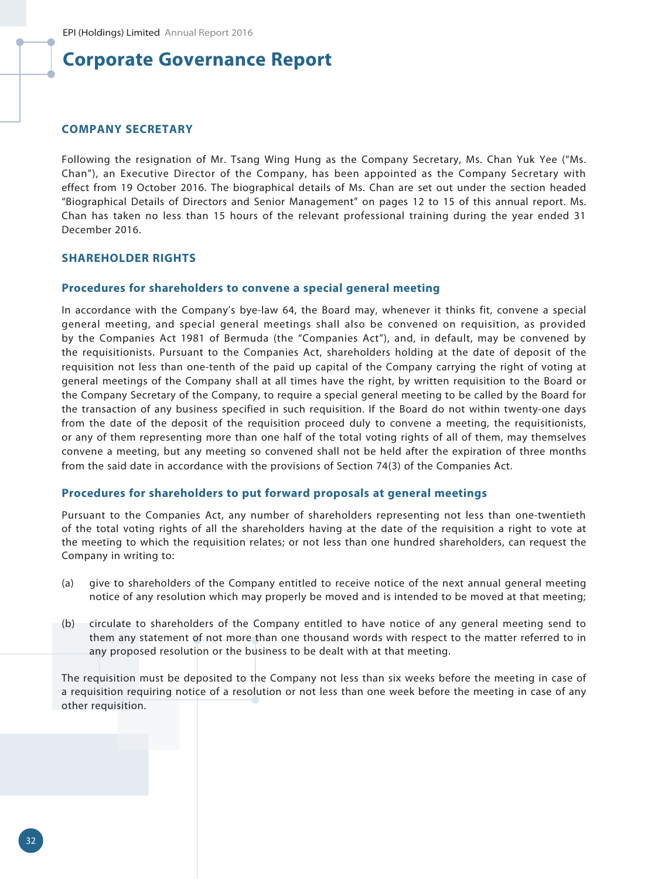# Corporate Governance Report

## COMPANY SECRETARY

Following the resignation of Mr. Tsang Wing Hung as the Company Secretary, Ms. Chan Yuk Yee ("Ms. Chan"), an Executive Director of the Company, has been appointed as the Company Secretary with effect from 19 October 2016. The biographical details of Ms. Chan are set out under the section headed "Biographical Details of Directors and Senior Management" on pages 12 to 15 of this annual report. Ms. Chan has taken no less than 15 hours of the relevant professional training during the year ended 31 December 2016.

## SHAREHOLDER RIGHTS

### Procedures for shareholders to convene a special general meeting

In accordance with the Company's bye-law 64, the Board may, whenever it thinks fit, convene a special general meeting, and special general meetings shall also be convened on requisition, as provided by the Companies Act 1981 of Bermuda (the "Companies Act"), and, in default, may be convened by the requisitionists. Pursuant to the Companies Act, shareholders holding at the date of deposit of the requisition not less than one-tenth of the paid up capital of the Company carrying the right of voting at general meetings of the Company shall at all times have the right, by written requisition to the Board or the Company Secretary of the Company, to require a special general meeting to be called by the Board for the transaction of any business specified in such requisition. If the Board do not within twenty-one days from the date of the deposit of the requisition proceed duly to convene a meeting, the requisitionists, or any of them representing more than one half of the total voting rights of all of them, may themselves convene a meeting, but any meeting so convened shall not be held after the expiration of three months from the said date in accordance with the provisions of Section 74(3) of the Companies Act.

### Procedures for shareholders to put forward proposals at general meetings

Pursuant to the Companies Act, any number of shareholders representing not less than one-twentieth of the total voting rights of all the shareholders having at the date of the requisition a right to vote at the meeting to which the requisition relates; or not less than one hundred shareholders, can request the Company in writing to:

(a) give to shareholders of the Company entitled to receive notice of the next annual general meeting notice of any resolution which may properly be moved and is intended to be moved at that meeting;

(b) circulate to shareholders of the Company entitled to have notice of any general meeting send to them any statement of not more than one thousand words with respect to the matter referred to in any proposed resolution or the business to be dealt with at that meeting.

The requisition must be deposited to the Company not less than six weeks before the meeting in case of a requisition requiring notice of a resolution or not less than one week before the meeting in case of any other requisition.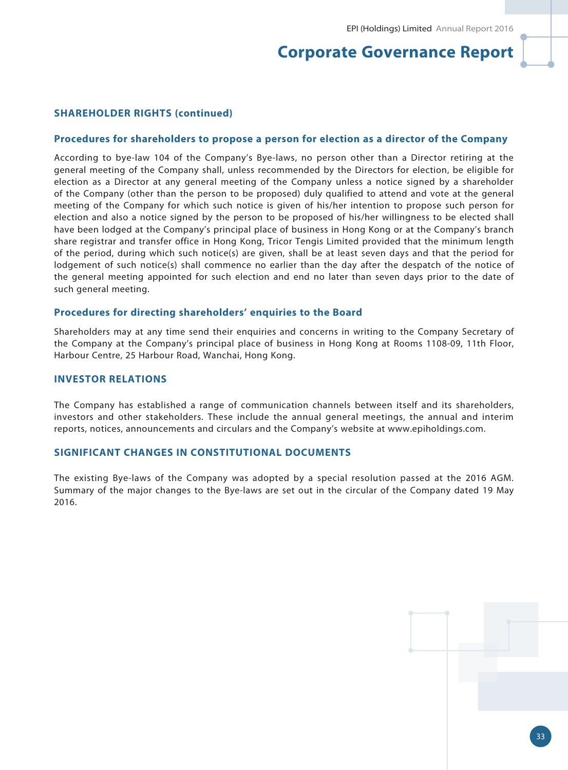## SHAREHOLDER RIGHTS (continued)

### Procedures for shareholders to propose a person for election as a director of the Company

According to bye-law 104 of the Company's Bye-laws, no person other than a Director retiring at the general meeting of the Company shall, unless recommended by the Directors for election, be eligible for election as a Director at any general meeting of the Company unless a notice signed by a shareholder of the Company (other than the person to be proposed) duly qualified to attend and vote at the general meeting of the Company for which such notice is given of his/her intention to propose such person for election and also a notice signed by the person to be proposed of his/her willingness to be elected shall have been lodged at the Company's principal place of business in Hong Kong or at the Company's branch share registrar and transfer office in Hong Kong, Tricor Tengis Limited provided that the minimum length of the period, during which such notice(s) are given, shall be at least seven days and that the period for lodgement of such notice(s) shall commence no earlier than the day after the despatch of the notice of the general meeting appointed for such election and end no later than seven days prior to the date of such general meeting.

### Procedures for directing shareholders' enquiries to the Board

Shareholders may at any time send their enquiries and concerns in writing to the Company Secretary of the Company at the Company's principal place of business in Hong Kong at Rooms 1108-09, 11th Floor, Harbour Centre, 25 Harbour Road, Wanchai, Hong Kong.

## INVESTOR RELATIONS

The Company has established a range of communication channels between itself and its shareholders, investors and other stakeholders. These include the annual general meetings, the annual and interim reports, notices, announcements and circulars and the Company's website at www.epiholdings.com.

## SIGNIFICANT CHANGES IN CONSTITUTIONAL DOCUMENTS

The existing Bye-laws of the Company was adopted by a special resolution passed at the 2016 AGM. Summary of the major changes to the Bye-laws are set out in the circular of the Company dated 19 May 2016.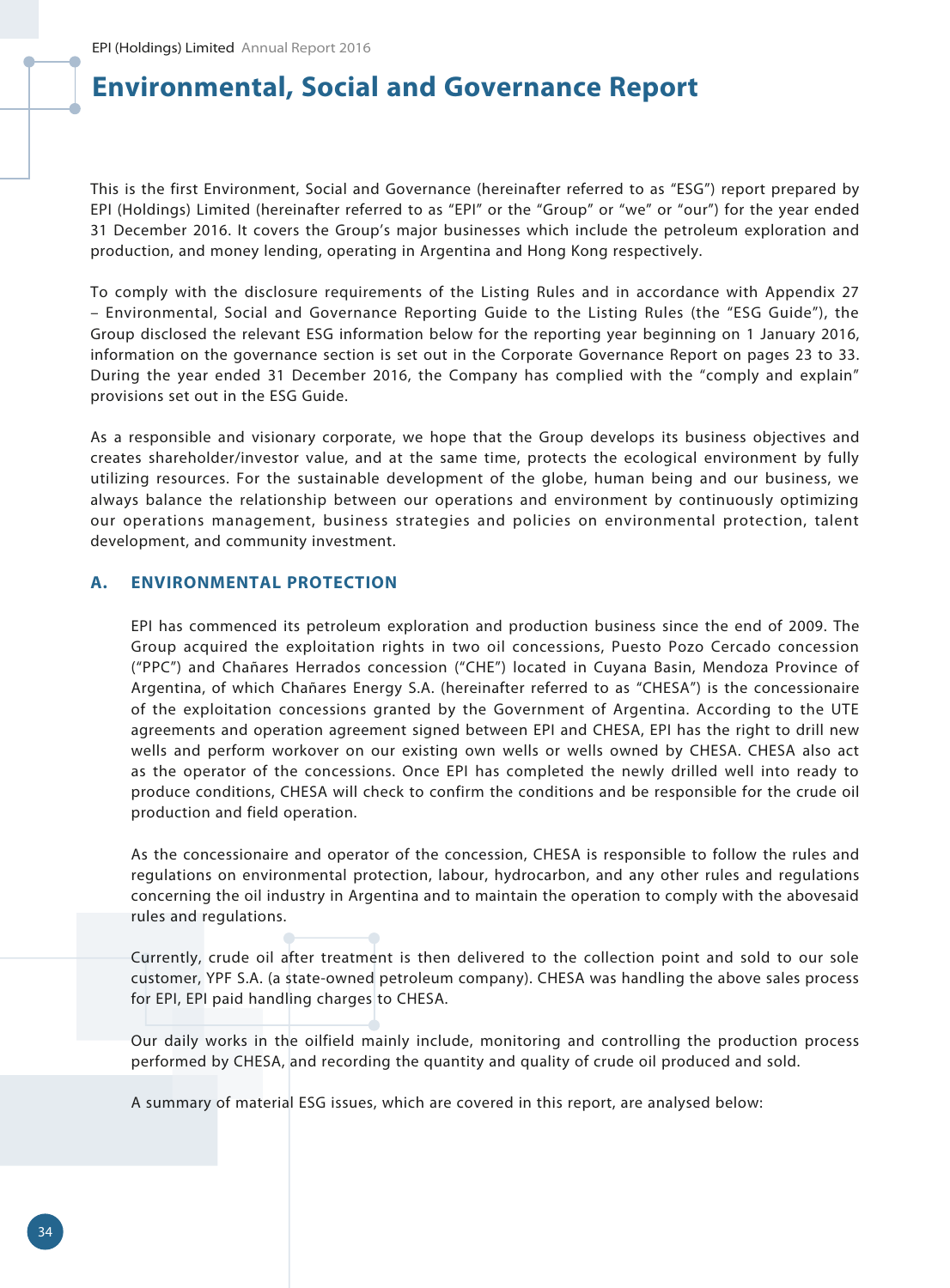# Environmental, Social and Governance Report

This is the first Environment, Social and Governance (hereinafter referred to as "ESG") report prepared by EPI (Holdings) Limited (hereinafter referred to as "EPI" or the "Group" or "we" or "our") for the year ended 31 December 2016. It covers the Group's major businesses which include the petroleum exploration and production, and money lending, operating in Argentina and Hong Kong respectively.

To comply with the disclosure requirements of the Listing Rules and in accordance with Appendix 27 – Environmental, Social and Governance Reporting Guide to the Listing Rules (the "ESG Guide"), the Group disclosed the relevant ESG information below for the reporting year beginning on 1 January 2016, information on the governance section is set out in the Corporate Governance Report on pages 23 to 33. During the year ended 31 December 2016, the Company has complied with the "comply and explain" provisions set out in the ESG Guide.

As a responsible and visionary corporate, we hope that the Group develops its business objectives and creates shareholder/investor value, and at the same time, protects the ecological environment by fully utilizing resources. For the sustainable development of the globe, human being and our business, we always balance the relationship between our operations and environment by continuously optimizing our operations management, business strategies and policies on environmental protection, talent development, and community investment.

## A. ENVIRONMENTAL PROTECTION

EPI has commenced its petroleum exploration and production business since the end of 2009. The Group acquired the exploitation rights in two oil concessions, Puesto Pozo Cercado concession ("PPC") and Chañares Herrados concession ("CHE") located in Cuyana Basin, Mendoza Province of Argentina, of which Chañares Energy S.A. (hereinafter referred to as "CHESA") is the concessionaire of the exploitation concessions granted by the Government of Argentina. According to the UTE agreements and operation agreement signed between EPI and CHESA, EPI has the right to drill new wells and perform workover on our existing own wells or wells owned by CHESA. CHESA also act as the operator of the concessions. Once EPI has completed the newly drilled well into ready to produce conditions, CHESA will check to confirm the conditions and be responsible for the crude oil production and field operation.

As the concessionaire and operator of the concession, CHESA is responsible to follow the rules and regulations on environmental protection, labour, hydrocarbon, and any other rules and regulations concerning the oil industry in Argentina and to maintain the operation to comply with the abovesaid rules and regulations.

Currently, crude oil after treatment is then delivered to the collection point and sold to our sole customer, YPF S.A. (a state-owned petroleum company). CHESA was handling the above sales process for EPI, EPI paid handling charges to CHESA.

Our daily works in the oilfield mainly include, monitoring and controlling the production process performed by CHESA, and recording the quantity and quality of crude oil produced and sold.

A summary of material ESG issues, which are covered in this report, are analysed below: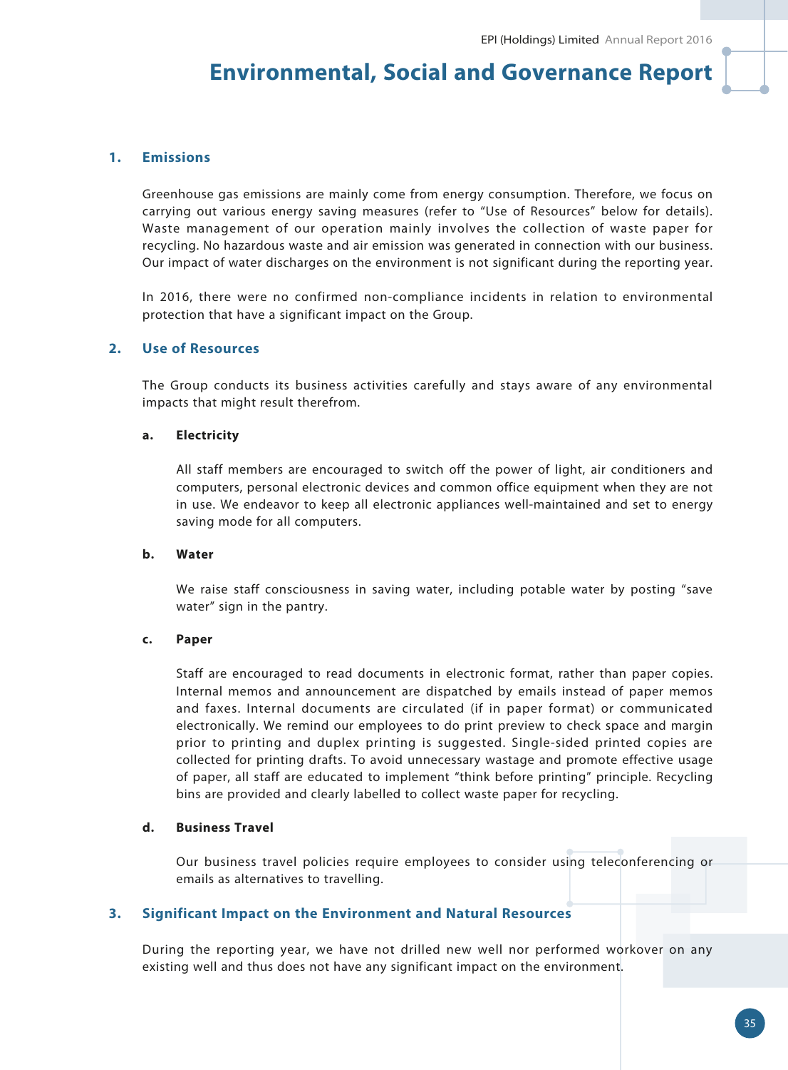# Environmental, Social and Governance Report

## 1. Emissions

Greenhouse gas emissions are mainly come from energy consumption. Therefore, we focus on carrying out various energy saving measures (refer to "Use of Resources" below for details). Waste management of our operation mainly involves the collection of waste paper for recycling. No hazardous waste and air emission was generated in connection with our business. Our impact of water discharges on the environment is not significant during the reporting year.

In 2016, there were no confirmed non-compliance incidents in relation to environmental protection that have a significant impact on the Group.

## 2. Use of Resources

The Group conducts its business activities carefully and stays aware of any environmental impacts that might result therefrom.

### a. Electricity

All staff members are encouraged to switch off the power of light, air conditioners and computers, personal electronic devices and common office equipment when they are not in use. We endeavor to keep all electronic appliances well-maintained and set to energy saving mode for all computers.

### b. Water

We raise staff consciousness in saving water, including potable water by posting "save water" sign in the pantry.

### c. Paper

Staff are encouraged to read documents in electronic format, rather than paper copies. Internal memos and announcement are dispatched by emails instead of paper memos and faxes. Internal documents are circulated (if in paper format) or communicated electronically. We remind our employees to do print preview to check space and margin prior to printing and duplex printing is suggested. Single-sided printed copies are collected for printing drafts. To avoid unnecessary wastage and promote effective usage of paper, all staff are educated to implement "think before printing" principle. Recycling bins are provided and clearly labelled to collect waste paper for recycling.

### d. Business Travel

Our business travel policies require employees to consider using teleconferencing or emails as alternatives to travelling.

## 3. Significant Impact on the Environment and Natural Resources

During the reporting year, we have not drilled new well nor performed workover on any existing well and thus does not have any significant impact on the environment.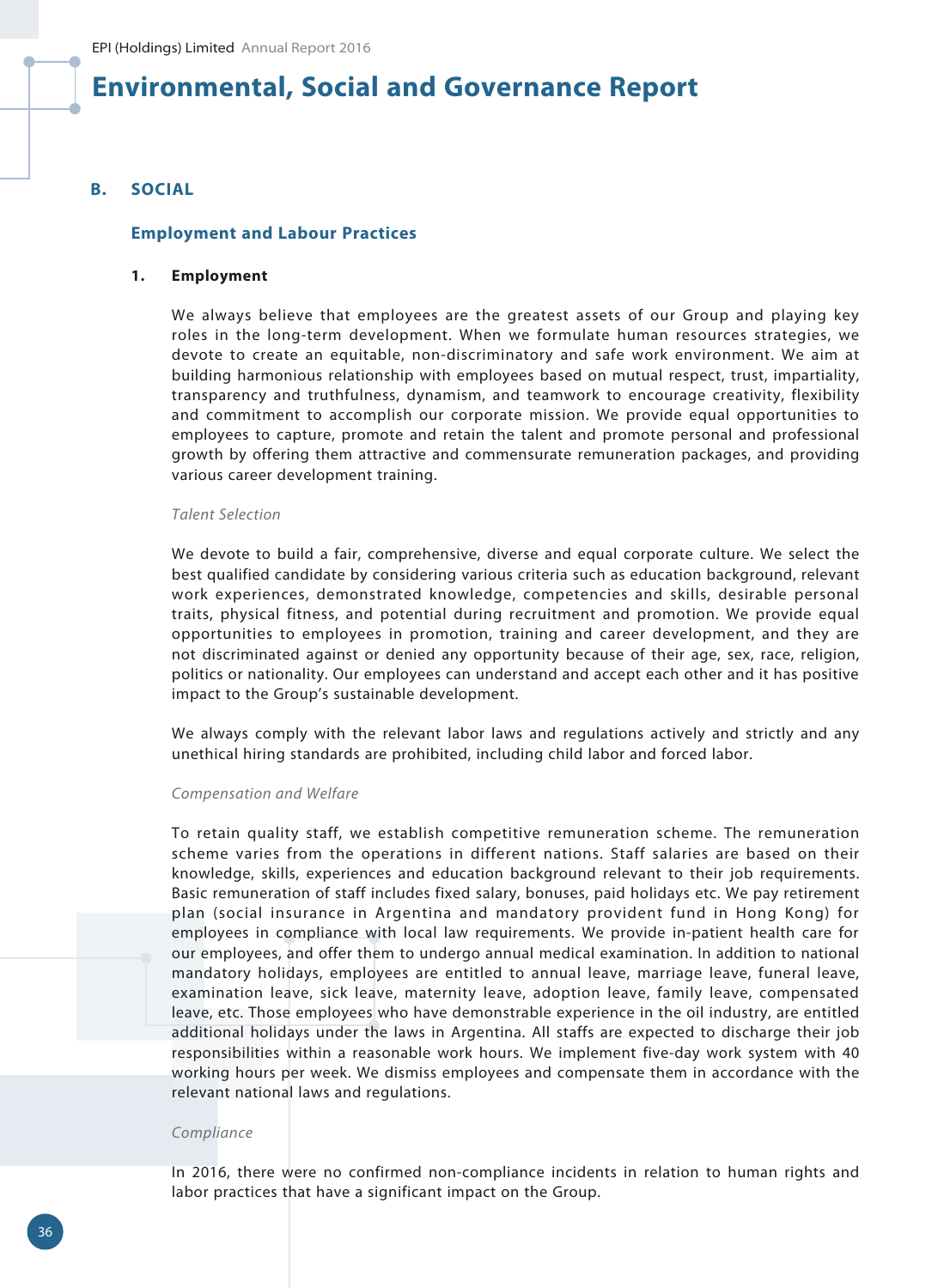# Environmental, Social and Governance Report

## B. SOCIAL

### Employment and Labour Practices

#### 1. Employment

We always believe that employees are the greatest assets of our Group and playing key roles in the long-term development. When we formulate human resources strategies, we devote to create an equitable, non-discriminatory and safe work environment. We aim at building harmonious relationship with employees based on mutual respect, trust, impartiality, transparency and truthfulness, dynamism, and teamwork to encourage creativity, flexibility and commitment to accomplish our corporate mission. We provide equal opportunities to employees to capture, promote and retain the talent and promote personal and professional growth by offering them attractive and commensurate remuneration packages, and providing various career development training.

*Talent Selection*

We devote to build a fair, comprehensive, diverse and equal corporate culture. We select the best qualified candidate by considering various criteria such as education background, relevant work experiences, demonstrated knowledge, competencies and skills, desirable personal traits, physical fitness, and potential during recruitment and promotion. We provide equal opportunities to employees in promotion, training and career development, and they are not discriminated against or denied any opportunity because of their age, sex, race, religion, politics or nationality. Our employees can understand and accept each other and it has positive impact to the Group's sustainable development.

We always comply with the relevant labor laws and regulations actively and strictly and any unethical hiring standards are prohibited, including child labor and forced labor.

*Compensation and Welfare*

To retain quality staff, we establish competitive remuneration scheme. The remuneration scheme varies from the operations in different nations. Staff salaries are based on their knowledge, skills, experiences and education background relevant to their job requirements. Basic remuneration of staff includes fixed salary, bonuses, paid holidays etc. We pay retirement plan (social insurance in Argentina and mandatory provident fund in Hong Kong) for employees in compliance with local law requirements. We provide in-patient health care for our employees, and offer them to undergo annual medical examination. In addition to national mandatory holidays, employees are entitled to annual leave, marriage leave, funeral leave, examination leave, sick leave, maternity leave, adoption leave, family leave, compensated leave, etc. Those employees who have demonstrable experience in the oil industry, are entitled additional holidays under the laws in Argentina. All staffs are expected to discharge their job responsibilities within a reasonable work hours. We implement five-day work system with 40 working hours per week. We dismiss employees and compensate them in accordance with the relevant national laws and regulations.

*Compliance*

In 2016, there were no confirmed non-compliance incidents in relation to human rights and labor practices that have a significant impact on the Group.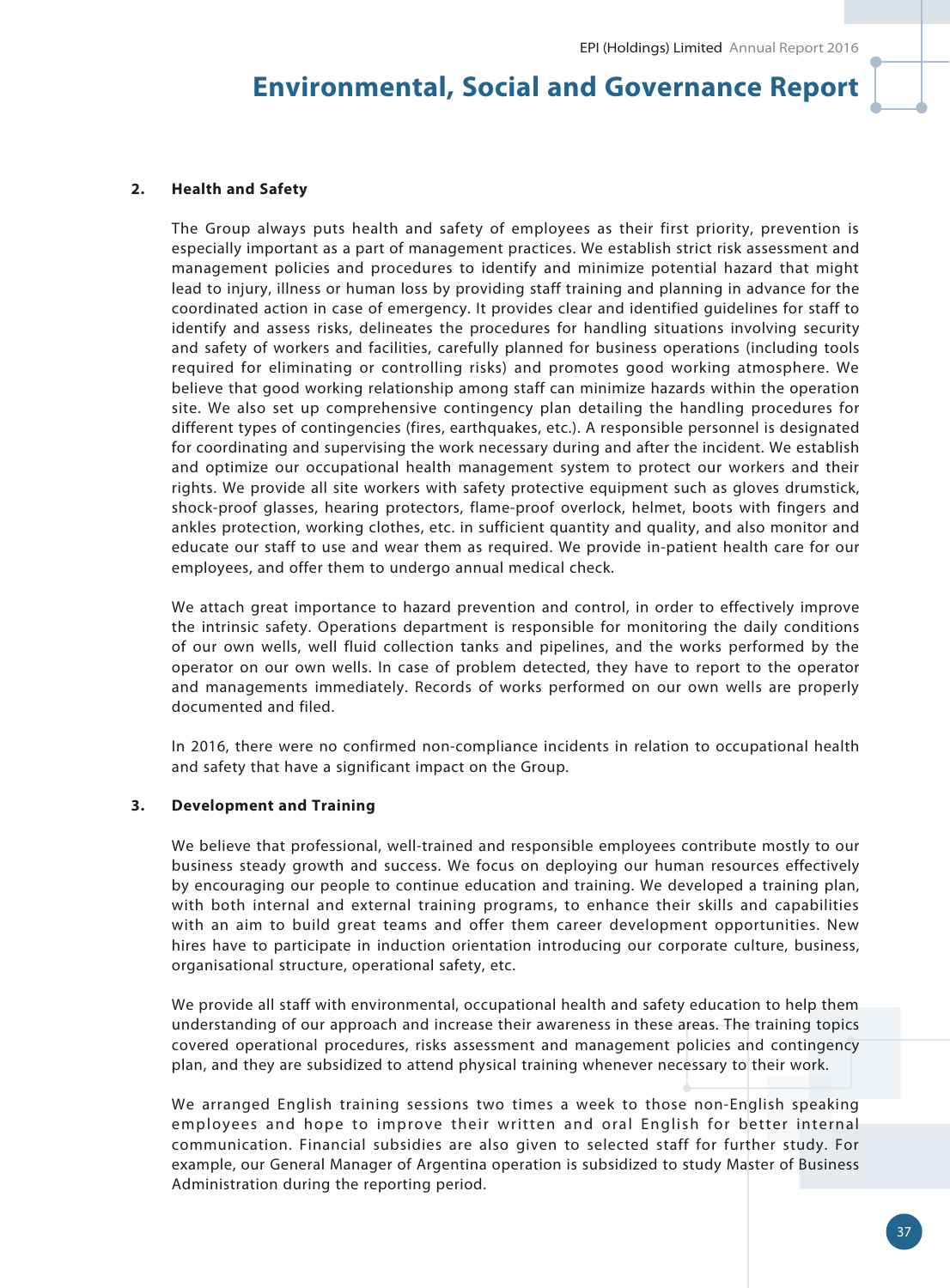### 2. Health and Safety

The Group always puts health and safety of employees as their first priority, prevention is especially important as a part of management practices. We establish strict risk assessment and management policies and procedures to identify and minimize potential hazard that might lead to injury, illness or human loss by providing staff training and planning in advance for the coordinated action in case of emergency. It provides clear and identified guidelines for staff to identify and assess risks, delineates the procedures for handling situations involving security and safety of workers and facilities, carefully planned for business operations (including tools required for eliminating or controlling risks) and promotes good working atmosphere. We believe that good working relationship among staff can minimize hazards within the operation site. We also set up comprehensive contingency plan detailing the handling procedures for different types of contingencies (fires, earthquakes, etc.). A responsible personnel is designated for coordinating and supervising the work necessary during and after the incident. We establish and optimize our occupational health management system to protect our workers and their rights. We provide all site workers with safety protective equipment such as gloves drumstick, shock-proof glasses, hearing protectors, flame-proof overlock, helmet, boots with fingers and ankles protection, working clothes, etc. in sufficient quantity and quality, and also monitor and educate our staff to use and wear them as required. We provide in-patient health care for our employees, and offer them to undergo annual medical check.

We attach great importance to hazard prevention and control, in order to effectively improve the intrinsic safety. Operations department is responsible for monitoring the daily conditions of our own wells, well fluid collection tanks and pipelines, and the works performed by the operator on our own wells. In case of problem detected, they have to report to the operator and managements immediately. Records of works performed on our own wells are properly documented and filed.

In 2016, there were no confirmed non-compliance incidents in relation to occupational health and safety that have a significant impact on the Group.

### 3. Development and Training

We believe that professional, well-trained and responsible employees contribute mostly to our business steady growth and success. We focus on deploying our human resources effectively by encouraging our people to continue education and training. We developed a training plan, with both internal and external training programs, to enhance their skills and capabilities with an aim to build great teams and offer them career development opportunities. New hires have to participate in induction orientation introducing our corporate culture, business, organisational structure, operational safety, etc.

We provide all staff with environmental, occupational health and safety education to help them understanding of our approach and increase their awareness in these areas. The training topics covered operational procedures, risks assessment and management policies and contingency plan, and they are subsidized to attend physical training whenever necessary to their work.

We arranged English training sessions two times a week to those non-English speaking employees and hope to improve their written and oral English for better internal communication. Financial subsidies are also given to selected staff for further study. For example, our General Manager of Argentina operation is subsidized to study Master of Business Administration during the reporting period.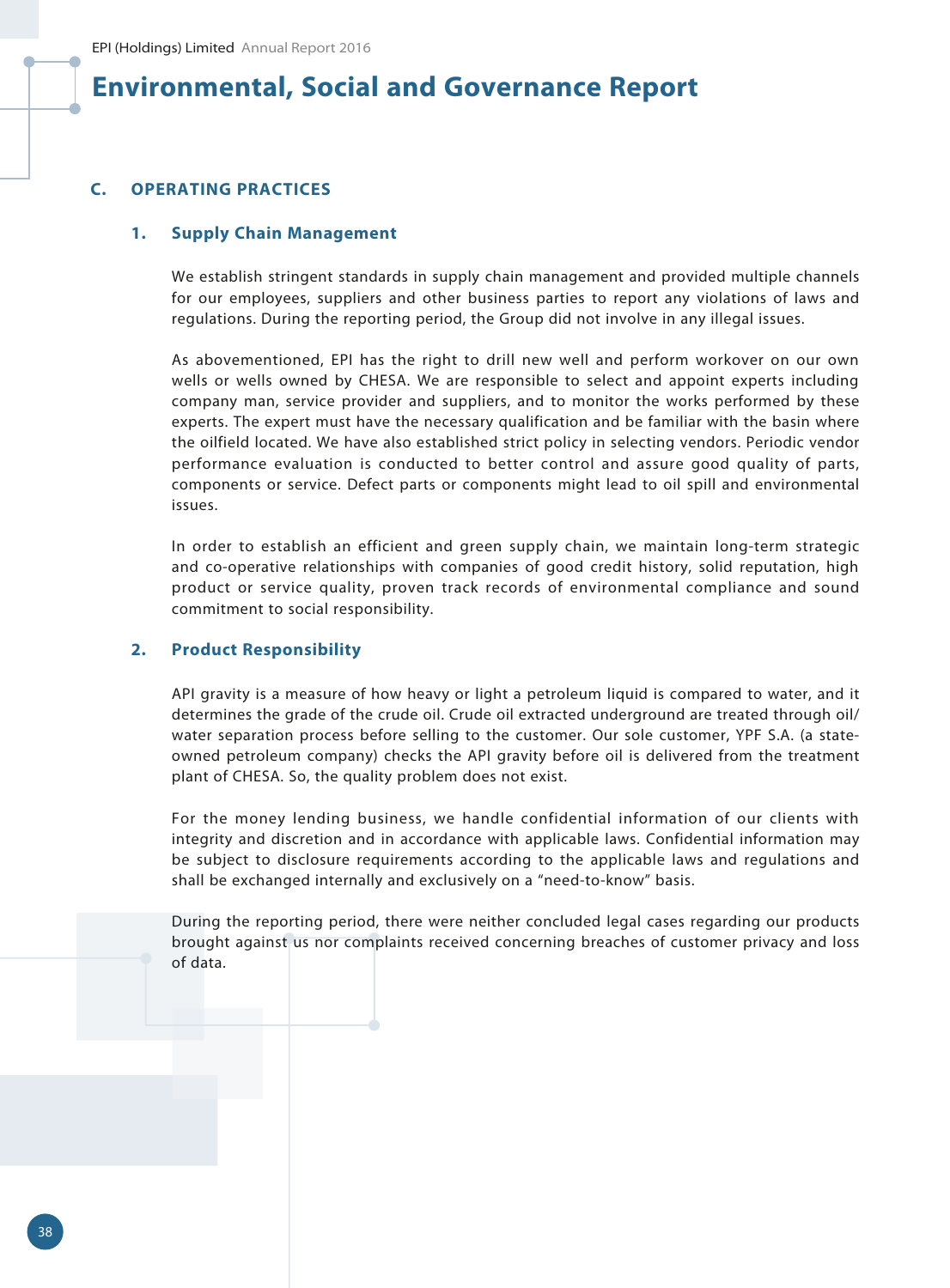# Environmental, Social and Governance Report

## C. OPERATING PRACTICES

### 1. Supply Chain Management

We establish stringent standards in supply chain management and provided multiple channels for our employees, suppliers and other business parties to report any violations of laws and regulations. During the reporting period, the Group did not involve in any illegal issues.

As abovementioned, EPI has the right to drill new well and perform workover on our own wells or wells owned by CHESA. We are responsible to select and appoint experts including company man, service provider and suppliers, and to monitor the works performed by these experts. The expert must have the necessary qualification and be familiar with the basin where the oilfield located. We have also established strict policy in selecting vendors. Periodic vendor performance evaluation is conducted to better control and assure good quality of parts, components or service. Defect parts or components might lead to oil spill and environmental issues.

In order to establish an efficient and green supply chain, we maintain long-term strategic and co-operative relationships with companies of good credit history, solid reputation, high product or service quality, proven track records of environmental compliance and sound commitment to social responsibility.

### 2. Product Responsibility

API gravity is a measure of how heavy or light a petroleum liquid is compared to water, and it determines the grade of the crude oil. Crude oil extracted underground are treated through oil/water separation process before selling to the customer. Our sole customer, YPF S.A. (a state-owned petroleum company) checks the API gravity before oil is delivered from the treatment plant of CHESA. So, the quality problem does not exist.

For the money lending business, we handle confidential information of our clients with integrity and discretion and in accordance with applicable laws. Confidential information may be subject to disclosure requirements according to the applicable laws and regulations and shall be exchanged internally and exclusively on a "need-to-know" basis.

During the reporting period, there were neither concluded legal cases regarding our products brought against us nor complaints received concerning breaches of customer privacy and loss of data.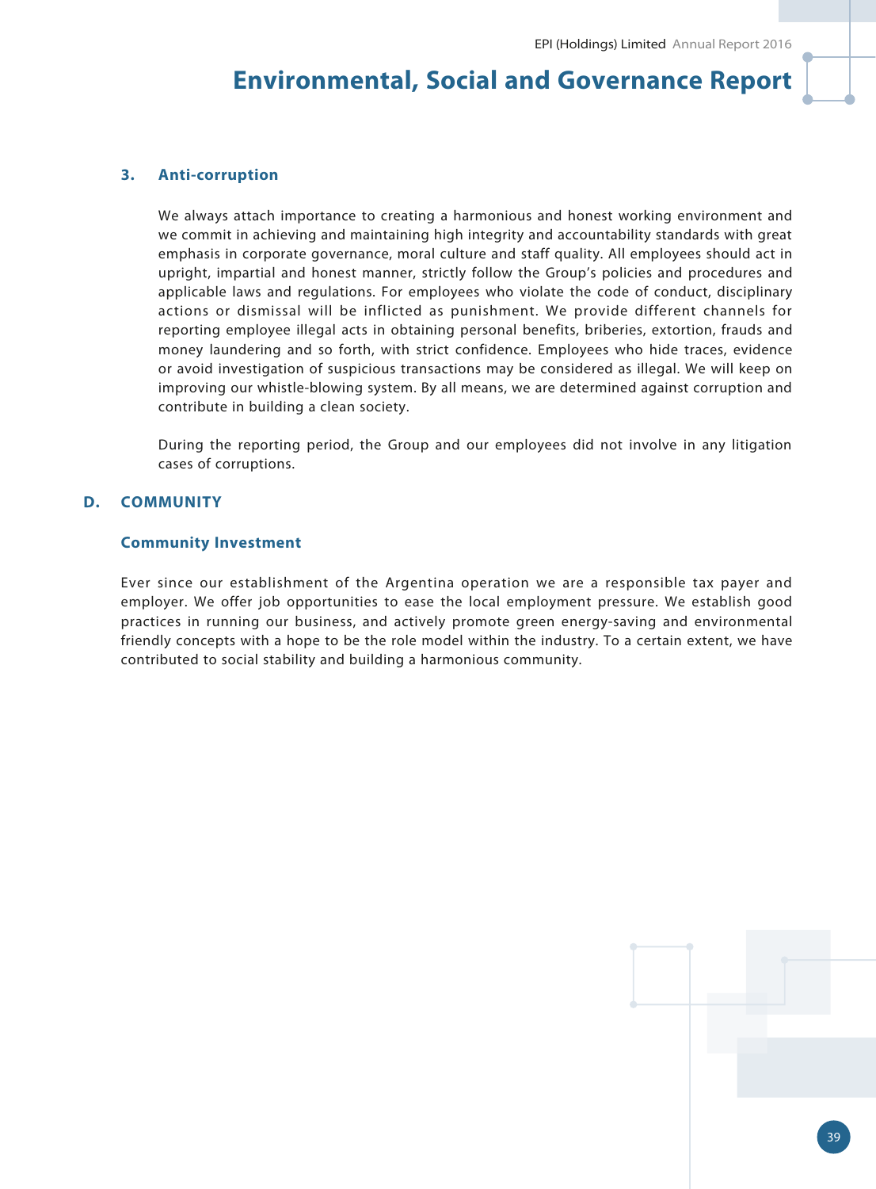### 3. Anti-corruption

We always attach importance to creating a harmonious and honest working environment and we commit in achieving and maintaining high integrity and accountability standards with great emphasis in corporate governance, moral culture and staff quality. All employees should act in upright, impartial and honest manner, strictly follow the Group's policies and procedures and applicable laws and regulations. For employees who violate the code of conduct, disciplinary actions or dismissal will be inflicted as punishment. We provide different channels for reporting employee illegal acts in obtaining personal benefits, briberies, extortion, frauds and money laundering and so forth, with strict confidence. Employees who hide traces, evidence or avoid investigation of suspicious transactions may be considered as illegal. We will keep on improving our whistle-blowing system. By all means, we are determined against corruption and contribute in building a clean society.

During the reporting period, the Group and our employees did not involve in any litigation cases of corruptions.

## D. COMMUNITY

### Community Investment

Ever since our establishment of the Argentina operation we are a responsible tax payer and employer. We offer job opportunities to ease the local employment pressure. We establish good practices in running our business, and actively promote green energy-saving and environmental friendly concepts with a hope to be the role model within the industry. To a certain extent, we have contributed to social stability and building a harmonious community.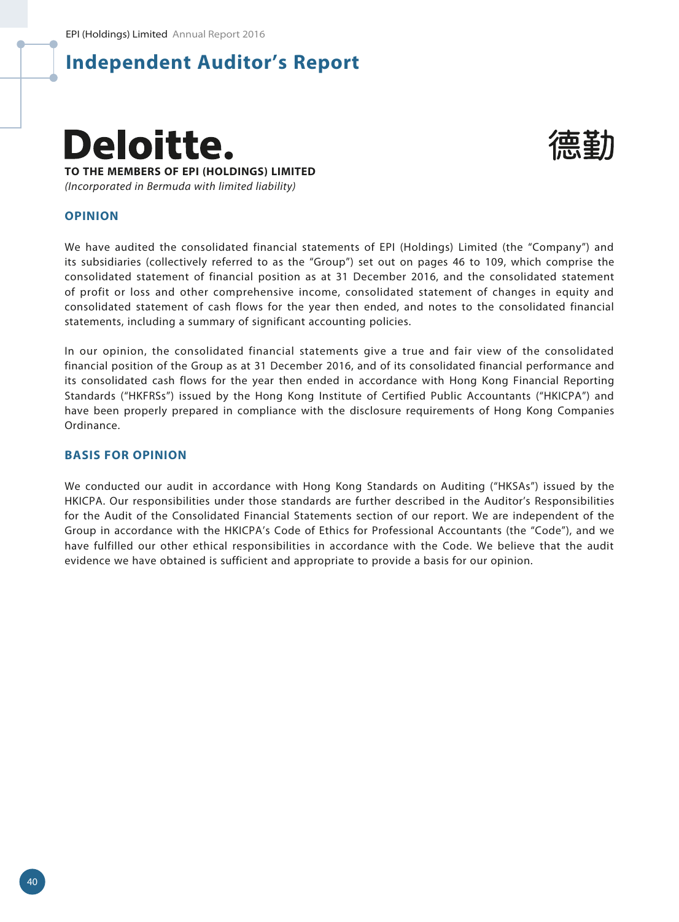# Independent Auditor's Report

**Deloitte.** 德勤

**TO THE MEMBERS OF EPI (HOLDINGS) LIMITED**

*(Incorporated in Bermuda with limited liability)*

## OPINION

We have audited the consolidated financial statements of EPI (Holdings) Limited (the "Company") and its subsidiaries (collectively referred to as the "Group") set out on pages 46 to 109, which comprise the consolidated statement of financial position as at 31 December 2016, and the consolidated statement of profit or loss and other comprehensive income, consolidated statement of changes in equity and consolidated statement of cash flows for the year then ended, and notes to the consolidated financial statements, including a summary of significant accounting policies.

In our opinion, the consolidated financial statements give a true and fair view of the consolidated financial position of the Group as at 31 December 2016, and of its consolidated financial performance and its consolidated cash flows for the year then ended in accordance with Hong Kong Financial Reporting Standards ("HKFRSs") issued by the Hong Kong Institute of Certified Public Accountants ("HKICPA") and have been properly prepared in compliance with the disclosure requirements of Hong Kong Companies Ordinance.

## BASIS FOR OPINION

We conducted our audit in accordance with Hong Kong Standards on Auditing ("HKSAs") issued by the HKICPA. Our responsibilities under those standards are further described in the Auditor's Responsibilities for the Audit of the Consolidated Financial Statements section of our report. We are independent of the Group in accordance with the HKICPA's Code of Ethics for Professional Accountants (the "Code"), and we have fulfilled our other ethical responsibilities in accordance with the Code. We believe that the audit evidence we have obtained is sufficient and appropriate to provide a basis for our opinion.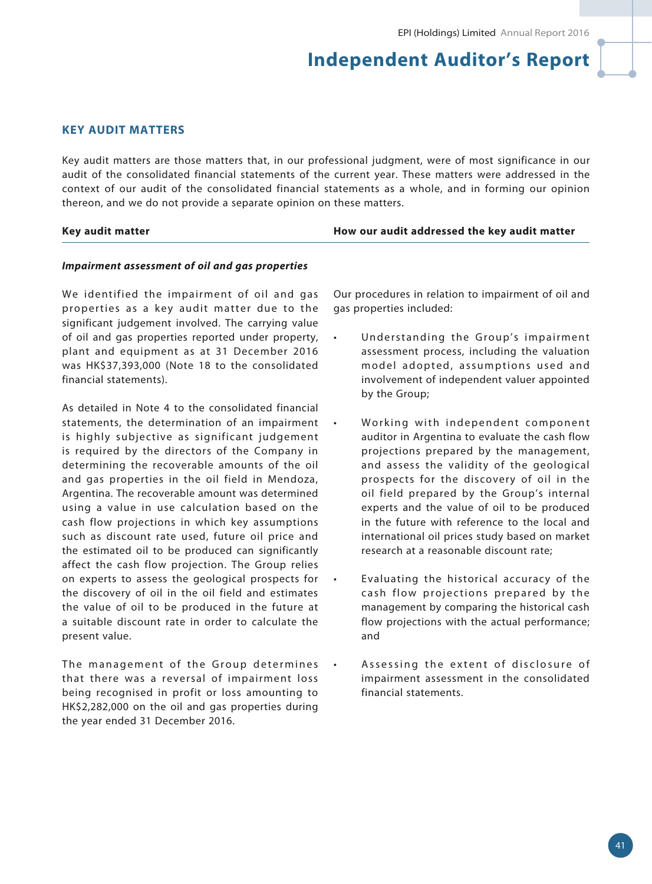## KEY AUDIT MATTERS

Key audit matters are those matters that, in our professional judgment, were of most significance in our audit of the consolidated financial statements of the current year. These matters were addressed in the context of our audit of the consolidated financial statements as a whole, and in forming our opinion thereon, and we do not provide a separate opinion on these matters.

| Key audit matter | How our audit addressed the key audit matter |
|---|---|
| ***Impairment assessment of oil and gas properties*** | |
| We identified the impairment of oil and gas properties as a key audit matter due to the significant judgement involved. The carrying value of oil and gas properties reported under property, plant and equipment as at 31 December 2016 was HK$37,393,000 (Note 18 to the consolidated financial statements).<br><br>As detailed in Note 4 to the consolidated financial statements, the determination of an impairment is highly subjective as significant judgement is required by the directors of the Company in determining the recoverable amounts of the oil and gas properties in the oil field in Mendoza, Argentina. The recoverable amount was determined using a value in use calculation based on the cash flow projections in which key assumptions such as discount rate used, future oil price and the estimated oil to be produced can significantly affect the cash flow projection. The Group relies on experts to assess the geological prospects for the discovery of oil in the oil field and estimates the value of oil to be produced in the future at a suitable discount rate in order to calculate the present value.<br><br>The management of the Group determines that there was a reversal of impairment loss being recognised in profit or loss amounting to HK$2,282,000 on the oil and gas properties during the year ended 31 December 2016. | Our procedures in relation to impairment of oil and gas properties included:<br><br>• Understanding the Group's impairment assessment process, including the valuation model adopted, assumptions used and involvement of independent valuer appointed by the Group;<br><br>• Working with independent component auditor in Argentina to evaluate the cash flow projections prepared by the management, and assess the validity of the geological prospects for the discovery of oil in the oil field prepared by the Group's internal experts and the value of oil to be produced in the future with reference to the local and international oil prices study based on market research at a reasonable discount rate;<br><br>• Evaluating the historical accuracy of the cash flow projections prepared by the management by comparing the historical cash flow projections with the actual performance; and<br><br>• Assessing the extent of disclosure of impairment assessment in the consolidated financial statements. |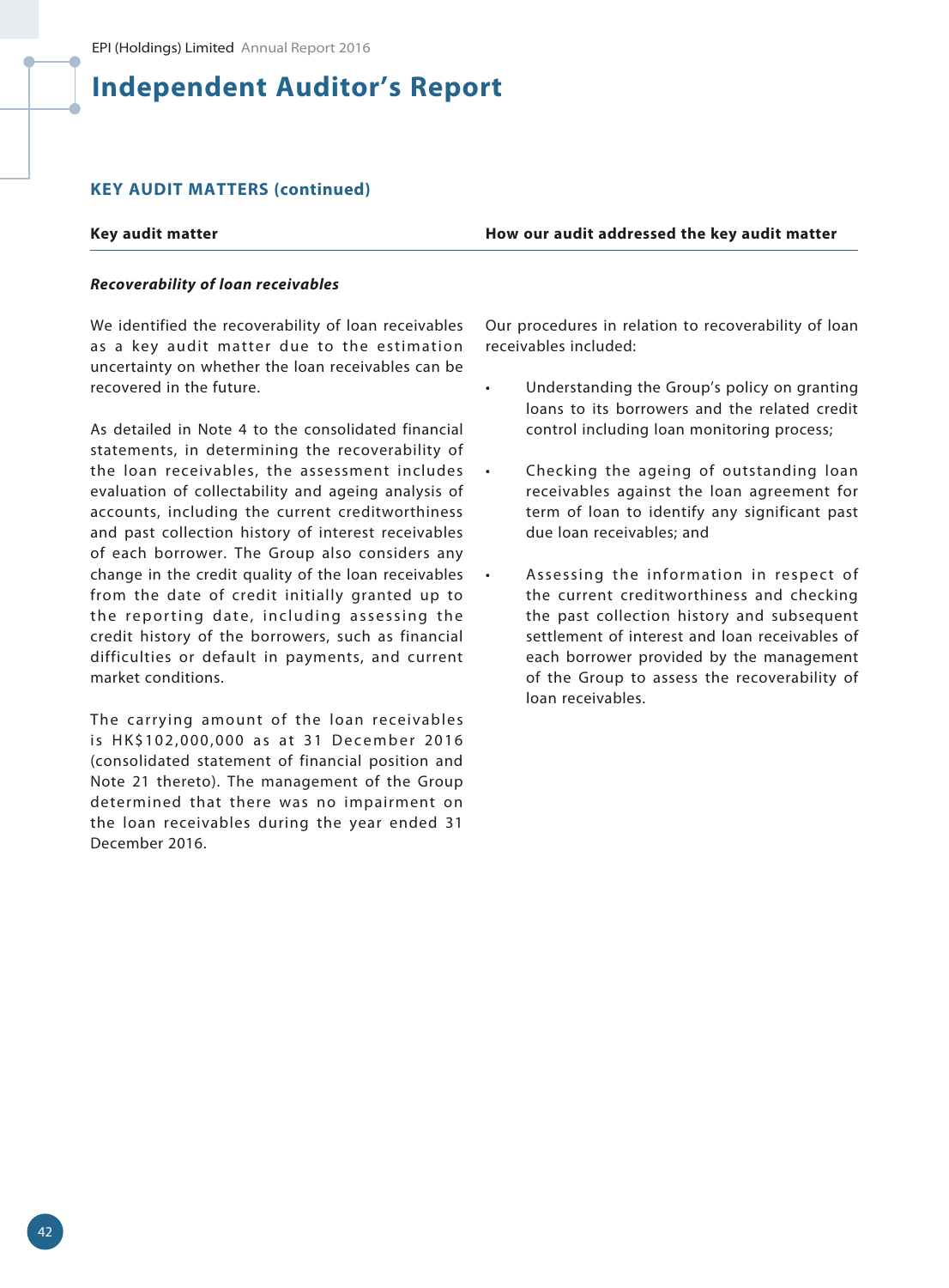# Independent Auditor's Report

## KEY AUDIT MATTERS (continued)

| Key audit matter | How our audit addressed the key audit matter |
|---|---|
| ***Recoverability of loan receivables*** | |
| We identified the recoverability of loan receivables as a key audit matter due to the estimation uncertainty on whether the loan receivables can be recovered in the future.<br><br>As detailed in Note 4 to the consolidated financial statements, in determining the recoverability of the loan receivables, the assessment includes evaluation of collectability and ageing analysis of accounts, including the current creditworthiness and past collection history of interest receivables of each borrower. The Group also considers any change in the credit quality of the loan receivables from the date of credit initially granted up to the reporting date, including assessing the credit history of the borrowers, such as financial difficulties or default in payments, and current market conditions.<br><br>The carrying amount of the loan receivables is HK$102,000,000 as at 31 December 2016 (consolidated statement of financial position and Note 21 thereto). The management of the Group determined that there was no impairment on the loan receivables during the year ended 31 December 2016. | Our procedures in relation to recoverability of loan receivables included:<br><br>• Understanding the Group's policy on granting loans to its borrowers and the related credit control including loan monitoring process;<br><br>• Checking the ageing of outstanding loan receivables against the loan agreement for term of loan to identify any significant past due loan receivables; and<br><br>• Assessing the information in respect of the current creditworthiness and checking the past collection history and subsequent settlement of interest and loan receivables of each borrower provided by the management of the Group to assess the recoverability of loan receivables. |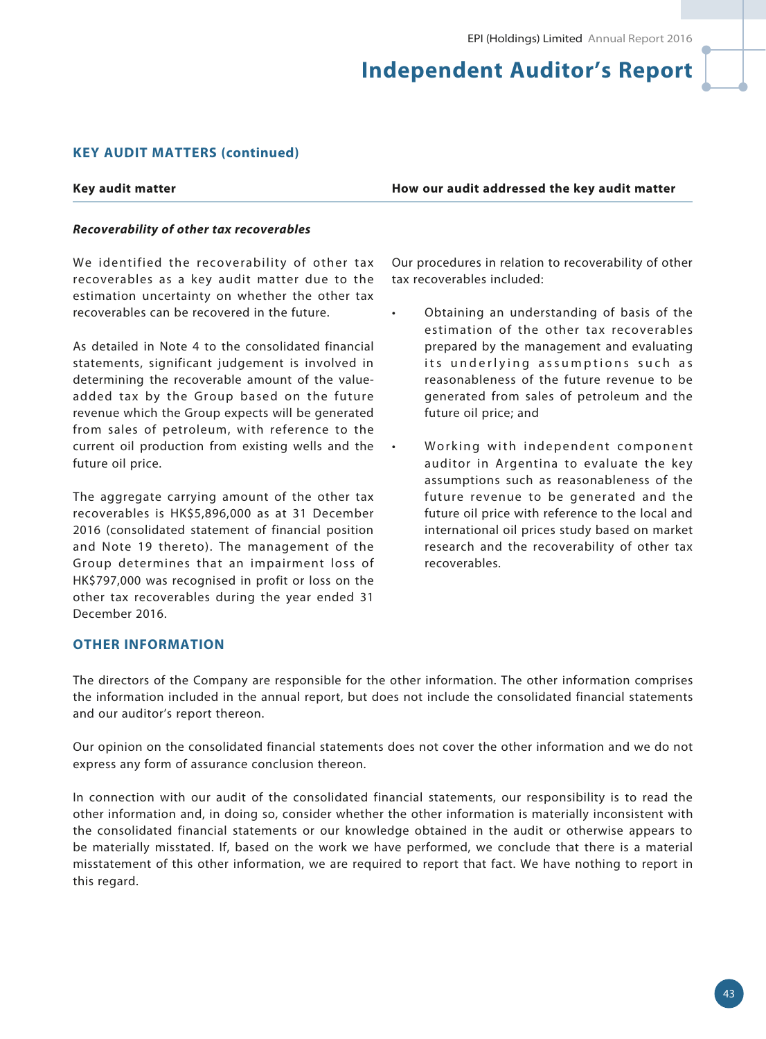## KEY AUDIT MATTERS (continued)

| Key audit matter | How our audit addressed the key audit matter |
|---|---|
| ***Recoverability of other tax recoverables*** | |
| We identified the recoverability of other tax recoverables as a key audit matter due to the estimation uncertainty on whether the other tax recoverables can be recovered in the future.<br><br>As detailed in Note 4 to the consolidated financial statements, significant judgement is involved in determining the recoverable amount of the value-added tax by the Group based on the future revenue which the Group expects will be generated from sales of petroleum, with reference to the current oil production from existing wells and the future oil price.<br><br>The aggregate carrying amount of the other tax recoverables is HK$5,896,000 as at 31 December 2016 (consolidated statement of financial position and Note 19 thereto). The management of the Group determines that an impairment loss of HK$797,000 was recognised in profit or loss on the other tax recoverables during the year ended 31 December 2016. | Our procedures in relation to recoverability of other tax recoverables included:<br><br>• Obtaining an understanding of basis of the estimation of the other tax recoverables prepared by the management and evaluating its underlying assumptions such as reasonableness of the future revenue to be generated from sales of petroleum and the future oil price; and<br><br>• Working with independent component auditor in Argentina to evaluate the key assumptions such as reasonableness of the future revenue to be generated and the future oil price with reference to the local and international oil prices study based on market research and the recoverability of other tax recoverables. |

## OTHER INFORMATION

The directors of the Company are responsible for the other information. The other information comprises the information included in the annual report, but does not include the consolidated financial statements and our auditor's report thereon.

Our opinion on the consolidated financial statements does not cover the other information and we do not express any form of assurance conclusion thereon.

In connection with our audit of the consolidated financial statements, our responsibility is to read the other information and, in doing so, consider whether the other information is materially inconsistent with the consolidated financial statements or our knowledge obtained in the audit or otherwise appears to be materially misstated. If, based on the work we have performed, we conclude that there is a material misstatement of this other information, we are required to report that fact. We have nothing to report in this regard.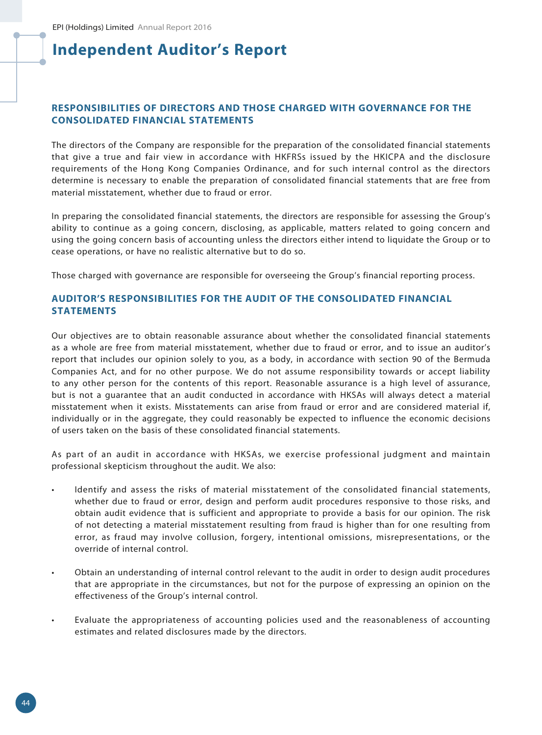# Independent Auditor's Report

## RESPONSIBILITIES OF DIRECTORS AND THOSE CHARGED WITH GOVERNANCE FOR THE CONSOLIDATED FINANCIAL STATEMENTS

The directors of the Company are responsible for the preparation of the consolidated financial statements that give a true and fair view in accordance with HKFRSs issued by the HKICPA and the disclosure requirements of the Hong Kong Companies Ordinance, and for such internal control as the directors determine is necessary to enable the preparation of consolidated financial statements that are free from material misstatement, whether due to fraud or error.

In preparing the consolidated financial statements, the directors are responsible for assessing the Group's ability to continue as a going concern, disclosing, as applicable, matters related to going concern and using the going concern basis of accounting unless the directors either intend to liquidate the Group or to cease operations, or have no realistic alternative but to do so.

Those charged with governance are responsible for overseeing the Group's financial reporting process.

## AUDITOR'S RESPONSIBILITIES FOR THE AUDIT OF THE CONSOLIDATED FINANCIAL STATEMENTS

Our objectives are to obtain reasonable assurance about whether the consolidated financial statements as a whole are free from material misstatement, whether due to fraud or error, and to issue an auditor's report that includes our opinion solely to you, as a body, in accordance with section 90 of the Bermuda Companies Act, and for no other purpose. We do not assume responsibility towards or accept liability to any other person for the contents of this report. Reasonable assurance is a high level of assurance, but is not a guarantee that an audit conducted in accordance with HKSAs will always detect a material misstatement when it exists. Misstatements can arise from fraud or error and are considered material if, individually or in the aggregate, they could reasonably be expected to influence the economic decisions of users taken on the basis of these consolidated financial statements.

As part of an audit in accordance with HKSAs, we exercise professional judgment and maintain professional skepticism throughout the audit. We also:

- Identify and assess the risks of material misstatement of the consolidated financial statements, whether due to fraud or error, design and perform audit procedures responsive to those risks, and obtain audit evidence that is sufficient and appropriate to provide a basis for our opinion. The risk of not detecting a material misstatement resulting from fraud is higher than for one resulting from error, as fraud may involve collusion, forgery, intentional omissions, misrepresentations, or the override of internal control.

- Obtain an understanding of internal control relevant to the audit in order to design audit procedures that are appropriate in the circumstances, but not for the purpose of expressing an opinion on the effectiveness of the Group's internal control.

- Evaluate the appropriateness of accounting policies used and the reasonableness of accounting estimates and related disclosures made by the directors.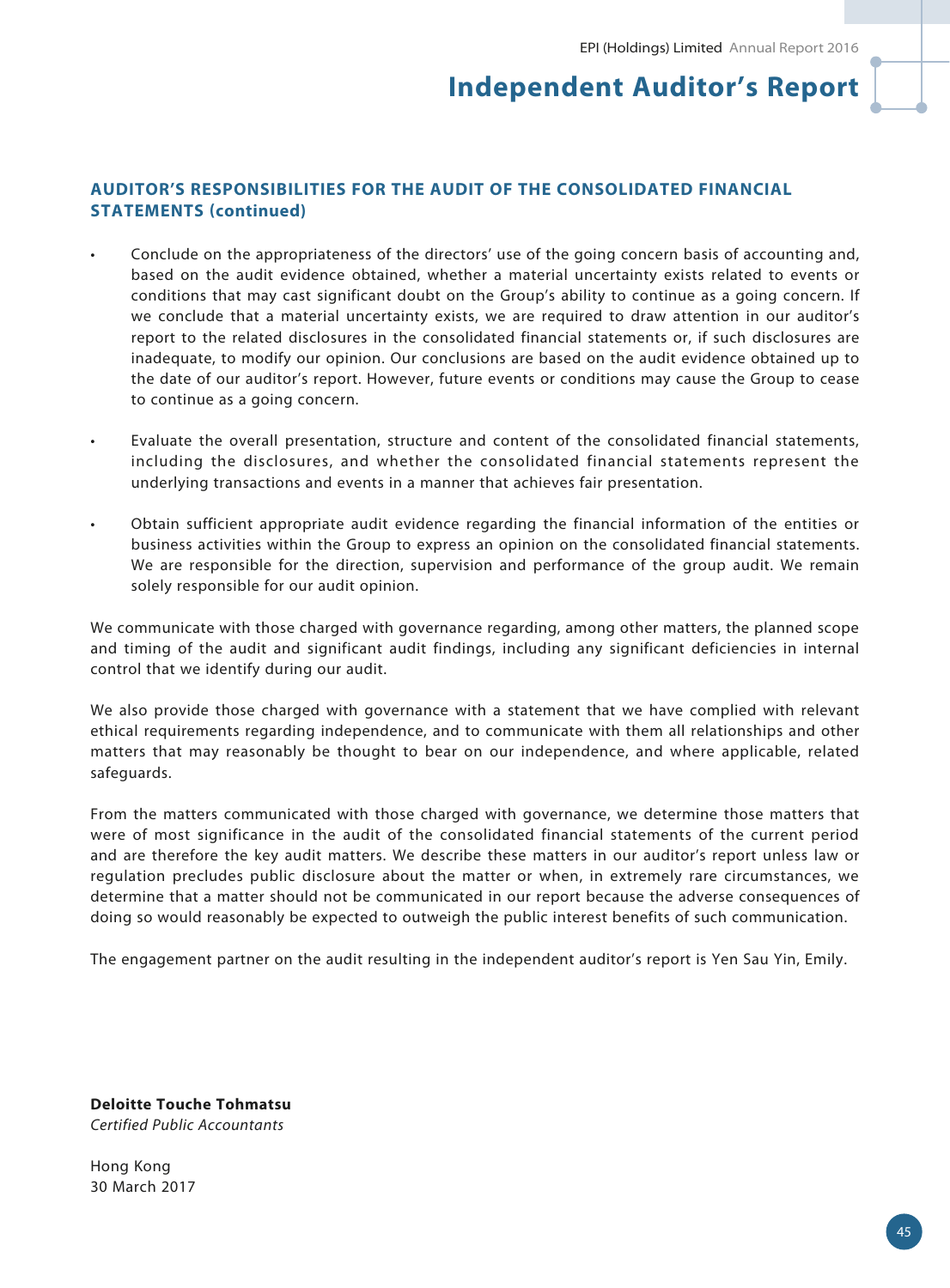## AUDITOR'S RESPONSIBILITIES FOR THE AUDIT OF THE CONSOLIDATED FINANCIAL STATEMENTS (continued)

- Conclude on the appropriateness of the directors' use of the going concern basis of accounting and, based on the audit evidence obtained, whether a material uncertainty exists related to events or conditions that may cast significant doubt on the Group's ability to continue as a going concern. If we conclude that a material uncertainty exists, we are required to draw attention in our auditor's report to the related disclosures in the consolidated financial statements or, if such disclosures are inadequate, to modify our opinion. Our conclusions are based on the audit evidence obtained up to the date of our auditor's report. However, future events or conditions may cause the Group to cease to continue as a going concern.

- Evaluate the overall presentation, structure and content of the consolidated financial statements, including the disclosures, and whether the consolidated financial statements represent the underlying transactions and events in a manner that achieves fair presentation.

- Obtain sufficient appropriate audit evidence regarding the financial information of the entities or business activities within the Group to express an opinion on the consolidated financial statements. We are responsible for the direction, supervision and performance of the group audit. We remain solely responsible for our audit opinion.

We communicate with those charged with governance regarding, among other matters, the planned scope and timing of the audit and significant audit findings, including any significant deficiencies in internal control that we identify during our audit.

We also provide those charged with governance with a statement that we have complied with relevant ethical requirements regarding independence, and to communicate with them all relationships and other matters that may reasonably be thought to bear on our independence, and where applicable, related safeguards.

From the matters communicated with those charged with governance, we determine those matters that were of most significance in the audit of the consolidated financial statements of the current period and are therefore the key audit matters. We describe these matters in our auditor's report unless law or regulation precludes public disclosure about the matter or when, in extremely rare circumstances, we determine that a matter should not be communicated in our report because the adverse consequences of doing so would reasonably be expected to outweigh the public interest benefits of such communication.

The engagement partner on the audit resulting in the independent auditor's report is Yen Sau Yin, Emily.

**Deloitte Touche Tohmatsu**
*Certified Public Accountants*

Hong Kong
30 March 2017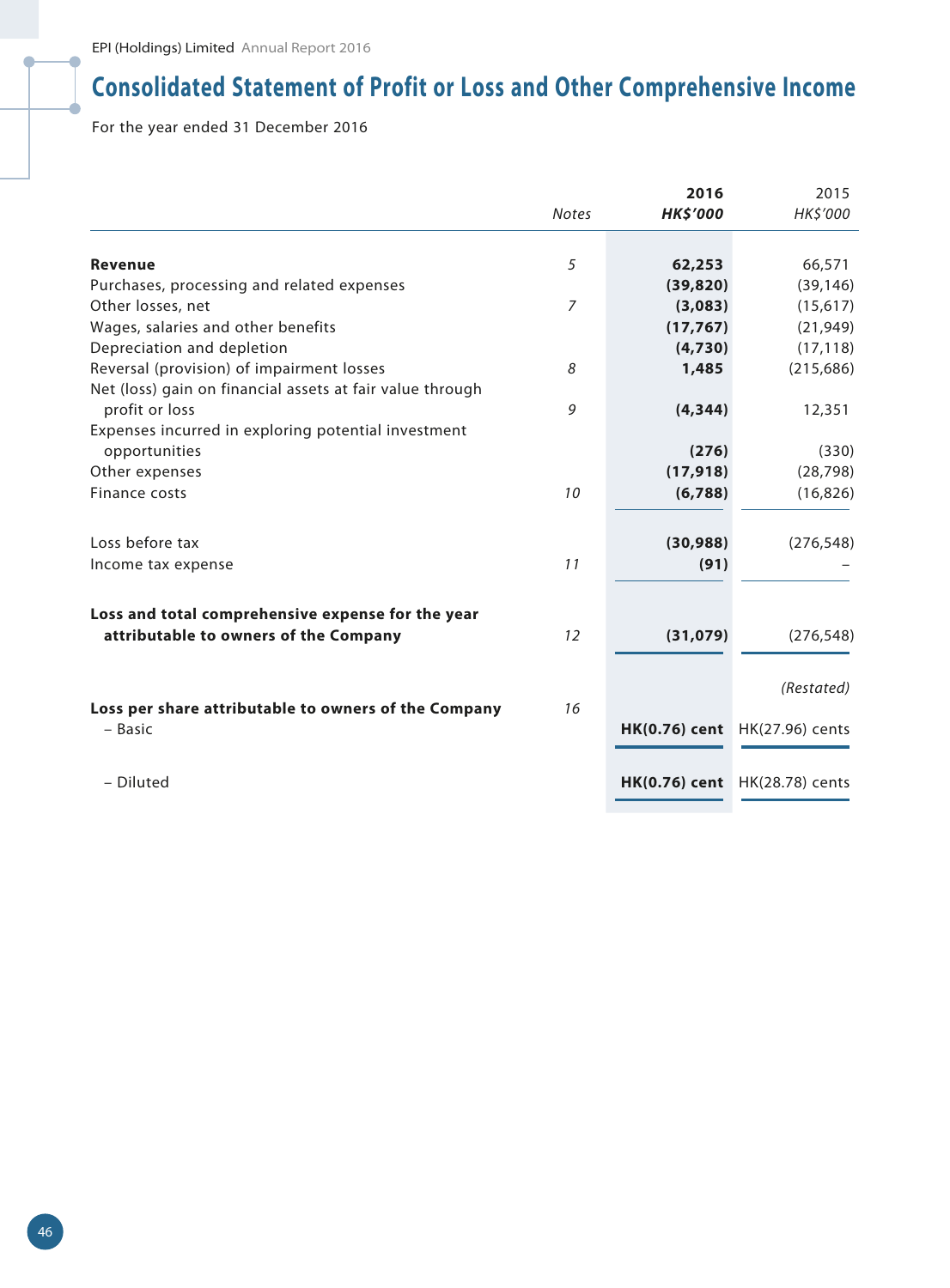# Consolidated Statement of Profit or Loss and Other Comprehensive Income

For the year ended 31 December 2016

| | Notes | 2016 HK$'000 | 2015 HK$'000 |
|---|---|---|---|
| **Revenue** | 5 | **62,253** | 66,571 |
| Purchases, processing and related expenses | | **(39,820)** | (39,146) |
| Other losses, net | 7 | **(3,083)** | (15,617) |
| Wages, salaries and other benefits | | **(17,767)** | (21,949) |
| Depreciation and depletion | | **(4,730)** | (17,118) |
| Reversal (provision) of impairment losses | 8 | **1,485** | (215,686) |
| Net (loss) gain on financial assets at fair value through profit or loss | 9 | **(4,344)** | 12,351 |
| Expenses incurred in exploring potential investment opportunities | | **(276)** | (330) |
| Other expenses | | **(17,918)** | (28,798) |
| Finance costs | 10 | **(6,788)** | (16,826) |
| Loss before tax | | **(30,988)** | (276,548) |
| Income tax expense | 11 | **(91)** | – |
| **Loss and total comprehensive expense for the year attributable to owners of the Company** | 12 | **(31,079)** | (276,548) |
| | | | *(Restated)* |
| **Loss per share attributable to owners of the Company** | 16 | | |
| – Basic | | **HK(0.76) cent** | HK(27.96) cents |
| – Diluted | | **HK(0.76) cent** | HK(28.78) cents |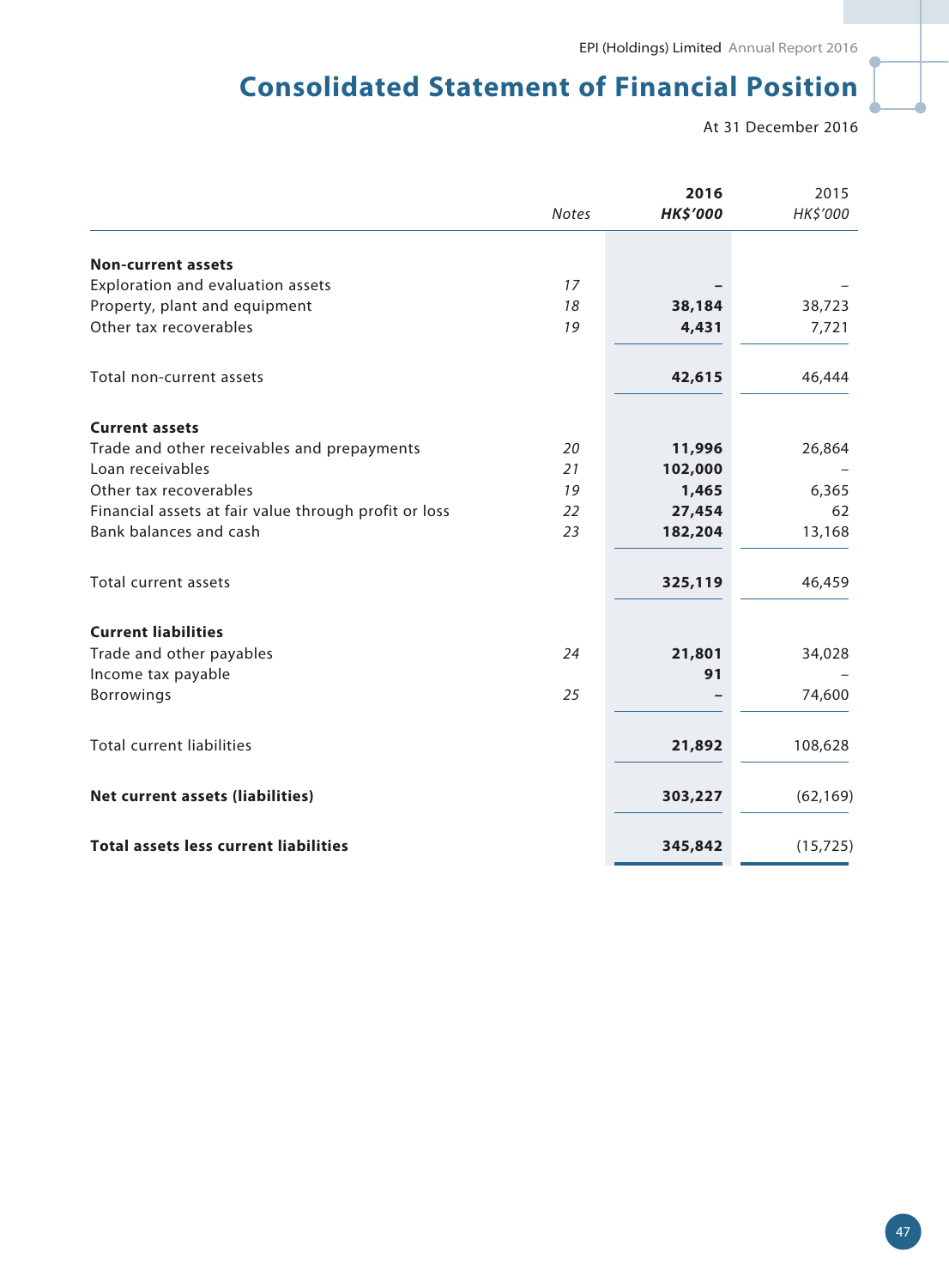# Consolidated Statement of Financial Position

At 31 December 2016

| | Notes | 2016 HK$'000 | 2015 HK$'000 |
|---|---|---|---|
| **Non-current assets** | | | |
| Exploration and evaluation assets | 17 | – | – |
| Property, plant and equipment | 18 | 38,184 | 38,723 |
| Other tax recoverables | 19 | 4,431 | 7,721 |
| Total non-current assets | | 42,615 | 46,444 |
| **Current assets** | | | |
| Trade and other receivables and prepayments | 20 | 11,996 | 26,864 |
| Loan receivables | 21 | 102,000 | – |
| Other tax recoverables | 19 | 1,465 | 6,365 |
| Financial assets at fair value through profit or loss | 22 | 27,454 | 62 |
| Bank balances and cash | 23 | 182,204 | 13,168 |
| Total current assets | | 325,119 | 46,459 |
| **Current liabilities** | | | |
| Trade and other payables | 24 | 21,801 | 34,028 |
| Income tax payable | | 91 | – |
| Borrowings | 25 | – | 74,600 |
| Total current liabilities | | 21,892 | 108,628 |
| **Net current assets (liabilities)** | | 303,227 | (62,169) |
| **Total assets less current liabilities** | | 345,842 | (15,725) |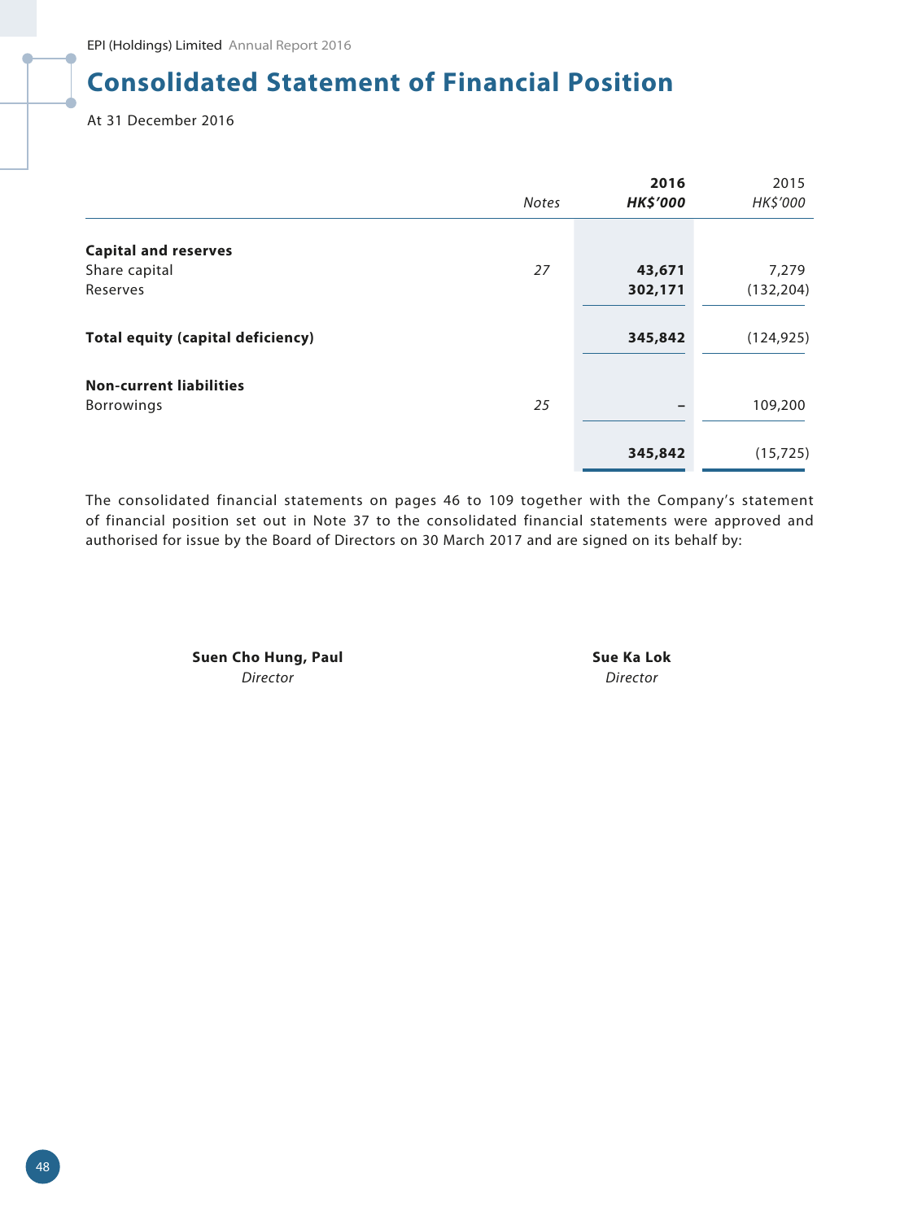# Consolidated Statement of Financial Position

At 31 December 2016

| | Notes | 2016 HK$'000 | 2015 HK$'000 |
|---|---|---|---|
| **Capital and reserves** | | | |
| Share capital | 27 | 43,671 | 7,279 |
| Reserves | | 302,171 | (132,204) |
| **Total equity (capital deficiency)** | | 345,842 | (124,925) |
| **Non-current liabilities** | | | |
| Borrowings | 25 | – | 109,200 |
| | | 345,842 | (15,725) |

The consolidated financial statements on pages 46 to 109 together with the Company's statement of financial position set out in Note 37 to the consolidated financial statements were approved and authorised for issue by the Board of Directors on 30 March 2017 and are signed on its behalf by:

**Suen Cho Hung, Paul**
*Director*

**Sue Ka Lok**
*Director*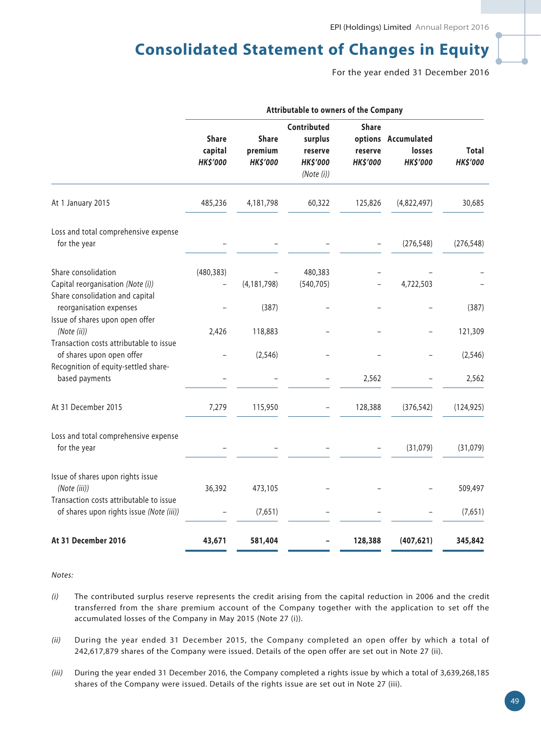# Consolidated Statement of Changes in Equity

For the year ended 31 December 2016

| | Attributable to owners of the Company | | | | | |
|---|---|---|---|---|---|---|
| | Share capital *HK$'000* | Share premium *HK$'000* | Contributed surplus reserve *HK$'000* *(Note (i))* | Share options reserve *HK$'000* | Accumulated losses *HK$'000* | Total *HK$'000* |
| At 1 January 2015 | 485,236 | 4,181,798 | 60,322 | 125,826 | (4,822,497) | 30,685 |
| Loss and total comprehensive expense for the year | – | – | – | – | (276,548) | (276,548) |
| Share consolidation | (480,383) | – | 480,383 | – | – | – |
| Capital reorganisation *(Note (i))* | – | (4,181,798) | (540,705) | – | 4,722,503 | – |
| Share consolidation and capital reorganisation expenses | – | (387) | – | – | – | (387) |
| Issue of shares upon open offer *(Note (ii))* | 2,426 | 118,883 | – | – | – | 121,309 |
| Transaction costs attributable to issue of shares upon open offer | – | (2,546) | – | – | – | (2,546) |
| Recognition of equity-settled share-based payments | – | – | – | 2,562 | – | 2,562 |
| At 31 December 2015 | 7,279 | 115,950 | – | 128,388 | (376,542) | (124,925) |
| Loss and total comprehensive expense for the year | – | – | – | – | (31,079) | (31,079) |
| Issue of shares upon rights issue *(Note (iii))* | 36,392 | 473,105 | – | – | – | 509,497 |
| Transaction costs attributable to issue of shares upon rights issue *(Note (iii))* | – | (7,651) | – | – | – | (7,651) |
| **At 31 December 2016** | **43,671** | **581,404** | **–** | **128,388** | **(407,621)** | **345,842** |

*Notes:*

*(i)* The contributed surplus reserve represents the credit arising from the capital reduction in 2006 and the credit transferred from the share premium account of the Company together with the application to set off the accumulated losses of the Company in May 2015 (Note 27 (i)).

*(ii)* During the year ended 31 December 2015, the Company completed an open offer by which a total of 242,617,879 shares of the Company were issued. Details of the open offer are set out in Note 27 (ii).

*(iii)* During the year ended 31 December 2016, the Company completed a rights issue by which a total of 3,639,268,185 shares of the Company were issued. Details of the rights issue are set out in Note 27 (iii).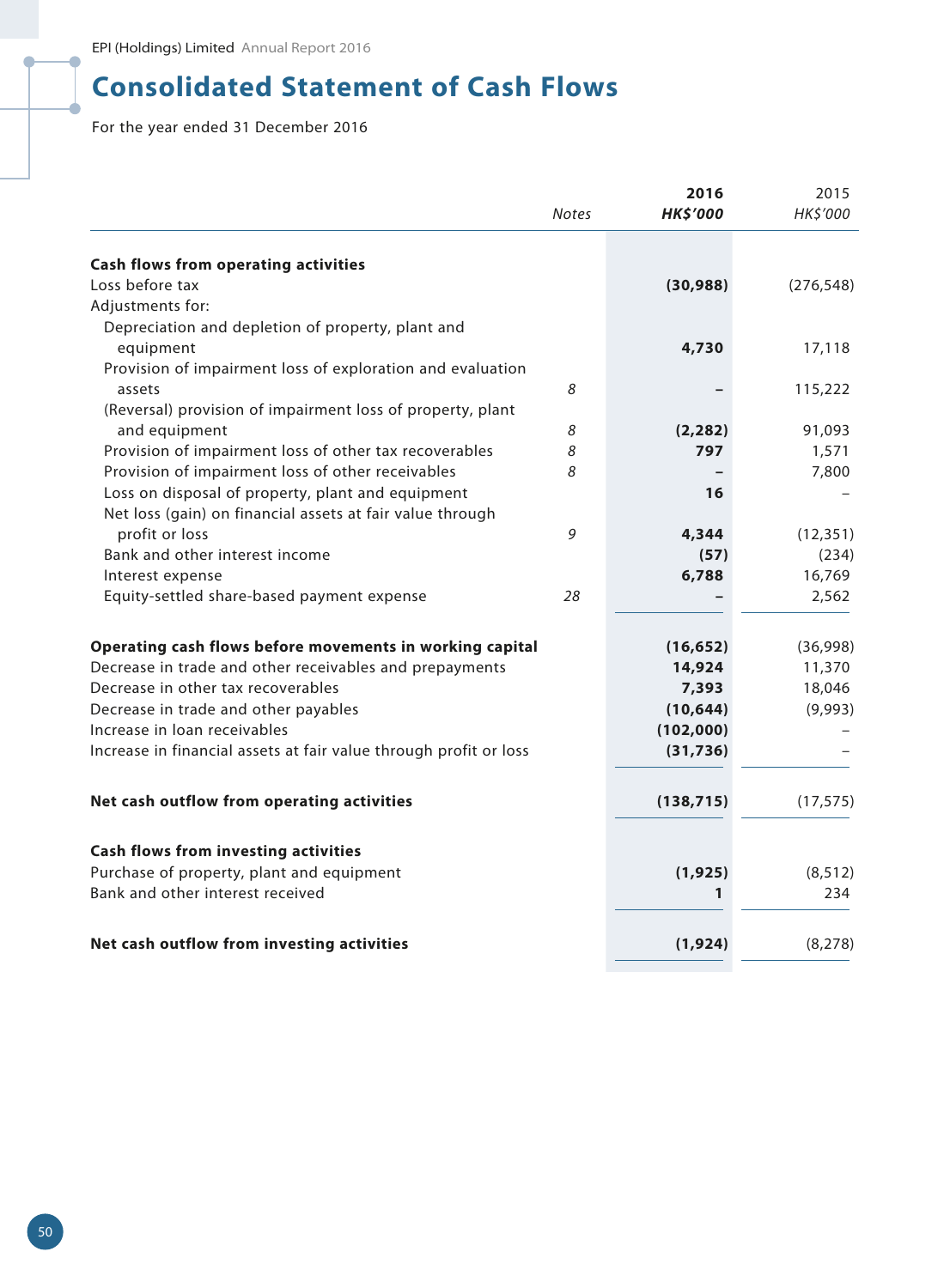# Consolidated Statement of Cash Flows

For the year ended 31 December 2016

| | Notes | 2016 HK$'000 | 2015 HK$'000 |
|---|---|---|---|
| **Cash flows from operating activities** | | | |
| Loss before tax | | **(30,988)** | (276,548) |
| Adjustments for: | | | |
| Depreciation and depletion of property, plant and equipment | | **4,730** | 17,118 |
| Provision of impairment loss of exploration and evaluation assets | 8 | **–** | 115,222 |
| (Reversal) provision of impairment loss of property, plant and equipment | 8 | **(2,282)** | 91,093 |
| Provision of impairment loss of other tax recoverables | 8 | **797** | 1,571 |
| Provision of impairment loss of other receivables | 8 | **–** | 7,800 |
| Loss on disposal of property, plant and equipment | | **16** | – |
| Net loss (gain) on financial assets at fair value through profit or loss | 9 | **4,344** | (12,351) |
| Bank and other interest income | | **(57)** | (234) |
| Interest expense | | **6,788** | 16,769 |
| Equity-settled share-based payment expense | 28 | **–** | 2,562 |
| **Operating cash flows before movements in working capital** | | **(16,652)** | (36,998) |
| Decrease in trade and other receivables and prepayments | | **14,924** | 11,370 |
| Decrease in other tax recoverables | | **7,393** | 18,046 |
| Decrease in trade and other payables | | **(10,644)** | (9,993) |
| Increase in loan receivables | | **(102,000)** | – |
| Increase in financial assets at fair value through profit or loss | | **(31,736)** | – |
| **Net cash outflow from operating activities** | | **(138,715)** | (17,575) |
| **Cash flows from investing activities** | | | |
| Purchase of property, plant and equipment | | **(1,925)** | (8,512) |
| Bank and other interest received | | **1** | 234 |
| **Net cash outflow from investing activities** | | **(1,924)** | (8,278) |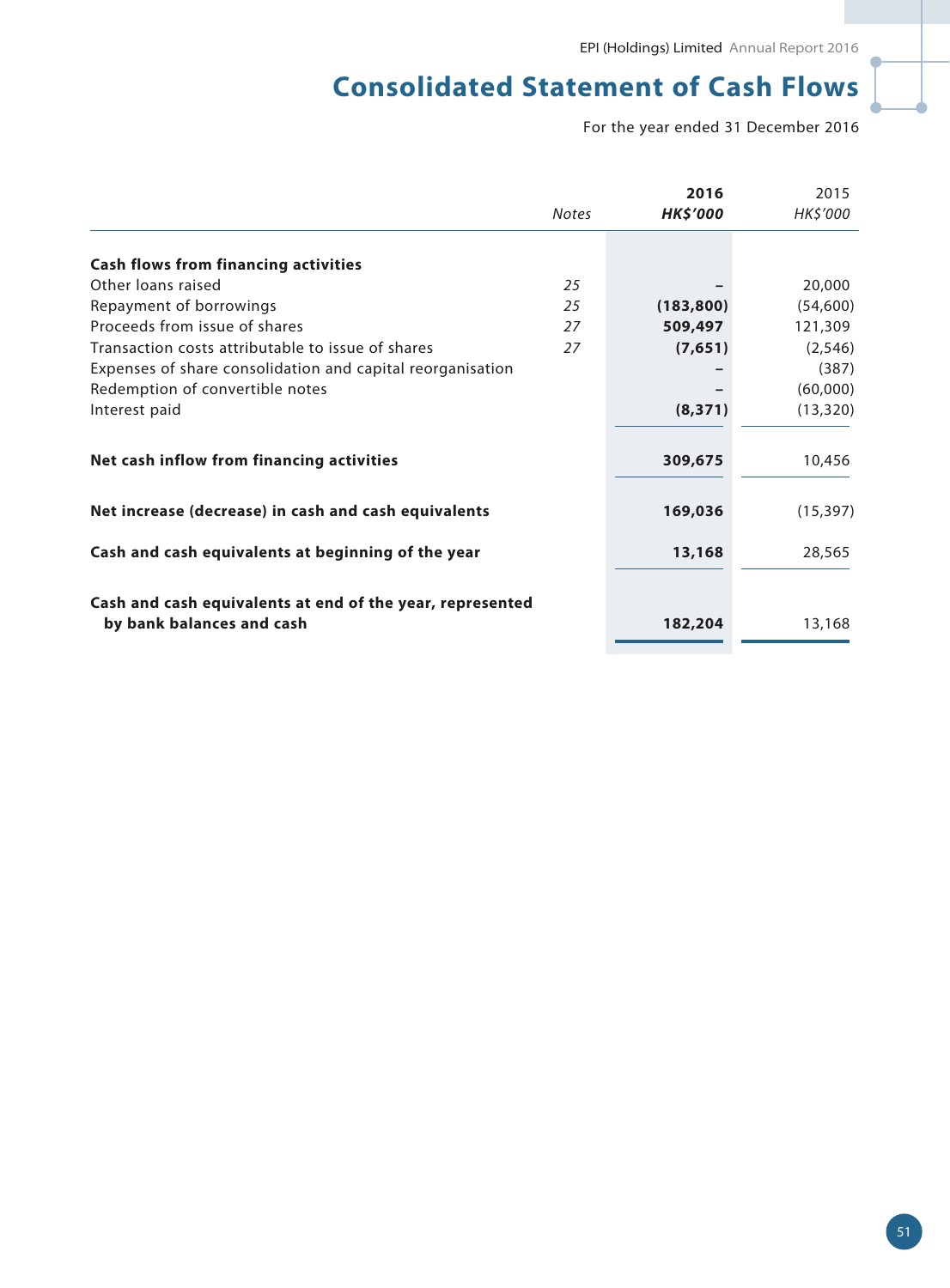# Consolidated Statement of Cash Flows

For the year ended 31 December 2016

| | Notes | 2016 HK$'000 | 2015 HK$'000 |
|---|---|---|---|
| **Cash flows from financing activities** | | | |
| Other loans raised | 25 | – | 20,000 |
| Repayment of borrowings | 25 | (183,800) | (54,600) |
| Proceeds from issue of shares | 27 | 509,497 | 121,309 |
| Transaction costs attributable to issue of shares | 27 | (7,651) | (2,546) |
| Expenses of share consolidation and capital reorganisation | | – | (387) |
| Redemption of convertible notes | | – | (60,000) |
| Interest paid | | (8,371) | (13,320) |
| **Net cash inflow from financing activities** | | 309,675 | 10,456 |
| **Net increase (decrease) in cash and cash equivalents** | | 169,036 | (15,397) |
| **Cash and cash equivalents at beginning of the year** | | 13,168 | 28,565 |
| **Cash and cash equivalents at end of the year, represented by bank balances and cash** | | 182,204 | 13,168 |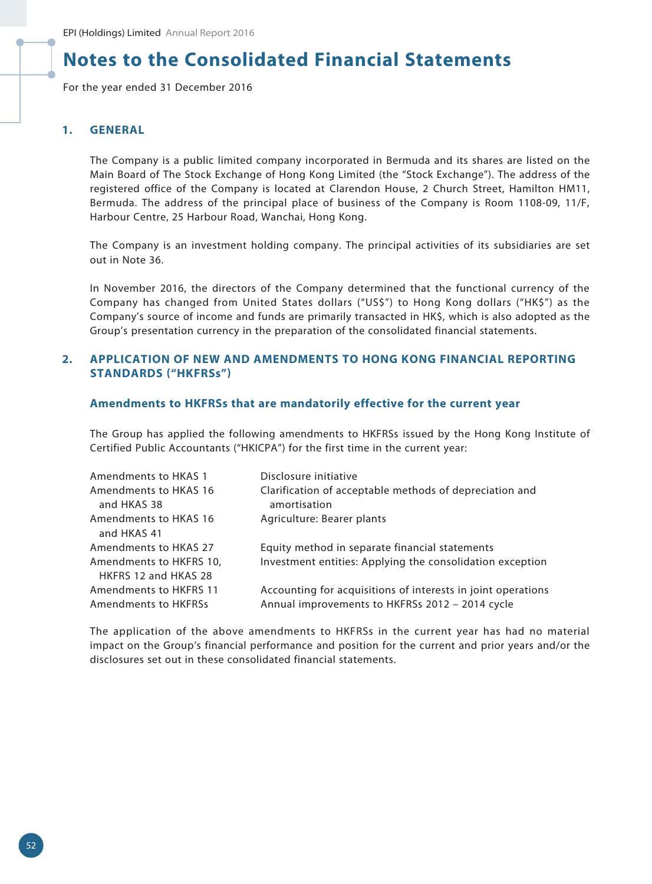# Notes to the Consolidated Financial Statements

For the year ended 31 December 2016

## 1. GENERAL

The Company is a public limited company incorporated in Bermuda and its shares are listed on the Main Board of The Stock Exchange of Hong Kong Limited (the "Stock Exchange"). The address of the registered office of the Company is located at Clarendon House, 2 Church Street, Hamilton HM11, Bermuda. The address of the principal place of business of the Company is Room 1108-09, 11/F, Harbour Centre, 25 Harbour Road, Wanchai, Hong Kong.

The Company is an investment holding company. The principal activities of its subsidiaries are set out in Note 36.

In November 2016, the directors of the Company determined that the functional currency of the Company has changed from United States dollars ("US$") to Hong Kong dollars ("HK$") as the Company's source of income and funds are primarily transacted in HK$, which is also adopted as the Group's presentation currency in the preparation of the consolidated financial statements.

## 2. APPLICATION OF NEW AND AMENDMENTS TO HONG KONG FINANCIAL REPORTING STANDARDS ("HKFRSs")

### Amendments to HKFRSs that are mandatorily effective for the current year

The Group has applied the following amendments to HKFRSs issued by the Hong Kong Institute of Certified Public Accountants ("HKICPA") for the first time in the current year:

| | |
|---|---|
| Amendments to HKAS 1 | Disclosure initiative |
| Amendments to HKAS 16 and HKAS 38 | Clarification of acceptable methods of depreciation and amortisation |
| Amendments to HKAS 16 and HKAS 41 | Agriculture: Bearer plants |
| Amendments to HKAS 27 | Equity method in separate financial statements |
| Amendments to HKFRS 10, HKFRS 12 and HKAS 28 | Investment entities: Applying the consolidation exception |
| Amendments to HKFRS 11 | Accounting for acquisitions of interests in joint operations |
| Amendments to HKFRSs | Annual improvements to HKFRSs 2012 – 2014 cycle |

The application of the above amendments to HKFRSs in the current year has had no material impact on the Group's financial performance and position for the current and prior years and/or the disclosures set out in these consolidated financial statements.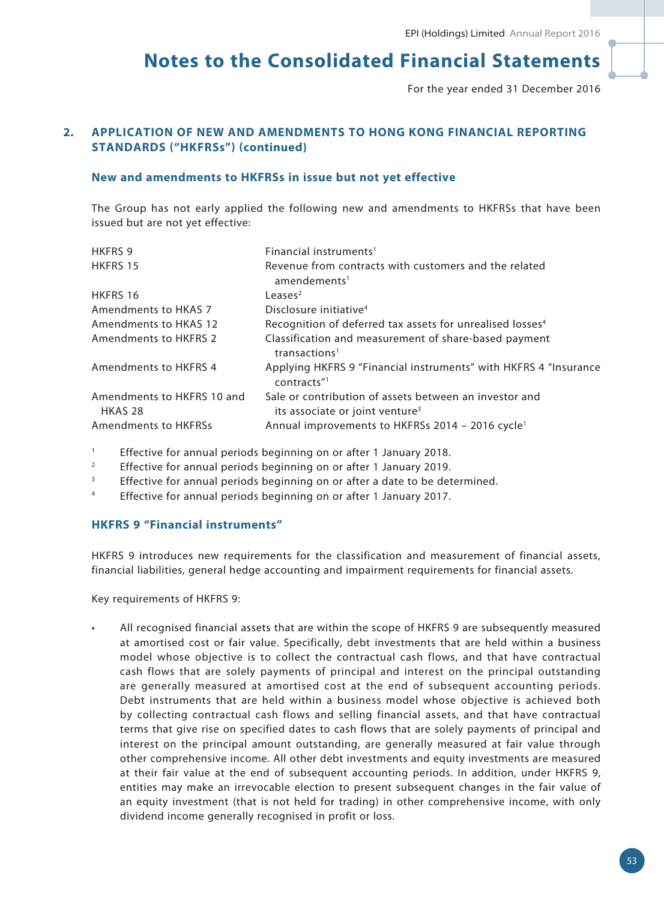## 2. APPLICATION OF NEW AND AMENDMENTS TO HONG KONG FINANCIAL REPORTING STANDARDS ("HKFRSs") (continued)

### New and amendments to HKFRSs in issue but not yet effective

The Group has not early applied the following new and amendments to HKFRSs that have been issued but are not yet effective:

| | |
|---|---|
| HKFRS 9 | Financial instruments[1] |
| HKFRS 15 | Revenue from contracts with customers and the related amendements[1] |
| HKFRS 16 | Leases[2] |
| Amendments to HKAS 7 | Disclosure initiative[4] |
| Amendments to HKAS 12 | Recognition of deferred tax assets for unrealised losses[4] |
| Amendments to HKFRS 2 | Classification and measurement of share-based payment transactions[1] |
| Amendments to HKFRS 4 | Applying HKFRS 9 "Financial instruments" with HKFRS 4 "Insurance contracts"[1] |
| Amendments to HKFRS 10 and HKAS 28 | Sale or contribution of assets between an investor and its associate or joint venture[3] |
| Amendments to HKFRSs | Annual improvements to HKFRSs 2014 – 2016 cycle[1] |

[1] Effective for annual periods beginning on or after 1 January 2018.

[2] Effective for annual periods beginning on or after 1 January 2019.

[3] Effective for annual periods beginning on or after a date to be determined.

[4] Effective for annual periods beginning on or after 1 January 2017.

### HKFRS 9 "Financial instruments"

HKFRS 9 introduces new requirements for the classification and measurement of financial assets, financial liabilities, general hedge accounting and impairment requirements for financial assets.

Key requirements of HKFRS 9:

- All recognised financial assets that are within the scope of HKFRS 9 are subsequently measured at amortised cost or fair value. Specifically, debt investments that are held within a business model whose objective is to collect the contractual cash flows, and that have contractual cash flows that are solely payments of principal and interest on the principal outstanding are generally measured at amortised cost at the end of subsequent accounting periods. Debt instruments that are held within a business model whose objective is achieved both by collecting contractual cash flows and selling financial assets, and that have contractual terms that give rise on specified dates to cash flows that are solely payments of principal and interest on the principal amount outstanding, are generally measured at fair value through other comprehensive income. All other debt investments and equity investments are measured at their fair value at the end of subsequent accounting periods. In addition, under HKFRS 9, entities may make an irrevocable election to present subsequent changes in the fair value of an equity investment (that is not held for trading) in other comprehensive income, with only dividend income generally recognised in profit or loss.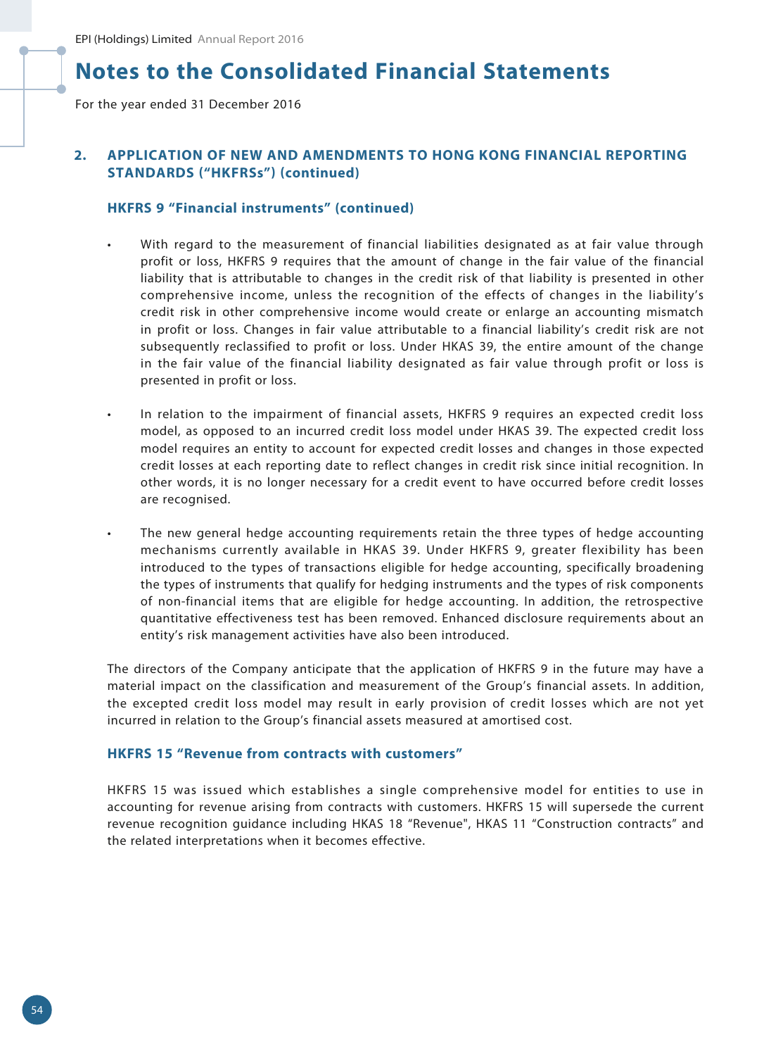# Notes to the Consolidated Financial Statements

For the year ended 31 December 2016

## 2. APPLICATION OF NEW AND AMENDMENTS TO HONG KONG FINANCIAL REPORTING STANDARDS ("HKFRSs") (continued)

### HKFRS 9 "Financial instruments" (continued)

- With regard to the measurement of financial liabilities designated as at fair value through profit or loss, HKFRS 9 requires that the amount of change in the fair value of the financial liability that is attributable to changes in the credit risk of that liability is presented in other comprehensive income, unless the recognition of the effects of changes in the liability's credit risk in other comprehensive income would create or enlarge an accounting mismatch in profit or loss. Changes in fair value attributable to a financial liability's credit risk are not subsequently reclassified to profit or loss. Under HKAS 39, the entire amount of the change in the fair value of the financial liability designated as fair value through profit or loss is presented in profit or loss.

- In relation to the impairment of financial assets, HKFRS 9 requires an expected credit loss model, as opposed to an incurred credit loss model under HKAS 39. The expected credit loss model requires an entity to account for expected credit losses and changes in those expected credit losses at each reporting date to reflect changes in credit risk since initial recognition. In other words, it is no longer necessary for a credit event to have occurred before credit losses are recognised.

- The new general hedge accounting requirements retain the three types of hedge accounting mechanisms currently available in HKAS 39. Under HKFRS 9, greater flexibility has been introduced to the types of transactions eligible for hedge accounting, specifically broadening the types of instruments that qualify for hedging instruments and the types of risk components of non-financial items that are eligible for hedge accounting. In addition, the retrospective quantitative effectiveness test has been removed. Enhanced disclosure requirements about an entity's risk management activities have also been introduced.

The directors of the Company anticipate that the application of HKFRS 9 in the future may have a material impact on the classification and measurement of the Group's financial assets. In addition, the excepted credit loss model may result in early provision of credit losses which are not yet incurred in relation to the Group's financial assets measured at amortised cost.

### HKFRS 15 "Revenue from contracts with customers"

HKFRS 15 was issued which establishes a single comprehensive model for entities to use in accounting for revenue arising from contracts with customers. HKFRS 15 will supersede the current revenue recognition guidance including HKAS 18 "Revenue", HKAS 11 "Construction contracts" and the related interpretations when it becomes effective.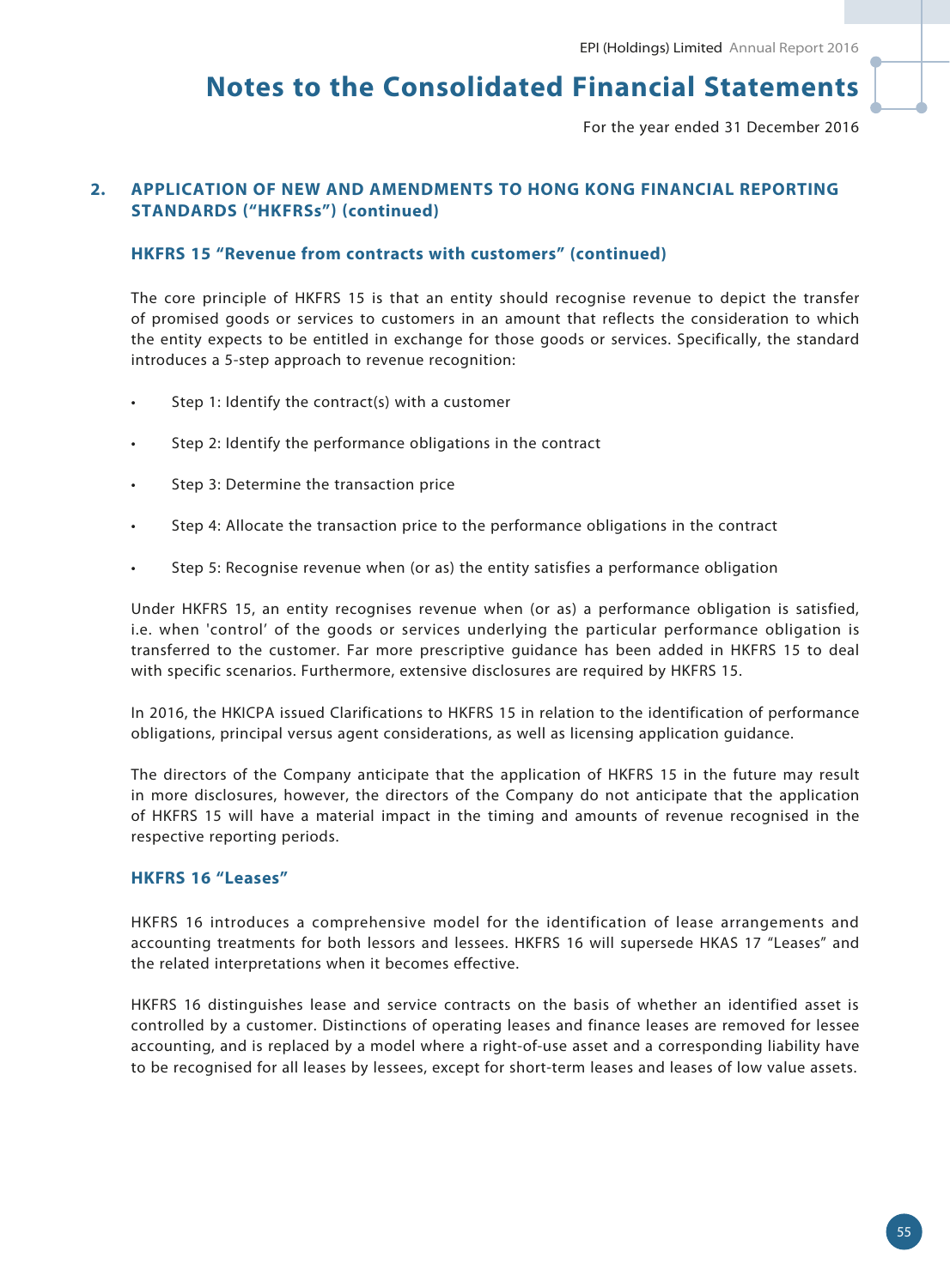## 2. APPLICATION OF NEW AND AMENDMENTS TO HONG KONG FINANCIAL REPORTING STANDARDS ("HKFRSs") (continued)

### HKFRS 15 "Revenue from contracts with customers" (continued)

The core principle of HKFRS 15 is that an entity should recognise revenue to depict the transfer of promised goods or services to customers in an amount that reflects the consideration to which the entity expects to be entitled in exchange for those goods or services. Specifically, the standard introduces a 5-step approach to revenue recognition:

- Step 1: Identify the contract(s) with a customer
- Step 2: Identify the performance obligations in the contract
- Step 3: Determine the transaction price
- Step 4: Allocate the transaction price to the performance obligations in the contract
- Step 5: Recognise revenue when (or as) the entity satisfies a performance obligation

Under HKFRS 15, an entity recognises revenue when (or as) a performance obligation is satisfied, i.e. when 'control' of the goods or services underlying the particular performance obligation is transferred to the customer. Far more prescriptive guidance has been added in HKFRS 15 to deal with specific scenarios. Furthermore, extensive disclosures are required by HKFRS 15.

In 2016, the HKICPA issued Clarifications to HKFRS 15 in relation to the identification of performance obligations, principal versus agent considerations, as well as licensing application guidance.

The directors of the Company anticipate that the application of HKFRS 15 in the future may result in more disclosures, however, the directors of the Company do not anticipate that the application of HKFRS 15 will have a material impact in the timing and amounts of revenue recognised in the respective reporting periods.

### HKFRS 16 "Leases"

HKFRS 16 introduces a comprehensive model for the identification of lease arrangements and accounting treatments for both lessors and lessees. HKFRS 16 will supersede HKAS 17 "Leases" and the related interpretations when it becomes effective.

HKFRS 16 distinguishes lease and service contracts on the basis of whether an identified asset is controlled by a customer. Distinctions of operating leases and finance leases are removed for lessee accounting, and is replaced by a model where a right-of-use asset and a corresponding liability have to be recognised for all leases by lessees, except for short-term leases and leases of low value assets.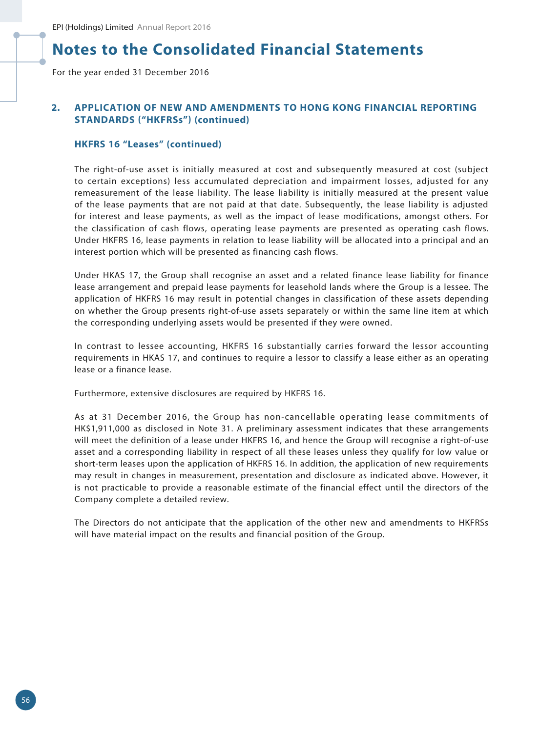# Notes to the Consolidated Financial Statements

For the year ended 31 December 2016

## 2. APPLICATION OF NEW AND AMENDMENTS TO HONG KONG FINANCIAL REPORTING STANDARDS ("HKFRSs") (continued)

### HKFRS 16 "Leases" (continued)

The right-of-use asset is initially measured at cost and subsequently measured at cost (subject to certain exceptions) less accumulated depreciation and impairment losses, adjusted for any remeasurement of the lease liability. The lease liability is initially measured at the present value of the lease payments that are not paid at that date. Subsequently, the lease liability is adjusted for interest and lease payments, as well as the impact of lease modifications, amongst others. For the classification of cash flows, operating lease payments are presented as operating cash flows. Under HKFRS 16, lease payments in relation to lease liability will be allocated into a principal and an interest portion which will be presented as financing cash flows.

Under HKAS 17, the Group shall recognise an asset and a related finance lease liability for finance lease arrangement and prepaid lease payments for leasehold lands where the Group is a lessee. The application of HKFRS 16 may result in potential changes in classification of these assets depending on whether the Group presents right-of-use assets separately or within the same line item at which the corresponding underlying assets would be presented if they were owned.

In contrast to lessee accounting, HKFRS 16 substantially carries forward the lessor accounting requirements in HKAS 17, and continues to require a lessor to classify a lease either as an operating lease or a finance lease.

Furthermore, extensive disclosures are required by HKFRS 16.

As at 31 December 2016, the Group has non-cancellable operating lease commitments of HK$1,911,000 as disclosed in Note 31. A preliminary assessment indicates that these arrangements will meet the definition of a lease under HKFRS 16, and hence the Group will recognise a right-of-use asset and a corresponding liability in respect of all these leases unless they qualify for low value or short-term leases upon the application of HKFRS 16. In addition, the application of new requirements may result in changes in measurement, presentation and disclosure as indicated above. However, it is not practicable to provide a reasonable estimate of the financial effect until the directors of the Company complete a detailed review.

The Directors do not anticipate that the application of the other new and amendments to HKFRSs will have material impact on the results and financial position of the Group.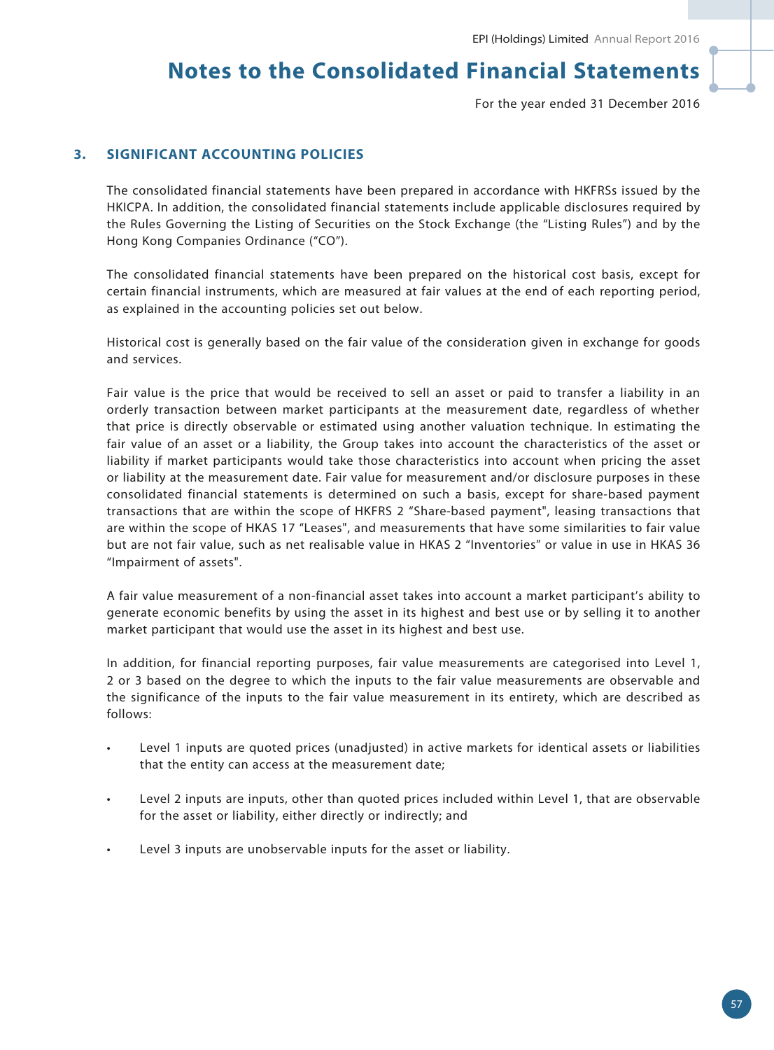## 3. SIGNIFICANT ACCOUNTING POLICIES

The consolidated financial statements have been prepared in accordance with HKFRSs issued by the HKICPA. In addition, the consolidated financial statements include applicable disclosures required by the Rules Governing the Listing of Securities on the Stock Exchange (the "Listing Rules") and by the Hong Kong Companies Ordinance ("CO").

The consolidated financial statements have been prepared on the historical cost basis, except for certain financial instruments, which are measured at fair values at the end of each reporting period, as explained in the accounting policies set out below.

Historical cost is generally based on the fair value of the consideration given in exchange for goods and services.

Fair value is the price that would be received to sell an asset or paid to transfer a liability in an orderly transaction between market participants at the measurement date, regardless of whether that price is directly observable or estimated using another valuation technique. In estimating the fair value of an asset or a liability, the Group takes into account the characteristics of the asset or liability if market participants would take those characteristics into account when pricing the asset or liability at the measurement date. Fair value for measurement and/or disclosure purposes in these consolidated financial statements is determined on such a basis, except for share-based payment transactions that are within the scope of HKFRS 2 "Share-based payment", leasing transactions that are within the scope of HKAS 17 "Leases", and measurements that have some similarities to fair value but are not fair value, such as net realisable value in HKAS 2 "Inventories" or value in use in HKAS 36 "Impairment of assets".

A fair value measurement of a non-financial asset takes into account a market participant's ability to generate economic benefits by using the asset in its highest and best use or by selling it to another market participant that would use the asset in its highest and best use.

In addition, for financial reporting purposes, fair value measurements are categorised into Level 1, 2 or 3 based on the degree to which the inputs to the fair value measurements are observable and the significance of the inputs to the fair value measurement in its entirety, which are described as follows:

- Level 1 inputs are quoted prices (unadjusted) in active markets for identical assets or liabilities that the entity can access at the measurement date;
- Level 2 inputs are inputs, other than quoted prices included within Level 1, that are observable for the asset or liability, either directly or indirectly; and
- Level 3 inputs are unobservable inputs for the asset or liability.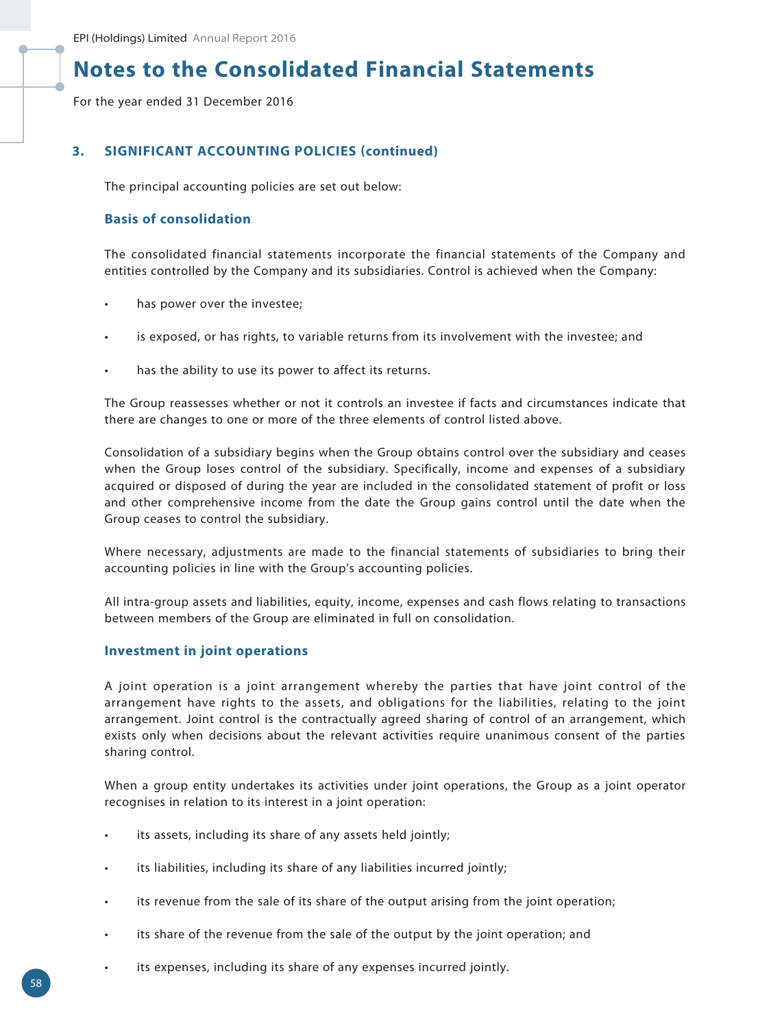## 3. SIGNIFICANT ACCOUNTING POLICIES (continued)

The principal accounting policies are set out below:

### Basis of consolidation

The consolidated financial statements incorporate the financial statements of the Company and entities controlled by the Company and its subsidiaries. Control is achieved when the Company:

- has power over the investee;
- is exposed, or has rights, to variable returns from its involvement with the investee; and
- has the ability to use its power to affect its returns.

The Group reassesses whether or not it controls an investee if facts and circumstances indicate that there are changes to one or more of the three elements of control listed above.

Consolidation of a subsidiary begins when the Group obtains control over the subsidiary and ceases when the Group loses control of the subsidiary. Specifically, income and expenses of a subsidiary acquired or disposed of during the year are included in the consolidated statement of profit or loss and other comprehensive income from the date the Group gains control until the date when the Group ceases to control the subsidiary.

Where necessary, adjustments are made to the financial statements of subsidiaries to bring their accounting policies in line with the Group's accounting policies.

All intra-group assets and liabilities, equity, income, expenses and cash flows relating to transactions between members of the Group are eliminated in full on consolidation.

### Investment in joint operations

A joint operation is a joint arrangement whereby the parties that have joint control of the arrangement have rights to the assets, and obligations for the liabilities, relating to the joint arrangement. Joint control is the contractually agreed sharing of control of an arrangement, which exists only when decisions about the relevant activities require unanimous consent of the parties sharing control.

When a group entity undertakes its activities under joint operations, the Group as a joint operator recognises in relation to its interest in a joint operation:

- its assets, including its share of any assets held jointly;
- its liabilities, including its share of any liabilities incurred jointly;
- its revenue from the sale of its share of the output arising from the joint operation;
- its share of the revenue from the sale of the output by the joint operation; and
- its expenses, including its share of any expenses incurred jointly.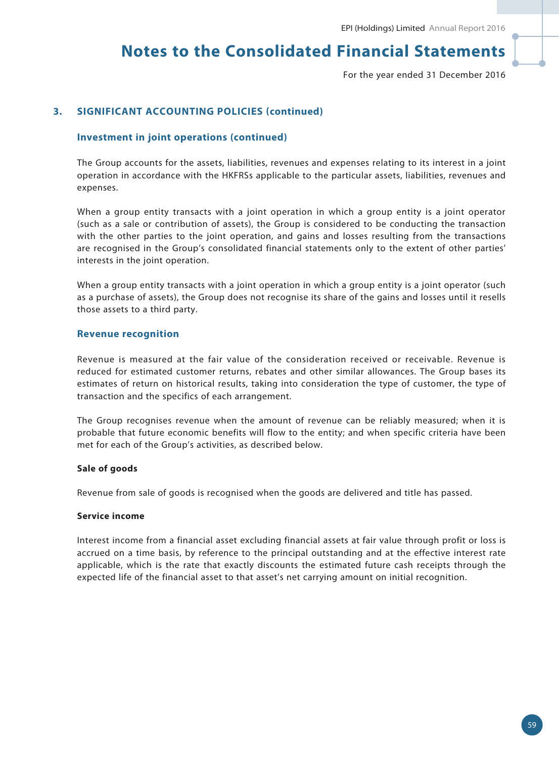## 3. SIGNIFICANT ACCOUNTING POLICIES (continued)

### Investment in joint operations (continued)

The Group accounts for the assets, liabilities, revenues and expenses relating to its interest in a joint operation in accordance with the HKFRSs applicable to the particular assets, liabilities, revenues and expenses.

When a group entity transacts with a joint operation in which a group entity is a joint operator (such as a sale or contribution of assets), the Group is considered to be conducting the transaction with the other parties to the joint operation, and gains and losses resulting from the transactions are recognised in the Group's consolidated financial statements only to the extent of other parties' interests in the joint operation.

When a group entity transacts with a joint operation in which a group entity is a joint operator (such as a purchase of assets), the Group does not recognise its share of the gains and losses until it resells those assets to a third party.

### Revenue recognition

Revenue is measured at the fair value of the consideration received or receivable. Revenue is reduced for estimated customer returns, rebates and other similar allowances. The Group bases its estimates of return on historical results, taking into consideration the type of customer, the type of transaction and the specifics of each arrangement.

The Group recognises revenue when the amount of revenue can be reliably measured; when it is probable that future economic benefits will flow to the entity; and when specific criteria have been met for each of the Group's activities, as described below.

**Sale of goods**

Revenue from sale of goods is recognised when the goods are delivered and title has passed.

**Service income**

Interest income from a financial asset excluding financial assets at fair value through profit or loss is accrued on a time basis, by reference to the principal outstanding and at the effective interest rate applicable, which is the rate that exactly discounts the estimated future cash receipts through the expected life of the financial asset to that asset's net carrying amount on initial recognition.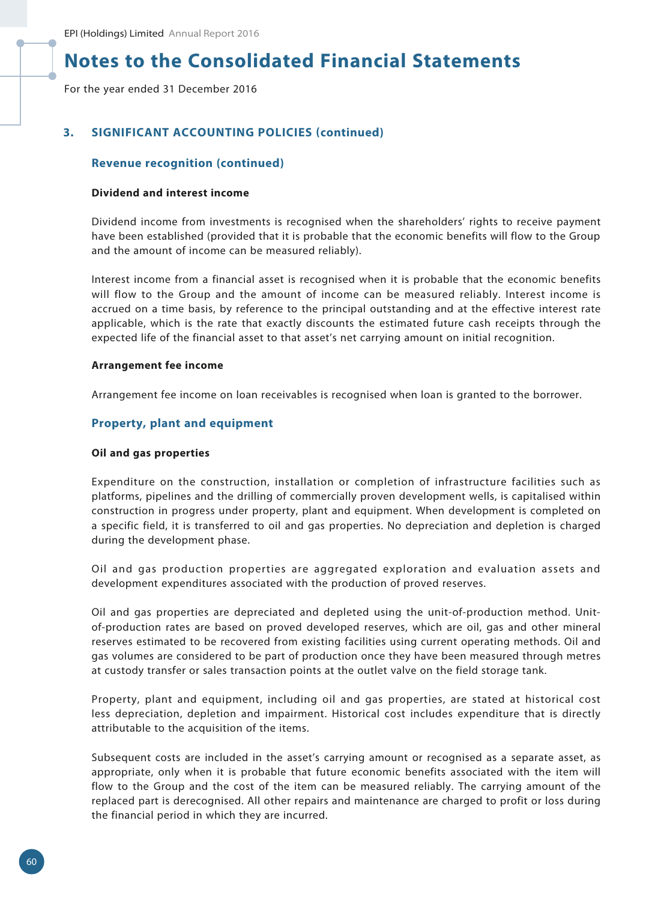# Notes to the Consolidated Financial Statements

For the year ended 31 December 2016

## 3. SIGNIFICANT ACCOUNTING POLICIES (continued)

### Revenue recognition (continued)

**Dividend and interest income**

Dividend income from investments is recognised when the shareholders' rights to receive payment have been established (provided that it is probable that the economic benefits will flow to the Group and the amount of income can be measured reliably).

Interest income from a financial asset is recognised when it is probable that the economic benefits will flow to the Group and the amount of income can be measured reliably. Interest income is accrued on a time basis, by reference to the principal outstanding and at the effective interest rate applicable, which is the rate that exactly discounts the estimated future cash receipts through the expected life of the financial asset to that asset's net carrying amount on initial recognition.

**Arrangement fee income**

Arrangement fee income on loan receivables is recognised when loan is granted to the borrower.

### Property, plant and equipment

**Oil and gas properties**

Expenditure on the construction, installation or completion of infrastructure facilities such as platforms, pipelines and the drilling of commercially proven development wells, is capitalised within construction in progress under property, plant and equipment. When development is completed on a specific field, it is transferred to oil and gas properties. No depreciation and depletion is charged during the development phase.

Oil and gas production properties are aggregated exploration and evaluation assets and development expenditures associated with the production of proved reserves.

Oil and gas properties are depreciated and depleted using the unit-of-production method. Unit-of-production rates are based on proved developed reserves, which are oil, gas and other mineral reserves estimated to be recovered from existing facilities using current operating methods. Oil and gas volumes are considered to be part of production once they have been measured through metres at custody transfer or sales transaction points at the outlet valve on the field storage tank.

Property, plant and equipment, including oil and gas properties, are stated at historical cost less depreciation, depletion and impairment. Historical cost includes expenditure that is directly attributable to the acquisition of the items.

Subsequent costs are included in the asset's carrying amount or recognised as a separate asset, as appropriate, only when it is probable that future economic benefits associated with the item will flow to the Group and the cost of the item can be measured reliably. The carrying amount of the replaced part is derecognised. All other repairs and maintenance are charged to profit or loss during the financial period in which they are incurred.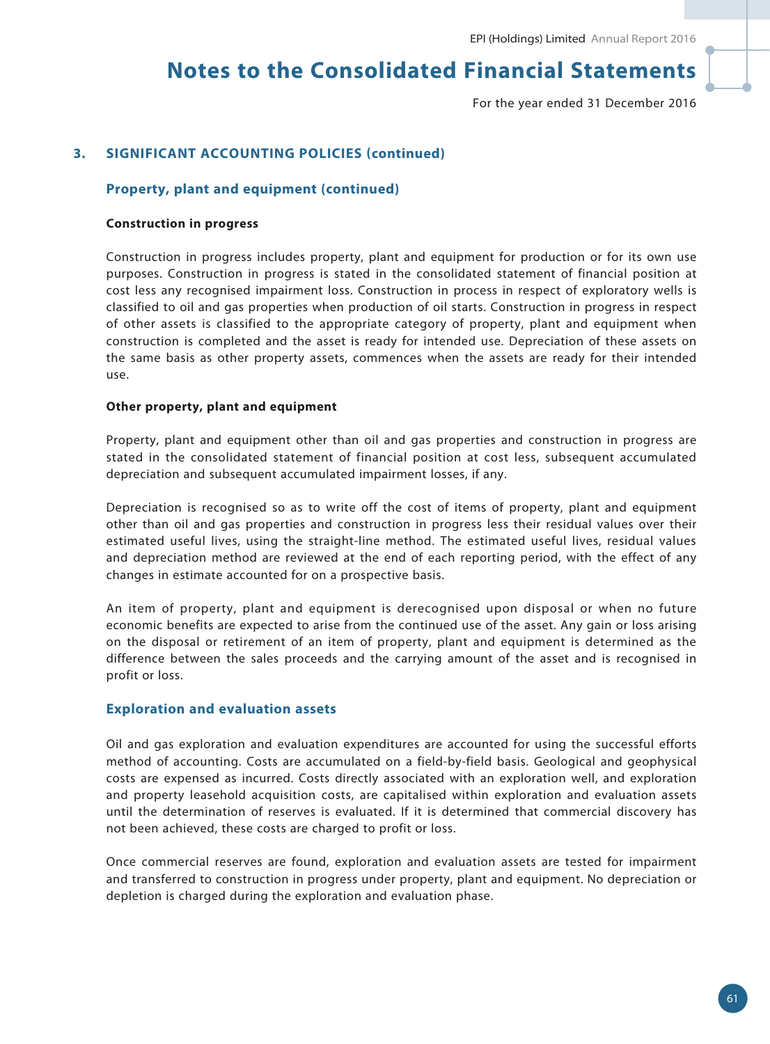## 3. SIGNIFICANT ACCOUNTING POLICIES (continued)

### Property, plant and equipment (continued)

**Construction in progress**

Construction in progress includes property, plant and equipment for production or for its own use purposes. Construction in progress is stated in the consolidated statement of financial position at cost less any recognised impairment loss. Construction in process in respect of exploratory wells is classified to oil and gas properties when production of oil starts. Construction in progress in respect of other assets is classified to the appropriate category of property, plant and equipment when construction is completed and the asset is ready for intended use. Depreciation of these assets on the same basis as other property assets, commences when the assets are ready for their intended use.

**Other property, plant and equipment**

Property, plant and equipment other than oil and gas properties and construction in progress are stated in the consolidated statement of financial position at cost less, subsequent accumulated depreciation and subsequent accumulated impairment losses, if any.

Depreciation is recognised so as to write off the cost of items of property, plant and equipment other than oil and gas properties and construction in progress less their residual values over their estimated useful lives, using the straight-line method. The estimated useful lives, residual values and depreciation method are reviewed at the end of each reporting period, with the effect of any changes in estimate accounted for on a prospective basis.

An item of property, plant and equipment is derecognised upon disposal or when no future economic benefits are expected to arise from the continued use of the asset. Any gain or loss arising on the disposal or retirement of an item of property, plant and equipment is determined as the difference between the sales proceeds and the carrying amount of the asset and is recognised in profit or loss.

### Exploration and evaluation assets

Oil and gas exploration and evaluation expenditures are accounted for using the successful efforts method of accounting. Costs are accumulated on a field-by-field basis. Geological and geophysical costs are expensed as incurred. Costs directly associated with an exploration well, and exploration and property leasehold acquisition costs, are capitalised within exploration and evaluation assets until the determination of reserves is evaluated. If it is determined that commercial discovery has not been achieved, these costs are charged to profit or loss.

Once commercial reserves are found, exploration and evaluation assets are tested for impairment and transferred to construction in progress under property, plant and equipment. No depreciation or depletion is charged during the exploration and evaluation phase.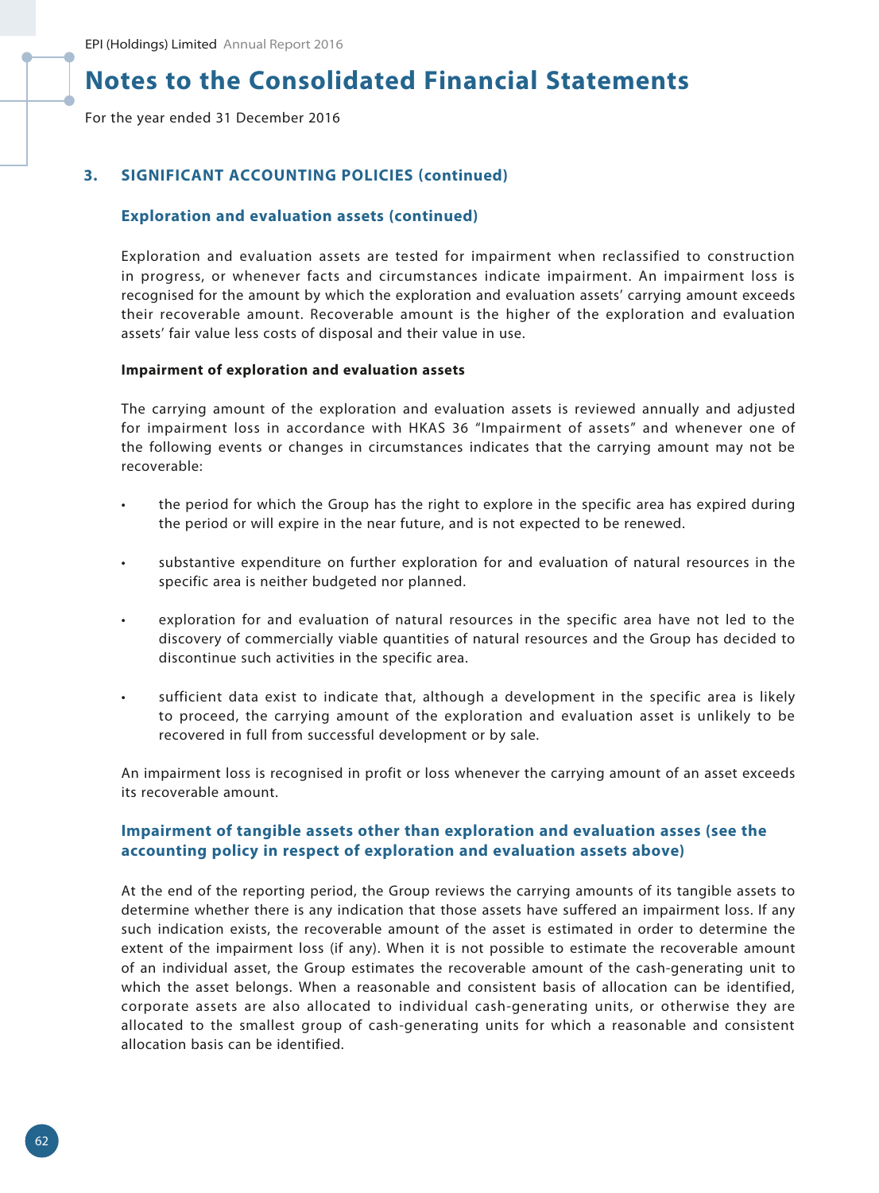# Notes to the Consolidated Financial Statements

For the year ended 31 December 2016

## 3. SIGNIFICANT ACCOUNTING POLICIES (continued)

### Exploration and evaluation assets (continued)

Exploration and evaluation assets are tested for impairment when reclassified to construction in progress, or whenever facts and circumstances indicate impairment. An impairment loss is recognised for the amount by which the exploration and evaluation assets' carrying amount exceeds their recoverable amount. Recoverable amount is the higher of the exploration and evaluation assets' fair value less costs of disposal and their value in use.

**Impairment of exploration and evaluation assets**

The carrying amount of the exploration and evaluation assets is reviewed annually and adjusted for impairment loss in accordance with HKAS 36 "Impairment of assets" and whenever one of the following events or changes in circumstances indicates that the carrying amount may not be recoverable:

- the period for which the Group has the right to explore in the specific area has expired during the period or will expire in the near future, and is not expected to be renewed.
- substantive expenditure on further exploration for and evaluation of natural resources in the specific area is neither budgeted nor planned.
- exploration for and evaluation of natural resources in the specific area have not led to the discovery of commercially viable quantities of natural resources and the Group has decided to discontinue such activities in the specific area.
- sufficient data exist to indicate that, although a development in the specific area is likely to proceed, the carrying amount of the exploration and evaluation asset is unlikely to be recovered in full from successful development or by sale.

An impairment loss is recognised in profit or loss whenever the carrying amount of an asset exceeds its recoverable amount.

### Impairment of tangible assets other than exploration and evaluation asses (see the accounting policy in respect of exploration and evaluation assets above)

At the end of the reporting period, the Group reviews the carrying amounts of its tangible assets to determine whether there is any indication that those assets have suffered an impairment loss. If any such indication exists, the recoverable amount of the asset is estimated in order to determine the extent of the impairment loss (if any). When it is not possible to estimate the recoverable amount of an individual asset, the Group estimates the recoverable amount of the cash-generating unit to which the asset belongs. When a reasonable and consistent basis of allocation can be identified, corporate assets are also allocated to individual cash-generating units, or otherwise they are allocated to the smallest group of cash-generating units for which a reasonable and consistent allocation basis can be identified.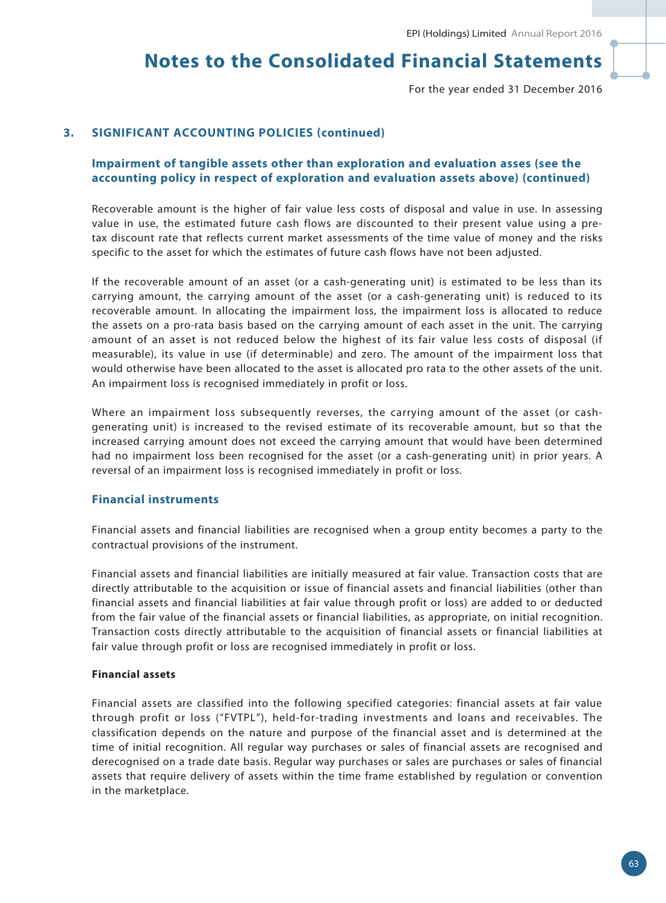## 3. SIGNIFICANT ACCOUNTING POLICIES (continued)

### Impairment of tangible assets other than exploration and evaluation asses (see the accounting policy in respect of exploration and evaluation assets above) (continued)

Recoverable amount is the higher of fair value less costs of disposal and value in use. In assessing value in use, the estimated future cash flows are discounted to their present value using a pre-tax discount rate that reflects current market assessments of the time value of money and the risks specific to the asset for which the estimates of future cash flows have not been adjusted.

If the recoverable amount of an asset (or a cash-generating unit) is estimated to be less than its carrying amount, the carrying amount of the asset (or a cash-generating unit) is reduced to its recoverable amount. In allocating the impairment loss, the impairment loss is allocated to reduce the assets on a pro-rata basis based on the carrying amount of each asset in the unit. The carrying amount of an asset is not reduced below the highest of its fair value less costs of disposal (if measurable), its value in use (if determinable) and zero. The amount of the impairment loss that would otherwise have been allocated to the asset is allocated pro rata to the other assets of the unit. An impairment loss is recognised immediately in profit or loss.

Where an impairment loss subsequently reverses, the carrying amount of the asset (or cash-generating unit) is increased to the revised estimate of its recoverable amount, but so that the increased carrying amount does not exceed the carrying amount that would have been determined had no impairment loss been recognised for the asset (or a cash-generating unit) in prior years. A reversal of an impairment loss is recognised immediately in profit or loss.

### Financial instruments

Financial assets and financial liabilities are recognised when a group entity becomes a party to the contractual provisions of the instrument.

Financial assets and financial liabilities are initially measured at fair value. Transaction costs that are directly attributable to the acquisition or issue of financial assets and financial liabilities (other than financial assets and financial liabilities at fair value through profit or loss) are added to or deducted from the fair value of the financial assets or financial liabilities, as appropriate, on initial recognition. Transaction costs directly attributable to the acquisition of financial assets or financial liabilities at fair value through profit or loss are recognised immediately in profit or loss.

**Financial assets**

Financial assets are classified into the following specified categories: financial assets at fair value through profit or loss ("FVTPL"), held-for-trading investments and loans and receivables. The classification depends on the nature and purpose of the financial asset and is determined at the time of initial recognition. All regular way purchases or sales of financial assets are recognised and derecognised on a trade date basis. Regular way purchases or sales are purchases or sales of financial assets that require delivery of assets within the time frame established by regulation or convention in the marketplace.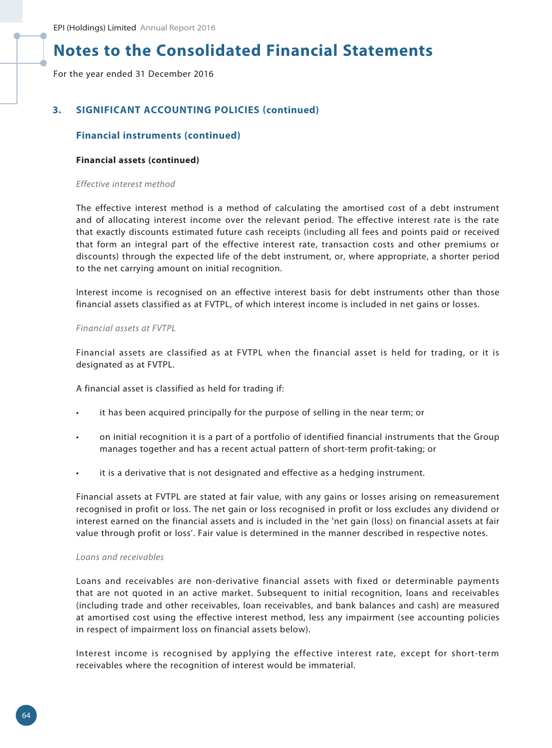## 3. SIGNIFICANT ACCOUNTING POLICIES (continued)

### Financial instruments (continued)

**Financial assets (continued)**

*Effective interest method*

The effective interest method is a method of calculating the amortised cost of a debt instrument and of allocating interest income over the relevant period. The effective interest rate is the rate that exactly discounts estimated future cash receipts (including all fees and points paid or received that form an integral part of the effective interest rate, transaction costs and other premiums or discounts) through the expected life of the debt instrument, or, where appropriate, a shorter period to the net carrying amount on initial recognition.

Interest income is recognised on an effective interest basis for debt instruments other than those financial assets classified as at FVTPL, of which interest income is included in net gains or losses.

*Financial assets at FVTPL*

Financial assets are classified as at FVTPL when the financial asset is held for trading, or it is designated as at FVTPL.

A financial asset is classified as held for trading if:

- it has been acquired principally for the purpose of selling in the near term; or
- on initial recognition it is a part of a portfolio of identified financial instruments that the Group manages together and has a recent actual pattern of short-term profit-taking; or
- it is a derivative that is not designated and effective as a hedging instrument.

Financial assets at FVTPL are stated at fair value, with any gains or losses arising on remeasurement recognised in profit or loss. The net gain or loss recognised in profit or loss excludes any dividend or interest earned on the financial assets and is included in the 'net gain (loss) on financial assets at fair value through profit or loss'. Fair value is determined in the manner described in respective notes.

*Loans and receivables*

Loans and receivables are non-derivative financial assets with fixed or determinable payments that are not quoted in an active market. Subsequent to initial recognition, loans and receivables (including trade and other receivables, loan receivables, and bank balances and cash) are measured at amortised cost using the effective interest method, less any impairment (see accounting policies in respect of impairment loss on financial assets below).

Interest income is recognised by applying the effective interest rate, except for short-term receivables where the recognition of interest would be immaterial.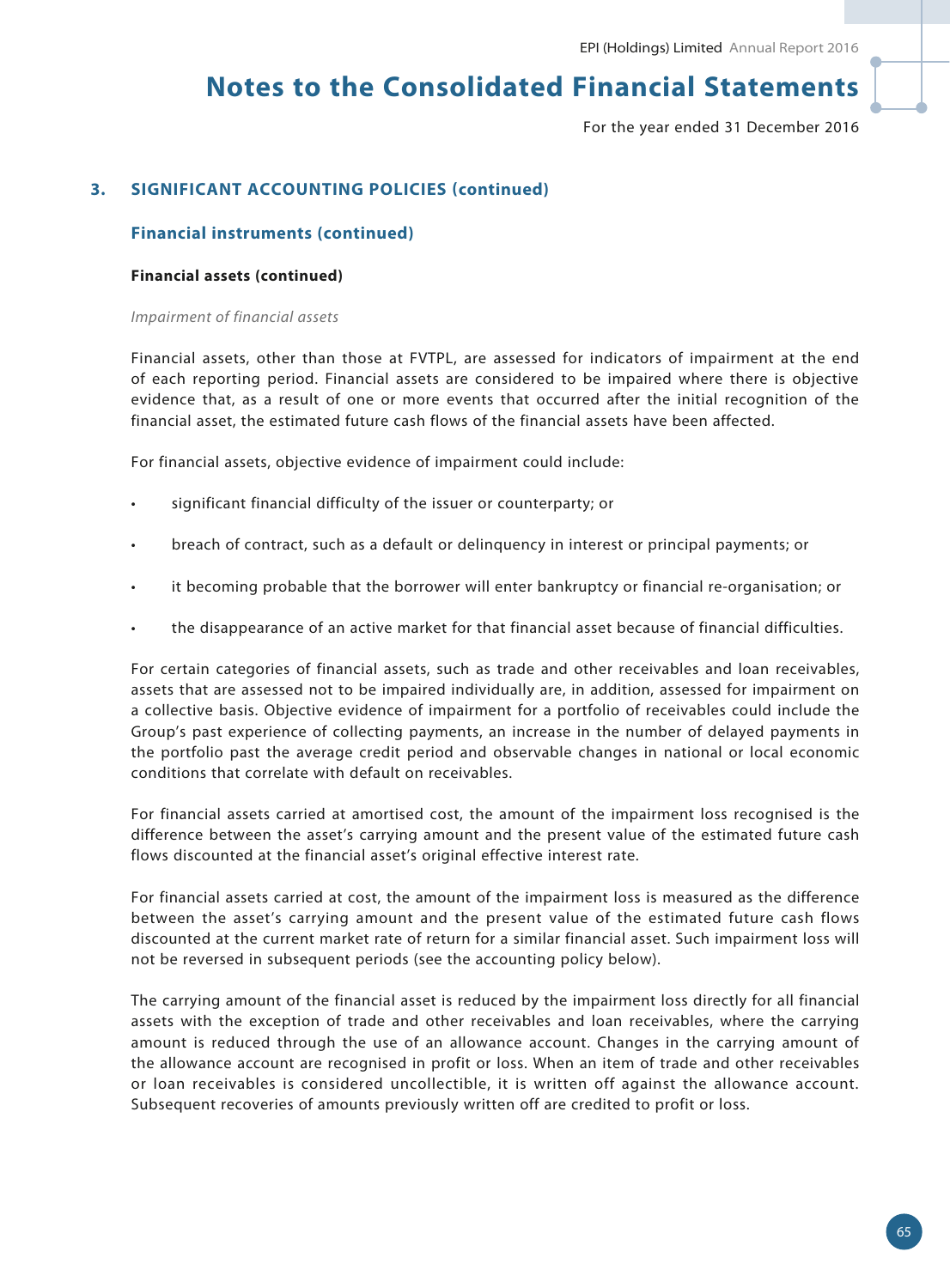## 3. SIGNIFICANT ACCOUNTING POLICIES (continued)

### Financial instruments (continued)

#### Financial assets (continued)

*Impairment of financial assets*

Financial assets, other than those at FVTPL, are assessed for indicators of impairment at the end of each reporting period. Financial assets are considered to be impaired where there is objective evidence that, as a result of one or more events that occurred after the initial recognition of the financial asset, the estimated future cash flows of the financial assets have been affected.

For financial assets, objective evidence of impairment could include:

- significant financial difficulty of the issuer or counterparty; or
- breach of contract, such as a default or delinquency in interest or principal payments; or
- it becoming probable that the borrower will enter bankruptcy or financial re-organisation; or
- the disappearance of an active market for that financial asset because of financial difficulties.

For certain categories of financial assets, such as trade and other receivables and loan receivables, assets that are assessed not to be impaired individually are, in addition, assessed for impairment on a collective basis. Objective evidence of impairment for a portfolio of receivables could include the Group's past experience of collecting payments, an increase in the number of delayed payments in the portfolio past the average credit period and observable changes in national or local economic conditions that correlate with default on receivables.

For financial assets carried at amortised cost, the amount of the impairment loss recognised is the difference between the asset's carrying amount and the present value of the estimated future cash flows discounted at the financial asset's original effective interest rate.

For financial assets carried at cost, the amount of the impairment loss is measured as the difference between the asset's carrying amount and the present value of the estimated future cash flows discounted at the current market rate of return for a similar financial asset. Such impairment loss will not be reversed in subsequent periods (see the accounting policy below).

The carrying amount of the financial asset is reduced by the impairment loss directly for all financial assets with the exception of trade and other receivables and loan receivables, where the carrying amount is reduced through the use of an allowance account. Changes in the carrying amount of the allowance account are recognised in profit or loss. When an item of trade and other receivables or loan receivables is considered uncollectible, it is written off against the allowance account. Subsequent recoveries of amounts previously written off are credited to profit or loss.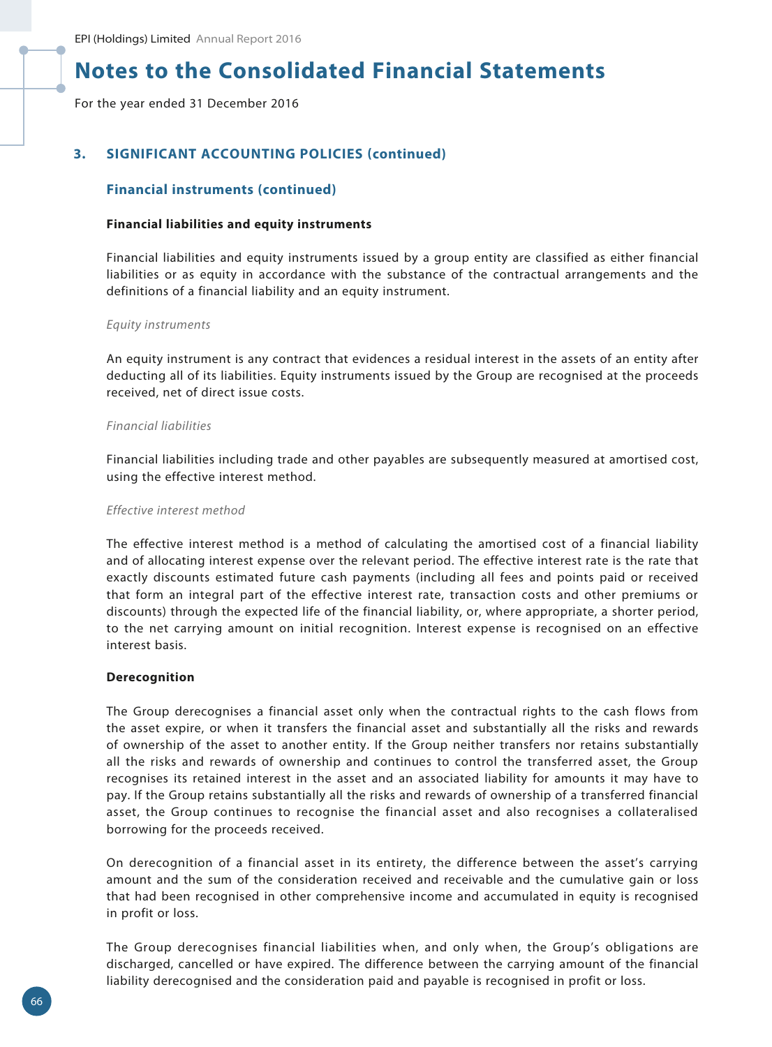# Notes to the Consolidated Financial Statements

For the year ended 31 December 2016

## 3. SIGNIFICANT ACCOUNTING POLICIES (continued)

### Financial instruments (continued)

**Financial liabilities and equity instruments**

Financial liabilities and equity instruments issued by a group entity are classified as either financial liabilities or as equity in accordance with the substance of the contractual arrangements and the definitions of a financial liability and an equity instrument.

*Equity instruments*

An equity instrument is any contract that evidences a residual interest in the assets of an entity after deducting all of its liabilities. Equity instruments issued by the Group are recognised at the proceeds received, net of direct issue costs.

*Financial liabilities*

Financial liabilities including trade and other payables are subsequently measured at amortised cost, using the effective interest method.

*Effective interest method*

The effective interest method is a method of calculating the amortised cost of a financial liability and of allocating interest expense over the relevant period. The effective interest rate is the rate that exactly discounts estimated future cash payments (including all fees and points paid or received that form an integral part of the effective interest rate, transaction costs and other premiums or discounts) through the expected life of the financial liability, or, where appropriate, a shorter period, to the net carrying amount on initial recognition. Interest expense is recognised on an effective interest basis.

**Derecognition**

The Group derecognises a financial asset only when the contractual rights to the cash flows from the asset expire, or when it transfers the financial asset and substantially all the risks and rewards of ownership of the asset to another entity. If the Group neither transfers nor retains substantially all the risks and rewards of ownership and continues to control the transferred asset, the Group recognises its retained interest in the asset and an associated liability for amounts it may have to pay. If the Group retains substantially all the risks and rewards of ownership of a transferred financial asset, the Group continues to recognise the financial asset and also recognises a collateralised borrowing for the proceeds received.

On derecognition of a financial asset in its entirety, the difference between the asset's carrying amount and the sum of the consideration received and receivable and the cumulative gain or loss that had been recognised in other comprehensive income and accumulated in equity is recognised in profit or loss.

The Group derecognises financial liabilities when, and only when, the Group's obligations are discharged, cancelled or have expired. The difference between the carrying amount of the financial liability derecognised and the consideration paid and payable is recognised in profit or loss.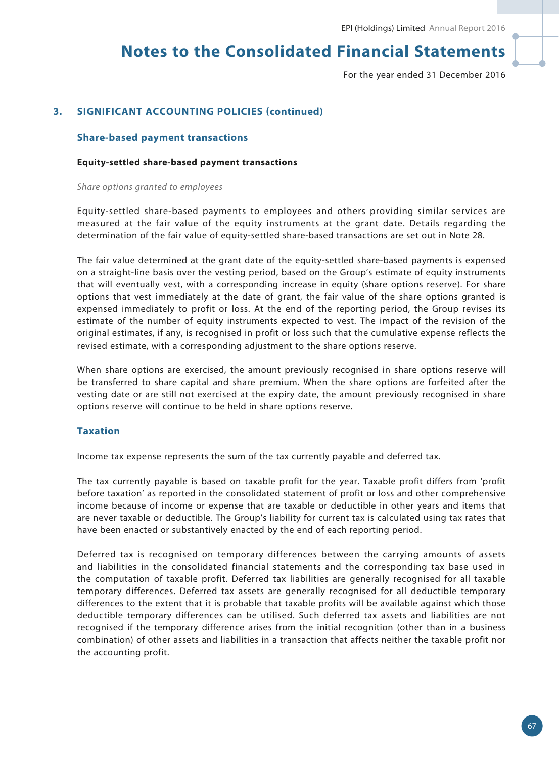# Notes to the Consolidated Financial Statements

For the year ended 31 December 2016

## 3. SIGNIFICANT ACCOUNTING POLICIES (continued)

### Share-based payment transactions

#### Equity-settled share-based payment transactions

*Share options granted to employees*

Equity-settled share-based payments to employees and others providing similar services are measured at the fair value of the equity instruments at the grant date. Details regarding the determination of the fair value of equity-settled share-based transactions are set out in Note 28.

The fair value determined at the grant date of the equity-settled share-based payments is expensed on a straight-line basis over the vesting period, based on the Group's estimate of equity instruments that will eventually vest, with a corresponding increase in equity (share options reserve). For share options that vest immediately at the date of grant, the fair value of the share options granted is expensed immediately to profit or loss. At the end of the reporting period, the Group revises its estimate of the number of equity instruments expected to vest. The impact of the revision of the original estimates, if any, is recognised in profit or loss such that the cumulative expense reflects the revised estimate, with a corresponding adjustment to the share options reserve.

When share options are exercised, the amount previously recognised in share options reserve will be transferred to share capital and share premium. When the share options are forfeited after the vesting date or are still not exercised at the expiry date, the amount previously recognised in share options reserve will continue to be held in share options reserve.

### Taxation

Income tax expense represents the sum of the tax currently payable and deferred tax.

The tax currently payable is based on taxable profit for the year. Taxable profit differs from 'profit before taxation' as reported in the consolidated statement of profit or loss and other comprehensive income because of income or expense that are taxable or deductible in other years and items that are never taxable or deductible. The Group's liability for current tax is calculated using tax rates that have been enacted or substantively enacted by the end of each reporting period.

Deferred tax is recognised on temporary differences between the carrying amounts of assets and liabilities in the consolidated financial statements and the corresponding tax base used in the computation of taxable profit. Deferred tax liabilities are generally recognised for all taxable temporary differences. Deferred tax assets are generally recognised for all deductible temporary differences to the extent that it is probable that taxable profits will be available against which those deductible temporary differences can be utilised. Such deferred tax assets and liabilities are not recognised if the temporary difference arises from the initial recognition (other than in a business combination) of other assets and liabilities in a transaction that affects neither the taxable profit nor the accounting profit.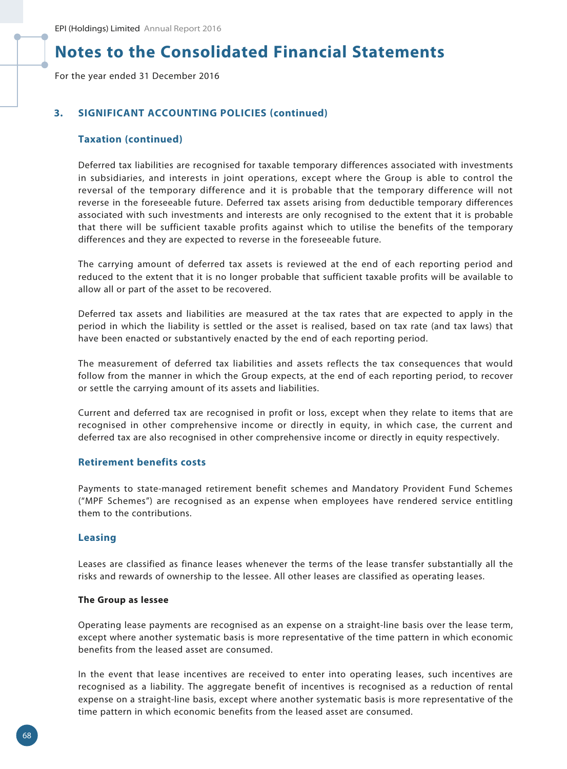## 3. SIGNIFICANT ACCOUNTING POLICIES (continued)

### Taxation (continued)

Deferred tax liabilities are recognised for taxable temporary differences associated with investments in subsidiaries, and interests in joint operations, except where the Group is able to control the reversal of the temporary difference and it is probable that the temporary difference will not reverse in the foreseeable future. Deferred tax assets arising from deductible temporary differences associated with such investments and interests are only recognised to the extent that it is probable that there will be sufficient taxable profits against which to utilise the benefits of the temporary differences and they are expected to reverse in the foreseeable future.

The carrying amount of deferred tax assets is reviewed at the end of each reporting period and reduced to the extent that it is no longer probable that sufficient taxable profits will be available to allow all or part of the asset to be recovered.

Deferred tax assets and liabilities are measured at the tax rates that are expected to apply in the period in which the liability is settled or the asset is realised, based on tax rate (and tax laws) that have been enacted or substantively enacted by the end of each reporting period.

The measurement of deferred tax liabilities and assets reflects the tax consequences that would follow from the manner in which the Group expects, at the end of each reporting period, to recover or settle the carrying amount of its assets and liabilities.

Current and deferred tax are recognised in profit or loss, except when they relate to items that are recognised in other comprehensive income or directly in equity, in which case, the current and deferred tax are also recognised in other comprehensive income or directly in equity respectively.

### Retirement benefits costs

Payments to state-managed retirement benefit schemes and Mandatory Provident Fund Schemes ("MPF Schemes") are recognised as an expense when employees have rendered service entitling them to the contributions.

### Leasing

Leases are classified as finance leases whenever the terms of the lease transfer substantially all the risks and rewards of ownership to the lessee. All other leases are classified as operating leases.

**The Group as lessee**

Operating lease payments are recognised as an expense on a straight-line basis over the lease term, except where another systematic basis is more representative of the time pattern in which economic benefits from the leased asset are consumed.

In the event that lease incentives are received to enter into operating leases, such incentives are recognised as a liability. The aggregate benefit of incentives is recognised as a reduction of rental expense on a straight-line basis, except where another systematic basis is more representative of the time pattern in which economic benefits from the leased asset are consumed.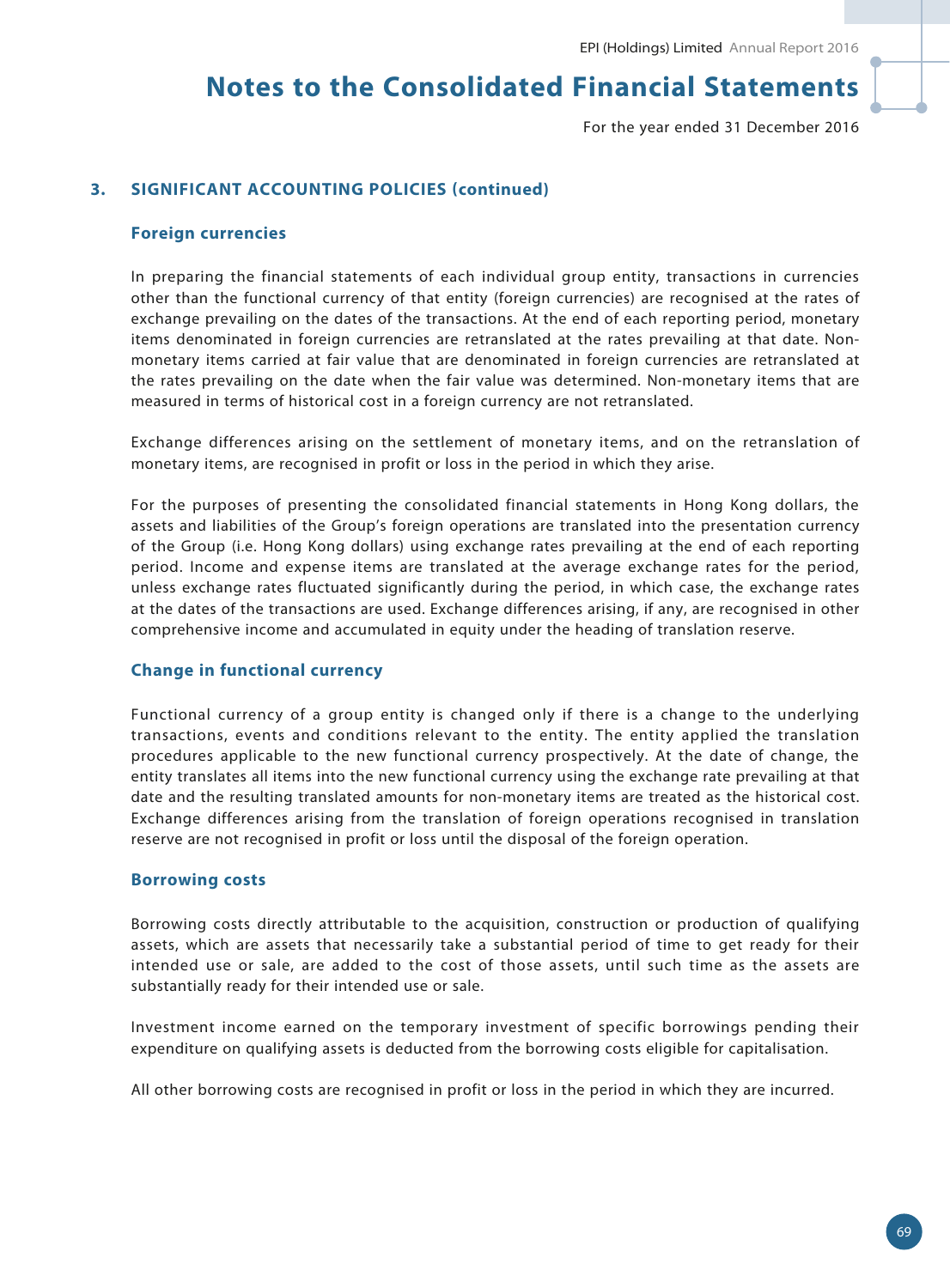## 3. SIGNIFICANT ACCOUNTING POLICIES (continued)

### Foreign currencies

In preparing the financial statements of each individual group entity, transactions in currencies other than the functional currency of that entity (foreign currencies) are recognised at the rates of exchange prevailing on the dates of the transactions. At the end of each reporting period, monetary items denominated in foreign currencies are retranslated at the rates prevailing at that date. Non-monetary items carried at fair value that are denominated in foreign currencies are retranslated at the rates prevailing on the date when the fair value was determined. Non-monetary items that are measured in terms of historical cost in a foreign currency are not retranslated.

Exchange differences arising on the settlement of monetary items, and on the retranslation of monetary items, are recognised in profit or loss in the period in which they arise.

For the purposes of presenting the consolidated financial statements in Hong Kong dollars, the assets and liabilities of the Group's foreign operations are translated into the presentation currency of the Group (i.e. Hong Kong dollars) using exchange rates prevailing at the end of each reporting period. Income and expense items are translated at the average exchange rates for the period, unless exchange rates fluctuated significantly during the period, in which case, the exchange rates at the dates of the transactions are used. Exchange differences arising, if any, are recognised in other comprehensive income and accumulated in equity under the heading of translation reserve.

### Change in functional currency

Functional currency of a group entity is changed only if there is a change to the underlying transactions, events and conditions relevant to the entity. The entity applied the translation procedures applicable to the new functional currency prospectively. At the date of change, the entity translates all items into the new functional currency using the exchange rate prevailing at that date and the resulting translated amounts for non-monetary items are treated as the historical cost. Exchange differences arising from the translation of foreign operations recognised in translation reserve are not recognised in profit or loss until the disposal of the foreign operation.

### Borrowing costs

Borrowing costs directly attributable to the acquisition, construction or production of qualifying assets, which are assets that necessarily take a substantial period of time to get ready for their intended use or sale, are added to the cost of those assets, until such time as the assets are substantially ready for their intended use or sale.

Investment income earned on the temporary investment of specific borrowings pending their expenditure on qualifying assets is deducted from the borrowing costs eligible for capitalisation.

All other borrowing costs are recognised in profit or loss in the period in which they are incurred.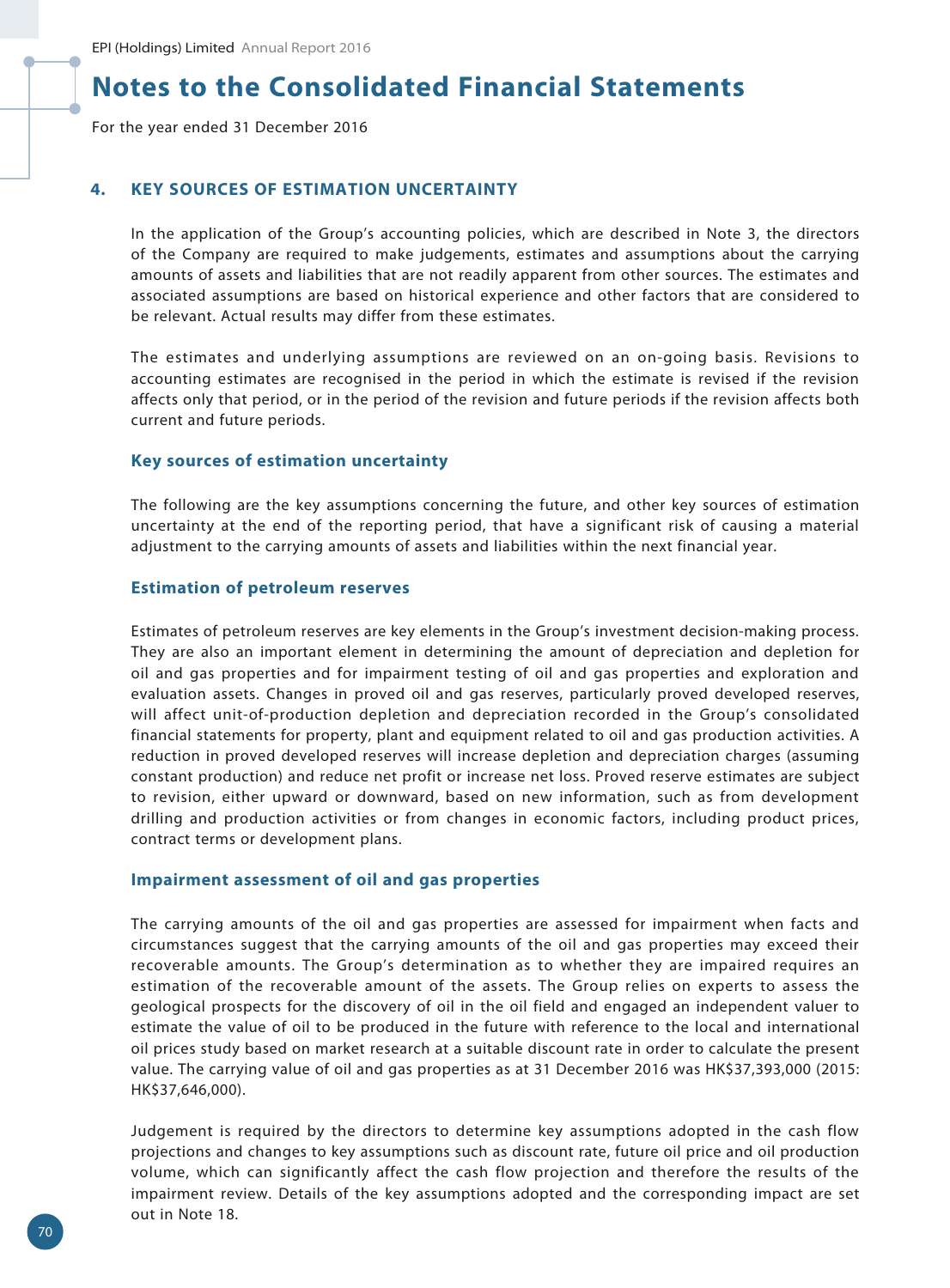# Notes to the Consolidated Financial Statements

For the year ended 31 December 2016

## 4. KEY SOURCES OF ESTIMATION UNCERTAINTY

In the application of the Group's accounting policies, which are described in Note 3, the directors of the Company are required to make judgements, estimates and assumptions about the carrying amounts of assets and liabilities that are not readily apparent from other sources. The estimates and associated assumptions are based on historical experience and other factors that are considered to be relevant. Actual results may differ from these estimates.

The estimates and underlying assumptions are reviewed on an on-going basis. Revisions to accounting estimates are recognised in the period in which the estimate is revised if the revision affects only that period, or in the period of the revision and future periods if the revision affects both current and future periods.

### Key sources of estimation uncertainty

The following are the key assumptions concerning the future, and other key sources of estimation uncertainty at the end of the reporting period, that have a significant risk of causing a material adjustment to the carrying amounts of assets and liabilities within the next financial year.

### Estimation of petroleum reserves

Estimates of petroleum reserves are key elements in the Group's investment decision-making process. They are also an important element in determining the amount of depreciation and depletion for oil and gas properties and for impairment testing of oil and gas properties and exploration and evaluation assets. Changes in proved oil and gas reserves, particularly proved developed reserves, will affect unit-of-production depletion and depreciation recorded in the Group's consolidated financial statements for property, plant and equipment related to oil and gas production activities. A reduction in proved developed reserves will increase depletion and depreciation charges (assuming constant production) and reduce net profit or increase net loss. Proved reserve estimates are subject to revision, either upward or downward, based on new information, such as from development drilling and production activities or from changes in economic factors, including product prices, contract terms or development plans.

### Impairment assessment of oil and gas properties

The carrying amounts of the oil and gas properties are assessed for impairment when facts and circumstances suggest that the carrying amounts of the oil and gas properties may exceed their recoverable amounts. The Group's determination as to whether they are impaired requires an estimation of the recoverable amount of the assets. The Group relies on experts to assess the geological prospects for the discovery of oil in the oil field and engaged an independent valuer to estimate the value of oil to be produced in the future with reference to the local and international oil prices study based on market research at a suitable discount rate in order to calculate the present value. The carrying value of oil and gas properties as at 31 December 2016 was HK$37,393,000 (2015: HK$37,646,000).

Judgement is required by the directors to determine key assumptions adopted in the cash flow projections and changes to key assumptions such as discount rate, future oil price and oil production volume, which can significantly affect the cash flow projection and therefore the results of the impairment review. Details of the key assumptions adopted and the corresponding impact are set out in Note 18.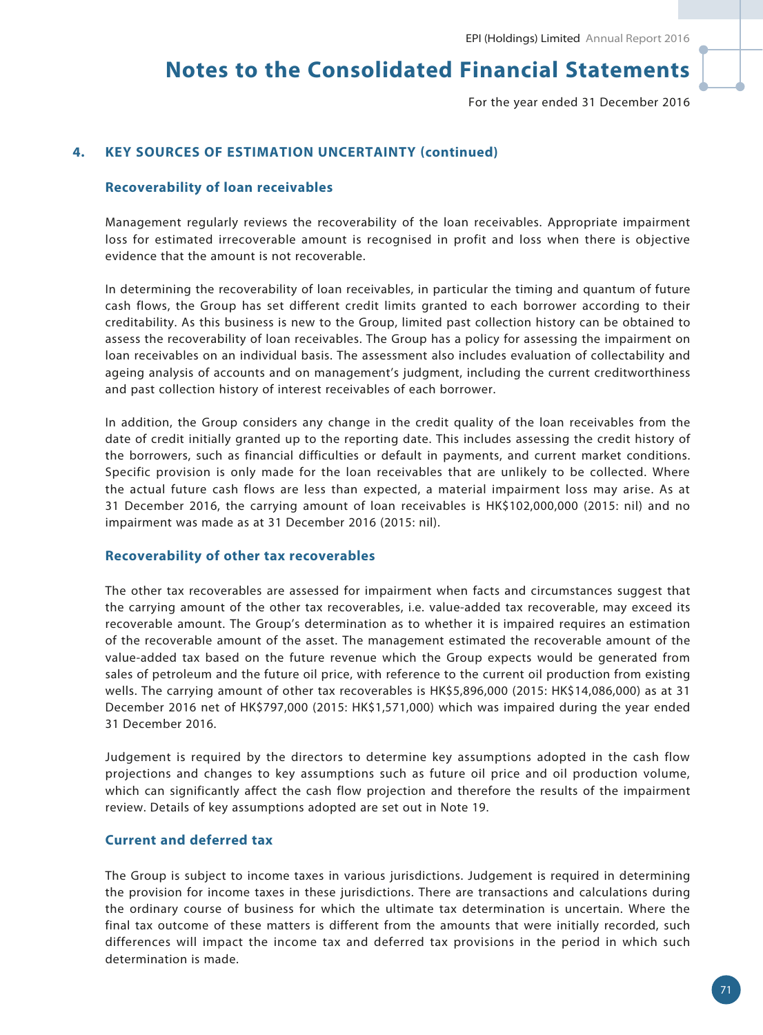## 4. KEY SOURCES OF ESTIMATION UNCERTAINTY (continued)

### Recoverability of loan receivables

Management regularly reviews the recoverability of the loan receivables. Appropriate impairment loss for estimated irrecoverable amount is recognised in profit and loss when there is objective evidence that the amount is not recoverable.

In determining the recoverability of loan receivables, in particular the timing and quantum of future cash flows, the Group has set different credit limits granted to each borrower according to their creditability. As this business is new to the Group, limited past collection history can be obtained to assess the recoverability of loan receivables. The Group has a policy for assessing the impairment on loan receivables on an individual basis. The assessment also includes evaluation of collectability and ageing analysis of accounts and on management's judgment, including the current creditworthiness and past collection history of interest receivables of each borrower.

In addition, the Group considers any change in the credit quality of the loan receivables from the date of credit initially granted up to the reporting date. This includes assessing the credit history of the borrowers, such as financial difficulties or default in payments, and current market conditions. Specific provision is only made for the loan receivables that are unlikely to be collected. Where the actual future cash flows are less than expected, a material impairment loss may arise. As at 31 December 2016, the carrying amount of loan receivables is HK$102,000,000 (2015: nil) and no impairment was made as at 31 December 2016 (2015: nil).

### Recoverability of other tax recoverables

The other tax recoverables are assessed for impairment when facts and circumstances suggest that the carrying amount of the other tax recoverables, i.e. value-added tax recoverable, may exceed its recoverable amount. The Group's determination as to whether it is impaired requires an estimation of the recoverable amount of the asset. The management estimated the recoverable amount of the value-added tax based on the future revenue which the Group expects would be generated from sales of petroleum and the future oil price, with reference to the current oil production from existing wells. The carrying amount of other tax recoverables is HK$5,896,000 (2015: HK$14,086,000) as at 31 December 2016 net of HK$797,000 (2015: HK$1,571,000) which was impaired during the year ended 31 December 2016.

Judgement is required by the directors to determine key assumptions adopted in the cash flow projections and changes to key assumptions such as future oil price and oil production volume, which can significantly affect the cash flow projection and therefore the results of the impairment review. Details of key assumptions adopted are set out in Note 19.

### Current and deferred tax

The Group is subject to income taxes in various jurisdictions. Judgement is required in determining the provision for income taxes in these jurisdictions. There are transactions and calculations during the ordinary course of business for which the ultimate tax determination is uncertain. Where the final tax outcome of these matters is different from the amounts that were initially recorded, such differences will impact the income tax and deferred tax provisions in the period in which such determination is made.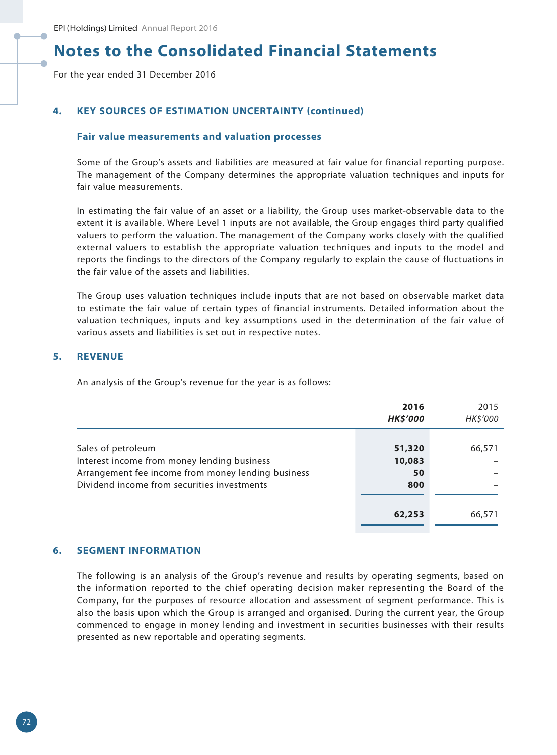# Notes to the Consolidated Financial Statements

For the year ended 31 December 2016

## 4. KEY SOURCES OF ESTIMATION UNCERTAINTY (continued)

### Fair value measurements and valuation processes

Some of the Group's assets and liabilities are measured at fair value for financial reporting purpose. The management of the Company determines the appropriate valuation techniques and inputs for fair value measurements.

In estimating the fair value of an asset or a liability, the Group uses market-observable data to the extent it is available. Where Level 1 inputs are not available, the Group engages third party qualified valuers to perform the valuation. The management of the Company works closely with the qualified external valuers to establish the appropriate valuation techniques and inputs to the model and reports the findings to the directors of the Company regularly to explain the cause of fluctuations in the fair value of the assets and liabilities.

The Group uses valuation techniques include inputs that are not based on observable market data to estimate the fair value of certain types of financial instruments. Detailed information about the valuation techniques, inputs and key assumptions used in the determination of the fair value of various assets and liabilities is set out in respective notes.

## 5. REVENUE

An analysis of the Group's revenue for the year is as follows:

| | **2016** | 2015 |
|---|---|---|
| | ***HK$'000*** | *HK$'000* |
| Sales of petroleum | **51,320** | 66,571 |
| Interest income from money lending business | **10,083** | – |
| Arrangement fee income from money lending business | **50** | – |
| Dividend income from securities investments | **800** | – |
| | **62,253** | 66,571 |

## 6. SEGMENT INFORMATION

The following is an analysis of the Group's revenue and results by operating segments, based on the information reported to the chief operating decision maker representing the Board of the Company, for the purposes of resource allocation and assessment of segment performance. This is also the basis upon which the Group is arranged and organised. During the current year, the Group commenced to engage in money lending and investment in securities businesses with their results presented as new reportable and operating segments.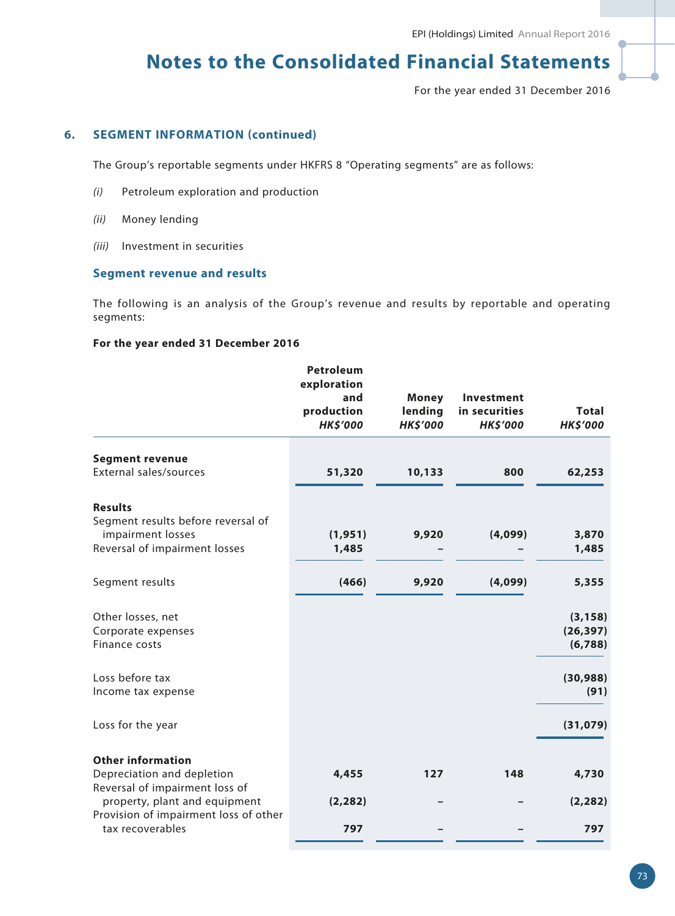## 6. SEGMENT INFORMATION (continued)

The Group's reportable segments under HKFRS 8 "Operating segments" are as follows:

*(i)* Petroleum exploration and production

*(ii)* Money lending

*(iii)* Investment in securities

### Segment revenue and results

The following is an analysis of the Group's revenue and results by reportable and operating segments:

**For the year ended 31 December 2016**

| | Petroleum exploration and production *HK$'000* | Money lending *HK$'000* | Investment in securities *HK$'000* | Total *HK$'000* |
|---|---|---|---|---|
| **Segment revenue** | | | | |
| External sales/sources | **51,320** | **10,133** | **800** | **62,253** |
| **Results** | | | | |
| Segment results before reversal of impairment losses | **(1,951)** | **9,920** | **(4,099)** | **3,870** |
| Reversal of impairment losses | **1,485** | **–** | **–** | **1,485** |
| Segment results | **(466)** | **9,920** | **(4,099)** | **5,355** |
| Other losses, net | | | | **(3,158)** |
| Corporate expenses | | | | **(26,397)** |
| Finance costs | | | | **(6,788)** |
| Loss before tax | | | | **(30,988)** |
| Income tax expense | | | | **(91)** |
| Loss for the year | | | | **(31,079)** |
| **Other information** | | | | |
| Depreciation and depletion | **4,455** | **127** | **148** | **4,730** |
| Reversal of impairment loss of property, plant and equipment | **(2,282)** | **–** | **–** | **(2,282)** |
| Provision of impairment loss of other tax recoverables | **797** | **–** | **–** | **797** |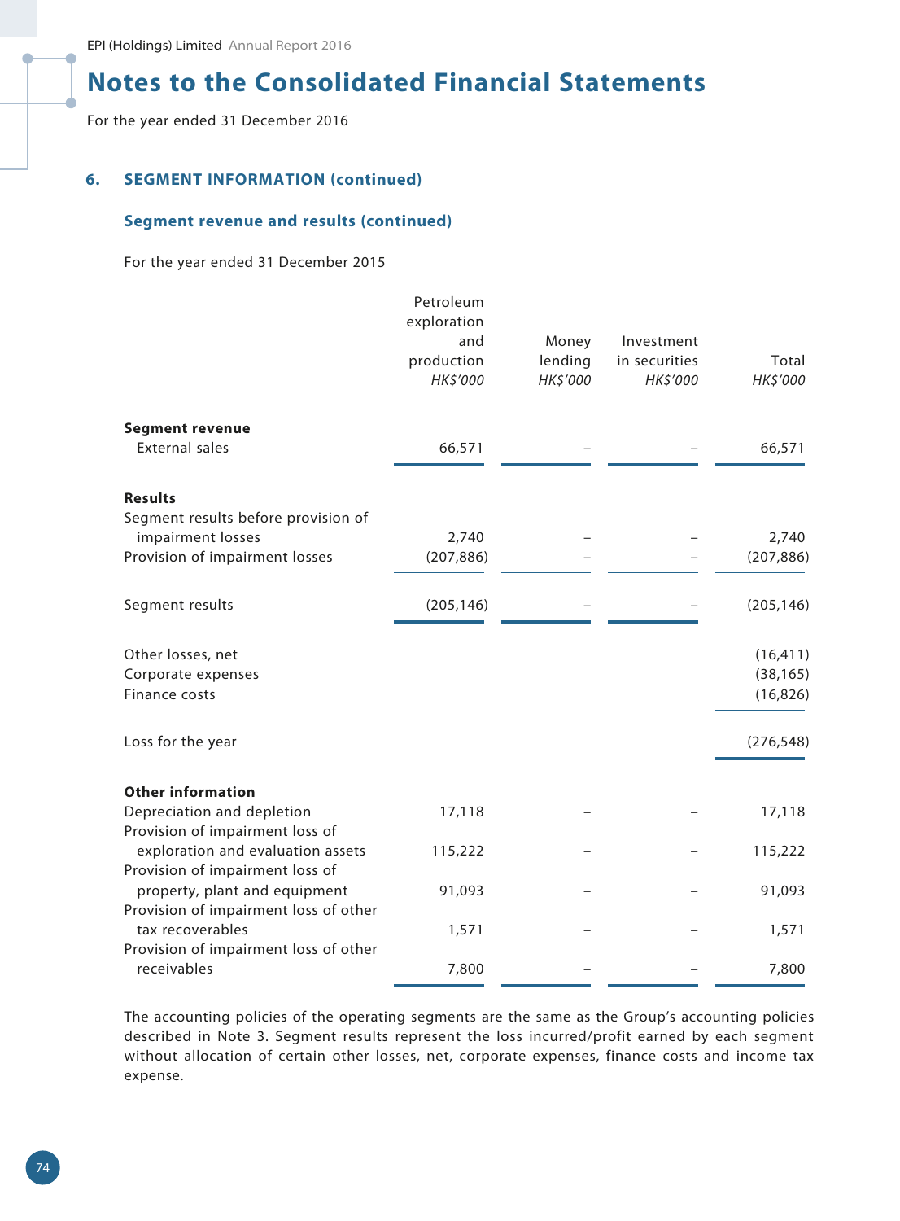# Notes to the Consolidated Financial Statements

For the year ended 31 December 2016

## 6. SEGMENT INFORMATION (continued)

### Segment revenue and results (continued)

For the year ended 31 December 2015

| | Petroleum exploration and production HK$'000 | Money lending HK$'000 | Investment in securities HK$'000 | Total HK$'000 |
|---|---|---|---|---|
| **Segment revenue** | | | | |
| External sales | 66,571 | – | – | 66,571 |
| **Results** | | | | |
| Segment results before provision of impairment losses | 2,740 | – | – | 2,740 |
| Provision of impairment losses | (207,886) | – | – | (207,886) |
| Segment results | (205,146) | – | – | (205,146) |
| Other losses, net | | | | (16,411) |
| Corporate expenses | | | | (38,165) |
| Finance costs | | | | (16,826) |
| Loss for the year | | | | (276,548) |
| **Other information** | | | | |
| Depreciation and depletion | 17,118 | – | – | 17,118 |
| Provision of impairment loss of exploration and evaluation assets | 115,222 | – | – | 115,222 |
| Provision of impairment loss of property, plant and equipment | 91,093 | – | – | 91,093 |
| Provision of impairment loss of other tax recoverables | 1,571 | – | – | 1,571 |
| Provision of impairment loss of other receivables | 7,800 | – | – | 7,800 |

The accounting policies of the operating segments are the same as the Group's accounting policies described in Note 3. Segment results represent the loss incurred/profit earned by each segment without allocation of certain other losses, net, corporate expenses, finance costs and income tax expense.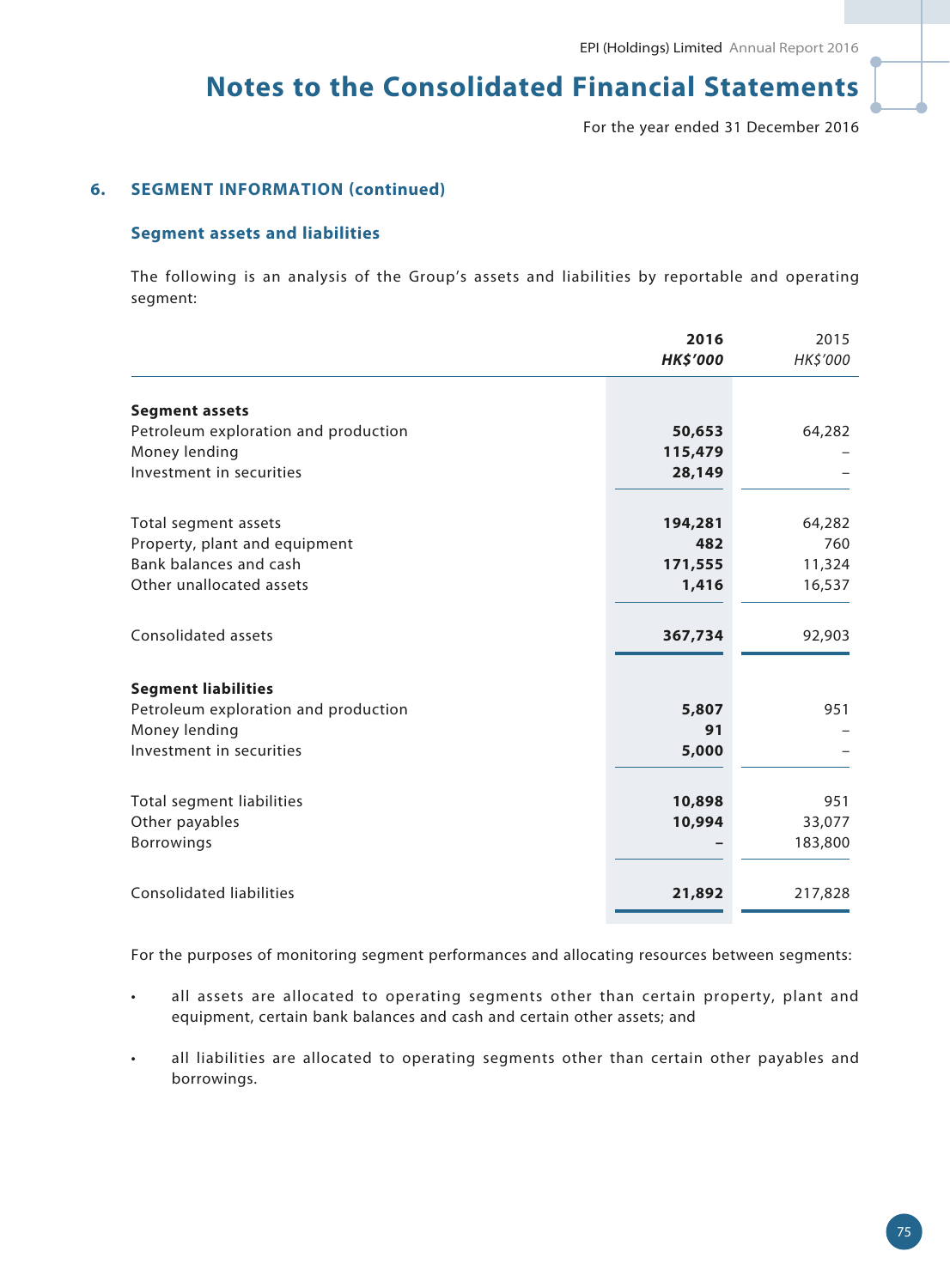## 6. SEGMENT INFORMATION (continued)

### Segment assets and liabilities

The following is an analysis of the Group's assets and liabilities by reportable and operating segment:

| | 2016 HK$'000 | 2015 HK$'000 |
|---|---|---|
| **Segment assets** | | |
| Petroleum exploration and production | **50,653** | 64,282 |
| Money lending | **115,479** | – |
| Investment in securities | **28,149** | – |
| Total segment assets | **194,281** | 64,282 |
| Property, plant and equipment | **482** | 760 |
| Bank balances and cash | **171,555** | 11,324 |
| Other unallocated assets | **1,416** | 16,537 |
| Consolidated assets | **367,734** | 92,903 |
| **Segment liabilities** | | |
| Petroleum exploration and production | **5,807** | 951 |
| Money lending | **91** | – |
| Investment in securities | **5,000** | – |
| Total segment liabilities | **10,898** | 951 |
| Other payables | **10,994** | 33,077 |
| Borrowings | **–** | 183,800 |
| Consolidated liabilities | **21,892** | 217,828 |

For the purposes of monitoring segment performances and allocating resources between segments:

- all assets are allocated to operating segments other than certain property, plant and equipment, certain bank balances and cash and certain other assets; and
- all liabilities are allocated to operating segments other than certain other payables and borrowings.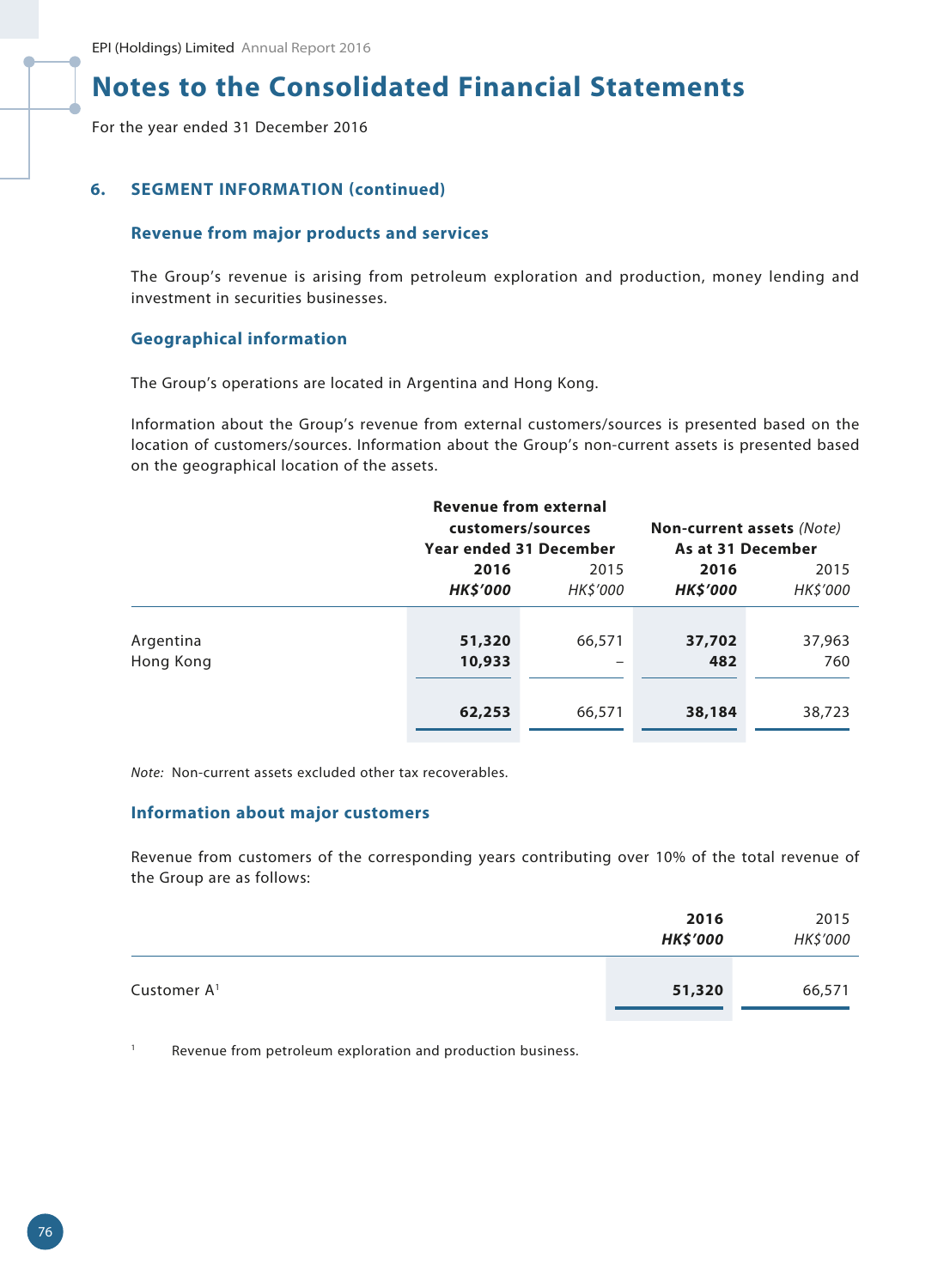## Notes to the Consolidated Financial Statements

For the year ended 31 December 2016

### 6. SEGMENT INFORMATION (continued)

#### Revenue from major products and services

The Group's revenue is arising from petroleum exploration and production, money lending and investment in securities businesses.

#### Geographical information

The Group's operations are located in Argentina and Hong Kong.

Information about the Group's revenue from external customers/sources is presented based on the location of customers/sources. Information about the Group's non-current assets is presented based on the geographical location of the assets.

| | **Revenue from external customers/sources Year ended 31 December** | | **Non-current assets** *(Note)* **As at 31 December** | |
|---|---|---|---|---|
| | **2016** | 2015 | **2016** | 2015 |
| | ***HK$'000*** | *HK$'000* | ***HK$'000*** | *HK$'000* |
| Argentina | **51,320** | 66,571 | **37,702** | 37,963 |
| Hong Kong | **10,933** | – | **482** | 760 |
| | **62,253** | 66,571 | **38,184** | 38,723 |

*Note:* Non-current assets excluded other tax recoverables.

#### Information about major customers

Revenue from customers of the corresponding years contributing over 10% of the total revenue of the Group are as follows:

| | **2016** | 2015 |
|---|---|---|
| | ***HK$'000*** | *HK$'000* |
| Customer A[1] | **51,320** | 66,571 |

[1] Revenue from petroleum exploration and production business.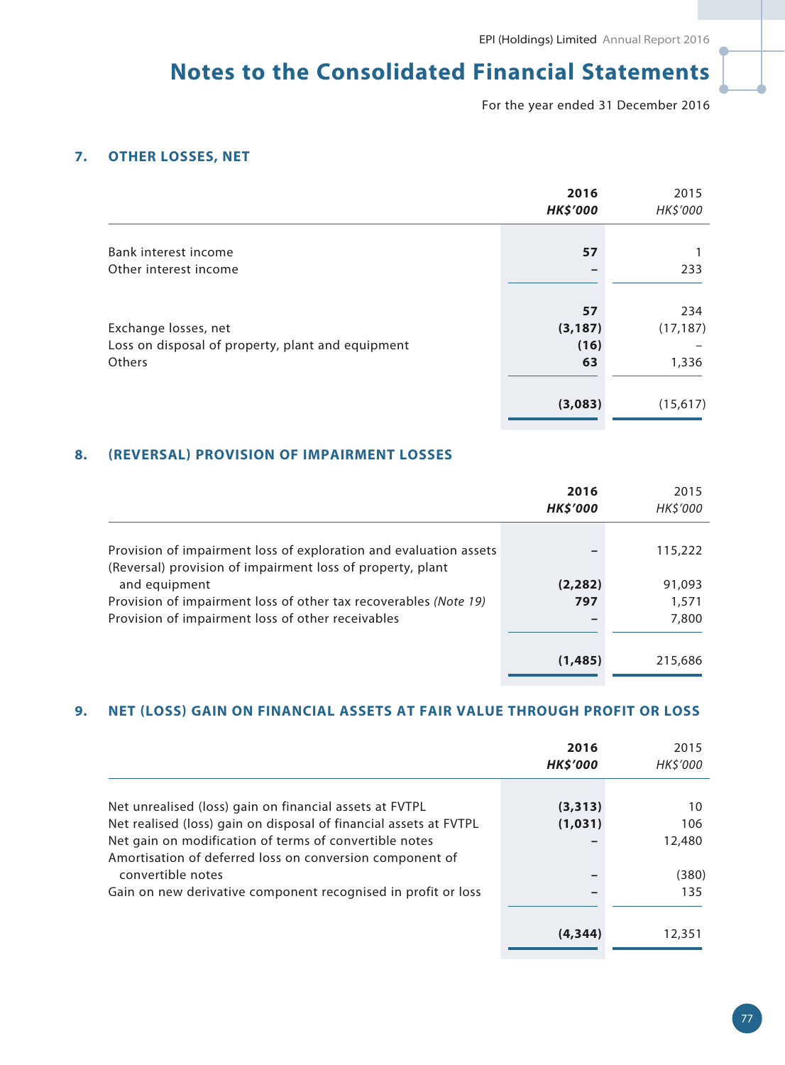# Notes to the Consolidated Financial Statements

For the year ended 31 December 2016

## 7. OTHER LOSSES, NET

| | **2016** | 2015 |
|---|---|---|
| | ***HK$'000*** | *HK$'000* |
| Bank interest income | **57** | 1 |
| Other interest income | **–** | 233 |
| | **57** | 234 |
| Exchange losses, net | **(3,187)** | (17,187) |
| Loss on disposal of property, plant and equipment | **(16)** | – |
| Others | **63** | 1,336 |
| | **(3,083)** | (15,617) |

## 8. (REVERSAL) PROVISION OF IMPAIRMENT LOSSES

| | **2016** | 2015 |
|---|---|---|
| | ***HK$'000*** | *HK$'000* |
| Provision of impairment loss of exploration and evaluation assets | **–** | 115,222 |
| (Reversal) provision of impairment loss of property, plant and equipment | **(2,282)** | 91,093 |
| Provision of impairment loss of other tax recoverables *(Note 19)* | **797** | 1,571 |
| Provision of impairment loss of other receivables | **–** | 7,800 |
| | **(1,485)** | 215,686 |

## 9. NET (LOSS) GAIN ON FINANCIAL ASSETS AT FAIR VALUE THROUGH PROFIT OR LOSS

| | **2016** | 2015 |
|---|---|---|
| | ***HK$'000*** | *HK$'000* |
| Net unrealised (loss) gain on financial assets at FVTPL | **(3,313)** | 10 |
| Net realised (loss) gain on disposal of financial assets at FVTPL | **(1,031)** | 106 |
| Net gain on modification of terms of convertible notes | **–** | 12,480 |
| Amortisation of deferred loss on conversion component of convertible notes | **–** | (380) |
| Gain on new derivative component recognised in profit or loss | **–** | 135 |
| | **(4,344)** | 12,351 |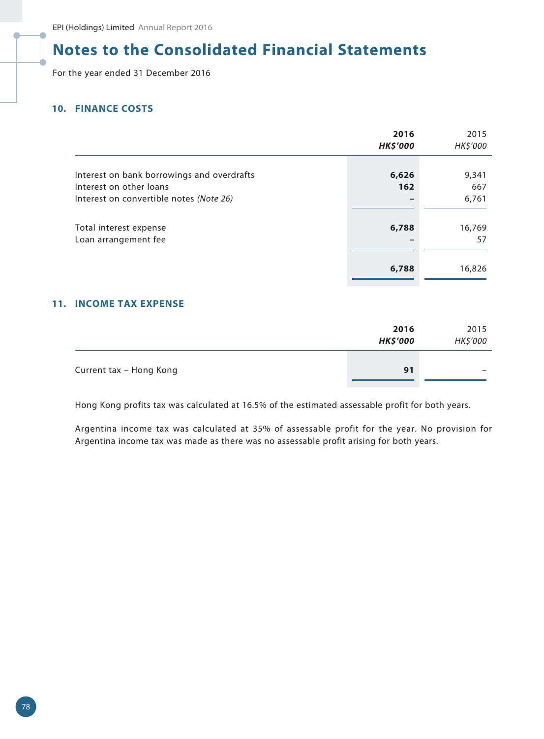# Notes to the Consolidated Financial Statements

For the year ended 31 December 2016

## 10. FINANCE COSTS

| | **2016** **HK$'000** | 2015 HK$'000 |
|---|---|---|
| Interest on bank borrowings and overdrafts | **6,626** | 9,341 |
| Interest on other loans | **162** | 667 |
| Interest on convertible notes *(Note 26)* | **–** | 6,761 |
| Total interest expense | **6,788** | 16,769 |
| Loan arrangement fee | **–** | 57 |
| | **6,788** | 16,826 |

## 11. INCOME TAX EXPENSE

| | **2016** **HK$'000** | 2015 HK$'000 |
|---|---|---|
| Current tax – Hong Kong | **91** | – |

Hong Kong profits tax was calculated at 16.5% of the estimated assessable profit for both years.

Argentina income tax was calculated at 35% of assessable profit for the year. No provision for Argentina income tax was made as there was no assessable profit arising for both years.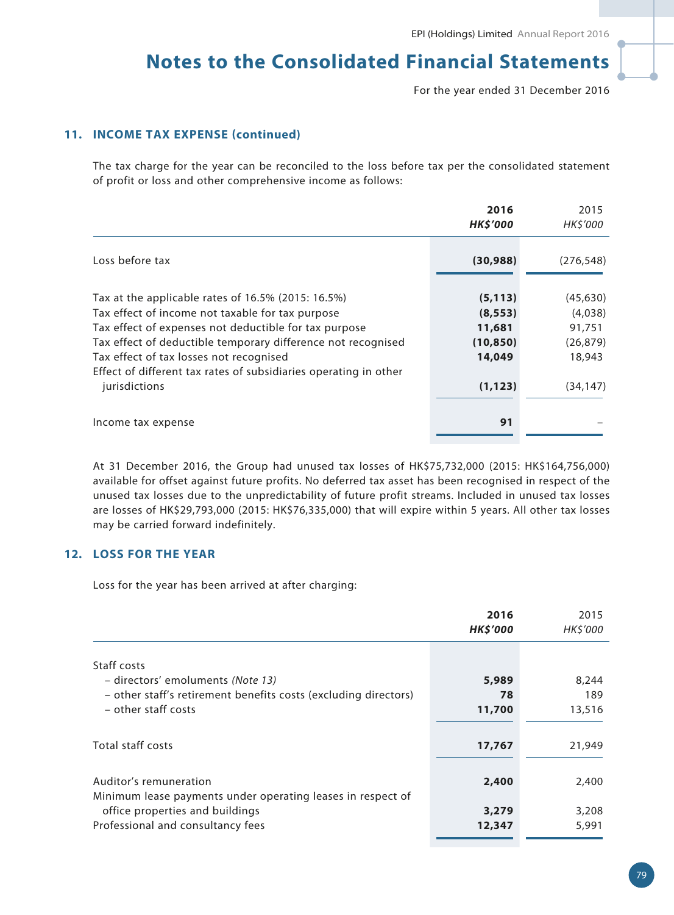## 11. INCOME TAX EXPENSE (continued)

The tax charge for the year can be reconciled to the loss before tax per the consolidated statement of profit or loss and other comprehensive income as follows:

| | 2016 HK$'000 | 2015 HK$'000 |
|---|---|---|
| Loss before tax | (30,988) | (276,548) |
| Tax at the applicable rates of 16.5% (2015: 16.5%) | (5,113) | (45,630) |
| Tax effect of income not taxable for tax purpose | (8,553) | (4,038) |
| Tax effect of expenses not deductible for tax purpose | 11,681 | 91,751 |
| Tax effect of deductible temporary difference not recognised | (10,850) | (26,879) |
| Tax effect of tax losses not recognised | 14,049 | 18,943 |
| Effect of different tax rates of subsidiaries operating in other jurisdictions | (1,123) | (34,147) |
| Income tax expense | 91 | – |

At 31 December 2016, the Group had unused tax losses of HK$75,732,000 (2015: HK$164,756,000) available for offset against future profits. No deferred tax asset has been recognised in respect of the unused tax losses due to the unpredictability of future profit streams. Included in unused tax losses are losses of HK$29,793,000 (2015: HK$76,335,000) that will expire within 5 years. All other tax losses may be carried forward indefinitely.

## 12. LOSS FOR THE YEAR

Loss for the year has been arrived at after charging:

| | 2016 HK$'000 | 2015 HK$'000 |
|---|---|---|
| Staff costs | | |
| – directors' emoluments *(Note 13)* | 5,989 | 8,244 |
| – other staff's retirement benefits costs (excluding directors) | 78 | 189 |
| – other staff costs | 11,700 | 13,516 |
| Total staff costs | 17,767 | 21,949 |
| Auditor's remuneration | 2,400 | 2,400 |
| Minimum lease payments under operating leases in respect of office properties and buildings | 3,279 | 3,208 |
| Professional and consultancy fees | 12,347 | 5,991 |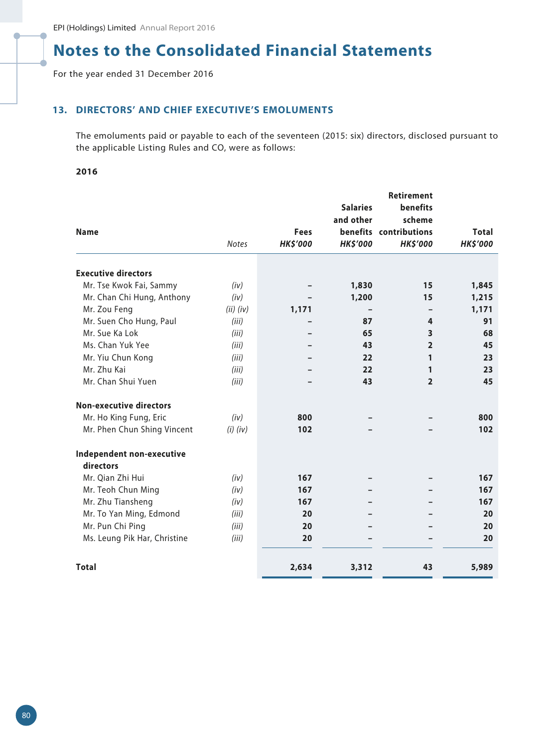# Notes to the Consolidated Financial Statements

For the year ended 31 December 2016

## 13. DIRECTORS' AND CHIEF EXECUTIVE'S EMOLUMENTS

The emoluments paid or payable to each of the seventeen (2015: six) directors, disclosed pursuant to the applicable Listing Rules and CO, were as follows:

**2016**

| Name | Notes | Fees HK$'000 | Salaries and other benefits HK$'000 | Retirement benefits scheme contributions HK$'000 | Total HK$'000 |
|---|---|---|---|---|---|
| **Executive directors** | | | | | |
| Mr. Tse Kwok Fai, Sammy | *(iv)* | – | 1,830 | 15 | 1,845 |
| Mr. Chan Chi Hung, Anthony | *(iv)* | – | 1,200 | 15 | 1,215 |
| Mr. Zou Feng | *(ii) (iv)* | 1,171 | – | – | 1,171 |
| Mr. Suen Cho Hung, Paul | *(iii)* | – | 87 | 4 | 91 |
| Mr. Sue Ka Lok | *(iii)* | – | 65 | 3 | 68 |
| Ms. Chan Yuk Yee | *(iii)* | – | 43 | 2 | 45 |
| Mr. Yiu Chun Kong | *(iii)* | – | 22 | 1 | 23 |
| Mr. Zhu Kai | *(iii)* | – | 22 | 1 | 23 |
| Mr. Chan Shui Yuen | *(iii)* | – | 43 | 2 | 45 |
| **Non-executive directors** | | | | | |
| Mr. Ho King Fung, Eric | *(iv)* | 800 | – | – | 800 |
| Mr. Phen Chun Shing Vincent | *(i) (iv)* | 102 | – | – | 102 |
| **Independent non-executive directors** | | | | | |
| Mr. Qian Zhi Hui | *(iv)* | 167 | – | – | 167 |
| Mr. Teoh Chun Ming | *(iv)* | 167 | – | – | 167 |
| Mr. Zhu Tiansheng | *(iv)* | 167 | – | – | 167 |
| Mr. To Yan Ming, Edmond | *(iii)* | 20 | – | – | 20 |
| Mr. Pun Chi Ping | *(iii)* | 20 | – | – | 20 |
| Ms. Leung Pik Har, Christine | *(iii)* | 20 | – | – | 20 |
| **Total** | | 2,634 | 3,312 | 43 | 5,989 |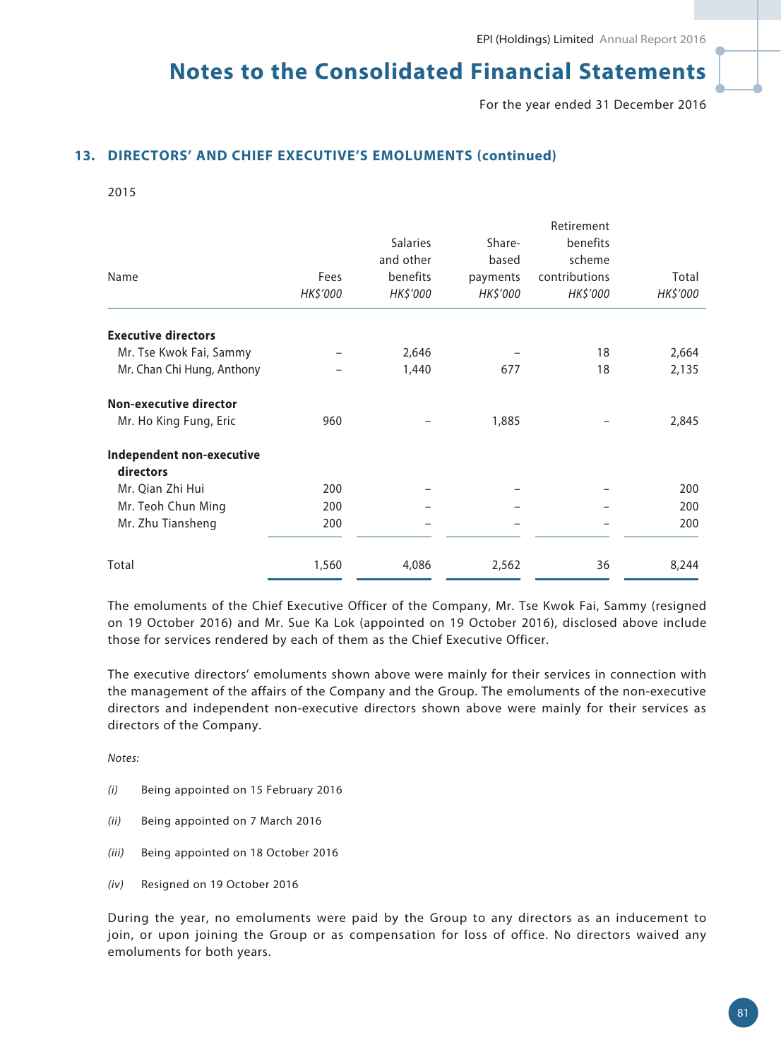### 13. DIRECTORS' AND CHIEF EXECUTIVE'S EMOLUMENTS (continued)

2015

| Name | Fees<br>*HK$'000* | Salaries and other benefits<br>*HK$'000* | Share-based payments<br>*HK$'000* | Retirement benefits scheme contributions<br>*HK$'000* | Total<br>*HK$'000* |
|---|---|---|---|---|---|
| **Executive directors** | | | | | |
| Mr. Tse Kwok Fai, Sammy | – | 2,646 | – | 18 | 2,664 |
| Mr. Chan Chi Hung, Anthony | – | 1,440 | 677 | 18 | 2,135 |
| **Non-executive director** | | | | | |
| Mr. Ho King Fung, Eric | 960 | – | 1,885 | – | 2,845 |
| **Independent non-executive directors** | | | | | |
| Mr. Qian Zhi Hui | 200 | – | – | – | 200 |
| Mr. Teoh Chun Ming | 200 | – | – | – | 200 |
| Mr. Zhu Tiansheng | 200 | – | – | – | 200 |
| Total | 1,560 | 4,086 | 2,562 | 36 | 8,244 |

The emoluments of the Chief Executive Officer of the Company, Mr. Tse Kwok Fai, Sammy (resigned on 19 October 2016) and Mr. Sue Ka Lok (appointed on 19 October 2016), disclosed above include those for services rendered by each of them as the Chief Executive Officer.

The executive directors' emoluments shown above were mainly for their services in connection with the management of the affairs of the Company and the Group. The emoluments of the non-executive directors and independent non-executive directors shown above were mainly for their services as directors of the Company.

*Notes:*

*(i)* Being appointed on 15 February 2016

*(ii)* Being appointed on 7 March 2016

*(iii)* Being appointed on 18 October 2016

*(iv)* Resigned on 19 October 2016

During the year, no emoluments were paid by the Group to any directors as an inducement to join, or upon joining the Group or as compensation for loss of office. No directors waived any emoluments for both years.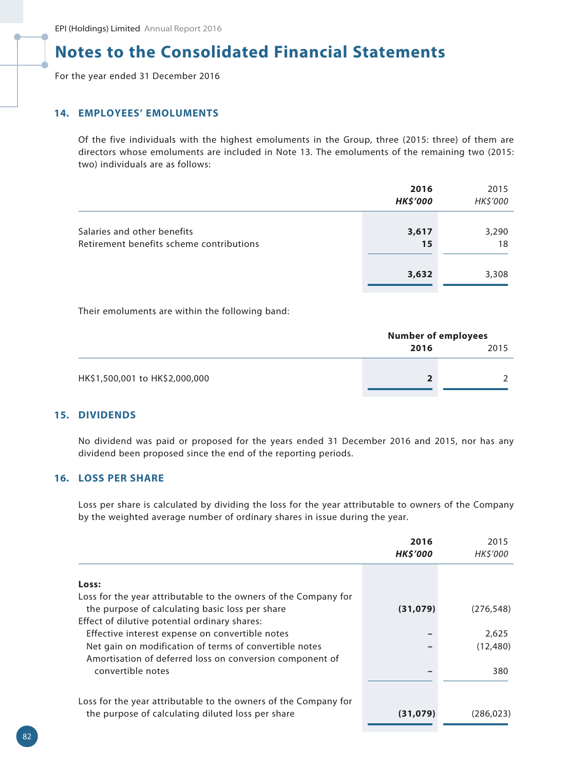# Notes to the Consolidated Financial Statements

For the year ended 31 December 2016

## 14. EMPLOYEES' EMOLUMENTS

Of the five individuals with the highest emoluments in the Group, three (2015: three) of them are directors whose emoluments are included in Note 13. The emoluments of the remaining two (2015: two) individuals are as follows:

| | **2016** | 2015 |
|---|---|---|
| | ***HK$'000*** | *HK$'000* |
| Salaries and other benefits | **3,617** | 3,290 |
| Retirement benefits scheme contributions | **15** | 18 |
| | **3,632** | 3,308 |

Their emoluments are within the following band:

| | **Number of employees** | |
|---|---|---|
| | **2016** | 2015 |
| HK$1,500,001 to HK$2,000,000 | **2** | 2 |

## 15. DIVIDENDS

No dividend was paid or proposed for the years ended 31 December 2016 and 2015, nor has any dividend been proposed since the end of the reporting periods.

## 16. LOSS PER SHARE

Loss per share is calculated by dividing the loss for the year attributable to owners of the Company by the weighted average number of ordinary shares in issue during the year.

| | **2016** | 2015 |
|---|---|---|
| | ***HK$'000*** | *HK$'000* |
| **Loss:** | | |
| Loss for the year attributable to the owners of the Company for the purpose of calculating basic loss per share | **(31,079)** | (276,548) |
| Effect of dilutive potential ordinary shares: | | |
| Effective interest expense on convertible notes | **–** | 2,625 |
| Net gain on modification of terms of convertible notes | **–** | (12,480) |
| Amortisation of deferred loss on conversion component of convertible notes | **–** | 380 |
| Loss for the year attributable to the owners of the Company for the purpose of calculating diluted loss per share | **(31,079)** | (286,023) |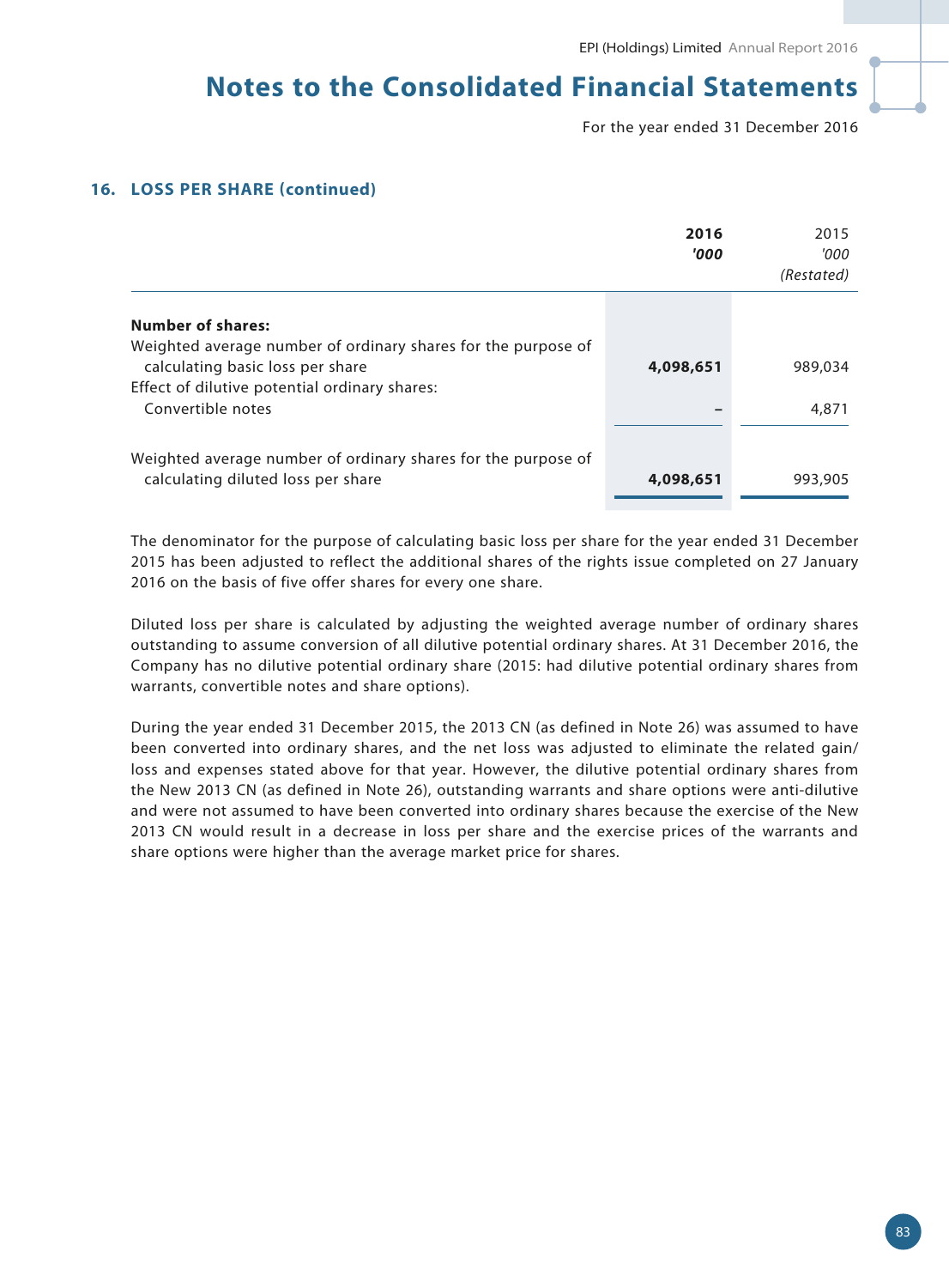## 16. LOSS PER SHARE (continued)

| | **2016** | 2015 |
|---|---|---|
| | ***'000*** | *'000* |
| | | *(Restated)* |
| **Number of shares:** | | |
| Weighted average number of ordinary shares for the purpose of calculating basic loss per share | **4,098,651** | 989,034 |
| Effect of dilutive potential ordinary shares: | | |
| Convertible notes | **–** | 4,871 |
| Weighted average number of ordinary shares for the purpose of calculating diluted loss per share | **4,098,651** | 993,905 |

The denominator for the purpose of calculating basic loss per share for the year ended 31 December 2015 has been adjusted to reflect the additional shares of the rights issue completed on 27 January 2016 on the basis of five offer shares for every one share.

Diluted loss per share is calculated by adjusting the weighted average number of ordinary shares outstanding to assume conversion of all dilutive potential ordinary shares. At 31 December 2016, the Company has no dilutive potential ordinary share (2015: had dilutive potential ordinary shares from warrants, convertible notes and share options).

During the year ended 31 December 2015, the 2013 CN (as defined in Note 26) was assumed to have been converted into ordinary shares, and the net loss was adjusted to eliminate the related gain/loss and expenses stated above for that year. However, the dilutive potential ordinary shares from the New 2013 CN (as defined in Note 26), outstanding warrants and share options were anti-dilutive and were not assumed to have been converted into ordinary shares because the exercise of the New 2013 CN would result in a decrease in loss per share and the exercise prices of the warrants and share options were higher than the average market price for shares.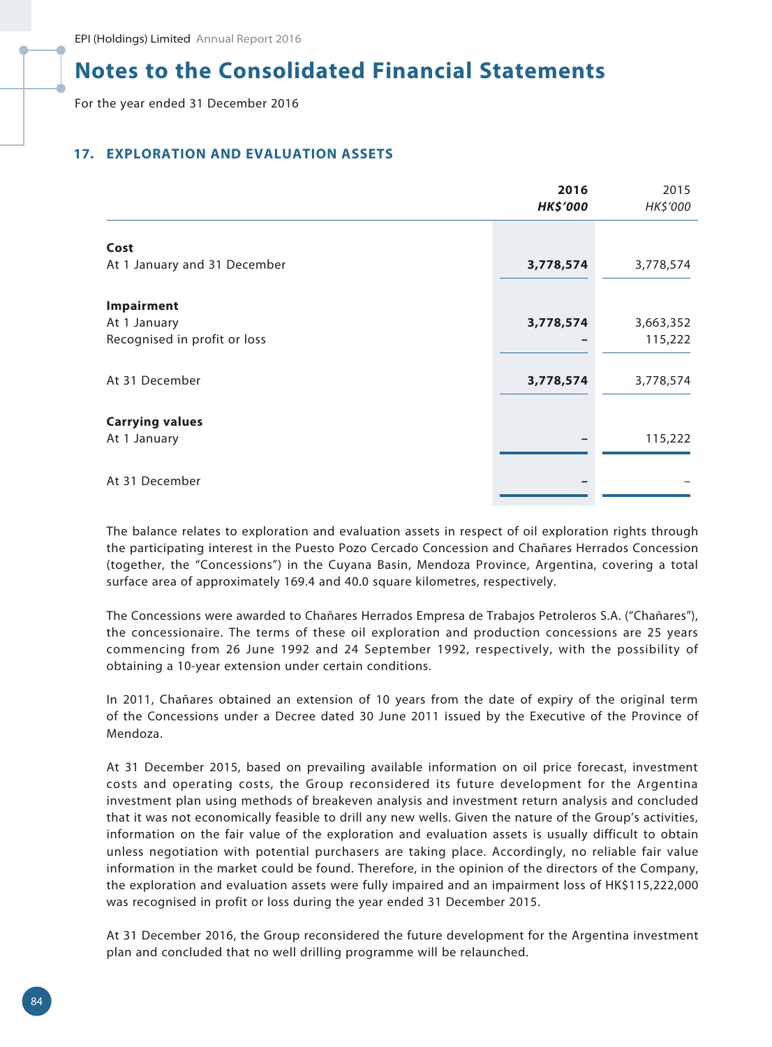## 17. EXPLORATION AND EVALUATION ASSETS

| | 2016<br>*HK$'000* | 2015<br>*HK$'000* |
|---|---|---|
| **Cost** | | |
| At 1 January and 31 December | **3,778,574** | 3,778,574 |
| **Impairment** | | |
| At 1 January | **3,778,574** | 3,663,352 |
| Recognised in profit or loss | **–** | 115,222 |
| At 31 December | **3,778,574** | 3,778,574 |
| **Carrying values** | | |
| At 1 January | **–** | 115,222 |
| At 31 December | **–** | – |

The balance relates to exploration and evaluation assets in respect of oil exploration rights through the participating interest in the Puesto Pozo Cercado Concession and Chañares Herrados Concession (together, the "Concessions") in the Cuyana Basin, Mendoza Province, Argentina, covering a total surface area of approximately 169.4 and 40.0 square kilometres, respectively.

The Concessions were awarded to Chañares Herrados Empresa de Trabajos Petroleros S.A. ("Chañares"), the concessionaire. The terms of these oil exploration and production concessions are 25 years commencing from 26 June 1992 and 24 September 1992, respectively, with the possibility of obtaining a 10-year extension under certain conditions.

In 2011, Chañares obtained an extension of 10 years from the date of expiry of the original term of the Concessions under a Decree dated 30 June 2011 issued by the Executive of the Province of Mendoza.

At 31 December 2015, based on prevailing available information on oil price forecast, investment costs and operating costs, the Group reconsidered its future development for the Argentina investment plan using methods of breakeven analysis and investment return analysis and concluded that it was not economically feasible to drill any new wells. Given the nature of the Group's activities, information on the fair value of the exploration and evaluation assets is usually difficult to obtain unless negotiation with potential purchasers are taking place. Accordingly, no reliable fair value information in the market could be found. Therefore, in the opinion of the directors of the Company, the exploration and evaluation assets were fully impaired and an impairment loss of HK$115,222,000 was recognised in profit or loss during the year ended 31 December 2015.

At 31 December 2016, the Group reconsidered the future development for the Argentina investment plan and concluded that no well drilling programme will be relaunched.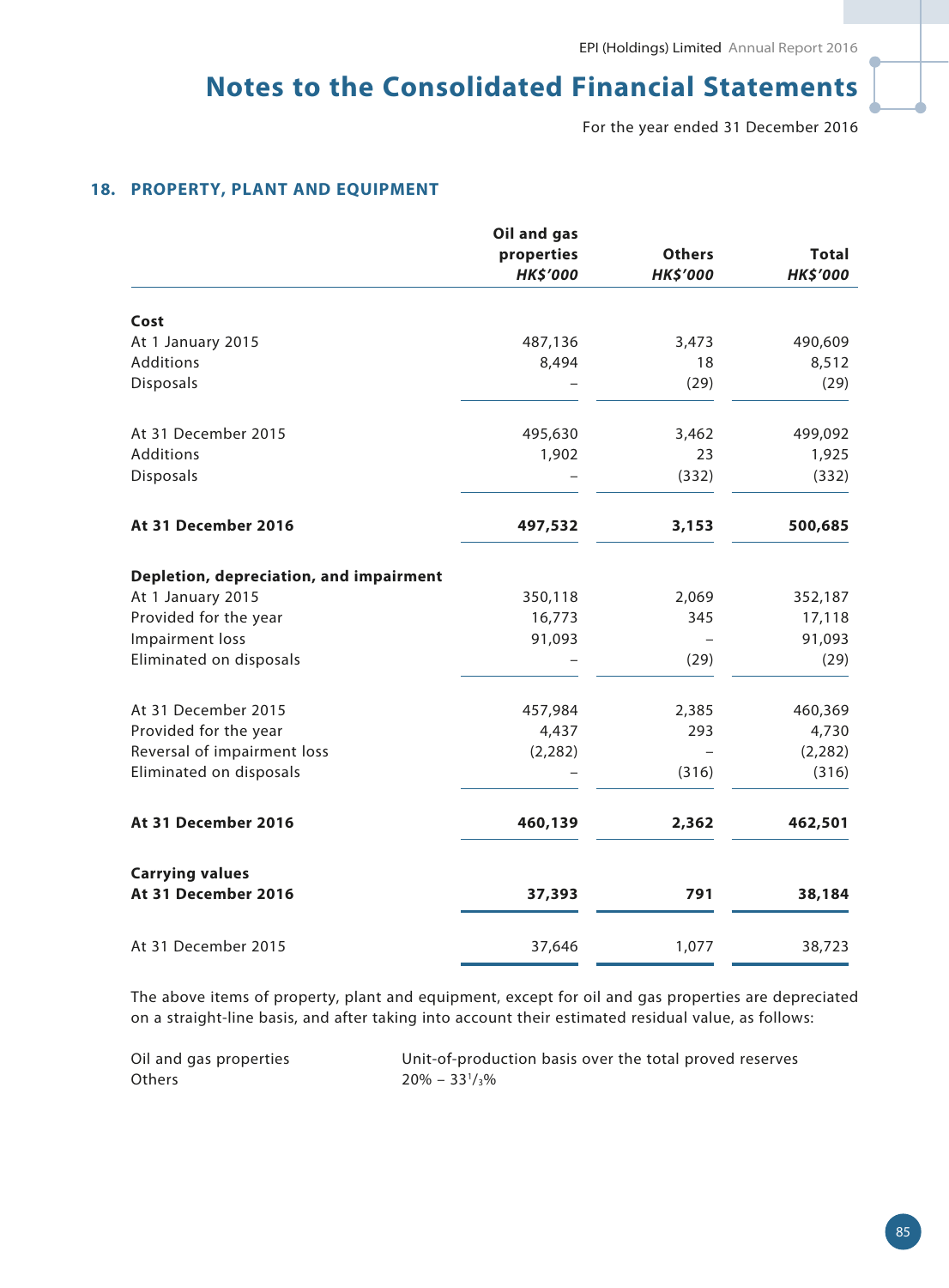## 18. PROPERTY, PLANT AND EQUIPMENT

| | Oil and gas properties *HK$'000* | Others *HK$'000* | Total *HK$'000* |
|---|---|---|---|
| **Cost** | | | |
| At 1 January 2015 | 487,136 | 3,473 | 490,609 |
| Additions | 8,494 | 18 | 8,512 |
| Disposals | – | (29) | (29) |
| At 31 December 2015 | 495,630 | 3,462 | 499,092 |
| Additions | 1,902 | 23 | 1,925 |
| Disposals | – | (332) | (332) |
| **At 31 December 2016** | **497,532** | **3,153** | **500,685** |
| **Depletion, depreciation, and impairment** | | | |
| At 1 January 2015 | 350,118 | 2,069 | 352,187 |
| Provided for the year | 16,773 | 345 | 17,118 |
| Impairment loss | 91,093 | – | 91,093 |
| Eliminated on disposals | – | (29) | (29) |
| At 31 December 2015 | 457,984 | 2,385 | 460,369 |
| Provided for the year | 4,437 | 293 | 4,730 |
| Reversal of impairment loss | (2,282) | – | (2,282) |
| Eliminated on disposals | – | (316) | (316) |
| **At 31 December 2016** | **460,139** | **2,362** | **462,501** |
| **Carrying values** | | | |
| **At 31 December 2016** | **37,393** | **791** | **38,184** |
| At 31 December 2015 | 37,646 | 1,077 | 38,723 |

The above items of property, plant and equipment, except for oil and gas properties are depreciated on a straight-line basis, and after taking into account their estimated residual value, as follows:

| | |
|---|---|
| Oil and gas properties | Unit-of-production basis over the total proved reserves |
| Others | 20% – $33^1/_3$% |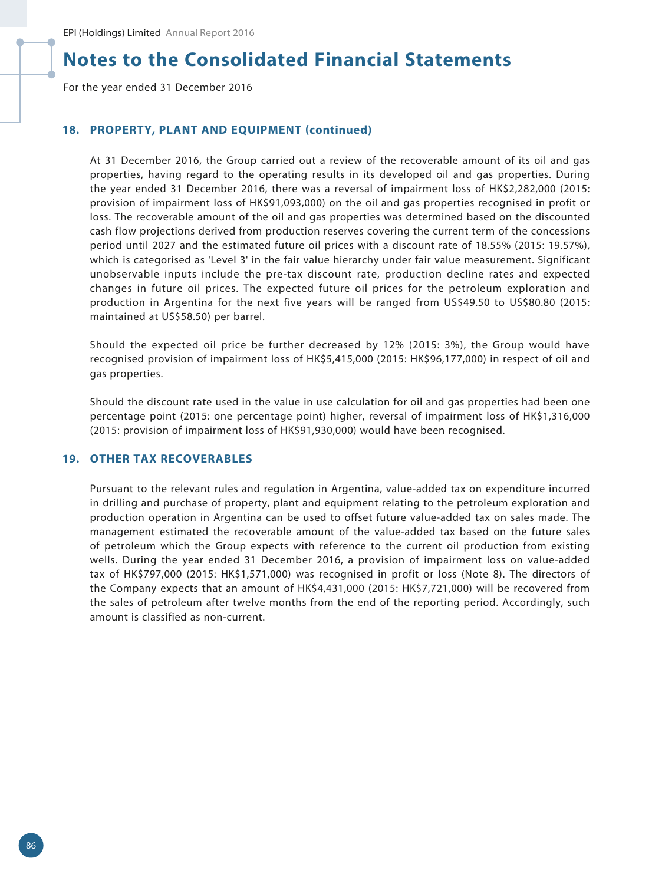# Notes to the Consolidated Financial Statements

For the year ended 31 December 2016

## 18. PROPERTY, PLANT AND EQUIPMENT (continued)

At 31 December 2016, the Group carried out a review of the recoverable amount of its oil and gas properties, having regard to the operating results in its developed oil and gas properties. During the year ended 31 December 2016, there was a reversal of impairment loss of HK$2,282,000 (2015: provision of impairment loss of HK$91,093,000) on the oil and gas properties recognised in profit or loss. The recoverable amount of the oil and gas properties was determined based on the discounted cash flow projections derived from production reserves covering the current term of the concessions period until 2027 and the estimated future oil prices with a discount rate of 18.55% (2015: 19.57%), which is categorised as 'Level 3' in the fair value hierarchy under fair value measurement. Significant unobservable inputs include the pre-tax discount rate, production decline rates and expected changes in future oil prices. The expected future oil prices for the petroleum exploration and production in Argentina for the next five years will be ranged from US$49.50 to US$80.80 (2015: maintained at US$58.50) per barrel.

Should the expected oil price be further decreased by 12% (2015: 3%), the Group would have recognised provision of impairment loss of HK$5,415,000 (2015: HK$96,177,000) in respect of oil and gas properties.

Should the discount rate used in the value in use calculation for oil and gas properties had been one percentage point (2015: one percentage point) higher, reversal of impairment loss of HK$1,316,000 (2015: provision of impairment loss of HK$91,930,000) would have been recognised.

## 19. OTHER TAX RECOVERABLES

Pursuant to the relevant rules and regulation in Argentina, value-added tax on expenditure incurred in drilling and purchase of property, plant and equipment relating to the petroleum exploration and production operation in Argentina can be used to offset future value-added tax on sales made. The management estimated the recoverable amount of the value-added tax based on the future sales of petroleum which the Group expects with reference to the current oil production from existing wells. During the year ended 31 December 2016, a provision of impairment loss on value-added tax of HK$797,000 (2015: HK$1,571,000) was recognised in profit or loss (Note 8). The directors of the Company expects that an amount of HK$4,431,000 (2015: HK$7,721,000) will be recovered from the sales of petroleum after twelve months from the end of the reporting period. Accordingly, such amount is classified as non-current.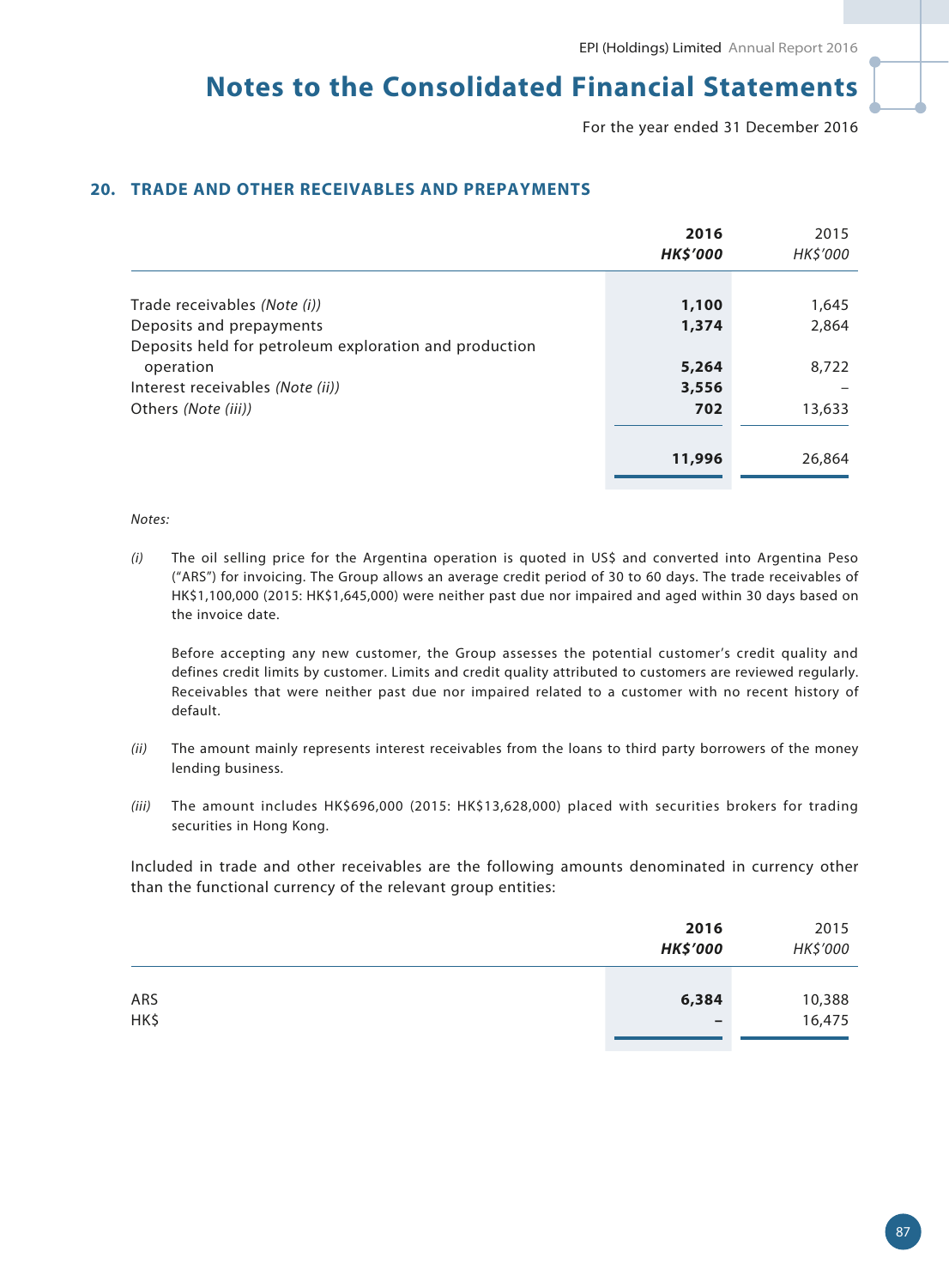## 20. TRADE AND OTHER RECEIVABLES AND PREPAYMENTS

| | 2016<br>HK$'000 | 2015<br>HK$'000 |
|---|---|---|
| Trade receivables *(Note (i))* | **1,100** | 1,645 |
| Deposits and prepayments | **1,374** | 2,864 |
| Deposits held for petroleum exploration and production operation | **5,264** | 8,722 |
| Interest receivables *(Note (ii))* | **3,556** | – |
| Others *(Note (iii))* | **702** | 13,633 |
| | **11,996** | 26,864 |

*Notes:*

*(i)* The oil selling price for the Argentina operation is quoted in US$ and converted into Argentina Peso ("ARS") for invoicing. The Group allows an average credit period of 30 to 60 days. The trade receivables of HK$1,100,000 (2015: HK$1,645,000) were neither past due nor impaired and aged within 30 days based on the invoice date.

Before accepting any new customer, the Group assesses the potential customer's credit quality and defines credit limits by customer. Limits and credit quality attributed to customers are reviewed regularly. Receivables that were neither past due nor impaired related to a customer with no recent history of default.

*(ii)* The amount mainly represents interest receivables from the loans to third party borrowers of the money lending business.

*(iii)* The amount includes HK$696,000 (2015: HK$13,628,000) placed with securities brokers for trading securities in Hong Kong.

Included in trade and other receivables are the following amounts denominated in currency other than the functional currency of the relevant group entities:

| | 2016<br>HK$'000 | 2015<br>HK$'000 |
|---|---|---|
| ARS | **6,384** | 10,388 |
| HK$ | **–** | 16,475 |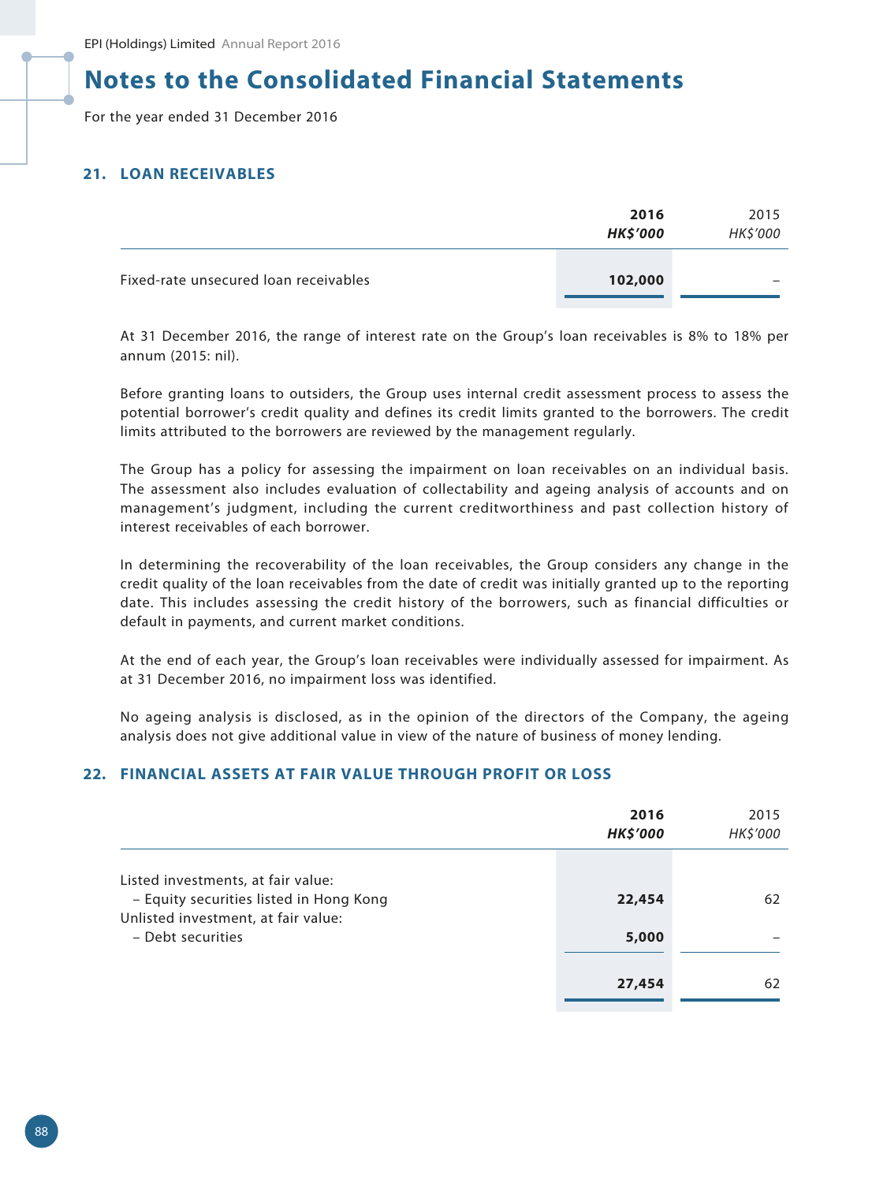# Notes to the Consolidated Financial Statements

For the year ended 31 December 2016

## 21. LOAN RECEIVABLES

| | **2016** | 2015 |
|---|---|---|
| | ***HK$'000*** | *HK$'000* |
| Fixed-rate unsecured loan receivables | **102,000** | – |

At 31 December 2016, the range of interest rate on the Group's loan receivables is 8% to 18% per annum (2015: nil).

Before granting loans to outsiders, the Group uses internal credit assessment process to assess the potential borrower's credit quality and defines its credit limits granted to the borrowers. The credit limits attributed to the borrowers are reviewed by the management regularly.

The Group has a policy for assessing the impairment on loan receivables on an individual basis. The assessment also includes evaluation of collectability and ageing analysis of accounts and on management's judgment, including the current creditworthiness and past collection history of interest receivables of each borrower.

In determining the recoverability of the loan receivables, the Group considers any change in the credit quality of the loan receivables from the date of credit was initially granted up to the reporting date. This includes assessing the credit history of the borrowers, such as financial difficulties or default in payments, and current market conditions.

At the end of each year, the Group's loan receivables were individually assessed for impairment. As at 31 December 2016, no impairment loss was identified.

No ageing analysis is disclosed, as in the opinion of the directors of the Company, the ageing analysis does not give additional value in view of the nature of business of money lending.

## 22. FINANCIAL ASSETS AT FAIR VALUE THROUGH PROFIT OR LOSS

| | **2016** | 2015 |
|---|---|---|
| | ***HK$'000*** | *HK$'000* |
| Listed investments, at fair value: | | |
| – Equity securities listed in Hong Kong | **22,454** | 62 |
| Unlisted investment, at fair value: | | |
| – Debt securities | **5,000** | – |
| | **27,454** | 62 |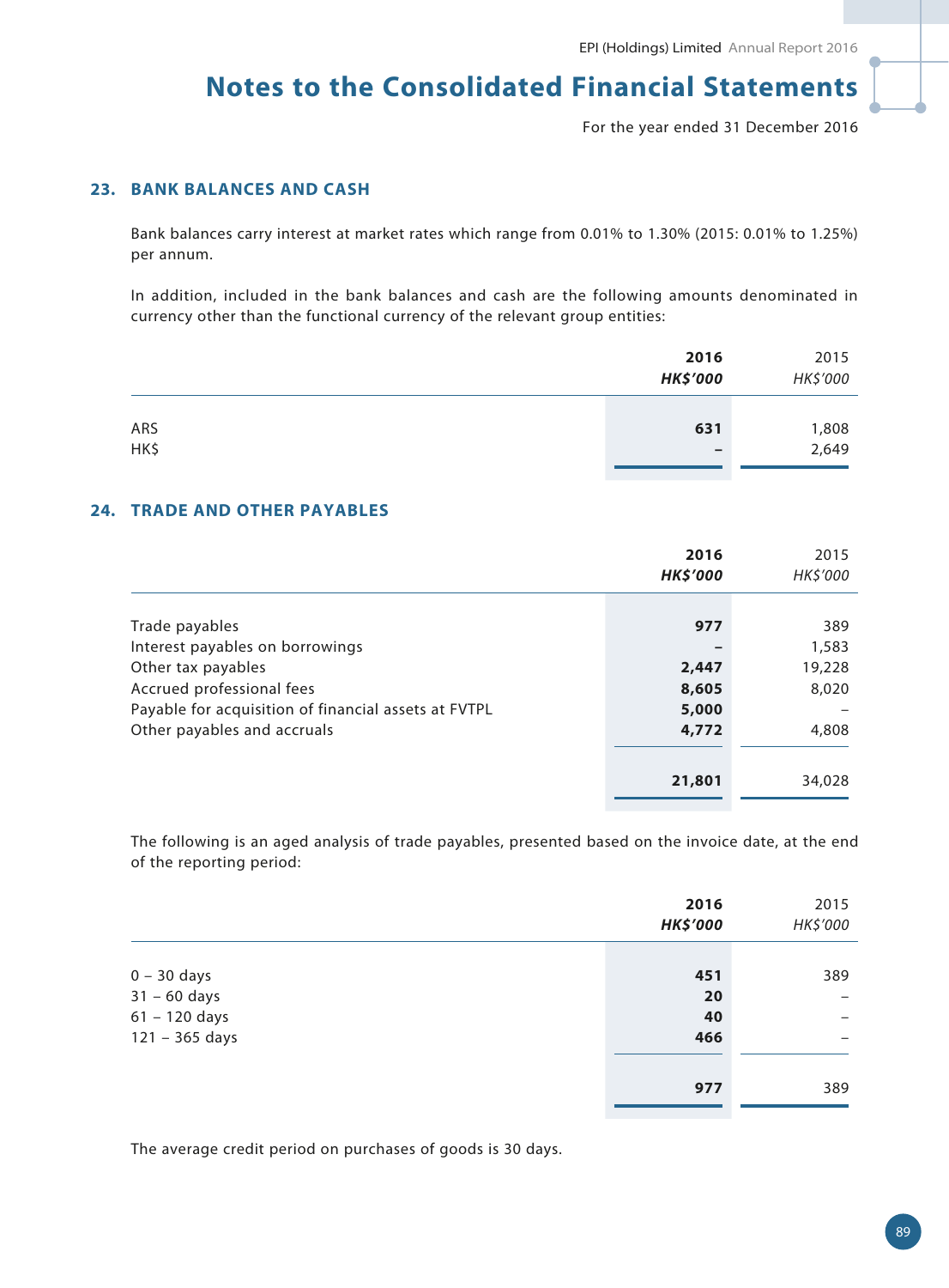## 23. BANK BALANCES AND CASH

Bank balances carry interest at market rates which range from 0.01% to 1.30% (2015: 0.01% to 1.25%) per annum.

In addition, included in the bank balances and cash are the following amounts denominated in currency other than the functional currency of the relevant group entities:

| | **2016** | 2015 |
|---|---|---|
| | ***HK$'000*** | *HK$'000* |
| ARS | **631** | 1,808 |
| HK$ | **–** | 2,649 |

## 24. TRADE AND OTHER PAYABLES

| | **2016** | 2015 |
|---|---|---|
| | ***HK$'000*** | *HK$'000* |
| Trade payables | **977** | 389 |
| Interest payables on borrowings | **–** | 1,583 |
| Other tax payables | **2,447** | 19,228 |
| Accrued professional fees | **8,605** | 8,020 |
| Payable for acquisition of financial assets at FVTPL | **5,000** | – |
| Other payables and accruals | **4,772** | 4,808 |
| | **21,801** | 34,028 |

The following is an aged analysis of trade payables, presented based on the invoice date, at the end of the reporting period:

| | **2016** | 2015 |
|---|---|---|
| | ***HK$'000*** | *HK$'000* |
| 0 – 30 days | **451** | 389 |
| 31 – 60 days | **20** | – |
| 61 – 120 days | **40** | – |
| 121 – 365 days | **466** | – |
| | **977** | 389 |

The average credit period on purchases of goods is 30 days.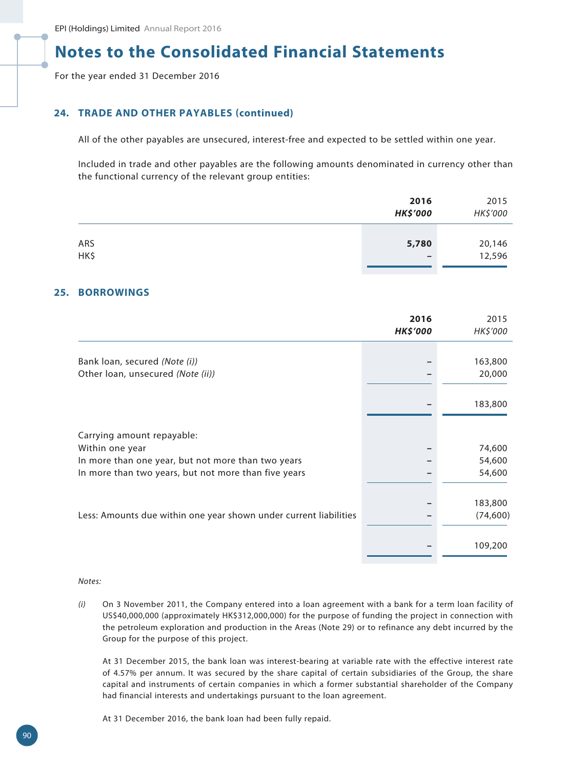## 24. TRADE AND OTHER PAYABLES (continued)

All of the other payables are unsecured, interest-free and expected to be settled within one year.

Included in trade and other payables are the following amounts denominated in currency other than the functional currency of the relevant group entities:

| | **2016** | 2015 |
|---|---|---|
| | ***HK$'000*** | *HK$'000* |
| ARS | **5,780** | 20,146 |
| HK$ | **–** | 12,596 |

## 25. BORROWINGS

| | **2016** | 2015 |
|---|---|---|
| | ***HK$'000*** | *HK$'000* |
| Bank loan, secured *(Note (i))* | – | 163,800 |
| Other loan, unsecured *(Note (ii))* | – | 20,000 |
| | – | 183,800 |
| Carrying amount repayable: | | |
| Within one year | – | 74,600 |
| In more than one year, but not more than two years | – | 54,600 |
| In more than two years, but not more than five years | – | 54,600 |
| | – | 183,800 |
| Less: Amounts due within one year shown under current liabilities | – | (74,600) |
| | – | 109,200 |

*Notes:*

*(i)* On 3 November 2011, the Company entered into a loan agreement with a bank for a term loan facility of US$40,000,000 (approximately HK$312,000,000) for the purpose of funding the project in connection with the petroleum exploration and production in the Areas (Note 29) or to refinance any debt incurred by the Group for the purpose of this project.

At 31 December 2015, the bank loan was interest-bearing at variable rate with the effective interest rate of 4.57% per annum. It was secured by the share capital of certain subsidiaries of the Group, the share capital and instruments of certain companies in which a former substantial shareholder of the Company had financial interests and undertakings pursuant to the loan agreement.

At 31 December 2016, the bank loan had been fully repaid.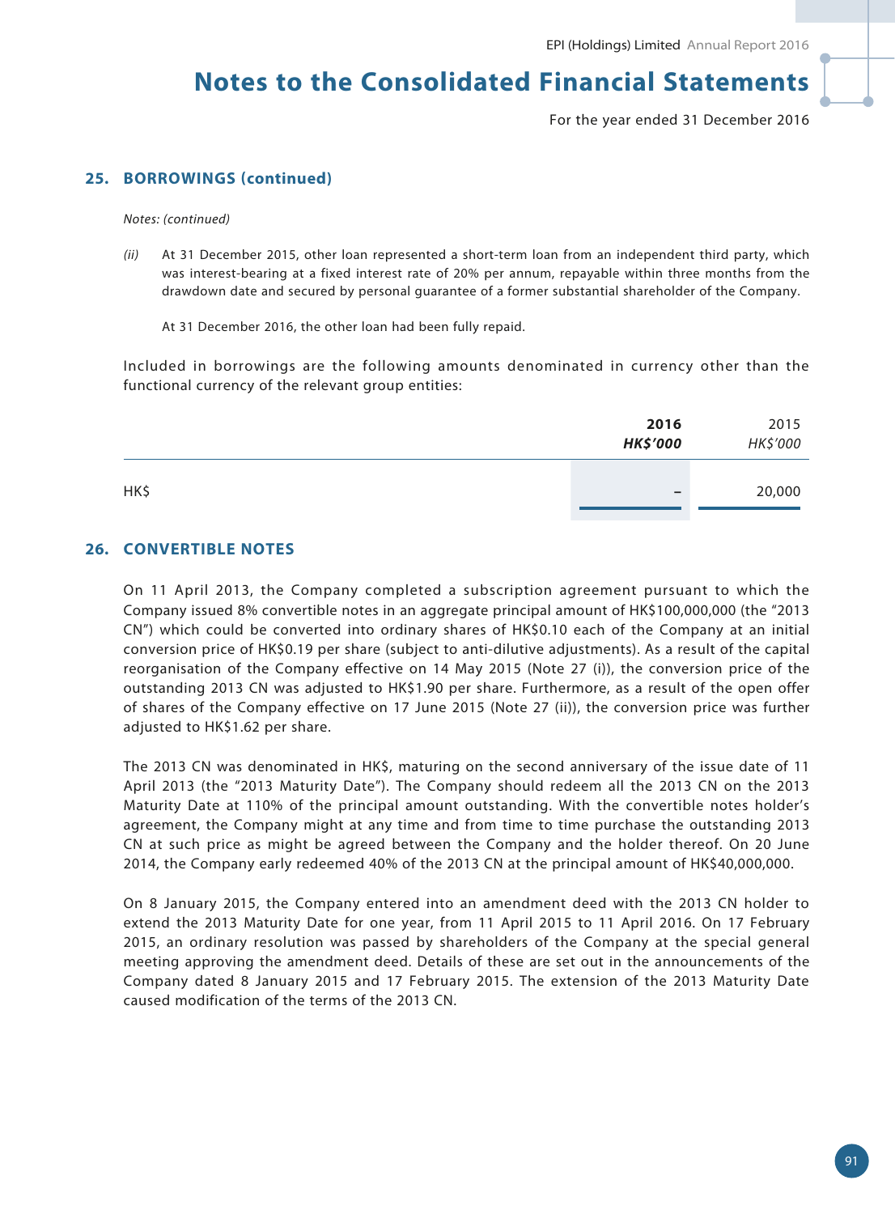## 25. BORROWINGS (continued)

*Notes: (continued)*

*(ii)* At 31 December 2015, other loan represented a short-term loan from an independent third party, which was interest-bearing at a fixed interest rate of 20% per annum, repayable within three months from the drawdown date and secured by personal guarantee of a former substantial shareholder of the Company.

At 31 December 2016, the other loan had been fully repaid.

Included in borrowings are the following amounts denominated in currency other than the functional currency of the relevant group entities:

| | **2016** | 2015 |
|---|---|---|
| | ***HK$'000*** | *HK$'000* |
| HK$ | – | 20,000 |

## 26. CONVERTIBLE NOTES

On 11 April 2013, the Company completed a subscription agreement pursuant to which the Company issued 8% convertible notes in an aggregate principal amount of HK$100,000,000 (the "2013 CN") which could be converted into ordinary shares of HK$0.10 each of the Company at an initial conversion price of HK$0.19 per share (subject to anti-dilutive adjustments). As a result of the capital reorganisation of the Company effective on 14 May 2015 (Note 27 (i)), the conversion price of the outstanding 2013 CN was adjusted to HK$1.90 per share. Furthermore, as a result of the open offer of shares of the Company effective on 17 June 2015 (Note 27 (ii)), the conversion price was further adjusted to HK$1.62 per share.

The 2013 CN was denominated in HK$, maturing on the second anniversary of the issue date of 11 April 2013 (the "2013 Maturity Date"). The Company should redeem all the 2013 CN on the 2013 Maturity Date at 110% of the principal amount outstanding. With the convertible notes holder's agreement, the Company might at any time and from time to time purchase the outstanding 2013 CN at such price as might be agreed between the Company and the holder thereof. On 20 June 2014, the Company early redeemed 40% of the 2013 CN at the principal amount of HK$40,000,000.

On 8 January 2015, the Company entered into an amendment deed with the 2013 CN holder to extend the 2013 Maturity Date for one year, from 11 April 2015 to 11 April 2016. On 17 February 2015, an ordinary resolution was passed by shareholders of the Company at the special general meeting approving the amendment deed. Details of these are set out in the announcements of the Company dated 8 January 2015 and 17 February 2015. The extension of the 2013 Maturity Date caused modification of the terms of the 2013 CN.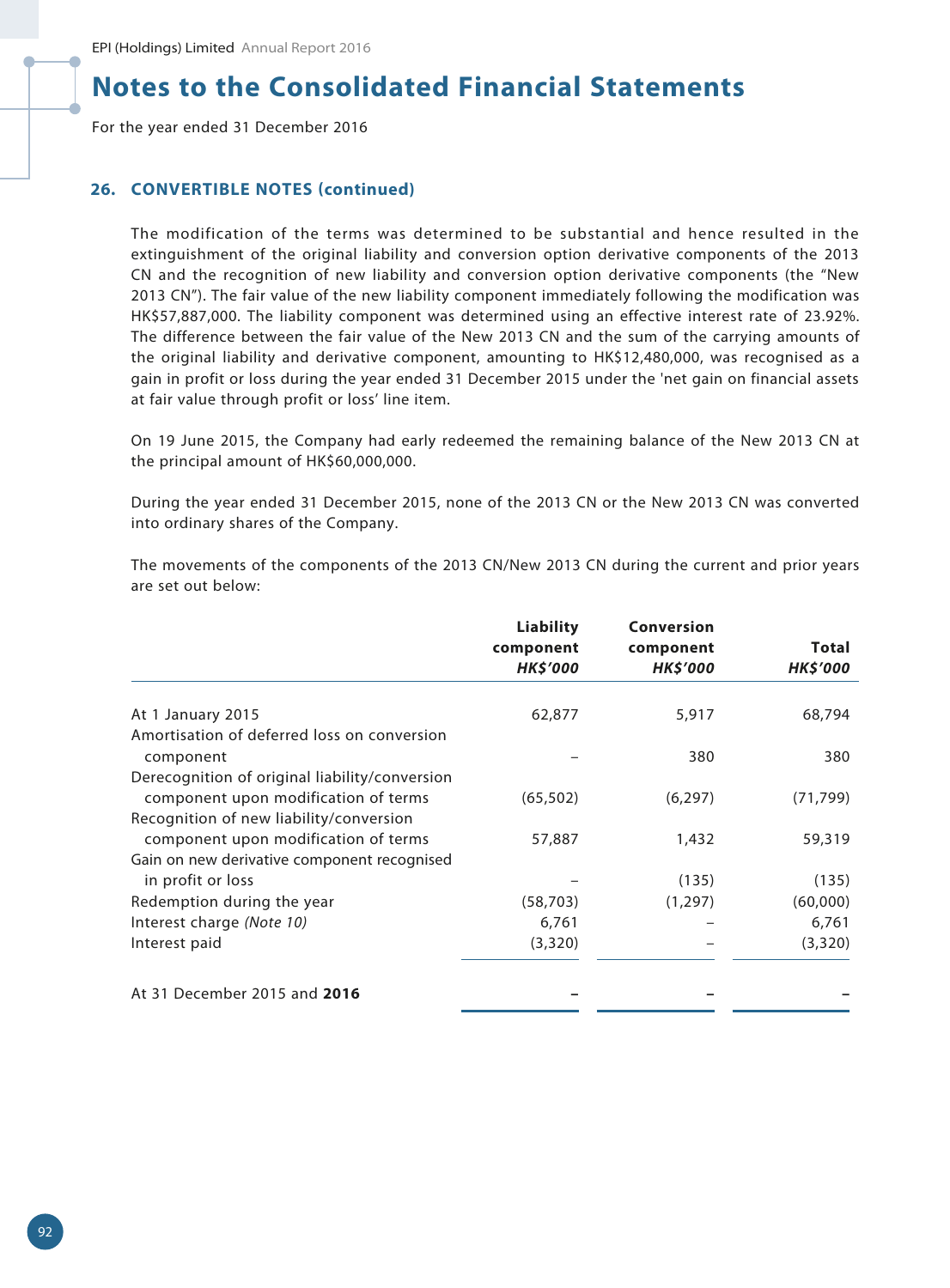## 26. CONVERTIBLE NOTES (continued)

The modification of the terms was determined to be substantial and hence resulted in the extinguishment of the original liability and conversion option derivative components of the 2013 CN and the recognition of new liability and conversion option derivative components (the "New 2013 CN"). The fair value of the new liability component immediately following the modification was HK$57,887,000. The liability component was determined using an effective interest rate of 23.92%. The difference between the fair value of the New 2013 CN and the sum of the carrying amounts of the original liability and derivative component, amounting to HK$12,480,000, was recognised as a gain in profit or loss during the year ended 31 December 2015 under the 'net gain on financial assets at fair value through profit or loss' line item.

On 19 June 2015, the Company had early redeemed the remaining balance of the New 2013 CN at the principal amount of HK$60,000,000.

During the year ended 31 December 2015, none of the 2013 CN or the New 2013 CN was converted into ordinary shares of the Company.

The movements of the components of the 2013 CN/New 2013 CN during the current and prior years are set out below:

| | Liability component *HK$'000* | Conversion component *HK$'000* | Total *HK$'000* |
|---|---|---|---|
| At 1 January 2015 | 62,877 | 5,917 | 68,794 |
| Amortisation of deferred loss on conversion component | – | 380 | 380 |
| Derecognition of original liability/conversion component upon modification of terms | (65,502) | (6,297) | (71,799) |
| Recognition of new liability/conversion component upon modification of terms | 57,887 | 1,432 | 59,319 |
| Gain on new derivative component recognised in profit or loss | – | (135) | (135) |
| Redemption during the year | (58,703) | (1,297) | (60,000) |
| Interest charge *(Note 10)* | 6,761 | – | 6,761 |
| Interest paid | (3,320) | – | (3,320) |
| At 31 December 2015 and **2016** | – | – | – |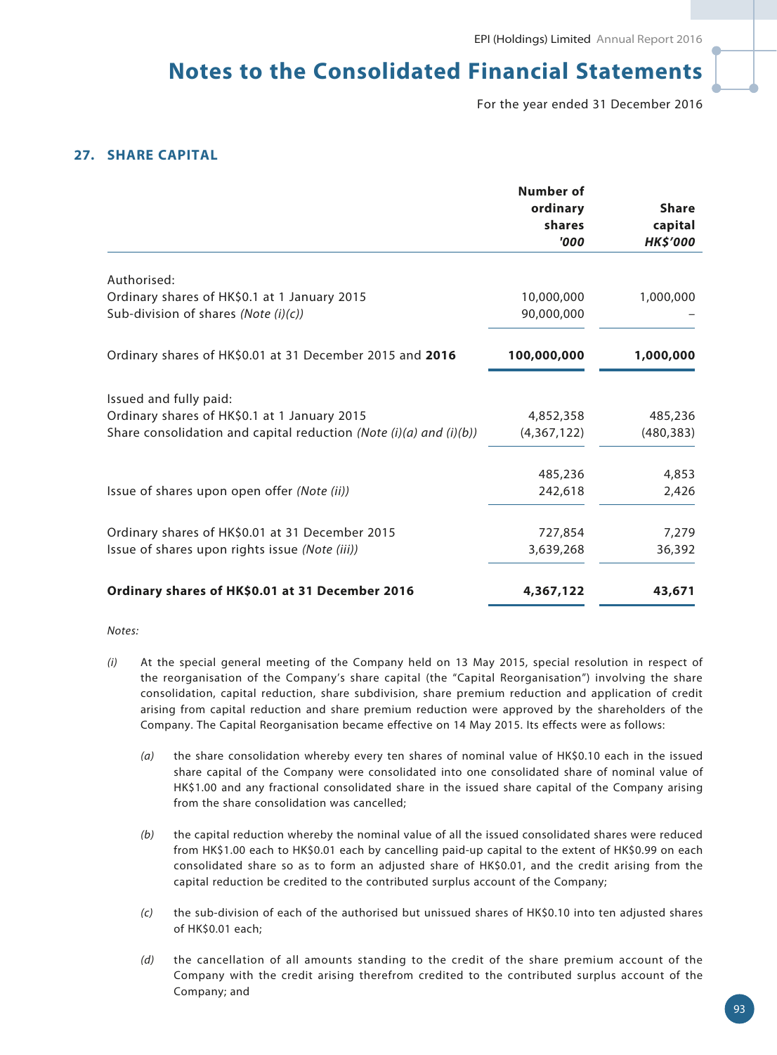## 27. SHARE CAPITAL

| | Number of ordinary shares '000 | Share capital HK$'000 |
|---|---|---|
| Authorised: | | |
| Ordinary shares of HK$0.1 at 1 January 2015 | 10,000,000 | 1,000,000 |
| Sub-division of shares *(Note (i)(c))* | 90,000,000 | – |
| Ordinary shares of HK$0.01 at 31 December 2015 and **2016** | **100,000,000** | **1,000,000** |
| Issued and fully paid: | | |
| Ordinary shares of HK$0.1 at 1 January 2015 | 4,852,358 | 485,236 |
| Share consolidation and capital reduction *(Note (i)(a) and (i)(b))* | (4,367,122) | (480,383) |
| | 485,236 | 4,853 |
| Issue of shares upon open offer *(Note (ii))* | 242,618 | 2,426 |
| Ordinary shares of HK$0.01 at 31 December 2015 | 727,854 | 7,279 |
| Issue of shares upon rights issue *(Note (iii))* | 3,639,268 | 36,392 |
| **Ordinary shares of HK$0.01 at 31 December 2016** | **4,367,122** | **43,671** |

*Notes:*

*(i)* At the special general meeting of the Company held on 13 May 2015, special resolution in respect of the reorganisation of the Company's share capital (the "Capital Reorganisation") involving the share consolidation, capital reduction, share subdivision, share premium reduction and application of credit arising from capital reduction and share premium reduction were approved by the shareholders of the Company. The Capital Reorganisation became effective on 14 May 2015. Its effects were as follows:

*(a)* the share consolidation whereby every ten shares of nominal value of HK$0.10 each in the issued share capital of the Company were consolidated into one consolidated share of nominal value of HK$1.00 and any fractional consolidated share in the issued share capital of the Company arising from the share consolidation was cancelled;

*(b)* the capital reduction whereby the nominal value of all the issued consolidated shares were reduced from HK$1.00 each to HK$0.01 each by cancelling paid-up capital to the extent of HK$0.99 on each consolidated share so as to form an adjusted share of HK$0.01, and the credit arising from the capital reduction be credited to the contributed surplus account of the Company;

*(c)* the sub-division of each of the authorised but unissued shares of HK$0.10 into ten adjusted shares of HK$0.01 each;

*(d)* the cancellation of all amounts standing to the credit of the share premium account of the Company with the credit arising therefrom credited to the contributed surplus account of the Company; and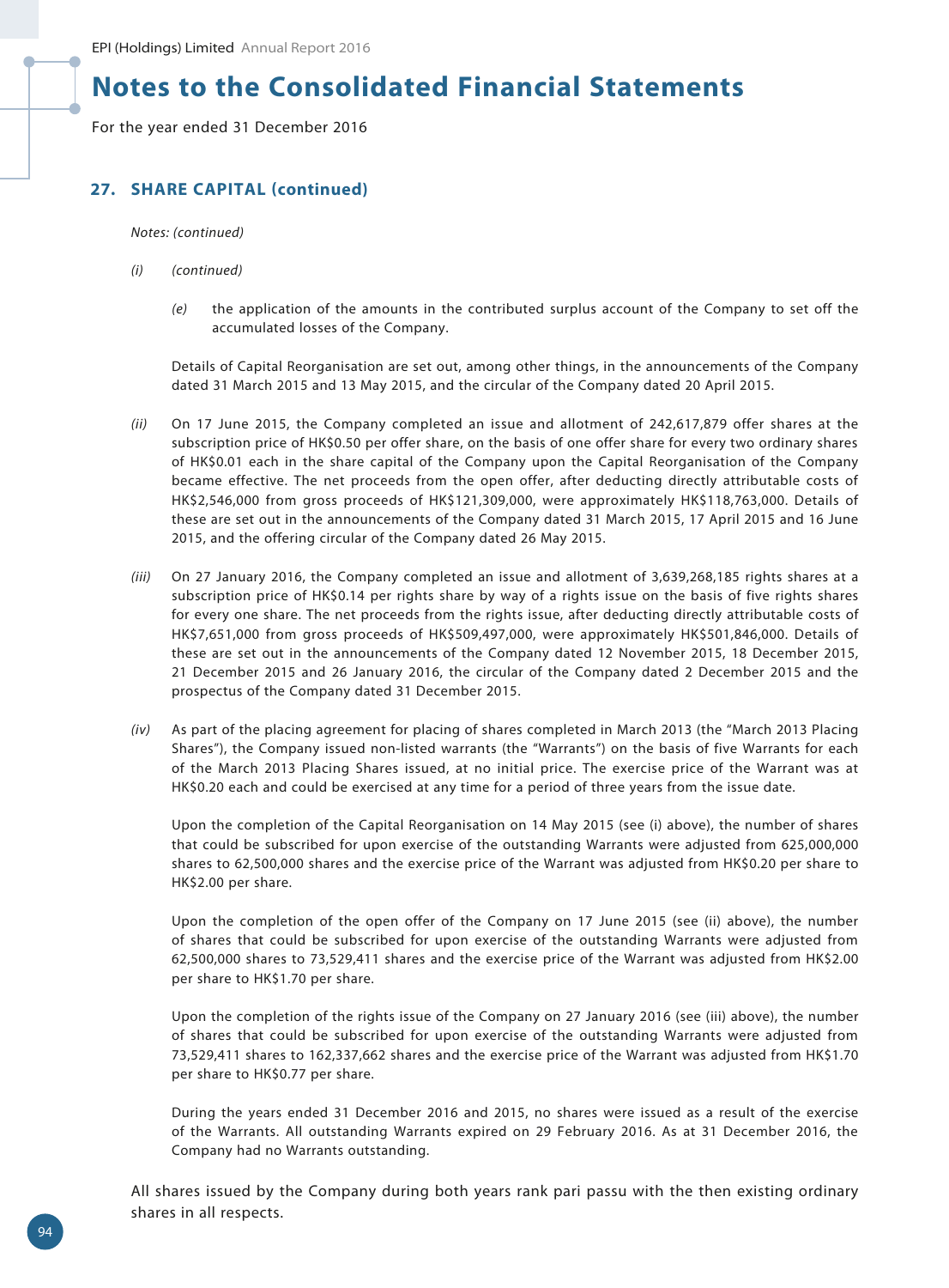# Notes to the Consolidated Financial Statements

For the year ended 31 December 2016

## 27. SHARE CAPITAL (continued)

*Notes: (continued)*

*(i)* *(continued)*

*(e)* the application of the amounts in the contributed surplus account of the Company to set off the accumulated losses of the Company.

Details of Capital Reorganisation are set out, among other things, in the announcements of the Company dated 31 March 2015 and 13 May 2015, and the circular of the Company dated 20 April 2015.

*(ii)* On 17 June 2015, the Company completed an issue and allotment of 242,617,879 offer shares at the subscription price of HK$0.50 per offer share, on the basis of one offer share for every two ordinary shares of HK$0.01 each in the share capital of the Company upon the Capital Reorganisation of the Company became effective. The net proceeds from the open offer, after deducting directly attributable costs of HK$2,546,000 from gross proceeds of HK$121,309,000, were approximately HK$118,763,000. Details of these are set out in the announcements of the Company dated 31 March 2015, 17 April 2015 and 16 June 2015, and the offering circular of the Company dated 26 May 2015.

*(iii)* On 27 January 2016, the Company completed an issue and allotment of 3,639,268,185 rights shares at a subscription price of HK$0.14 per rights share by way of a rights issue on the basis of five rights shares for every one share. The net proceeds from the rights issue, after deducting directly attributable costs of HK$7,651,000 from gross proceeds of HK$509,497,000, were approximately HK$501,846,000. Details of these are set out in the announcements of the Company dated 12 November 2015, 18 December 2015, 21 December 2015 and 26 January 2016, the circular of the Company dated 2 December 2015 and the prospectus of the Company dated 31 December 2015.

*(iv)* As part of the placing agreement for placing of shares completed in March 2013 (the "March 2013 Placing Shares"), the Company issued non-listed warrants (the "Warrants") on the basis of five Warrants for each of the March 2013 Placing Shares issued, at no initial price. The exercise price of the Warrant was at HK$0.20 each and could be exercised at any time for a period of three years from the issue date.

Upon the completion of the Capital Reorganisation on 14 May 2015 (see (i) above), the number of shares that could be subscribed for upon exercise of the outstanding Warrants were adjusted from 625,000,000 shares to 62,500,000 shares and the exercise price of the Warrant was adjusted from HK$0.20 per share to HK$2.00 per share.

Upon the completion of the open offer of the Company on 17 June 2015 (see (ii) above), the number of shares that could be subscribed for upon exercise of the outstanding Warrants were adjusted from 62,500,000 shares to 73,529,411 shares and the exercise price of the Warrant was adjusted from HK$2.00 per share to HK$1.70 per share.

Upon the completion of the rights issue of the Company on 27 January 2016 (see (iii) above), the number of shares that could be subscribed for upon exercise of the outstanding Warrants were adjusted from 73,529,411 shares to 162,337,662 shares and the exercise price of the Warrant was adjusted from HK$1.70 per share to HK$0.77 per share.

During the years ended 31 December 2016 and 2015, no shares were issued as a result of the exercise of the Warrants. All outstanding Warrants expired on 29 February 2016. As at 31 December 2016, the Company had no Warrants outstanding.

All shares issued by the Company during both years rank pari passu with the then existing ordinary shares in all respects.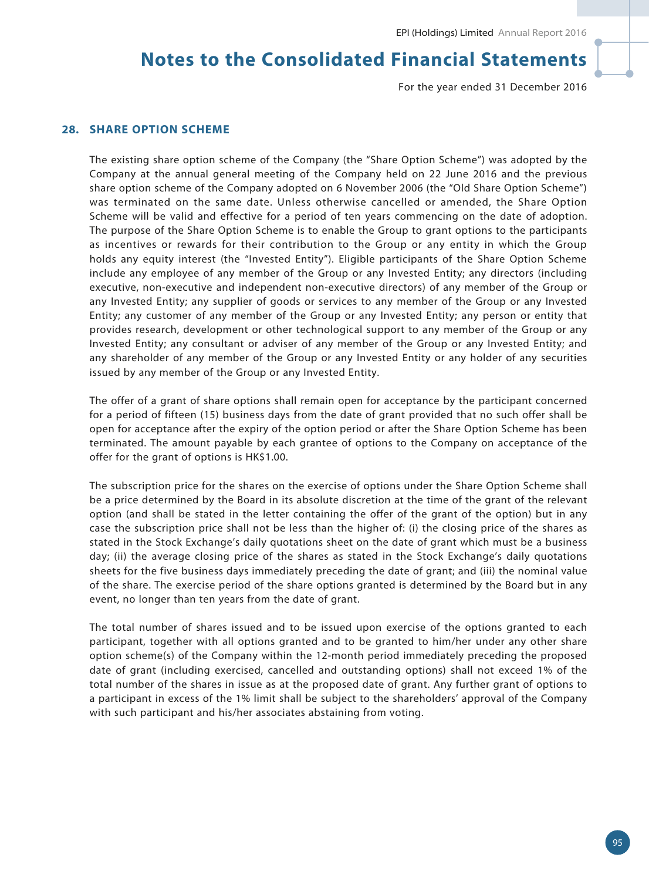## 28. SHARE OPTION SCHEME

The existing share option scheme of the Company (the "Share Option Scheme") was adopted by the Company at the annual general meeting of the Company held on 22 June 2016 and the previous share option scheme of the Company adopted on 6 November 2006 (the "Old Share Option Scheme") was terminated on the same date. Unless otherwise cancelled or amended, the Share Option Scheme will be valid and effective for a period of ten years commencing on the date of adoption. The purpose of the Share Option Scheme is to enable the Group to grant options to the participants as incentives or rewards for their contribution to the Group or any entity in which the Group holds any equity interest (the "Invested Entity"). Eligible participants of the Share Option Scheme include any employee of any member of the Group or any Invested Entity; any directors (including executive, non-executive and independent non-executive directors) of any member of the Group or any Invested Entity; any supplier of goods or services to any member of the Group or any Invested Entity; any customer of any member of the Group or any Invested Entity; any person or entity that provides research, development or other technological support to any member of the Group or any Invested Entity; any consultant or adviser of any member of the Group or any Invested Entity; and any shareholder of any member of the Group or any Invested Entity or any holder of any securities issued by any member of the Group or any Invested Entity.

The offer of a grant of share options shall remain open for acceptance by the participant concerned for a period of fifteen (15) business days from the date of grant provided that no such offer shall be open for acceptance after the expiry of the option period or after the Share Option Scheme has been terminated. The amount payable by each grantee of options to the Company on acceptance of the offer for the grant of options is HK$1.00.

The subscription price for the shares on the exercise of options under the Share Option Scheme shall be a price determined by the Board in its absolute discretion at the time of the grant of the relevant option (and shall be stated in the letter containing the offer of the grant of the option) but in any case the subscription price shall not be less than the higher of: (i) the closing price of the shares as stated in the Stock Exchange's daily quotations sheet on the date of grant which must be a business day; (ii) the average closing price of the shares as stated in the Stock Exchange's daily quotations sheets for the five business days immediately preceding the date of grant; and (iii) the nominal value of the share. The exercise period of the share options granted is determined by the Board but in any event, no longer than ten years from the date of grant.

The total number of shares issued and to be issued upon exercise of the options granted to each participant, together with all options granted and to be granted to him/her under any other share option scheme(s) of the Company within the 12-month period immediately preceding the proposed date of grant (including exercised, cancelled and outstanding options) shall not exceed 1% of the total number of the shares in issue as at the proposed date of grant. Any further grant of options to a participant in excess of the 1% limit shall be subject to the shareholders' approval of the Company with such participant and his/her associates abstaining from voting.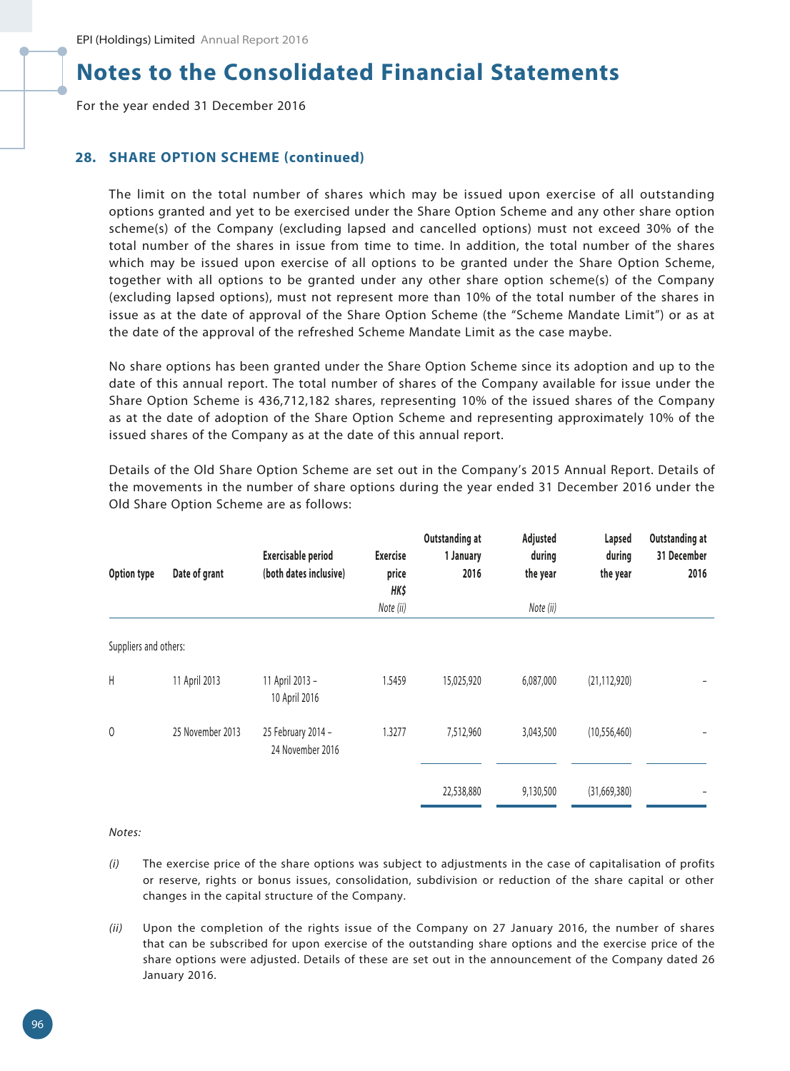## 28. SHARE OPTION SCHEME (continued)

The limit on the total number of shares which may be issued upon exercise of all outstanding options granted and yet to be exercised under the Share Option Scheme and any other share option scheme(s) of the Company (excluding lapsed and cancelled options) must not exceed 30% of the total number of the shares in issue from time to time. In addition, the total number of the shares which may be issued upon exercise of all options to be granted under the Share Option Scheme, together with all options to be granted under any other share option scheme(s) of the Company (excluding lapsed options), must not represent more than 10% of the total number of the shares in issue as at the date of approval of the Share Option Scheme (the "Scheme Mandate Limit") or as at the date of the approval of the refreshed Scheme Mandate Limit as the case maybe.

No share options has been granted under the Share Option Scheme since its adoption and up to the date of this annual report. The total number of shares of the Company available for issue under the Share Option Scheme is 436,712,182 shares, representing 10% of the issued shares of the Company as at the date of adoption of the Share Option Scheme and representing approximately 10% of the issued shares of the Company as at the date of this annual report.

Details of the Old Share Option Scheme are set out in the Company's 2015 Annual Report. Details of the movements in the number of share options during the year ended 31 December 2016 under the Old Share Option Scheme are as follows:

| Option type | Date of grant | Exercisable period (both dates inclusive) | Exercise price HK$ *Note (ii)* | Outstanding at 1 January 2016 | Adjusted during the year *Note (ii)* | Lapsed during the year | Outstanding at 31 December 2016 |
|---|---|---|---|---|---|---|---|
| Suppliers and others: | | | | | | | |
| H | 11 April 2013 | 11 April 2013 – 10 April 2016 | 1.5459 | 15,025,920 | 6,087,000 | (21,112,920) | – |
| O | 25 November 2013 | 25 February 2014 – 24 November 2016 | 1.3277 | 7,512,960 | 3,043,500 | (10,556,460) | – |
| | | | | 22,538,880 | 9,130,500 | (31,669,380) | – |

*Notes:*

*(i)* The exercise price of the share options was subject to adjustments in the case of capitalisation of profits or reserve, rights or bonus issues, consolidation, subdivision or reduction of the share capital or other changes in the capital structure of the Company.

*(ii)* Upon the completion of the rights issue of the Company on 27 January 2016, the number of shares that can be subscribed for upon exercise of the outstanding share options and the exercise price of the share options were adjusted. Details of these are set out in the announcement of the Company dated 26 January 2016.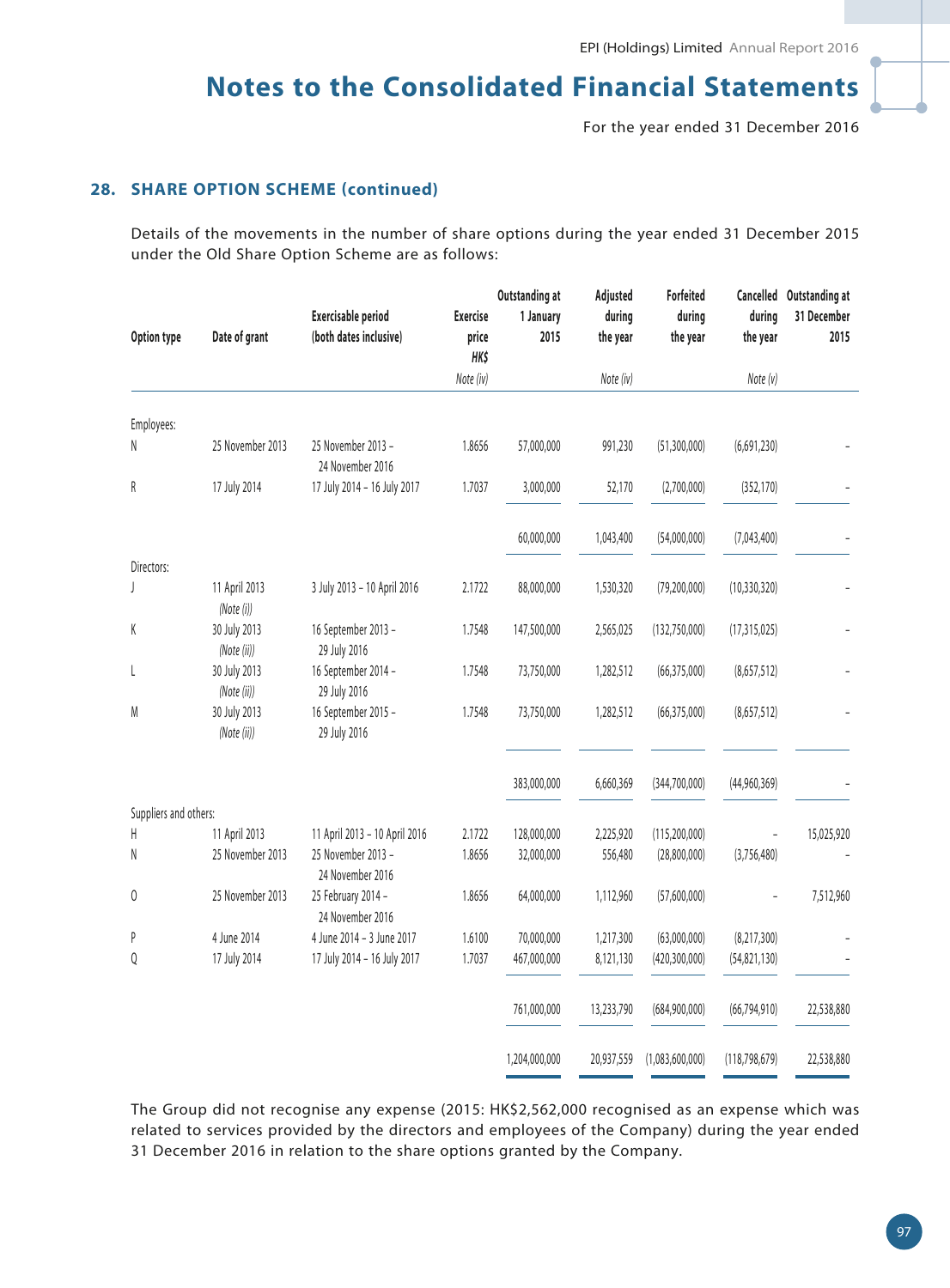## 28. SHARE OPTION SCHEME (continued)

Details of the movements in the number of share options during the year ended 31 December 2015 under the Old Share Option Scheme are as follows:

| Option type | Date of grant | Exercisable period (both dates inclusive) | Exercise price HK$ | Outstanding at 1 January 2015 | Adjusted during the year | Forfeited during the year | Cancelled during the year | Outstanding at 31 December 2015 |
|---|---|---|---|---|---|---|---|---|
| | | | *Note (iv)* | | *Note (iv)* | | *Note (v)* | |
| Employees: | | | | | | | | |
| N | 25 November 2013 | 25 November 2013 – 24 November 2016 | 1.8656 | 57,000,000 | 991,230 | (51,300,000) | (6,691,230) | – |
| R | 17 July 2014 | 17 July 2014 – 16 July 2017 | 1.7037 | 3,000,000 | 52,170 | (2,700,000) | (352,170) | – |
| | | | | 60,000,000 | 1,043,400 | (54,000,000) | (7,043,400) | – |
| Directors: | | | | | | | | |
| J | 11 April 2013 *(Note (i))* | 3 July 2013 – 10 April 2016 | 2.1722 | 88,000,000 | 1,530,320 | (79,200,000) | (10,330,320) | – |
| K | 30 July 2013 *(Note (ii))* | 16 September 2013 – 29 July 2016 | 1.7548 | 147,500,000 | 2,565,025 | (132,750,000) | (17,315,025) | – |
| L | 30 July 2013 *(Note (ii))* | 16 September 2014 – 29 July 2016 | 1.7548 | 73,750,000 | 1,282,512 | (66,375,000) | (8,657,512) | – |
| M | 30 July 2013 *(Note (ii))* | 16 September 2015 – 29 July 2016 | 1.7548 | 73,750,000 | 1,282,512 | (66,375,000) | (8,657,512) | – |
| | | | | 383,000,000 | 6,660,369 | (344,700,000) | (44,960,369) | – |
| Suppliers and others: | | | | | | | | |
| H | 11 April 2013 | 11 April 2013 – 10 April 2016 | 2.1722 | 128,000,000 | 2,225,920 | (115,200,000) | – | 15,025,920 |
| N | 25 November 2013 | 25 November 2013 – 24 November 2016 | 1.8656 | 32,000,000 | 556,480 | (28,800,000) | (3,756,480) | – |
| O | 25 November 2013 | 25 February 2014 – 24 November 2016 | 1.8656 | 64,000,000 | 1,112,960 | (57,600,000) | – | 7,512,960 |
| P | 4 June 2014 | 4 June 2014 – 3 June 2017 | 1.6100 | 70,000,000 | 1,217,300 | (63,000,000) | (8,217,300) | – |
| Q | 17 July 2014 | 17 July 2014 – 16 July 2017 | 1.7037 | 467,000,000 | 8,121,130 | (420,300,000) | (54,821,130) | – |
| | | | | 761,000,000 | 13,233,790 | (684,900,000) | (66,794,910) | 22,538,880 |
| | | | | 1,204,000,000 | 20,937,559 | (1,083,600,000) | (118,798,679) | 22,538,880 |

The Group did not recognise any expense (2015: HK$2,562,000 recognised as an expense which was related to services provided by the directors and employees of the Company) during the year ended 31 December 2016 in relation to the share options granted by the Company.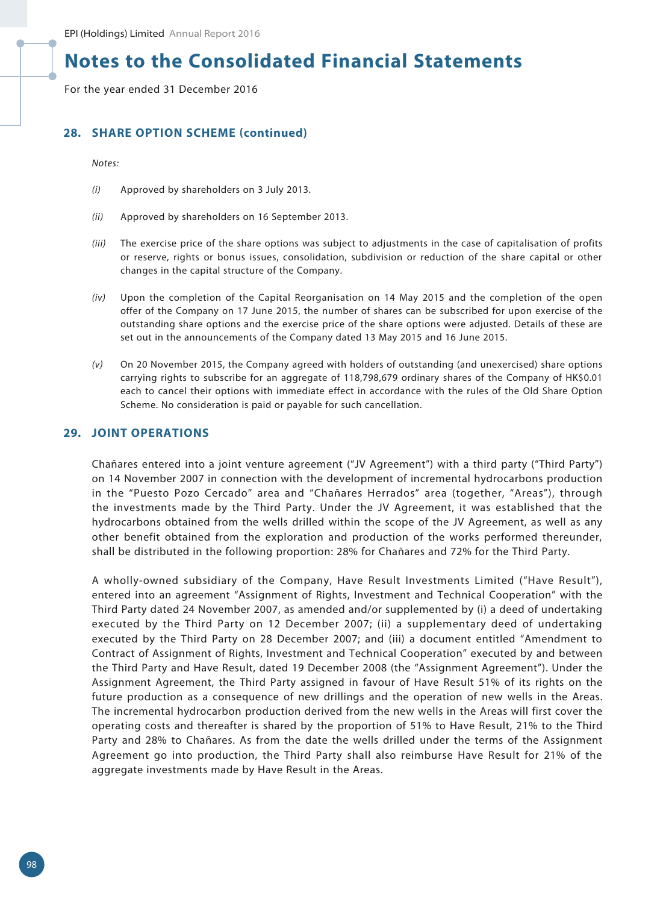# Notes to the Consolidated Financial Statements

For the year ended 31 December 2016

## 28. SHARE OPTION SCHEME (continued)

*Notes:*

*(i)* Approved by shareholders on 3 July 2013.

*(ii)* Approved by shareholders on 16 September 2013.

*(iii)* The exercise price of the share options was subject to adjustments in the case of capitalisation of profits or reserve, rights or bonus issues, consolidation, subdivision or reduction of the share capital or other changes in the capital structure of the Company.

*(iv)* Upon the completion of the Capital Reorganisation on 14 May 2015 and the completion of the open offer of the Company on 17 June 2015, the number of shares can be subscribed for upon exercise of the outstanding share options and the exercise price of the share options were adjusted. Details of these are set out in the announcements of the Company dated 13 May 2015 and 16 June 2015.

*(v)* On 20 November 2015, the Company agreed with holders of outstanding (and unexercised) share options carrying rights to subscribe for an aggregate of 118,798,679 ordinary shares of the Company of HK$0.01 each to cancel their options with immediate effect in accordance with the rules of the Old Share Option Scheme. No consideration is paid or payable for such cancellation.

## 29. JOINT OPERATIONS

Chañares entered into a joint venture agreement ("JV Agreement") with a third party ("Third Party") on 14 November 2007 in connection with the development of incremental hydrocarbons production in the "Puesto Pozo Cercado" area and "Chañares Herrados" area (together, "Areas"), through the investments made by the Third Party. Under the JV Agreement, it was established that the hydrocarbons obtained from the wells drilled within the scope of the JV Agreement, as well as any other benefit obtained from the exploration and production of the works performed thereunder, shall be distributed in the following proportion: 28% for Chañares and 72% for the Third Party.

A wholly-owned subsidiary of the Company, Have Result Investments Limited ("Have Result"), entered into an agreement "Assignment of Rights, Investment and Technical Cooperation" with the Third Party dated 24 November 2007, as amended and/or supplemented by (i) a deed of undertaking executed by the Third Party on 12 December 2007; (ii) a supplementary deed of undertaking executed by the Third Party on 28 December 2007; and (iii) a document entitled "Amendment to Contract of Assignment of Rights, Investment and Technical Cooperation" executed by and between the Third Party and Have Result, dated 19 December 2008 (the "Assignment Agreement"). Under the Assignment Agreement, the Third Party assigned in favour of Have Result 51% of its rights on the future production as a consequence of new drillings and the operation of new wells in the Areas. The incremental hydrocarbon production derived from the new wells in the Areas will first cover the operating costs and thereafter is shared by the proportion of 51% to Have Result, 21% to the Third Party and 28% to Chañares. As from the date the wells drilled under the terms of the Assignment Agreement go into production, the Third Party shall also reimburse Have Result for 21% of the aggregate investments made by Have Result in the Areas.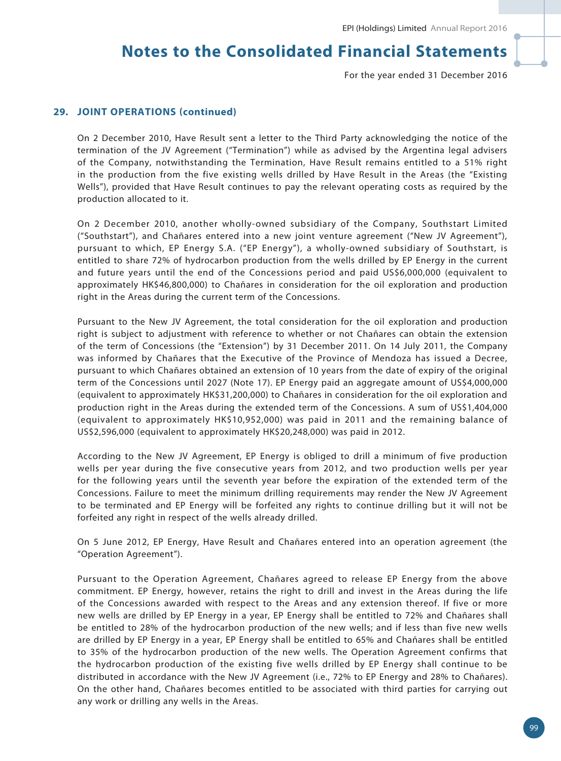## 29. JOINT OPERATIONS (continued)

On 2 December 2010, Have Result sent a letter to the Third Party acknowledging the notice of the termination of the JV Agreement ("Termination") while as advised by the Argentina legal advisers of the Company, notwithstanding the Termination, Have Result remains entitled to a 51% right in the production from the five existing wells drilled by Have Result in the Areas (the "Existing Wells"), provided that Have Result continues to pay the relevant operating costs as required by the production allocated to it.

On 2 December 2010, another wholly-owned subsidiary of the Company, Southstart Limited ("Southstart"), and Chañares entered into a new joint venture agreement ("New JV Agreement"), pursuant to which, EP Energy S.A. ("EP Energy"), a wholly-owned subsidiary of Southstart, is entitled to share 72% of hydrocarbon production from the wells drilled by EP Energy in the current and future years until the end of the Concessions period and paid US$6,000,000 (equivalent to approximately HK$46,800,000) to Chañares in consideration for the oil exploration and production right in the Areas during the current term of the Concessions.

Pursuant to the New JV Agreement, the total consideration for the oil exploration and production right is subject to adjustment with reference to whether or not Chañares can obtain the extension of the term of Concessions (the "Extension") by 31 December 2011. On 14 July 2011, the Company was informed by Chañares that the Executive of the Province of Mendoza has issued a Decree, pursuant to which Chañares obtained an extension of 10 years from the date of expiry of the original term of the Concessions until 2027 (Note 17). EP Energy paid an aggregate amount of US$4,000,000 (equivalent to approximately HK$31,200,000) to Chañares in consideration for the oil exploration and production right in the Areas during the extended term of the Concessions. A sum of US$1,404,000 (equivalent to approximately HK$10,952,000) was paid in 2011 and the remaining balance of US$2,596,000 (equivalent to approximately HK$20,248,000) was paid in 2012.

According to the New JV Agreement, EP Energy is obliged to drill a minimum of five production wells per year during the five consecutive years from 2012, and two production wells per year for the following years until the seventh year before the expiration of the extended term of the Concessions. Failure to meet the minimum drilling requirements may render the New JV Agreement to be terminated and EP Energy will be forfeited any rights to continue drilling but it will not be forfeited any right in respect of the wells already drilled.

On 5 June 2012, EP Energy, Have Result and Chañares entered into an operation agreement (the "Operation Agreement").

Pursuant to the Operation Agreement, Chañares agreed to release EP Energy from the above commitment. EP Energy, however, retains the right to drill and invest in the Areas during the life of the Concessions awarded with respect to the Areas and any extension thereof. If five or more new wells are drilled by EP Energy in a year, EP Energy shall be entitled to 72% and Chañares shall be entitled to 28% of the hydrocarbon production of the new wells; and if less than five new wells are drilled by EP Energy in a year, EP Energy shall be entitled to 65% and Chañares shall be entitled to 35% of the hydrocarbon production of the new wells. The Operation Agreement confirms that the hydrocarbon production of the existing five wells drilled by EP Energy shall continue to be distributed in accordance with the New JV Agreement (i.e., 72% to EP Energy and 28% to Chañares). On the other hand, Chañares becomes entitled to be associated with third parties for carrying out any work or drilling any wells in the Areas.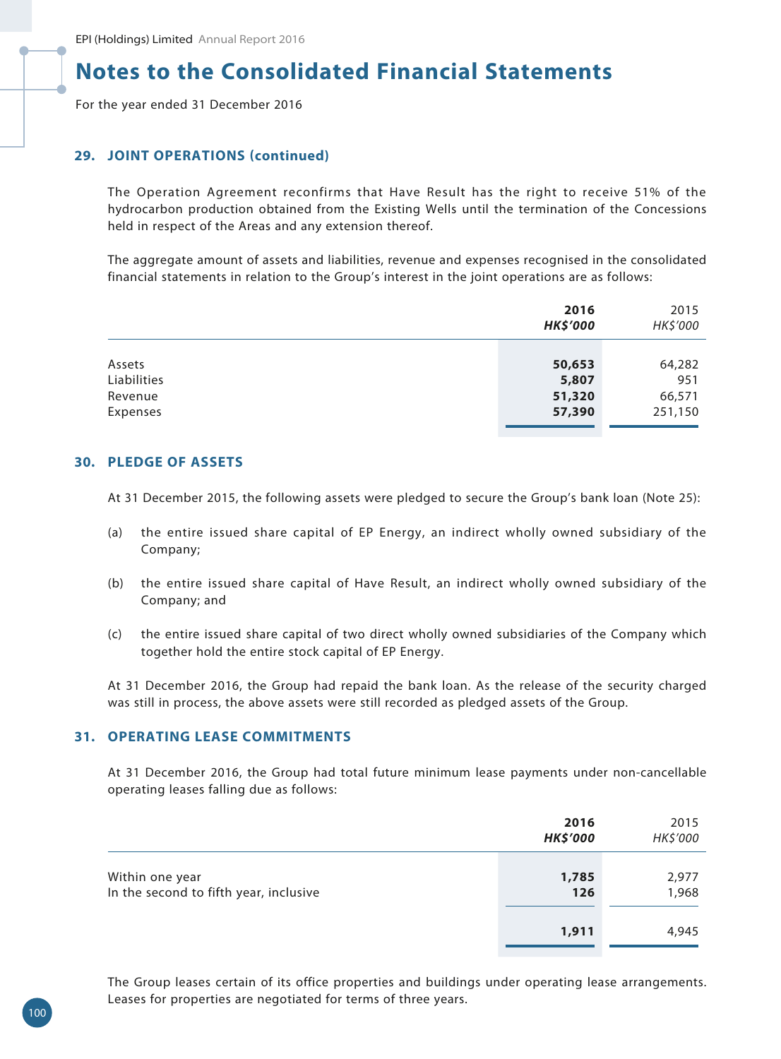# Notes to the Consolidated Financial Statements

For the year ended 31 December 2016

## 29. JOINT OPERATIONS (continued)

The Operation Agreement reconfirms that Have Result has the right to receive 51% of the hydrocarbon production obtained from the Existing Wells until the termination of the Concessions held in respect of the Areas and any extension thereof.

The aggregate amount of assets and liabilities, revenue and expenses recognised in the consolidated financial statements in relation to the Group's interest in the joint operations are as follows:

| | **2016** | 2015 |
|---|---|---|
| | ***HK$'000*** | *HK$'000* |
| Assets | **50,653** | 64,282 |
| Liabilities | **5,807** | 951 |
| Revenue | **51,320** | 66,571 |
| Expenses | **57,390** | 251,150 |

## 30. PLEDGE OF ASSETS

At 31 December 2015, the following assets were pledged to secure the Group's bank loan (Note 25):

(a) the entire issued share capital of EP Energy, an indirect wholly owned subsidiary of the Company;

(b) the entire issued share capital of Have Result, an indirect wholly owned subsidiary of the Company; and

(c) the entire issued share capital of two direct wholly owned subsidiaries of the Company which together hold the entire stock capital of EP Energy.

At 31 December 2016, the Group had repaid the bank loan. As the release of the security charged was still in process, the above assets were still recorded as pledged assets of the Group.

## 31. OPERATING LEASE COMMITMENTS

At 31 December 2016, the Group had total future minimum lease payments under non-cancellable operating leases falling due as follows:

| | **2016** | 2015 |
|---|---|---|
| | ***HK$'000*** | *HK$'000* |
| Within one year | **1,785** | 2,977 |
| In the second to fifth year, inclusive | **126** | 1,968 |
| | **1,911** | 4,945 |

The Group leases certain of its office properties and buildings under operating lease arrangements. Leases for properties are negotiated for terms of three years.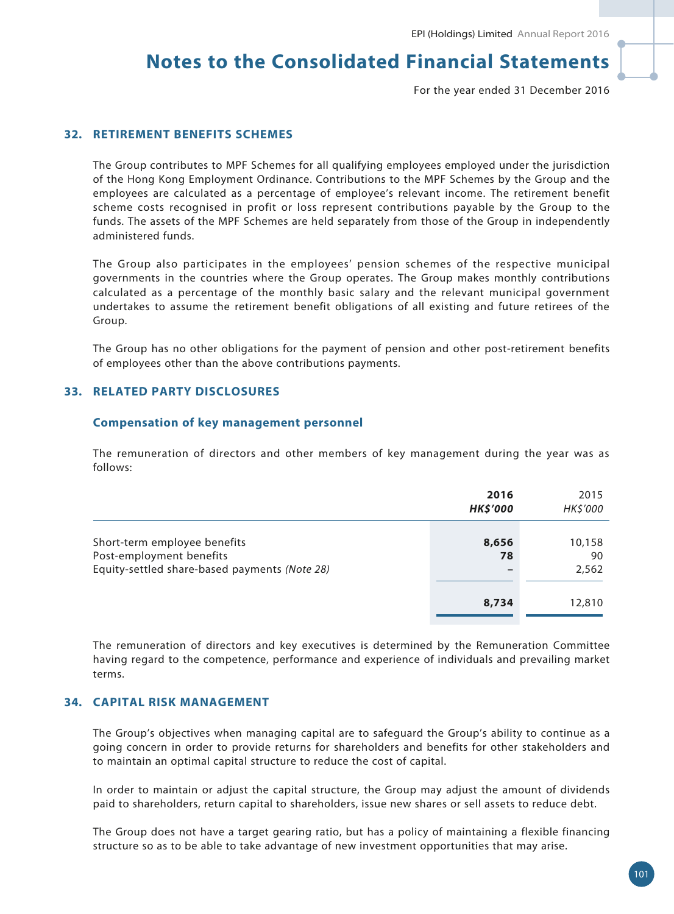## 32. RETIREMENT BENEFITS SCHEMES

The Group contributes to MPF Schemes for all qualifying employees employed under the jurisdiction of the Hong Kong Employment Ordinance. Contributions to the MPF Schemes by the Group and the employees are calculated as a percentage of employee's relevant income. The retirement benefit scheme costs recognised in profit or loss represent contributions payable by the Group to the funds. The assets of the MPF Schemes are held separately from those of the Group in independently administered funds.

The Group also participates in the employees' pension schemes of the respective municipal governments in the countries where the Group operates. The Group makes monthly contributions calculated as a percentage of the monthly basic salary and the relevant municipal government undertakes to assume the retirement benefit obligations of all existing and future retirees of the Group.

The Group has no other obligations for the payment of pension and other post-retirement benefits of employees other than the above contributions payments.

## 33. RELATED PARTY DISCLOSURES

### Compensation of key management personnel

The remuneration of directors and other members of key management during the year was as follows:

| | **2016** <br> ***HK$'000*** | 2015 <br> *HK$'000* |
|---|---|---|
| Short-term employee benefits | **8,656** | 10,158 |
| Post-employment benefits | **78** | 90 |
| Equity-settled share-based payments *(Note 28)* | **–** | 2,562 |
| | **8,734** | 12,810 |

The remuneration of directors and key executives is determined by the Remuneration Committee having regard to the competence, performance and experience of individuals and prevailing market terms.

## 34. CAPITAL RISK MANAGEMENT

The Group's objectives when managing capital are to safeguard the Group's ability to continue as a going concern in order to provide returns for shareholders and benefits for other stakeholders and to maintain an optimal capital structure to reduce the cost of capital.

In order to maintain or adjust the capital structure, the Group may adjust the amount of dividends paid to shareholders, return capital to shareholders, issue new shares or sell assets to reduce debt.

The Group does not have a target gearing ratio, but has a policy of maintaining a flexible financing structure so as to be able to take advantage of new investment opportunities that may arise.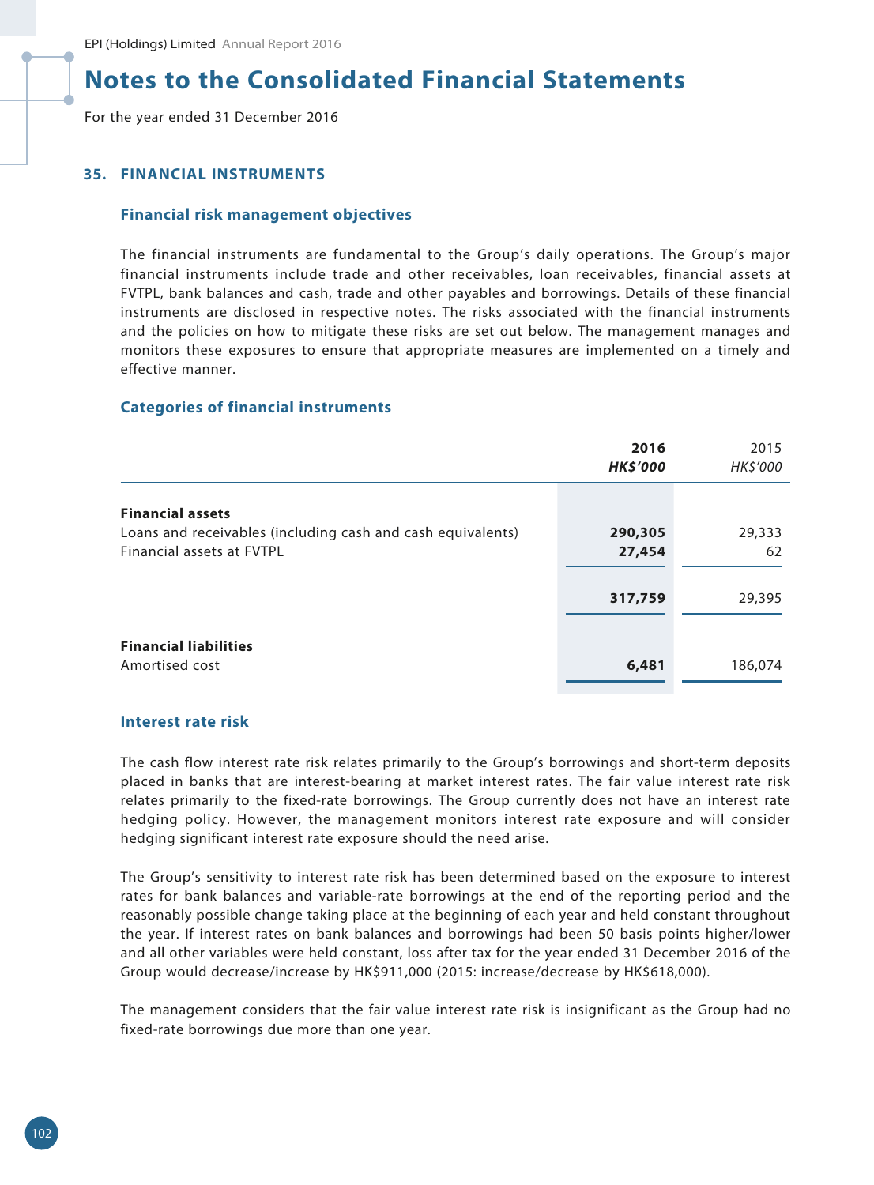# Notes to the Consolidated Financial Statements

For the year ended 31 December 2016

## 35. FINANCIAL INSTRUMENTS

### Financial risk management objectives

The financial instruments are fundamental to the Group's daily operations. The Group's major financial instruments include trade and other receivables, loan receivables, financial assets at FVTPL, bank balances and cash, trade and other payables and borrowings. Details of these financial instruments are disclosed in respective notes. The risks associated with the financial instruments and the policies on how to mitigate these risks are set out below. The management manages and monitors these exposures to ensure that appropriate measures are implemented on a timely and effective manner.

### Categories of financial instruments

| | **2016** | 2015 |
|---|---|---|
| | ***HK$'000*** | *HK$'000* |
| **Financial assets** | | |
| Loans and receivables (including cash and cash equivalents) | **290,305** | 29,333 |
| Financial assets at FVTPL | **27,454** | 62 |
| | **317,759** | 29,395 |
| **Financial liabilities** | | |
| Amortised cost | **6,481** | 186,074 |

### Interest rate risk

The cash flow interest rate risk relates primarily to the Group's borrowings and short-term deposits placed in banks that are interest-bearing at market interest rates. The fair value interest rate risk relates primarily to the fixed-rate borrowings. The Group currently does not have an interest rate hedging policy. However, the management monitors interest rate exposure and will consider hedging significant interest rate exposure should the need arise.

The Group's sensitivity to interest rate risk has been determined based on the exposure to interest rates for bank balances and variable-rate borrowings at the end of the reporting period and the reasonably possible change taking place at the beginning of each year and held constant throughout the year. If interest rates on bank balances and borrowings had been 50 basis points higher/lower and all other variables were held constant, loss after tax for the year ended 31 December 2016 of the Group would decrease/increase by HK$911,000 (2015: increase/decrease by HK$618,000).

The management considers that the fair value interest rate risk is insignificant as the Group had no fixed-rate borrowings due more than one year.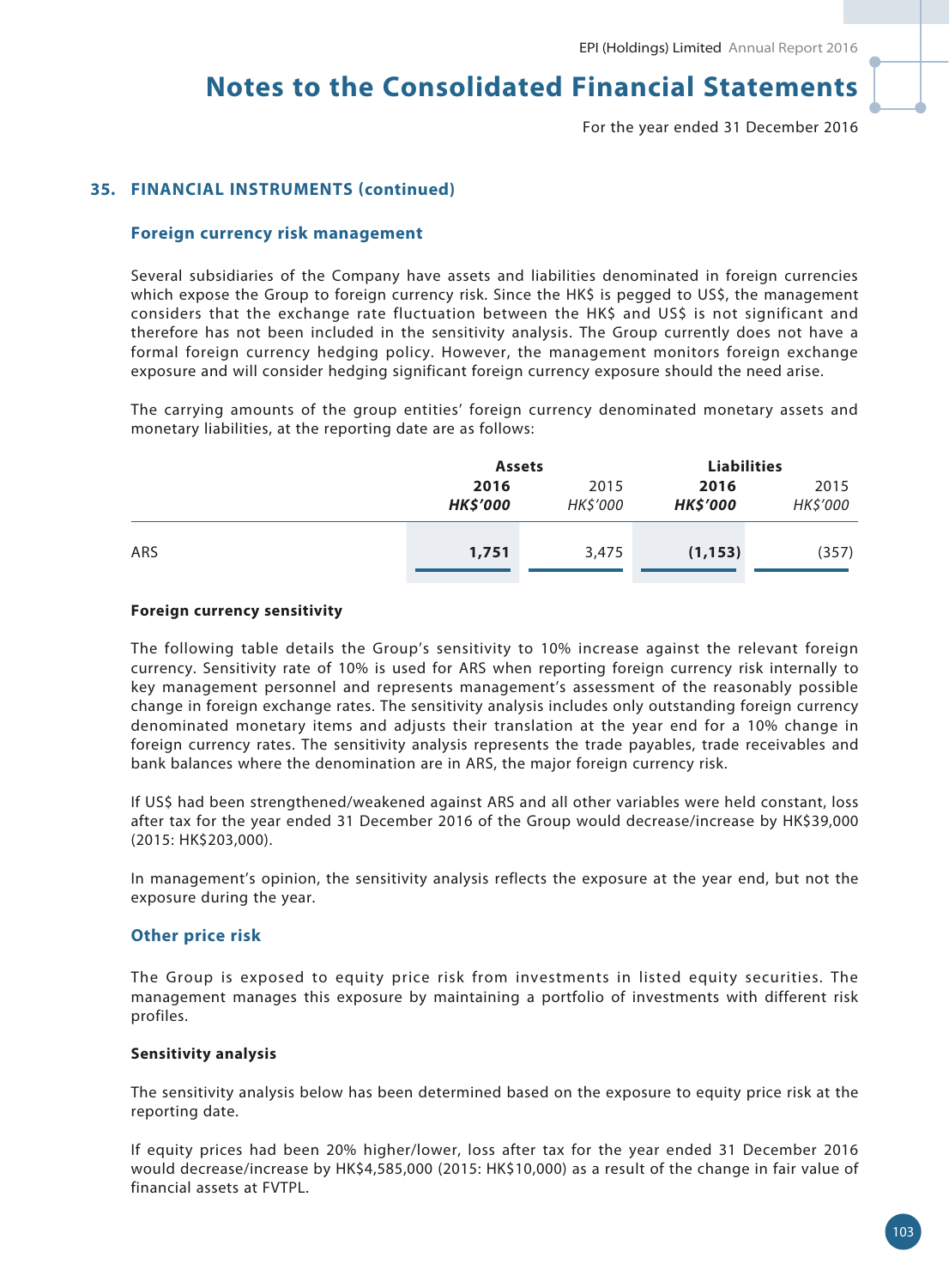## 35. FINANCIAL INSTRUMENTS (continued)

### Foreign currency risk management

Several subsidiaries of the Company have assets and liabilities denominated in foreign currencies which expose the Group to foreign currency risk. Since the HK$ is pegged to US$, the management considers that the exchange rate fluctuation between the HK$ and US$ is not significant and therefore has not been included in the sensitivity analysis. The Group currently does not have a formal foreign currency hedging policy. However, the management monitors foreign exchange exposure and will consider hedging significant foreign currency exposure should the need arise.

The carrying amounts of the group entities' foreign currency denominated monetary assets and monetary liabilities, at the reporting date are as follows:

| | **Assets** | | **Liabilities** | |
|---|---|---|---|---|
| | **2016** | 2015 | **2016** | 2015 |
| | ***HK$'000*** | *HK$'000* | ***HK$'000*** | *HK$'000* |
| ARS | **1,751** | 3,475 | **(1,153)** | (357) |

#### Foreign currency sensitivity

The following table details the Group's sensitivity to 10% increase against the relevant foreign currency. Sensitivity rate of 10% is used for ARS when reporting foreign currency risk internally to key management personnel and represents management's assessment of the reasonably possible change in foreign exchange rates. The sensitivity analysis includes only outstanding foreign currency denominated monetary items and adjusts their translation at the year end for a 10% change in foreign currency rates. The sensitivity analysis represents the trade payables, trade receivables and bank balances where the denomination are in ARS, the major foreign currency risk.

If US$ had been strengthened/weakened against ARS and all other variables were held constant, loss after tax for the year ended 31 December 2016 of the Group would decrease/increase by HK$39,000 (2015: HK$203,000).

In management's opinion, the sensitivity analysis reflects the exposure at the year end, but not the exposure during the year.

### Other price risk

The Group is exposed to equity price risk from investments in listed equity securities. The management manages this exposure by maintaining a portfolio of investments with different risk profiles.

#### Sensitivity analysis

The sensitivity analysis below has been determined based on the exposure to equity price risk at the reporting date.

If equity prices had been 20% higher/lower, loss after tax for the year ended 31 December 2016 would decrease/increase by HK$4,585,000 (2015: HK$10,000) as a result of the change in fair value of financial assets at FVTPL.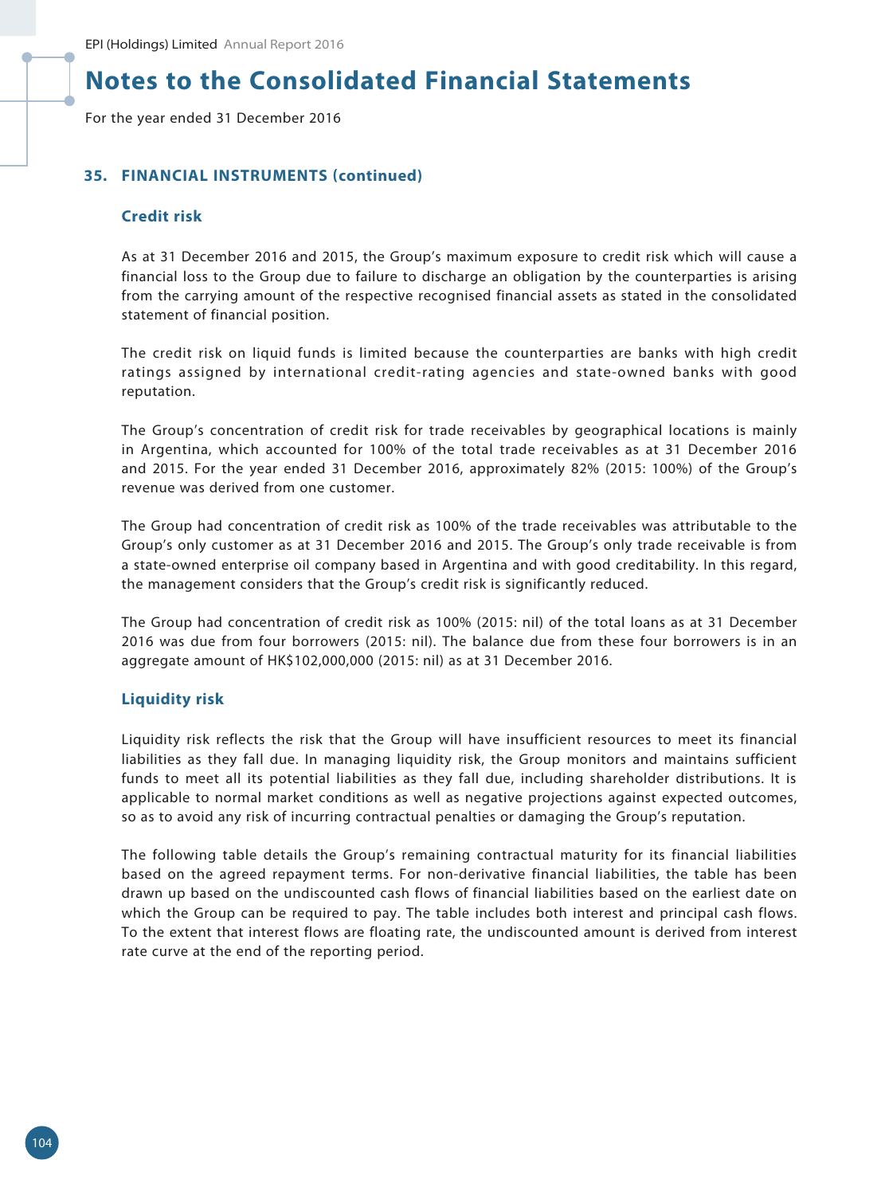## 35. FINANCIAL INSTRUMENTS (continued)

### Credit risk

As at 31 December 2016 and 2015, the Group's maximum exposure to credit risk which will cause a financial loss to the Group due to failure to discharge an obligation by the counterparties is arising from the carrying amount of the respective recognised financial assets as stated in the consolidated statement of financial position.

The credit risk on liquid funds is limited because the counterparties are banks with high credit ratings assigned by international credit-rating agencies and state-owned banks with good reputation.

The Group's concentration of credit risk for trade receivables by geographical locations is mainly in Argentina, which accounted for 100% of the total trade receivables as at 31 December 2016 and 2015. For the year ended 31 December 2016, approximately 82% (2015: 100%) of the Group's revenue was derived from one customer.

The Group had concentration of credit risk as 100% of the trade receivables was attributable to the Group's only customer as at 31 December 2016 and 2015. The Group's only trade receivable is from a state-owned enterprise oil company based in Argentina and with good creditability. In this regard, the management considers that the Group's credit risk is significantly reduced.

The Group had concentration of credit risk as 100% (2015: nil) of the total loans as at 31 December 2016 was due from four borrowers (2015: nil). The balance due from these four borrowers is in an aggregate amount of HK$102,000,000 (2015: nil) as at 31 December 2016.

### Liquidity risk

Liquidity risk reflects the risk that the Group will have insufficient resources to meet its financial liabilities as they fall due. In managing liquidity risk, the Group monitors and maintains sufficient funds to meet all its potential liabilities as they fall due, including shareholder distributions. It is applicable to normal market conditions as well as negative projections against expected outcomes, so as to avoid any risk of incurring contractual penalties or damaging the Group's reputation.

The following table details the Group's remaining contractual maturity for its financial liabilities based on the agreed repayment terms. For non-derivative financial liabilities, the table has been drawn up based on the undiscounted cash flows of financial liabilities based on the earliest date on which the Group can be required to pay. The table includes both interest and principal cash flows. To the extent that interest flows are floating rate, the undiscounted amount is derived from interest rate curve at the end of the reporting period.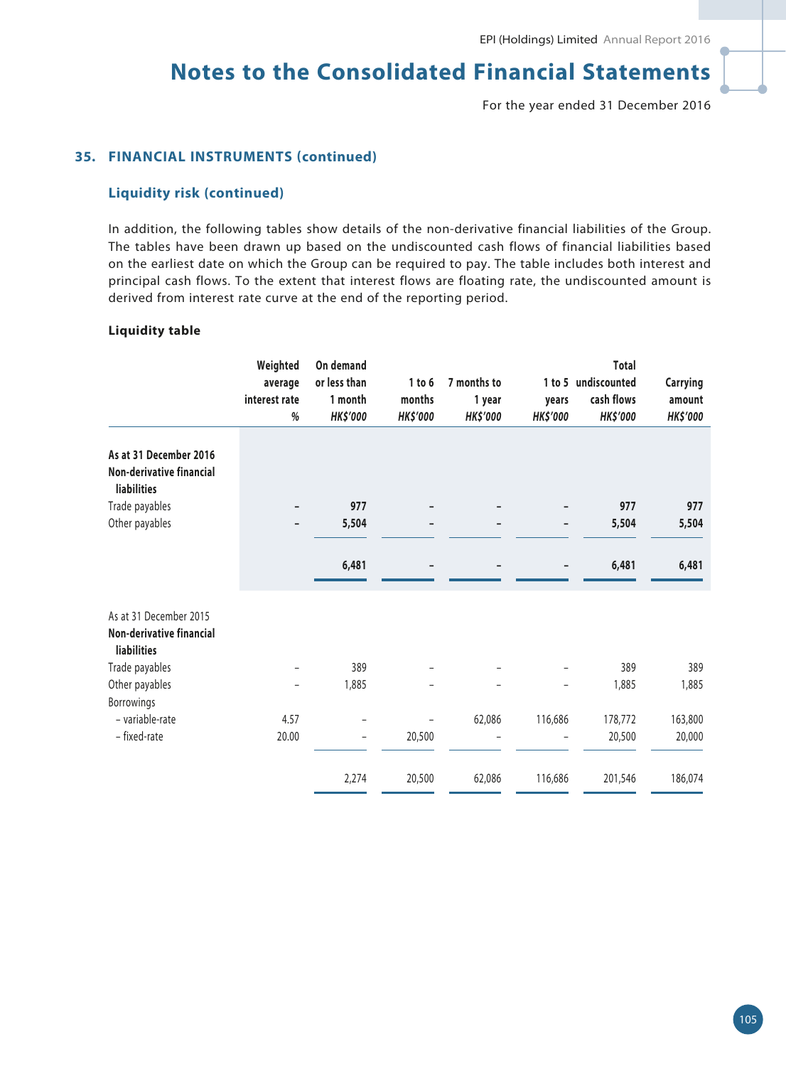## 35. FINANCIAL INSTRUMENTS (continued)

### Liquidity risk (continued)

In addition, the following tables show details of the non-derivative financial liabilities of the Group. The tables have been drawn up based on the undiscounted cash flows of financial liabilities based on the earliest date on which the Group can be required to pay. The table includes both interest and principal cash flows. To the extent that interest flows are floating rate, the undiscounted amount is derived from interest rate curve at the end of the reporting period.

**Liquidity table**

| | Weighted average interest rate % | On demand or less than 1 month *HK$'000* | 1 to 6 months *HK$'000* | 7 months to 1 year *HK$'000* | 1 to 5 years *HK$'000* | Total undiscounted cash flows *HK$'000* | Carrying amount *HK$'000* |
|---|---|---|---|---|---|---|---|
| **As at 31 December 2016** | | | | | | | |
| **Non-derivative financial liabilities** | | | | | | | |
| **Trade payables** | **–** | **977** | **–** | **–** | **–** | **977** | **977** |
| **Other payables** | **–** | **5,504** | **–** | **–** | **–** | **5,504** | **5,504** |
| | | **6,481** | **–** | **–** | **–** | **6,481** | **6,481** |
| As at 31 December 2015 | | | | | | | |
| **Non-derivative financial liabilities** | | | | | | | |
| Trade payables | – | 389 | – | – | – | 389 | 389 |
| Other payables | – | 1,885 | – | – | – | 1,885 | 1,885 |
| Borrowings | | | | | | | |
| – variable-rate | 4.57 | – | – | 62,086 | 116,686 | 178,772 | 163,800 |
| – fixed-rate | 20.00 | – | 20,500 | – | – | 20,500 | 20,000 |
| | | 2,274 | 20,500 | 62,086 | 116,686 | 201,546 | 186,074 |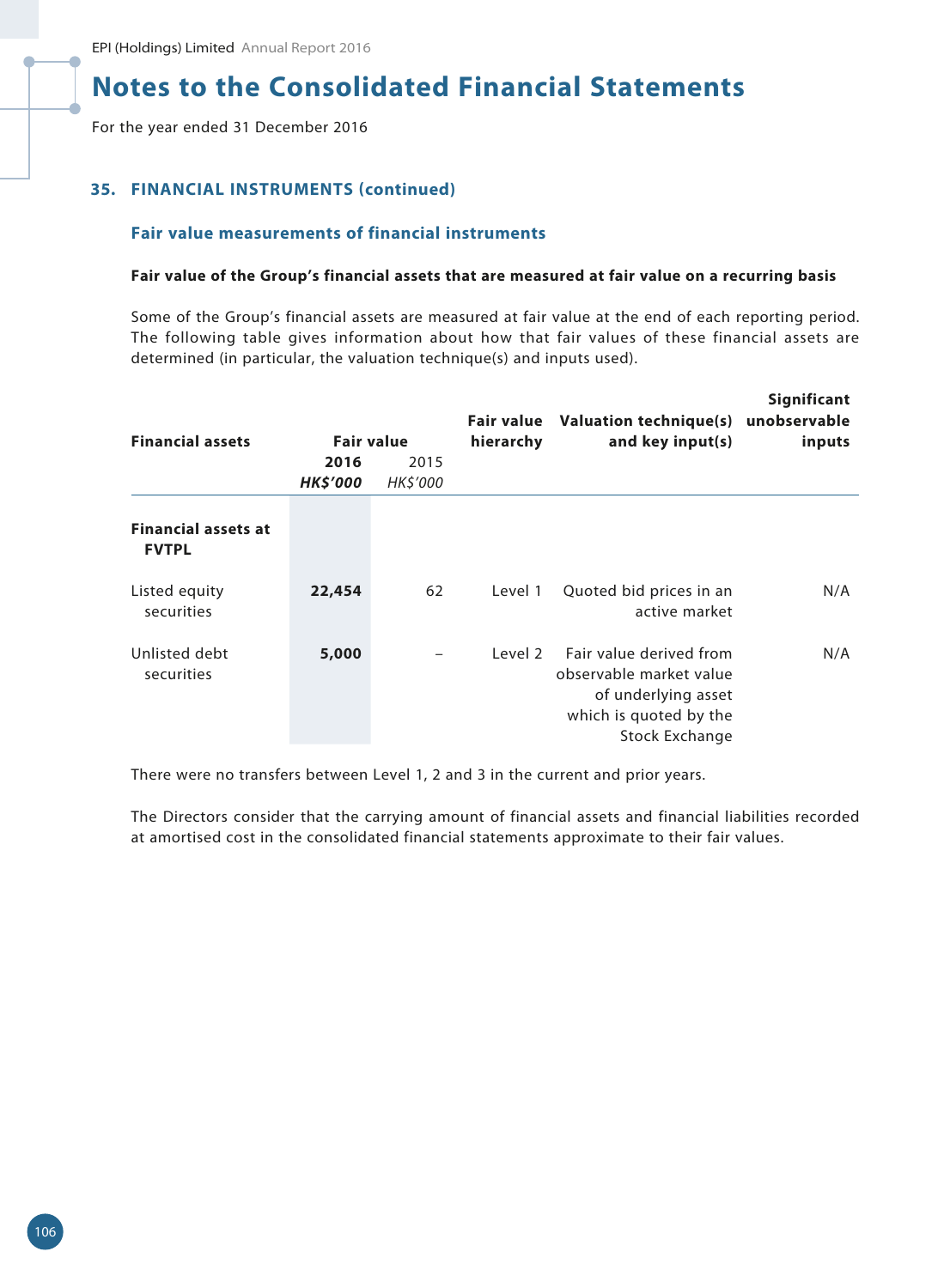## 35. FINANCIAL INSTRUMENTS (continued)

### Fair value measurements of financial instruments

**Fair value of the Group's financial assets that are measured at fair value on a recurring basis**

Some of the Group's financial assets are measured at fair value at the end of each reporting period. The following table gives information about how that fair values of these financial assets are determined (in particular, the valuation technique(s) and inputs used).

| Financial assets | Fair value | | Fair value hierarchy | Valuation technique(s) and key input(s) | Significant unobservable inputs |
|---|---|---|---|---|---|
| | **2016** | 2015 | | | |
| | ***HK$'000*** | *HK$'000* | | | |
| **Financial assets at FVTPL** | | | | | |
| Listed equity securities | **22,454** | 62 | Level 1 | Quoted bid prices in an active market | N/A |
| Unlisted debt securities | **5,000** | – | Level 2 | Fair value derived from observable market value of underlying asset which is quoted by the Stock Exchange | N/A |

There were no transfers between Level 1, 2 and 3 in the current and prior years.

The Directors consider that the carrying amount of financial assets and financial liabilities recorded at amortised cost in the consolidated financial statements approximate to their fair values.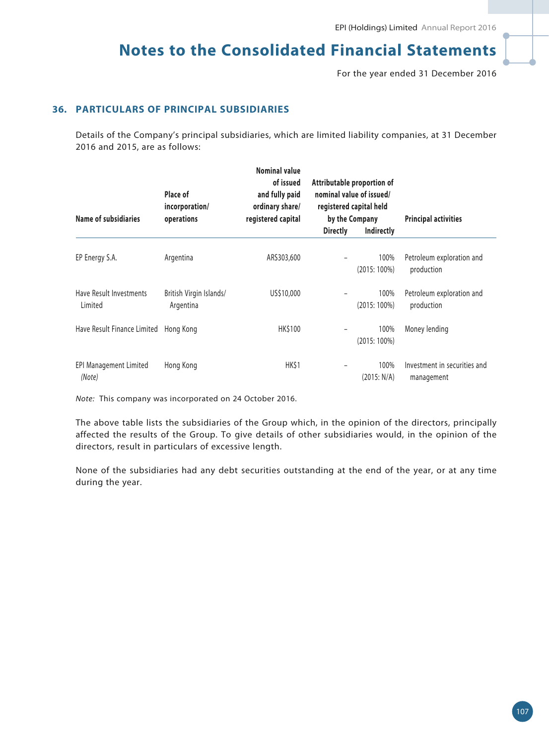## 36. PARTICULARS OF PRINCIPAL SUBSIDIARIES

Details of the Company's principal subsidiaries, which are limited liability companies, at 31 December 2016 and 2015, are as follows:

| Name of subsidiaries | Place of incorporation/ operations | Nominal value of issued and fully paid ordinary share/ registered capital | Attributable proportion of nominal value of issued/ registered capital held by the Company | | Principal activities |
|---|---|---|---|---|---|
| | | | Directly | Indirectly | |
| EP Energy S.A. | Argentina | ARS303,600 | – | 100% (2015: 100%) | Petroleum exploration and production |
| Have Result Investments Limited | British Virgin Islands/ Argentina | US$10,000 | – | 100% (2015: 100%) | Petroleum exploration and production |
| Have Result Finance Limited | Hong Kong | HK$100 | – | 100% (2015: 100%) | Money lending |
| EPI Management Limited *(Note)* | Hong Kong | HK$1 | – | 100% (2015: N/A) | Investment in securities and management |

*Note:* This company was incorporated on 24 October 2016.

The above table lists the subsidiaries of the Group which, in the opinion of the directors, principally affected the results of the Group. To give details of other subsidiaries would, in the opinion of the directors, result in particulars of excessive length.

None of the subsidiaries had any debt securities outstanding at the end of the year, or at any time during the year.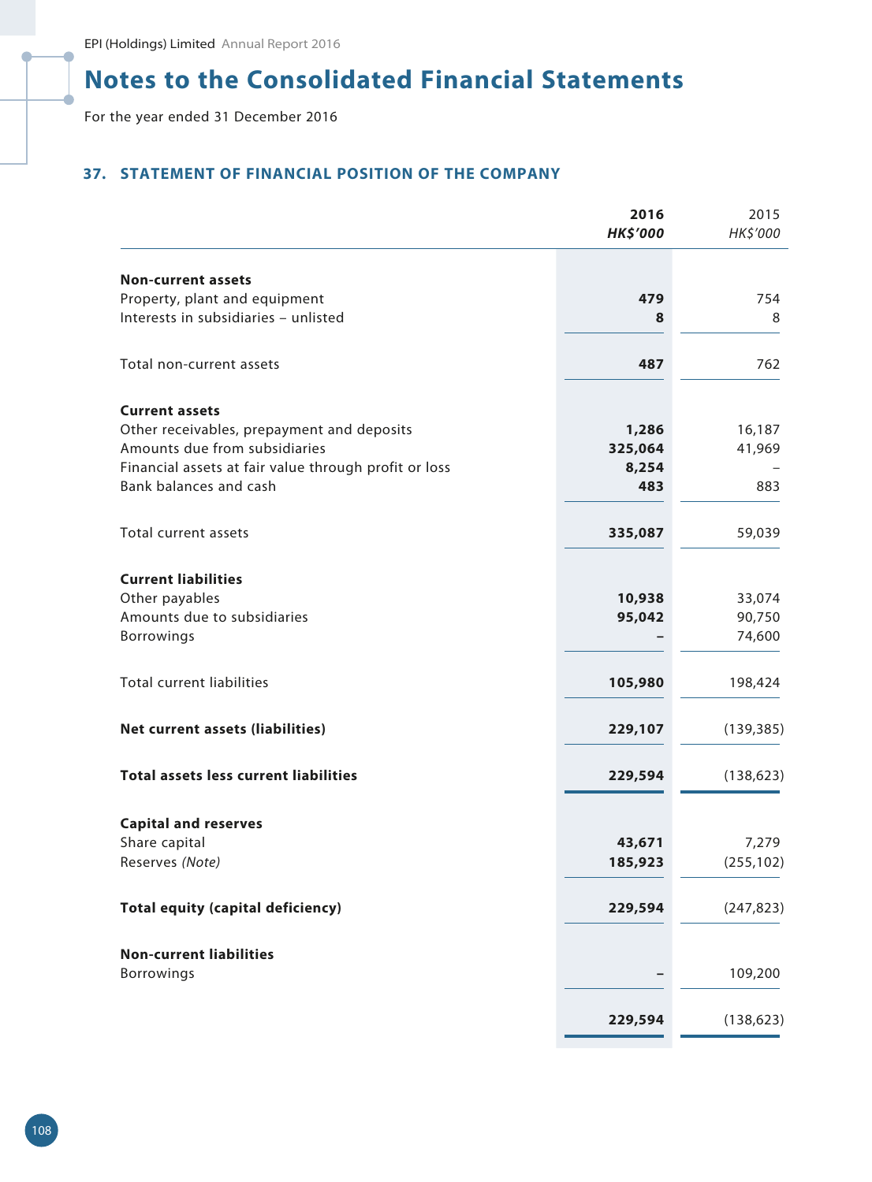# Notes to the Consolidated Financial Statements

For the year ended 31 December 2016

## 37. STATEMENT OF FINANCIAL POSITION OF THE COMPANY

| | 2016 HK$'000 | 2015 HK$'000 |
|---|---|---|
| **Non-current assets** | | |
| Property, plant and equipment | **479** | 754 |
| Interests in subsidiaries – unlisted | **8** | 8 |
| Total non-current assets | **487** | 762 |
| **Current assets** | | |
| Other receivables, prepayment and deposits | **1,286** | 16,187 |
| Amounts due from subsidiaries | **325,064** | 41,969 |
| Financial assets at fair value through profit or loss | **8,254** | – |
| Bank balances and cash | **483** | 883 |
| Total current assets | **335,087** | 59,039 |
| **Current liabilities** | | |
| Other payables | **10,938** | 33,074 |
| Amounts due to subsidiaries | **95,042** | 90,750 |
| Borrowings | **–** | 74,600 |
| Total current liabilities | **105,980** | 198,424 |
| **Net current assets (liabilities)** | **229,107** | (139,385) |
| **Total assets less current liabilities** | **229,594** | (138,623) |
| **Capital and reserves** | | |
| Share capital | **43,671** | 7,279 |
| Reserves *(Note)* | **185,923** | (255,102) |
| **Total equity (capital deficiency)** | **229,594** | (247,823) |
| **Non-current liabilities** | | |
| Borrowings | **–** | 109,200 |
| | **229,594** | (138,623) |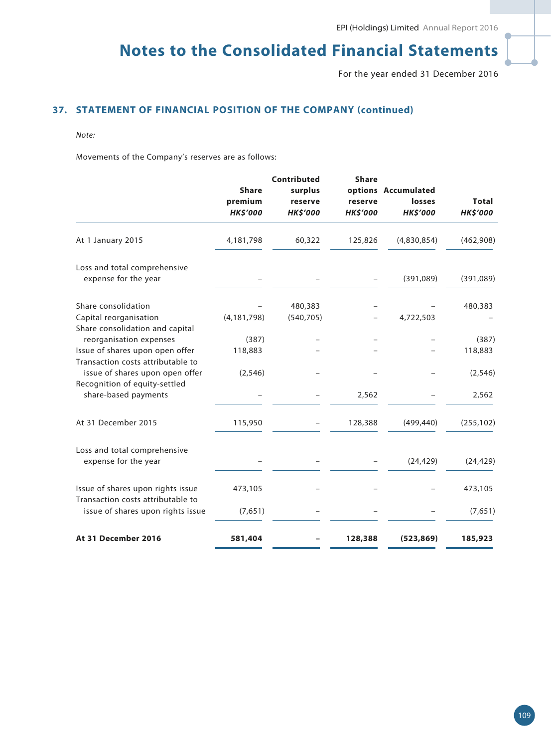## 37. STATEMENT OF FINANCIAL POSITION OF THE COMPANY (continued)

*Note:*

Movements of the Company's reserves are as follows:

| | Share premium *HK$'000* | Contributed surplus reserve *HK$'000* | Share options reserve *HK$'000* | Accumulated losses *HK$'000* | Total *HK$'000* |
|---|---|---|---|---|---|
| At 1 January 2015 | 4,181,798 | 60,322 | 125,826 | (4,830,854) | (462,908) |
| Loss and total comprehensive expense for the year | – | – | – | (391,089) | (391,089) |
| Share consolidation | – | 480,383 | – | – | 480,383 |
| Capital reorganisation | (4,181,798) | (540,705) | – | 4,722,503 | – |
| Share consolidation and capital reorganisation expenses | (387) | – | – | – | (387) |
| Issue of shares upon open offer | 118,883 | – | – | – | 118,883 |
| Transaction costs attributable to issue of shares upon open offer | (2,546) | – | – | – | (2,546) |
| Recognition of equity-settled share-based payments | – | – | 2,562 | – | 2,562 |
| At 31 December 2015 | 115,950 | – | 128,388 | (499,440) | (255,102) |
| Loss and total comprehensive expense for the year | – | – | – | (24,429) | (24,429) |
| Issue of shares upon rights issue | 473,105 | – | – | – | 473,105 |
| Transaction costs attributable to issue of shares upon rights issue | (7,651) | – | – | – | (7,651) |
| **At 31 December 2016** | **581,404** | **–** | **128,388** | **(523,869)** | **185,923** |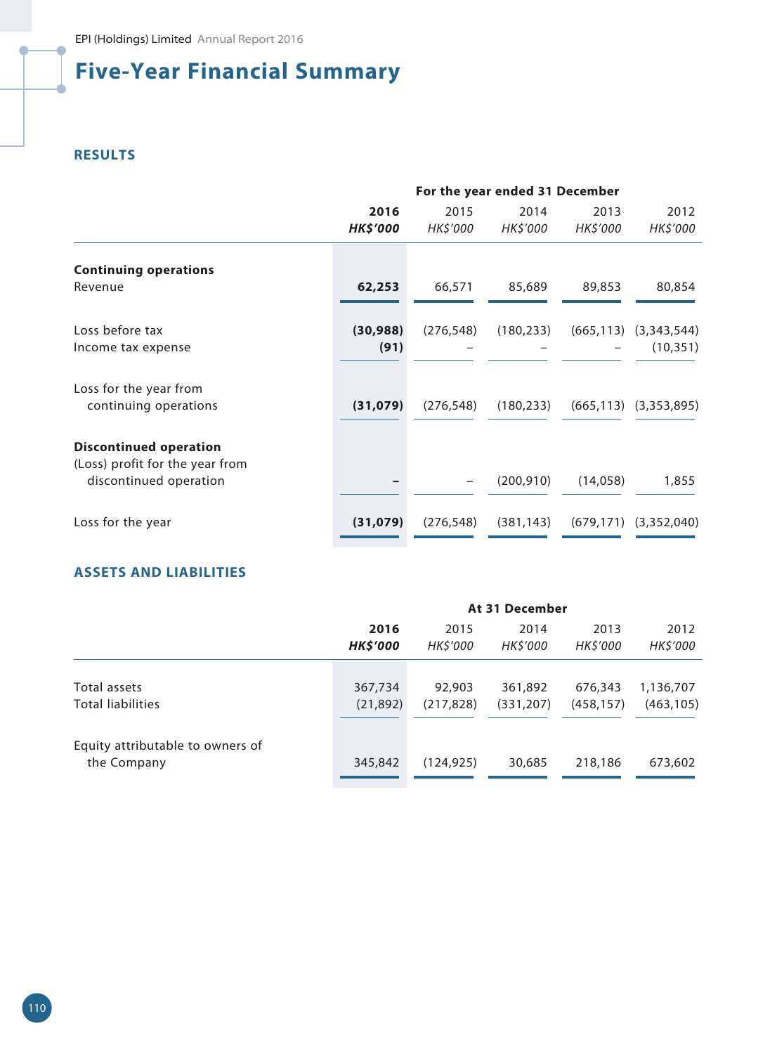# Five-Year Financial Summary

## RESULTS

| | For the year ended 31 December | | | | |
|---|---|---|---|---|---|
| | **2016** | 2015 | 2014 | 2013 | 2012 |
| | ***HK$'000*** | *HK$'000* | *HK$'000* | *HK$'000* | *HK$'000* |
| **Continuing operations** | | | | | |
| Revenue | **62,253** | 66,571 | 85,689 | 89,853 | 80,854 |
| Loss before tax | **(30,988)** | (276,548) | (180,233) | (665,113) | (3,343,544) |
| Income tax expense | **(91)** | – | – | – | (10,351) |
| Loss for the year from continuing operations | **(31,079)** | (276,548) | (180,233) | (665,113) | (3,353,895) |
| **Discontinued operation** | | | | | |
| (Loss) profit for the year from discontinued operation | **–** | – | (200,910) | (14,058) | 1,855 |
| Loss for the year | **(31,079)** | (276,548) | (381,143) | (679,171) | (3,352,040) |

## ASSETS AND LIABILITIES

| | At 31 December | | | | |
|---|---|---|---|---|---|
| | **2016** | 2015 | 2014 | 2013 | 2012 |
| | ***HK$'000*** | *HK$'000* | *HK$'000* | *HK$'000* | *HK$'000* |
| Total assets | 367,734 | 92,903 | 361,892 | 676,343 | 1,136,707 |
| Total liabilities | (21,892) | (217,828) | (331,207) | (458,157) | (463,105) |
| Equity attributable to owners of the Company | 345,842 | (124,925) | 30,685 | 218,186 | 673,602 |